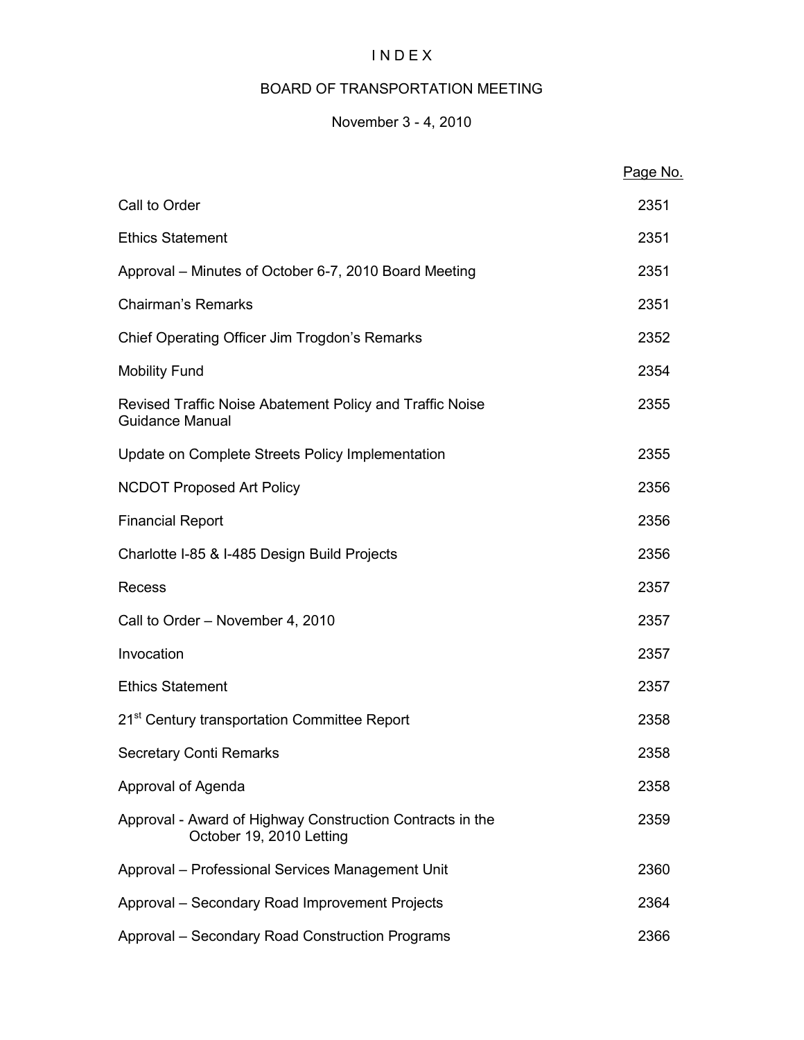# I N D E X

## BOARD OF TRANSPORTATION MEETING

### November 3 - 4, 2010

| | Page No. |
|---|---|
| Call to Order | 2351 |
| Ethics Statement | 2351 |
| Approval – Minutes of October 6-7, 2010 Board Meeting | 2351 |
| Chairman's Remarks | 2351 |
| Chief Operating Officer Jim Trogdon's Remarks | 2352 |
| Mobility Fund | 2354 |
| Revised Traffic Noise Abatement Policy and Traffic Noise Guidance Manual | 2355 |
| Update on Complete Streets Policy Implementation | 2355 |
| NCDOT Proposed Art Policy | 2356 |
| Financial Report | 2356 |
| Charlotte I-85 & I-485 Design Build Projects | 2356 |
| Recess | 2357 |
| Call to Order – November 4, 2010 | 2357 |
| Invocation | 2357 |
| Ethics Statement | 2357 |
| 21st Century transportation Committee Report | 2358 |
| Secretary Conti Remarks | 2358 |
| Approval of Agenda | 2358 |
| Approval - Award of Highway Construction Contracts in the October 19, 2010 Letting | 2359 |
| Approval – Professional Services Management Unit | 2360 |
| Approval – Secondary Road Improvement Projects | 2364 |
| Approval – Secondary Road Construction Programs | 2366 |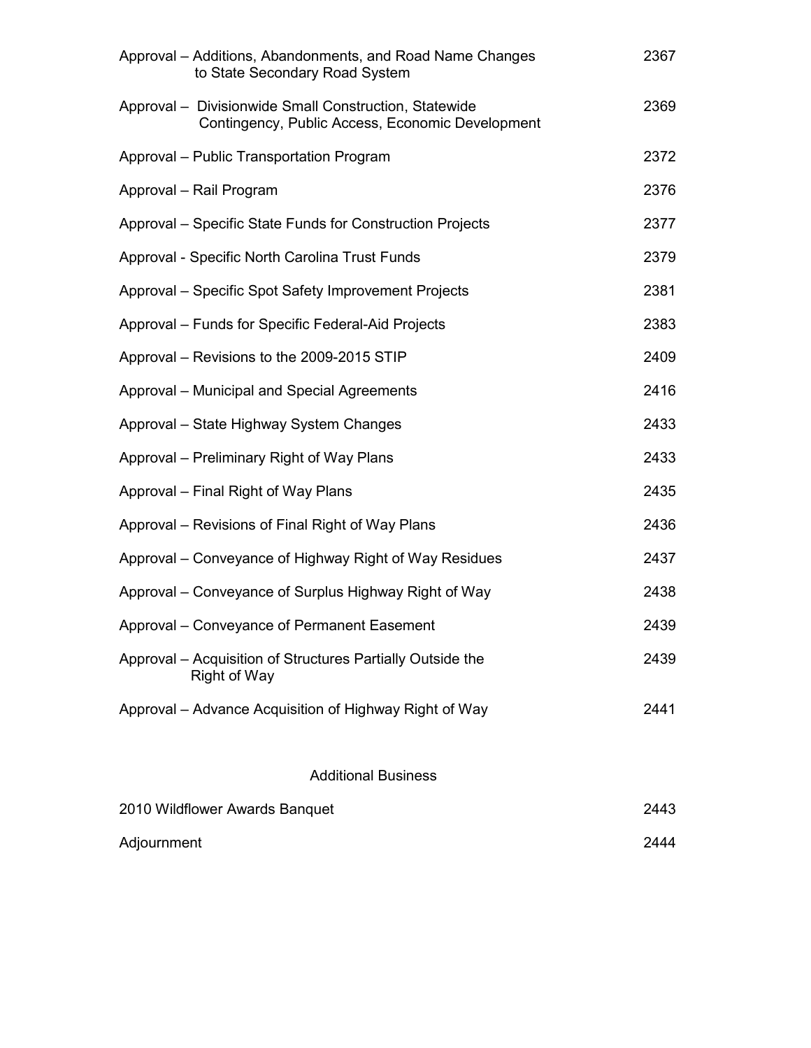| | |
|---|---|
| Approval – Additions, Abandonments, and Road Name Changes to State Secondary Road System | 2367 |
| Approval – Divisionwide Small Construction, Statewide Contingency, Public Access, Economic Development | 2369 |
| Approval – Public Transportation Program | 2372 |
| Approval – Rail Program | 2376 |
| Approval – Specific State Funds for Construction Projects | 2377 |
| Approval - Specific North Carolina Trust Funds | 2379 |
| Approval – Specific Spot Safety Improvement Projects | 2381 |
| Approval – Funds for Specific Federal-Aid Projects | 2383 |
| Approval – Revisions to the 2009-2015 STIP | 2409 |
| Approval – Municipal and Special Agreements | 2416 |
| Approval – State Highway System Changes | 2433 |
| Approval – Preliminary Right of Way Plans | 2433 |
| Approval – Final Right of Way Plans | 2435 |
| Approval – Revisions of Final Right of Way Plans | 2436 |
| Approval – Conveyance of Highway Right of Way Residues | 2437 |
| Approval – Conveyance of Surplus Highway Right of Way | 2438 |
| Approval – Conveyance of Permanent Easement | 2439 |
| Approval – Acquisition of Structures Partially Outside the Right of Way | 2439 |
| Approval – Advance Acquisition of Highway Right of Way | 2441 |

## Additional Business

| | |
|---|---|
| 2010 Wildflower Awards Banquet | 2443 |
| Adjournment | 2444 |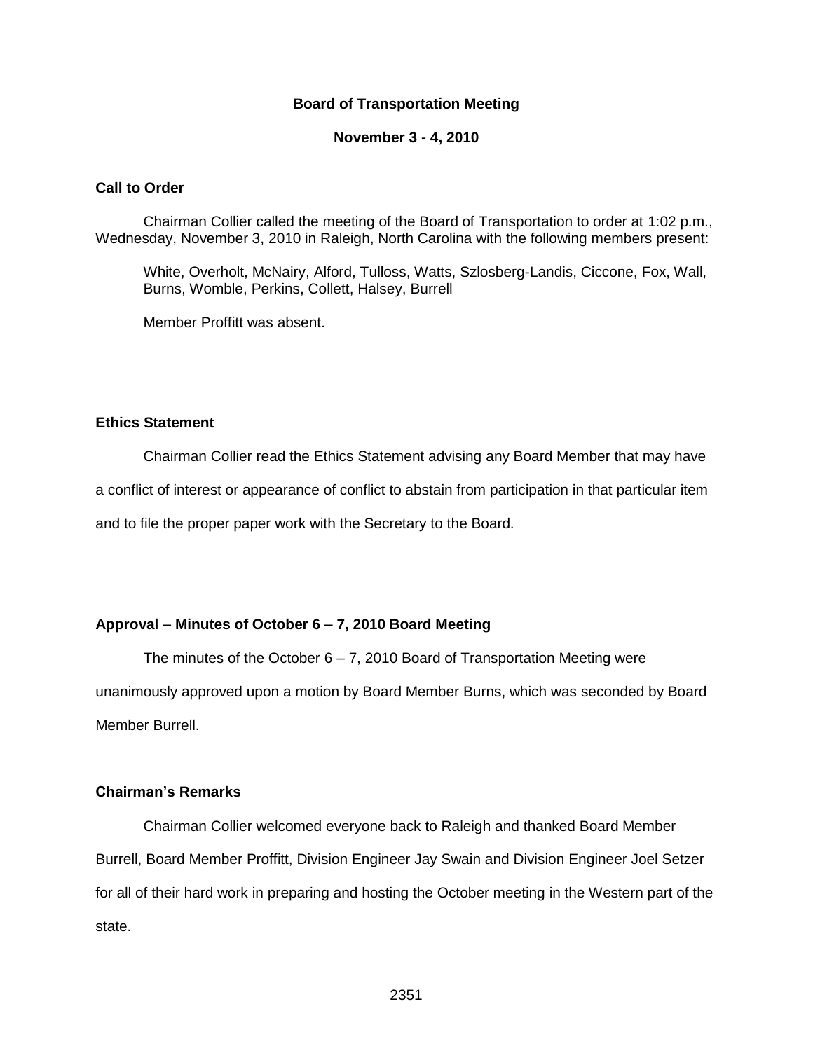# Board of Transportation Meeting

**November 3 - 4, 2010**

## Call to Order

Chairman Collier called the meeting of the Board of Transportation to order at 1:02 p.m., Wednesday, November 3, 2010 in Raleigh, North Carolina with the following members present:

White, Overholt, McNairy, Alford, Tulloss, Watts, Szlosberg-Landis, Ciccone, Fox, Wall, Burns, Womble, Perkins, Collett, Halsey, Burrell

Member Proffitt was absent.

## Ethics Statement

Chairman Collier read the Ethics Statement advising any Board Member that may have a conflict of interest or appearance of conflict to abstain from participation in that particular item and to file the proper paper work with the Secretary to the Board.

## Approval – Minutes of October 6 – 7, 2010 Board Meeting

The minutes of the October 6 – 7, 2010 Board of Transportation Meeting were unanimously approved upon a motion by Board Member Burns, which was seconded by Board Member Burrell.

## Chairman's Remarks

Chairman Collier welcomed everyone back to Raleigh and thanked Board Member Burrell, Board Member Proffitt, Division Engineer Jay Swain and Division Engineer Joel Setzer for all of their hard work in preparing and hosting the October meeting in the Western part of the state.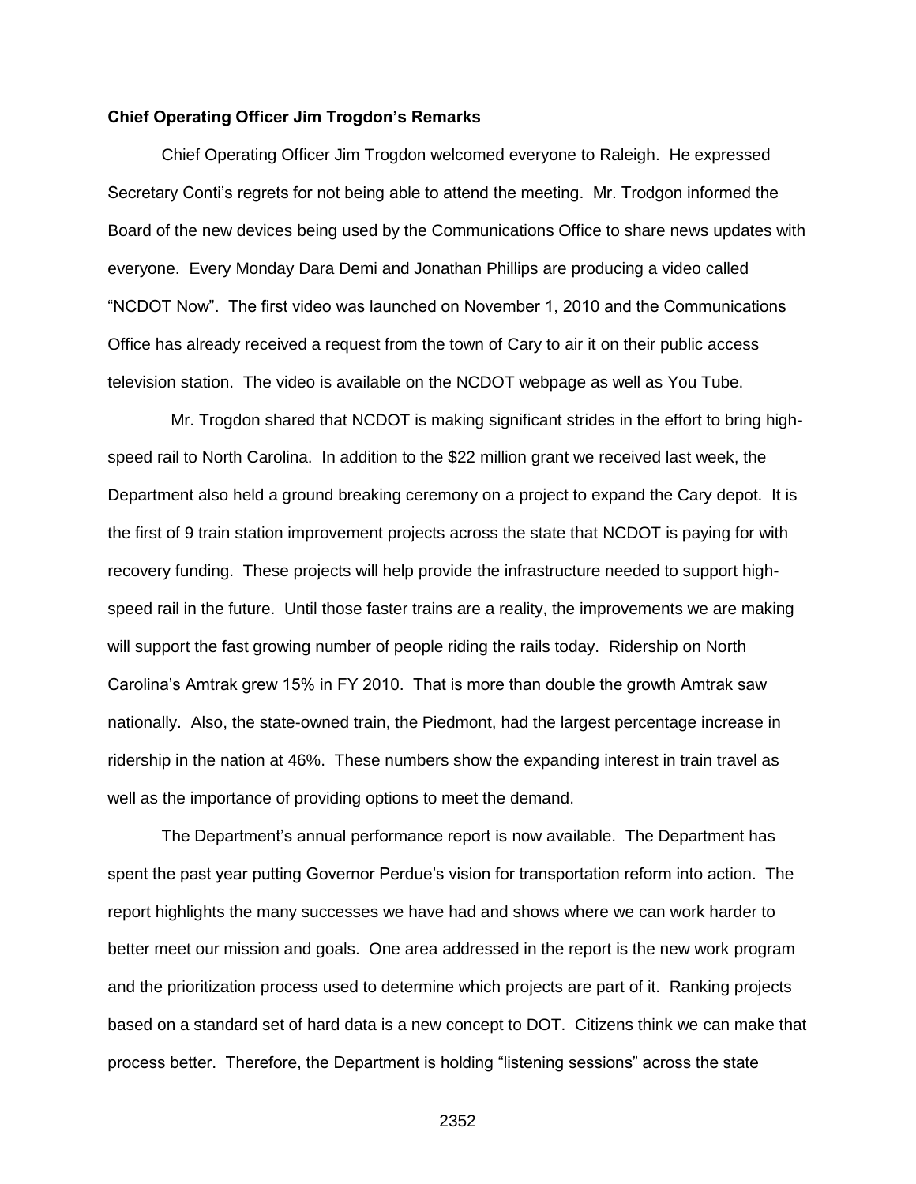**Chief Operating Officer Jim Trogdon's Remarks**

Chief Operating Officer Jim Trogdon welcomed everyone to Raleigh. He expressed Secretary Conti's regrets for not being able to attend the meeting. Mr. Trodgon informed the Board of the new devices being used by the Communications Office to share news updates with everyone. Every Monday Dara Demi and Jonathan Phillips are producing a video called "NCDOT Now". The first video was launched on November 1, 2010 and the Communications Office has already received a request from the town of Cary to air it on their public access television station. The video is available on the NCDOT webpage as well as You Tube.

Mr. Trogdon shared that NCDOT is making significant strides in the effort to bring high-speed rail to North Carolina. In addition to the $22 million grant we received last week, the Department also held a ground breaking ceremony on a project to expand the Cary depot. It is the first of 9 train station improvement projects across the state that NCDOT is paying for with recovery funding. These projects will help provide the infrastructure needed to support high-speed rail in the future. Until those faster trains are a reality, the improvements we are making will support the fast growing number of people riding the rails today. Ridership on North Carolina's Amtrak grew 15% in FY 2010. That is more than double the growth Amtrak saw nationally. Also, the state-owned train, the Piedmont, had the largest percentage increase in ridership in the nation at 46%. These numbers show the expanding interest in train travel as well as the importance of providing options to meet the demand.

The Department's annual performance report is now available. The Department has spent the past year putting Governor Perdue's vision for transportation reform into action. The report highlights the many successes we have had and shows where we can work harder to better meet our mission and goals. One area addressed in the report is the new work program and the prioritization process used to determine which projects are part of it. Ranking projects based on a standard set of hard data is a new concept to DOT. Citizens think we can make that process better. Therefore, the Department is holding "listening sessions" across the state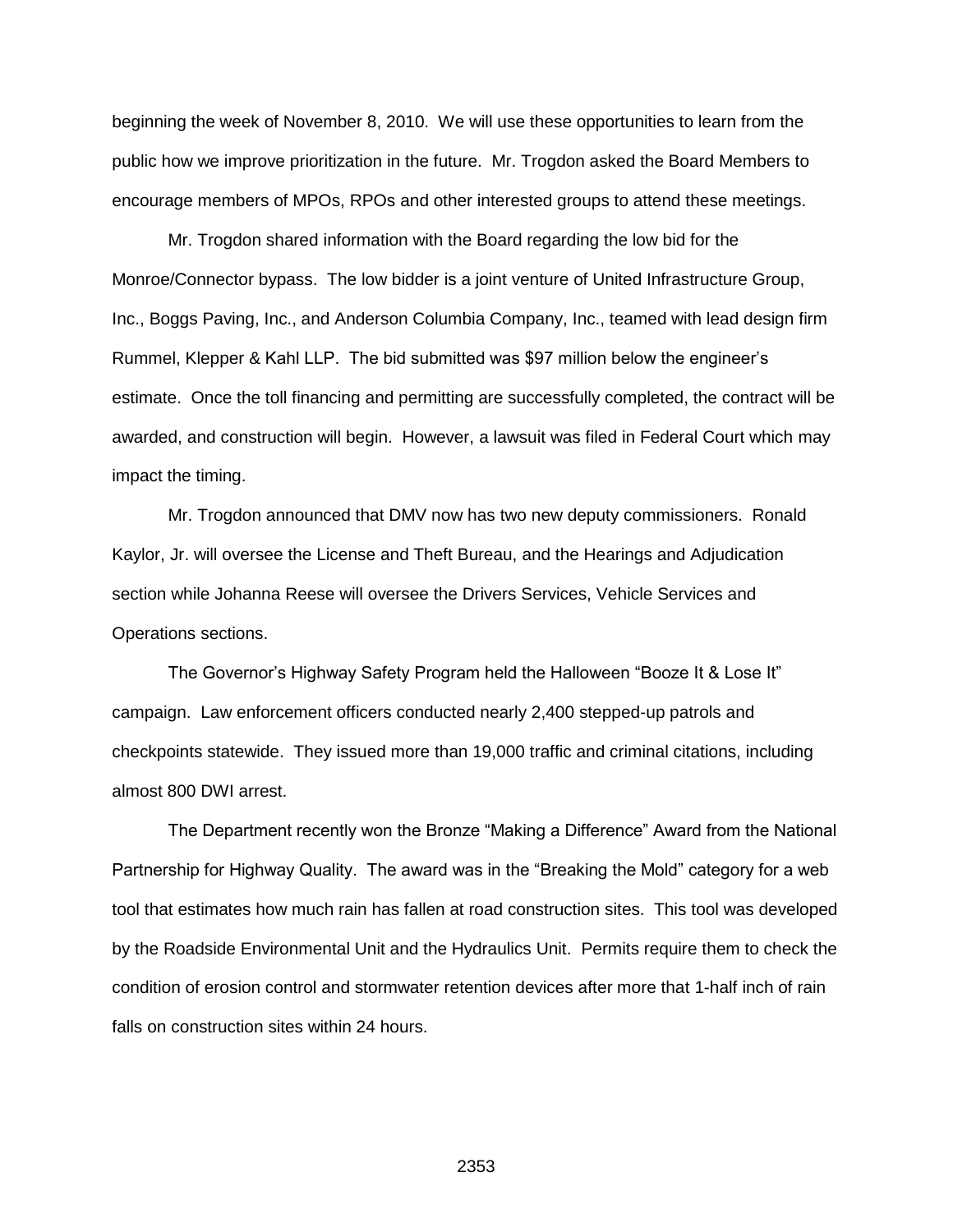beginning the week of November 8, 2010. We will use these opportunities to learn from the public how we improve prioritization in the future. Mr. Trogdon asked the Board Members to encourage members of MPOs, RPOs and other interested groups to attend these meetings.

Mr. Trogdon shared information with the Board regarding the low bid for the Monroe/Connector bypass. The low bidder is a joint venture of United Infrastructure Group, Inc., Boggs Paving, Inc., and Anderson Columbia Company, Inc., teamed with lead design firm Rummel, Klepper & Kahl LLP. The bid submitted was $97 million below the engineer's estimate. Once the toll financing and permitting are successfully completed, the contract will be awarded, and construction will begin. However, a lawsuit was filed in Federal Court which may impact the timing.

Mr. Trogdon announced that DMV now has two new deputy commissioners. Ronald Kaylor, Jr. will oversee the License and Theft Bureau, and the Hearings and Adjudication section while Johanna Reese will oversee the Drivers Services, Vehicle Services and Operations sections.

The Governor's Highway Safety Program held the Halloween "Booze It & Lose It" campaign. Law enforcement officers conducted nearly 2,400 stepped-up patrols and checkpoints statewide. They issued more than 19,000 traffic and criminal citations, including almost 800 DWI arrest.

The Department recently won the Bronze "Making a Difference" Award from the National Partnership for Highway Quality. The award was in the "Breaking the Mold" category for a web tool that estimates how much rain has fallen at road construction sites. This tool was developed by the Roadside Environmental Unit and the Hydraulics Unit. Permits require them to check the condition of erosion control and stormwater retention devices after more that 1-half inch of rain falls on construction sites within 24 hours.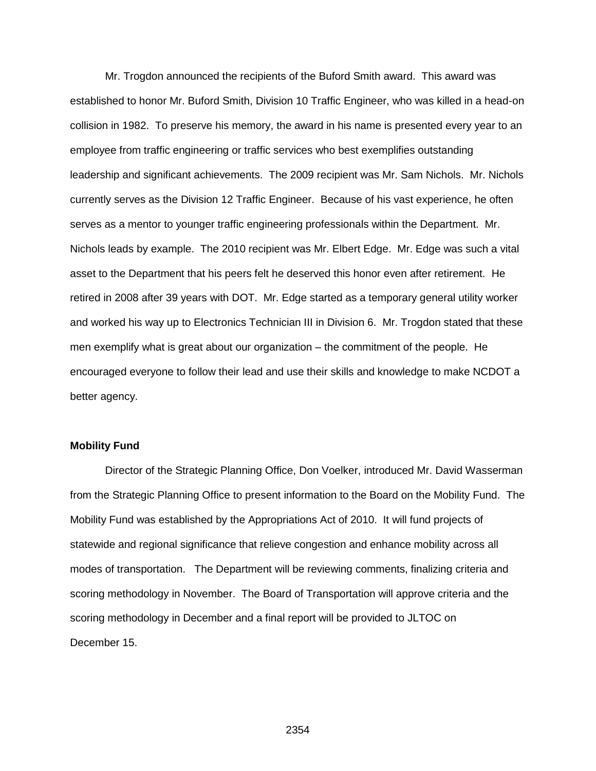Mr. Trogdon announced the recipients of the Buford Smith award. This award was established to honor Mr. Buford Smith, Division 10 Traffic Engineer, who was killed in a head-on collision in 1982. To preserve his memory, the award in his name is presented every year to an employee from traffic engineering or traffic services who best exemplifies outstanding leadership and significant achievements. The 2009 recipient was Mr. Sam Nichols. Mr. Nichols currently serves as the Division 12 Traffic Engineer. Because of his vast experience, he often serves as a mentor to younger traffic engineering professionals within the Department. Mr. Nichols leads by example. The 2010 recipient was Mr. Elbert Edge. Mr. Edge was such a vital asset to the Department that his peers felt he deserved this honor even after retirement. He retired in 2008 after 39 years with DOT. Mr. Edge started as a temporary general utility worker and worked his way up to Electronics Technician III in Division 6. Mr. Trogdon stated that these men exemplify what is great about our organization – the commitment of the people. He encouraged everyone to follow their lead and use their skills and knowledge to make NCDOT a better agency.

**Mobility Fund**

Director of the Strategic Planning Office, Don Voelker, introduced Mr. David Wasserman from the Strategic Planning Office to present information to the Board on the Mobility Fund. The Mobility Fund was established by the Appropriations Act of 2010. It will fund projects of statewide and regional significance that relieve congestion and enhance mobility across all modes of transportation. The Department will be reviewing comments, finalizing criteria and scoring methodology in November. The Board of Transportation will approve criteria and the scoring methodology in December and a final report will be provided to JLTOC on December 15.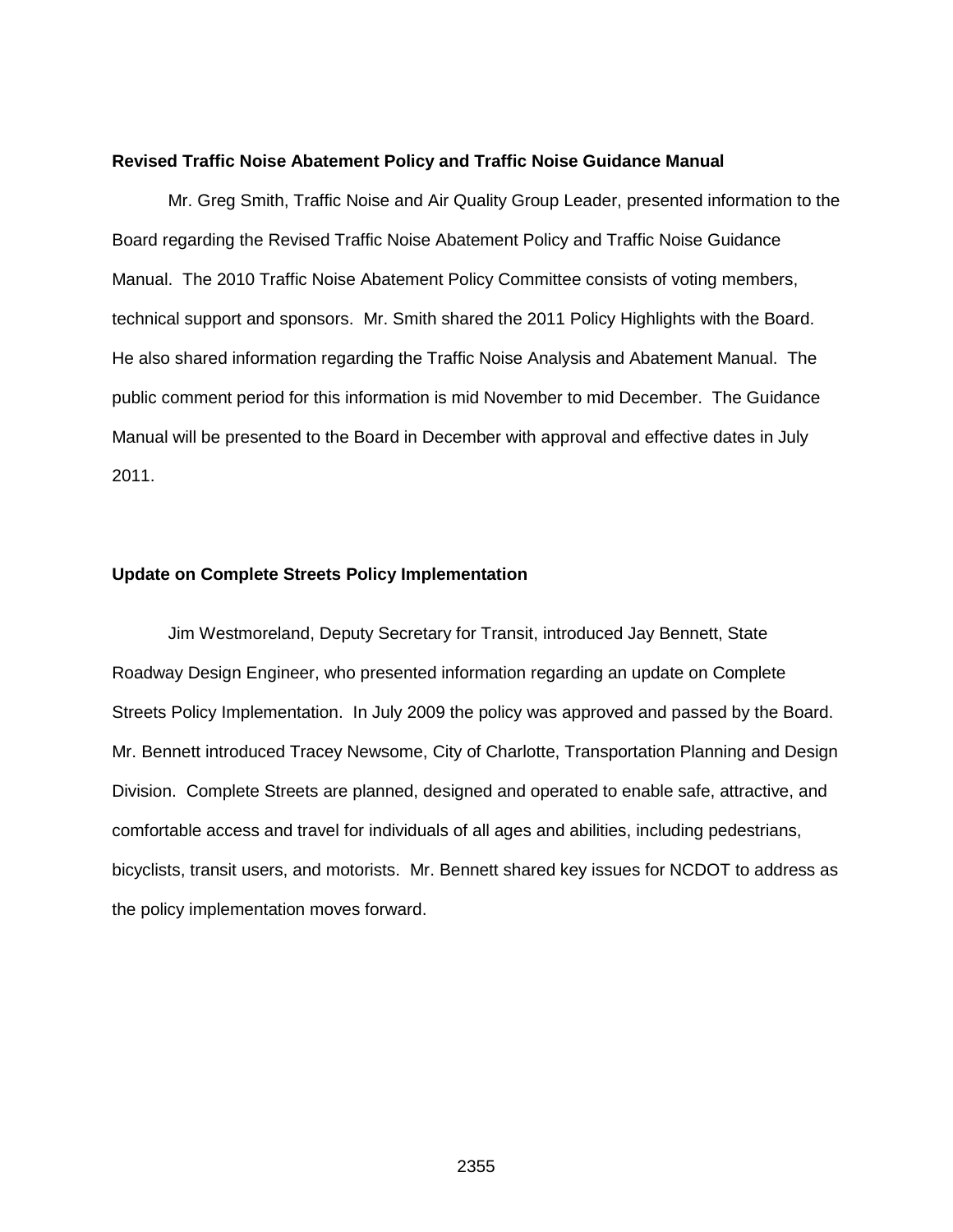**Revised Traffic Noise Abatement Policy and Traffic Noise Guidance Manual**

Mr. Greg Smith, Traffic Noise and Air Quality Group Leader, presented information to the Board regarding the Revised Traffic Noise Abatement Policy and Traffic Noise Guidance Manual. The 2010 Traffic Noise Abatement Policy Committee consists of voting members, technical support and sponsors. Mr. Smith shared the 2011 Policy Highlights with the Board. He also shared information regarding the Traffic Noise Analysis and Abatement Manual. The public comment period for this information is mid November to mid December. The Guidance Manual will be presented to the Board in December with approval and effective dates in July 2011.

**Update on Complete Streets Policy Implementation**

Jim Westmoreland, Deputy Secretary for Transit, introduced Jay Bennett, State Roadway Design Engineer, who presented information regarding an update on Complete Streets Policy Implementation. In July 2009 the policy was approved and passed by the Board. Mr. Bennett introduced Tracey Newsome, City of Charlotte, Transportation Planning and Design Division. Complete Streets are planned, designed and operated to enable safe, attractive, and comfortable access and travel for individuals of all ages and abilities, including pedestrians, bicyclists, transit users, and motorists. Mr. Bennett shared key issues for NCDOT to address as the policy implementation moves forward.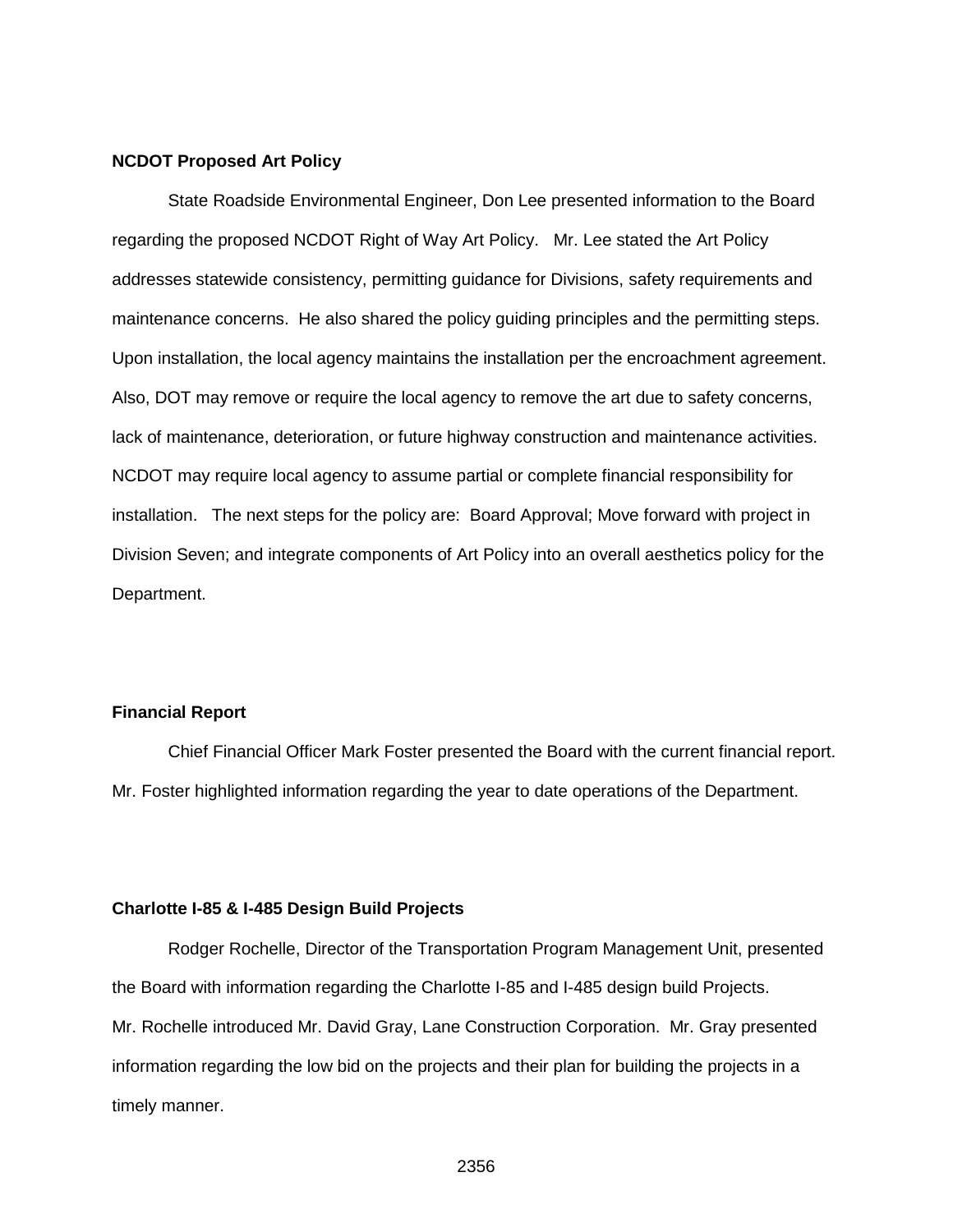**NCDOT Proposed Art Policy**

State Roadside Environmental Engineer, Don Lee presented information to the Board regarding the proposed NCDOT Right of Way Art Policy. Mr. Lee stated the Art Policy addresses statewide consistency, permitting guidance for Divisions, safety requirements and maintenance concerns. He also shared the policy guiding principles and the permitting steps. Upon installation, the local agency maintains the installation per the encroachment agreement. Also, DOT may remove or require the local agency to remove the art due to safety concerns, lack of maintenance, deterioration, or future highway construction and maintenance activities. NCDOT may require local agency to assume partial or complete financial responsibility for installation. The next steps for the policy are: Board Approval; Move forward with project in Division Seven; and integrate components of Art Policy into an overall aesthetics policy for the Department.

**Financial Report**

Chief Financial Officer Mark Foster presented the Board with the current financial report. Mr. Foster highlighted information regarding the year to date operations of the Department.

**Charlotte I-85 & I-485 Design Build Projects**

Rodger Rochelle, Director of the Transportation Program Management Unit, presented the Board with information regarding the Charlotte I-85 and I-485 design build Projects. Mr. Rochelle introduced Mr. David Gray, Lane Construction Corporation. Mr. Gray presented information regarding the low bid on the projects and their plan for building the projects in a timely manner.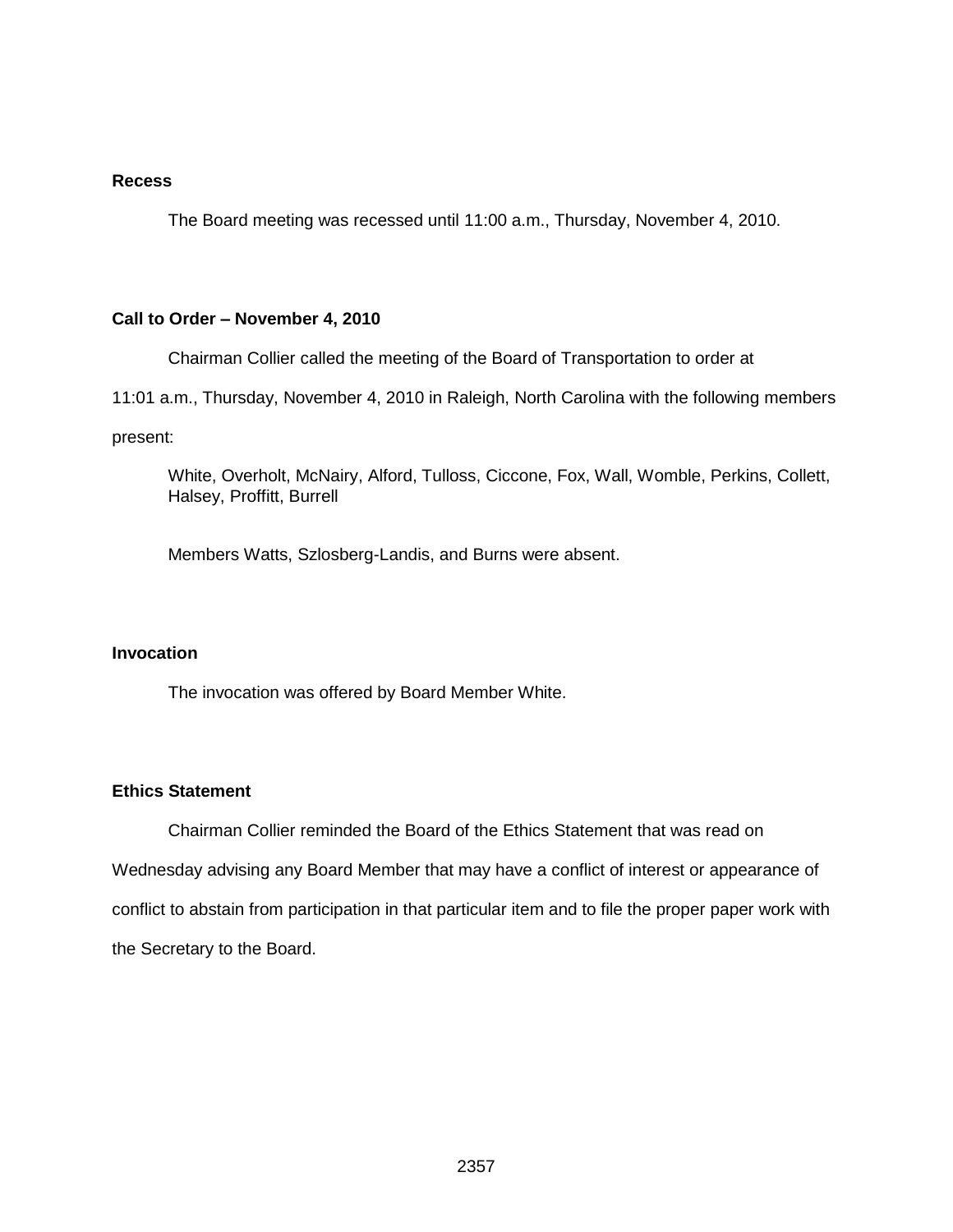**Recess**

The Board meeting was recessed until 11:00 a.m., Thursday, November 4, 2010.

**Call to Order – November 4, 2010**

Chairman Collier called the meeting of the Board of Transportation to order at 11:01 a.m., Thursday, November 4, 2010 in Raleigh, North Carolina with the following members present:

White, Overholt, McNairy, Alford, Tulloss, Ciccone, Fox, Wall, Womble, Perkins, Collett, Halsey, Proffitt, Burrell

Members Watts, Szlosberg-Landis, and Burns were absent.

**Invocation**

The invocation was offered by Board Member White.

**Ethics Statement**

Chairman Collier reminded the Board of the Ethics Statement that was read on Wednesday advising any Board Member that may have a conflict of interest or appearance of conflict to abstain from participation in that particular item and to file the proper paper work with the Secretary to the Board.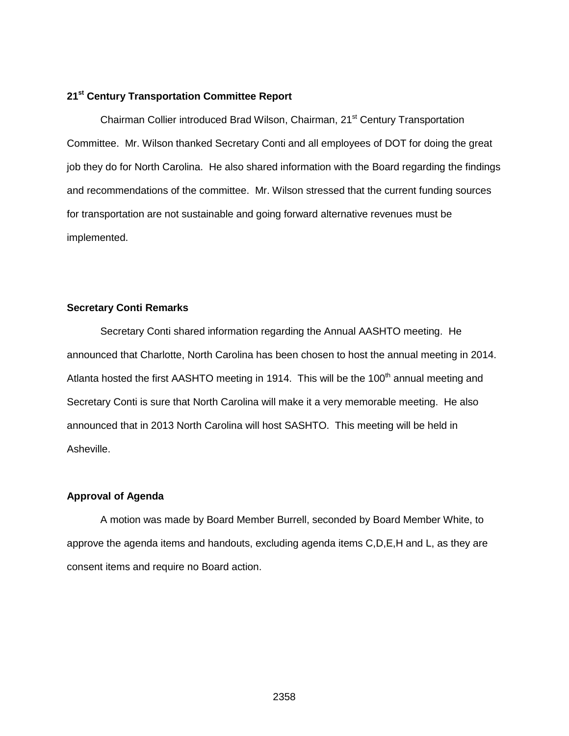**21st Century Transportation Committee Report**

Chairman Collier introduced Brad Wilson, Chairman, 21st Century Transportation Committee. Mr. Wilson thanked Secretary Conti and all employees of DOT for doing the great job they do for North Carolina. He also shared information with the Board regarding the findings and recommendations of the committee. Mr. Wilson stressed that the current funding sources for transportation are not sustainable and going forward alternative revenues must be implemented.

**Secretary Conti Remarks**

Secretary Conti shared information regarding the Annual AASHTO meeting. He announced that Charlotte, North Carolina has been chosen to host the annual meeting in 2014. Atlanta hosted the first AASHTO meeting in 1914. This will be the 100th annual meeting and Secretary Conti is sure that North Carolina will make it a very memorable meeting. He also announced that in 2013 North Carolina will host SASHTO. This meeting will be held in Asheville.

**Approval of Agenda**

A motion was made by Board Member Burrell, seconded by Board Member White, to approve the agenda items and handouts, excluding agenda items C,D,E,H and L, as they are consent items and require no Board action.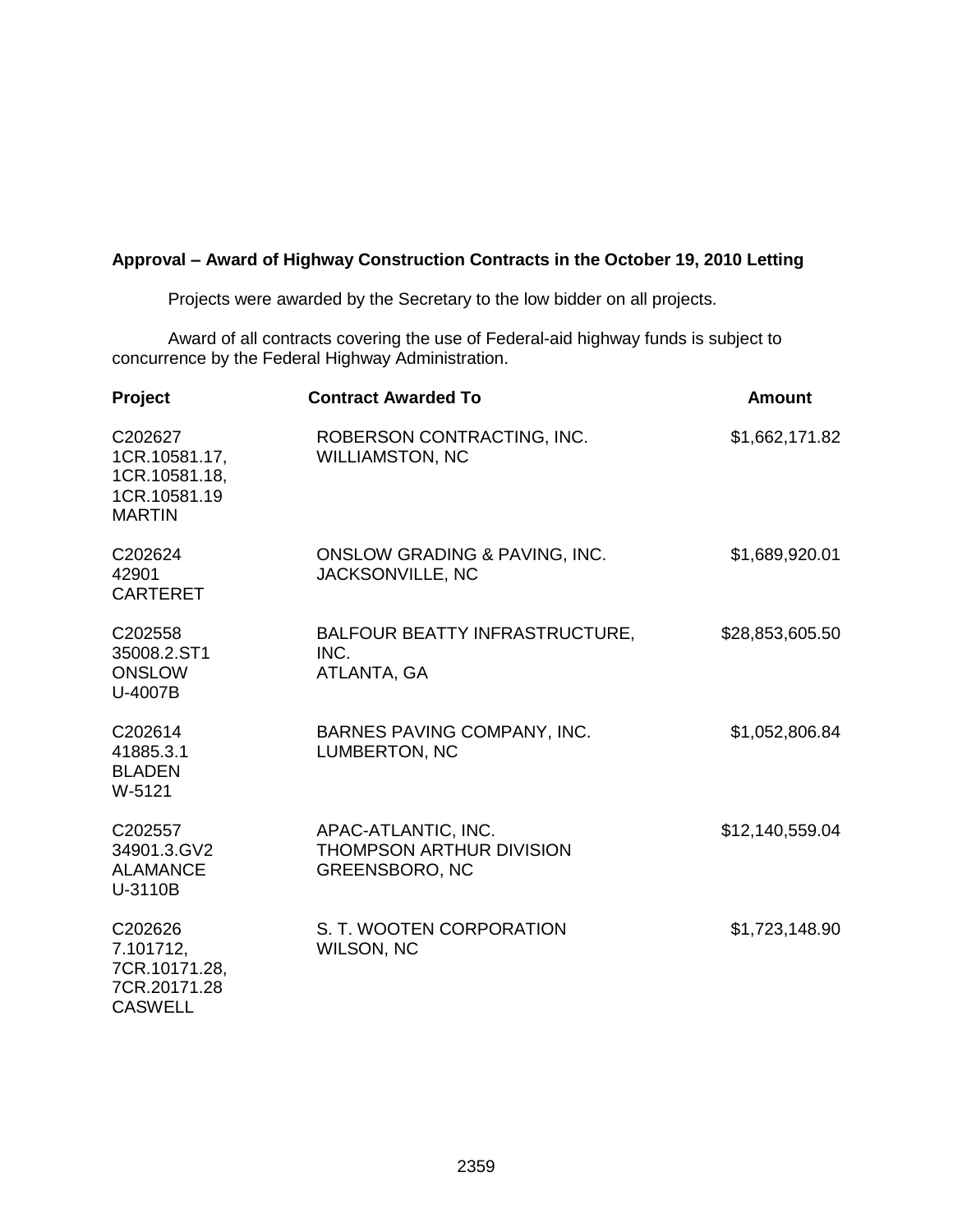**Approval – Award of Highway Construction Contracts in the October 19, 2010 Letting**

Projects were awarded by the Secretary to the low bidder on all projects.

Award of all contracts covering the use of Federal-aid highway funds is subject to concurrence by the Federal Highway Administration.

| Project | Contract Awarded To | Amount |
|---|---|---|
| C202627<br>1CR.10581.17,<br>1CR.10581.18,<br>1CR.10581.19<br>MARTIN | ROBERSON CONTRACTING, INC.<br>WILLIAMSTON, NC | $1,662,171.82 |
| C202624<br>42901<br>CARTERET | ONSLOW GRADING & PAVING, INC.<br>JACKSONVILLE, NC | $1,689,920.01 |
| C202558<br>35008.2.ST1<br>ONSLOW<br>U-4007B | BALFOUR BEATTY INFRASTRUCTURE, INC.<br>ATLANTA, GA | $28,853,605.50 |
| C202614<br>41885.3.1<br>BLADEN<br>W-5121 | BARNES PAVING COMPANY, INC.<br>LUMBERTON, NC | $1,052,806.84 |
| C202557<br>34901.3.GV2<br>ALAMANCE<br>U-3110B | APAC-ATLANTIC, INC.<br>THOMPSON ARTHUR DIVISION<br>GREENSBORO, NC | $12,140,559.04 |
| C202626<br>7.101712,<br>7CR.10171.28,<br>7CR.20171.28<br>CASWELL | S. T. WOOTEN CORPORATION<br>WILSON, NC | $1,723,148.90 |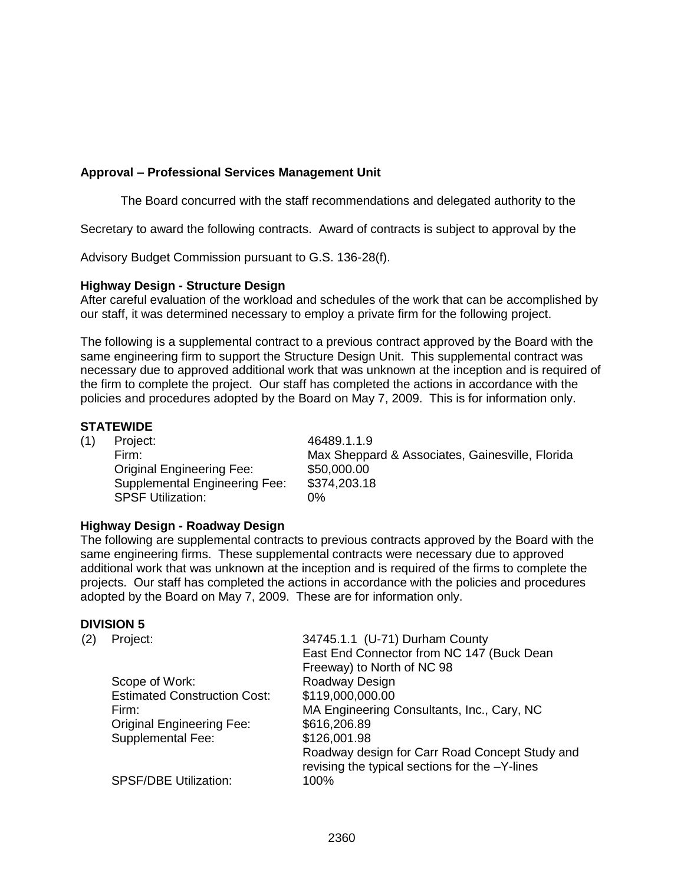**Approval – Professional Services Management Unit**

The Board concurred with the staff recommendations and delegated authority to the Secretary to award the following contracts. Award of contracts is subject to approval by the Advisory Budget Commission pursuant to G.S. 136-28(f).

**Highway Design - Structure Design**

After careful evaluation of the workload and schedules of the work that can be accomplished by our staff, it was determined necessary to employ a private firm for the following project.

The following is a supplemental contract to a previous contract approved by the Board with the same engineering firm to support the Structure Design Unit. This supplemental contract was necessary due to approved additional work that was unknown at the inception and is required of the firm to complete the project. Our staff has completed the actions in accordance with the policies and procedures adopted by the Board on May 7, 2009. This is for information only.

**STATEWIDE**

(1) Project: 46489.1.1.9
Firm: Max Sheppard & Associates, Gainesville, Florida
Original Engineering Fee: $50,000.00
Supplemental Engineering Fee: $374,203.18
SPSF Utilization: 0%

**Highway Design - Roadway Design**

The following are supplemental contracts to previous contracts approved by the Board with the same engineering firms. These supplemental contracts were necessary due to approved additional work that was unknown at the inception and is required of the firms to complete the projects. Our staff has completed the actions in accordance with the policies and procedures adopted by the Board on May 7, 2009. These are for information only.

**DIVISION 5**

(2) Project: 34745.1.1 (U-71) Durham County
East End Connector from NC 147 (Buck Dean Freeway) to North of NC 98
Scope of Work: Roadway Design
Estimated Construction Cost: $119,000,000.00
Firm: MA Engineering Consultants, Inc., Cary, NC
Original Engineering Fee: $616,206.89
Supplemental Fee: $126,001.98
Roadway design for Carr Road Concept Study and revising the typical sections for the –Y-lines
SPSF/DBE Utilization: 100%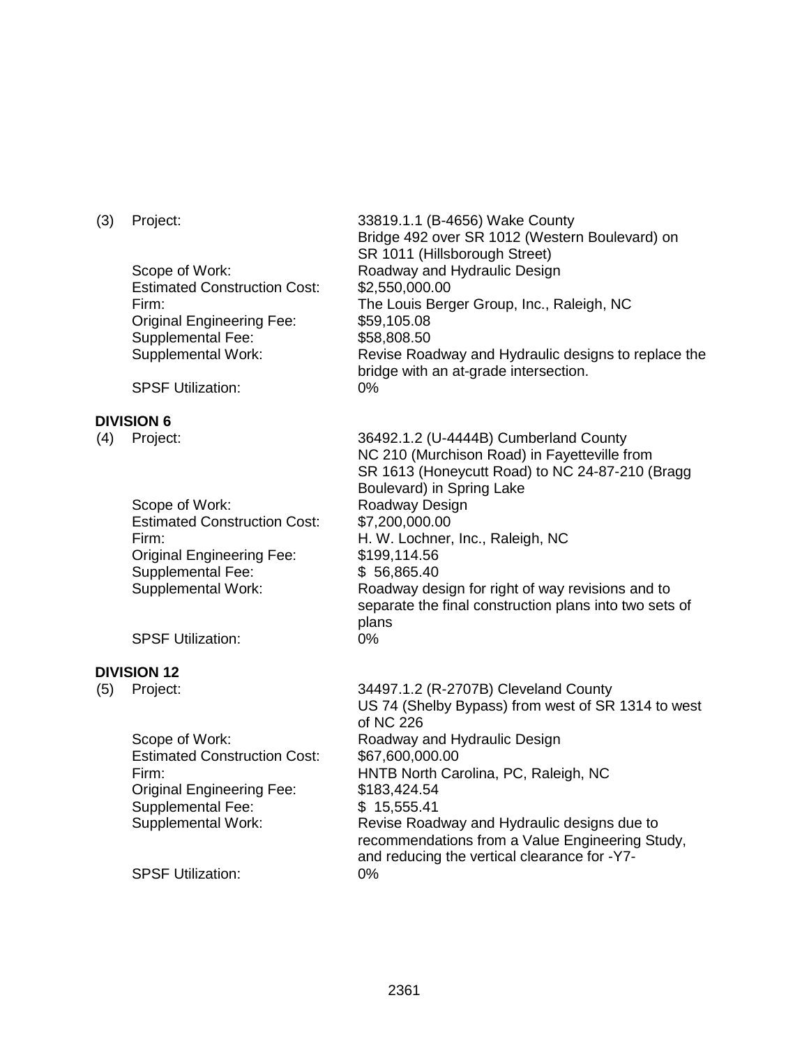(3) Project: 33819.1.1 (B-4656) Wake County
Bridge 492 over SR 1012 (Western Boulevard) on SR 1011 (Hillsborough Street)

Scope of Work: Roadway and Hydraulic Design
Estimated Construction Cost: $2,550,000.00
Firm: The Louis Berger Group, Inc., Raleigh, NC
Original Engineering Fee: $59,105.08
Supplemental Fee: $58,808.50
Supplemental Work: Revise Roadway and Hydraulic designs to replace the bridge with an at-grade intersection.
SPSF Utilization: 0%

**DIVISION 6**

(4) Project: 36492.1.2 (U-4444B) Cumberland County
NC 210 (Murchison Road) in Fayetteville from SR 1613 (Honeycutt Road) to NC 24-87-210 (Bragg Boulevard) in Spring Lake

Scope of Work: Roadway Design
Estimated Construction Cost: $7,200,000.00
Firm: H. W. Lochner, Inc., Raleigh, NC
Original Engineering Fee: $199,114.56
Supplemental Fee: $ 56,865.40
Supplemental Work: Roadway design for right of way revisions and to separate the final construction plans into two sets of plans
SPSF Utilization: 0%

**DIVISION 12**

(5) Project: 34497.1.2 (R-2707B) Cleveland County
US 74 (Shelby Bypass) from west of SR 1314 to west of NC 226

Scope of Work: Roadway and Hydraulic Design
Estimated Construction Cost: $67,600,000.00
Firm: HNTB North Carolina, PC, Raleigh, NC
Original Engineering Fee: $183,424.54
Supplemental Fee: $ 15,555.41
Supplemental Work: Revise Roadway and Hydraulic designs due to recommendations from a Value Engineering Study, and reducing the vertical clearance for -Y7-
SPSF Utilization: 0%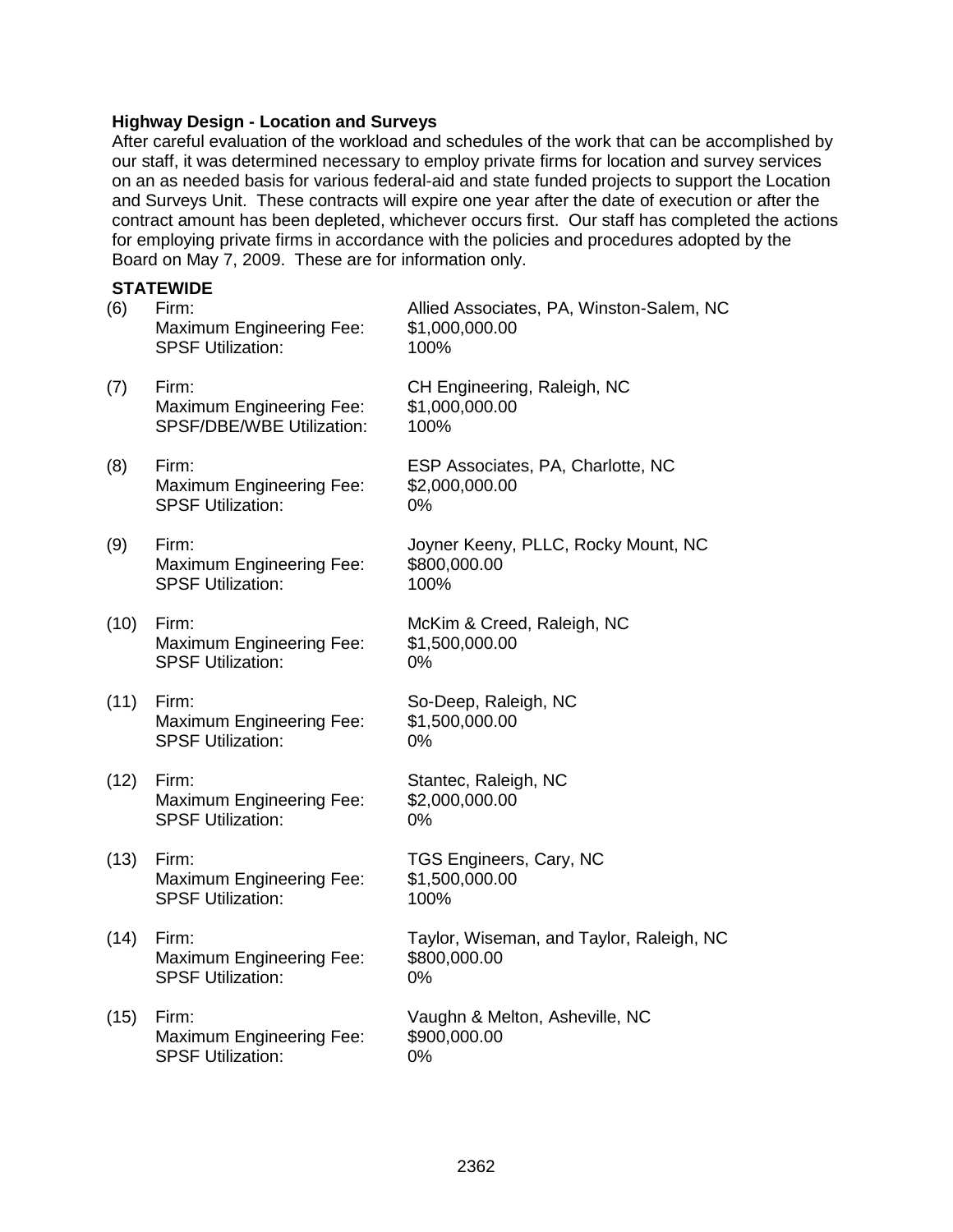**Highway Design - Location and Surveys**

After careful evaluation of the workload and schedules of the work that can be accomplished by our staff, it was determined necessary to employ private firms for location and survey services on an as needed basis for various federal-aid and state funded projects to support the Location and Surveys Unit. These contracts will expire one year after the date of execution or after the contract amount has been depleted, whichever occurs first. Our staff has completed the actions for employing private firms in accordance with the policies and procedures adopted by the Board on May 7, 2009. These are for information only.

**STATEWIDE**

(6) Firm: Allied Associates, PA, Winston-Salem, NC
Maximum Engineering Fee: $1,000,000.00
SPSF Utilization: 100%

(7) Firm: CH Engineering, Raleigh, NC
Maximum Engineering Fee: $1,000,000.00
SPSF/DBE/WBE Utilization: 100%

(8) Firm: ESP Associates, PA, Charlotte, NC
Maximum Engineering Fee: $2,000,000.00
SPSF Utilization: 0%

(9) Firm: Joyner Keeny, PLLC, Rocky Mount, NC
Maximum Engineering Fee: $800,000.00
SPSF Utilization: 100%

(10) Firm: McKim & Creed, Raleigh, NC
Maximum Engineering Fee: $1,500,000.00
SPSF Utilization: 0%

(11) Firm: So-Deep, Raleigh, NC
Maximum Engineering Fee: $1,500,000.00
SPSF Utilization: 0%

(12) Firm: Stantec, Raleigh, NC
Maximum Engineering Fee: $2,000,000.00
SPSF Utilization: 0%

(13) Firm: TGS Engineers, Cary, NC
Maximum Engineering Fee: $1,500,000.00
SPSF Utilization: 100%

(14) Firm: Taylor, Wiseman, and Taylor, Raleigh, NC
Maximum Engineering Fee: $800,000.00
SPSF Utilization: 0%

(15) Firm: Vaughn & Melton, Asheville, NC
Maximum Engineering Fee: $900,000.00
SPSF Utilization: 0%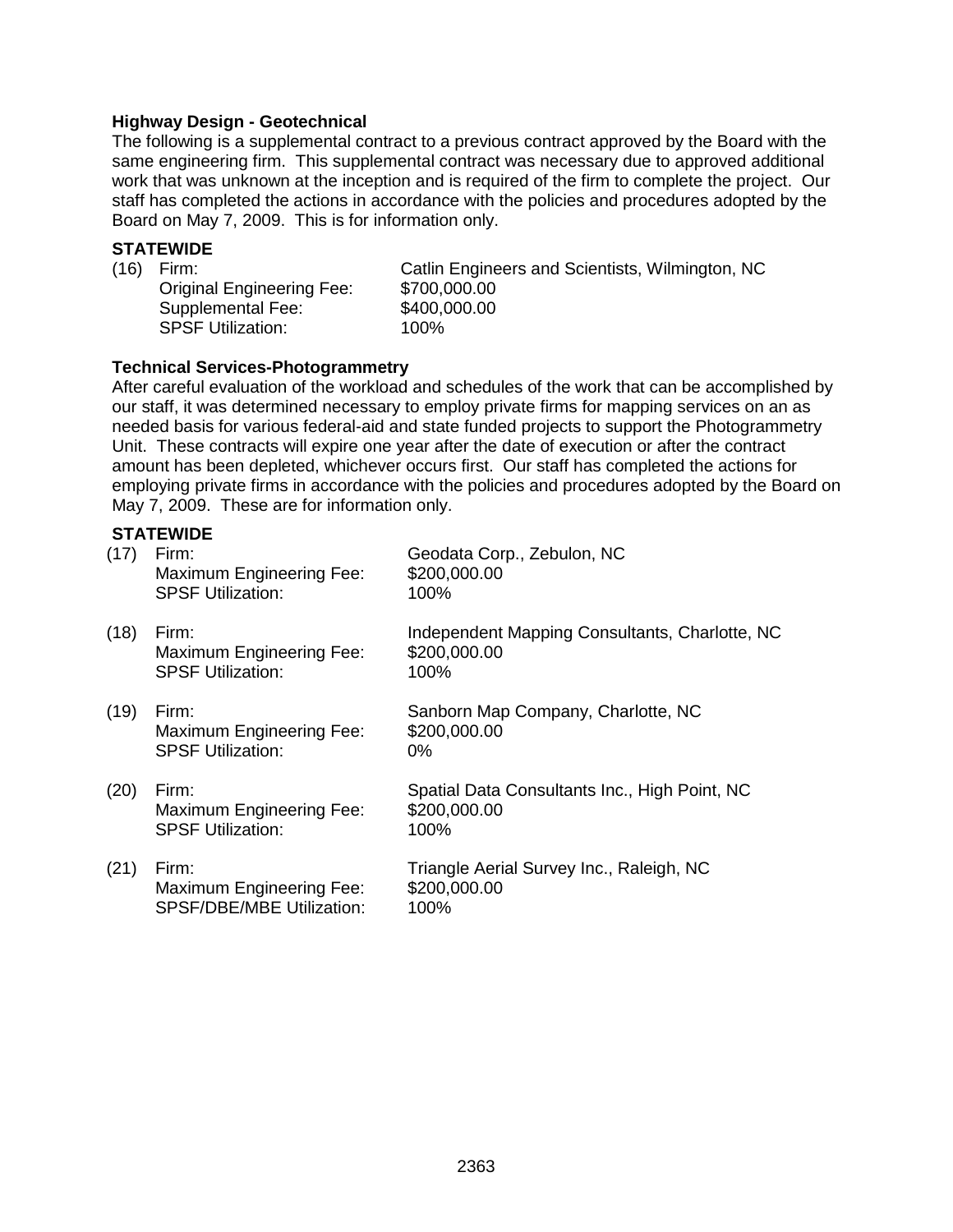**Highway Design - Geotechnical**

The following is a supplemental contract to a previous contract approved by the Board with the same engineering firm. This supplemental contract was necessary due to approved additional work that was unknown at the inception and is required of the firm to complete the project. Our staff has completed the actions in accordance with the policies and procedures adopted by the Board on May 7, 2009. This is for information only.

**STATEWIDE**

(16) Firm: Catlin Engineers and Scientists, Wilmington, NC
Original Engineering Fee: $700,000.00
Supplemental Fee: $400,000.00
SPSF Utilization: 100%

**Technical Services-Photogrammetry**

After careful evaluation of the workload and schedules of the work that can be accomplished by our staff, it was determined necessary to employ private firms for mapping services on an as needed basis for various federal-aid and state funded projects to support the Photogrammetry Unit. These contracts will expire one year after the date of execution or after the contract amount has been depleted, whichever occurs first. Our staff has completed the actions for employing private firms in accordance with the policies and procedures adopted by the Board on May 7, 2009. These are for information only.

**STATEWIDE**

(17) Firm: Geodata Corp., Zebulon, NC
Maximum Engineering Fee: $200,000.00
SPSF Utilization: 100%

(18) Firm: Independent Mapping Consultants, Charlotte, NC
Maximum Engineering Fee: $200,000.00
SPSF Utilization: 100%

(19) Firm: Sanborn Map Company, Charlotte, NC
Maximum Engineering Fee: $200,000.00
SPSF Utilization: 0%

(20) Firm: Spatial Data Consultants Inc., High Point, NC
Maximum Engineering Fee: $200,000.00
SPSF Utilization: 100%

(21) Firm: Triangle Aerial Survey Inc., Raleigh, NC
Maximum Engineering Fee: $200,000.00
SPSF/DBE/MBE Utilization: 100%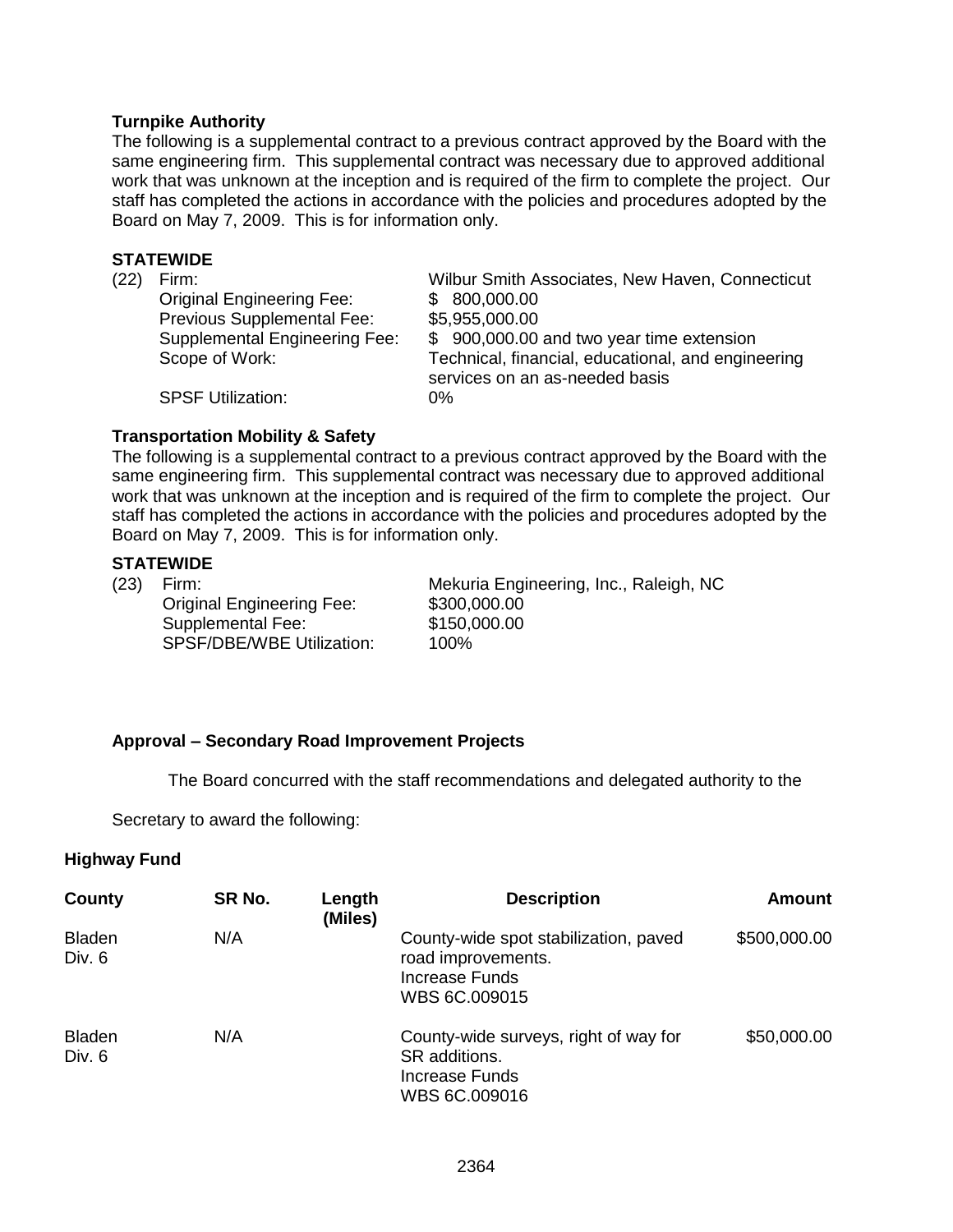**Turnpike Authority**

The following is a supplemental contract to a previous contract approved by the Board with the same engineering firm. This supplemental contract was necessary due to approved additional work that was unknown at the inception and is required of the firm to complete the project. Our staff has completed the actions in accordance with the policies and procedures adopted by the Board on May 7, 2009. This is for information only.

**STATEWIDE**

(22) Firm: Wilbur Smith Associates, New Haven, Connecticut
Original Engineering Fee: $ 800,000.00
Previous Supplemental Fee: $5,955,000.00
Supplemental Engineering Fee: $ 900,000.00 and two year time extension
Scope of Work: Technical, financial, educational, and engineering services on an as-needed basis
SPSF Utilization: 0%

**Transportation Mobility & Safety**

The following is a supplemental contract to a previous contract approved by the Board with the same engineering firm. This supplemental contract was necessary due to approved additional work that was unknown at the inception and is required of the firm to complete the project. Our staff has completed the actions in accordance with the policies and procedures adopted by the Board on May 7, 2009. This is for information only.

**STATEWIDE**

(23) Firm: Mekuria Engineering, Inc., Raleigh, NC
Original Engineering Fee: $300,000.00
Supplemental Fee: $150,000.00
SPSF/DBE/WBE Utilization: 100%

**Approval – Secondary Road Improvement Projects**

The Board concurred with the staff recommendations and delegated authority to the Secretary to award the following:

**Highway Fund**

| County | SR No. | Length (Miles) | Description | Amount |
|---|---|---|---|---|
| Bladen Div. 6 | N/A | | County-wide spot stabilization, paved road improvements. Increase Funds WBS 6C.009015 | $500,000.00 |
| Bladen Div. 6 | N/A | | County-wide surveys, right of way for SR additions. Increase Funds WBS 6C.009016 | $50,000.00 |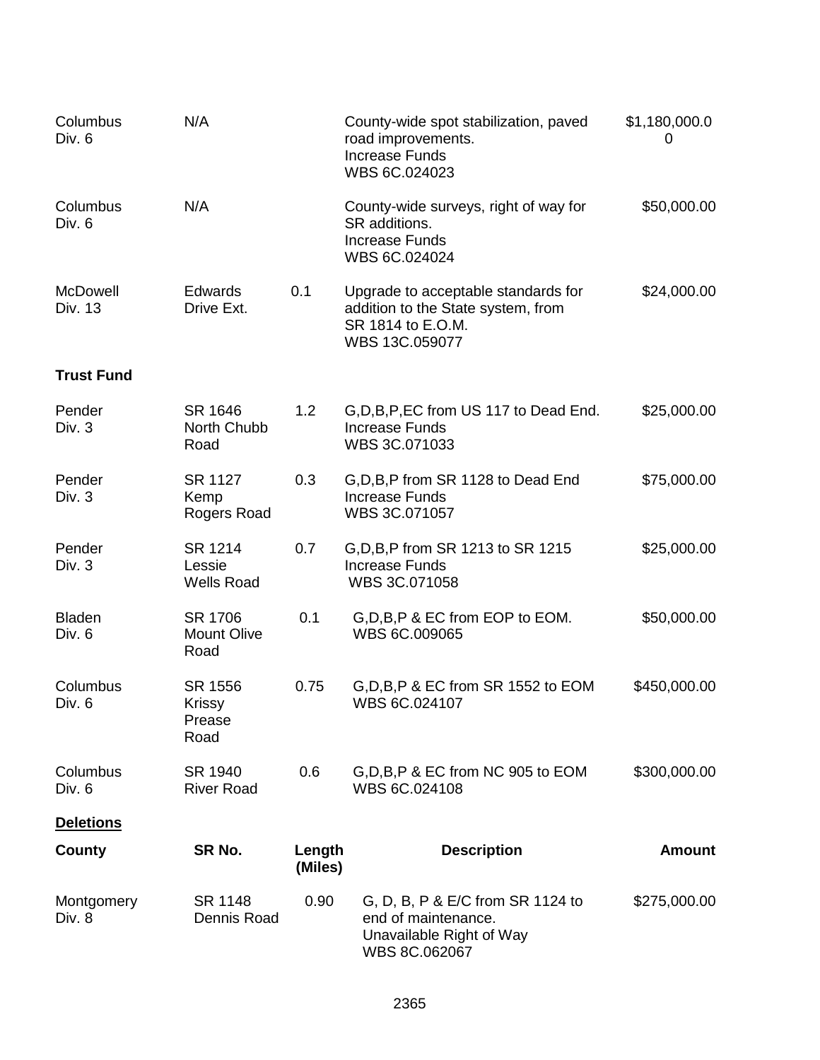| | | | | |
|---|---|---|---|---|
| Columbus Div. 6 | N/A | | County-wide spot stabilization, paved road improvements. Increase Funds WBS 6C.024023 | $1,180,000.00 |
| Columbus Div. 6 | N/A | | County-wide surveys, right of way for SR additions. Increase Funds WBS 6C.024024 | $50,000.00 |
| McDowell Div. 13 | Edwards Drive Ext. | 0.1 | Upgrade to acceptable standards for addition to the State system, from SR 1814 to E.O.M. WBS 13C.059077 | $24,000.00 |

**Trust Fund**

| | | | | |
|---|---|---|---|---|
| Pender Div. 3 | SR 1646 North Chubb Road | 1.2 | G,D,B,P,EC from US 117 to Dead End. Increase Funds WBS 3C.071033 | $25,000.00 |
| Pender Div. 3 | SR 1127 Kemp Rogers Road | 0.3 | G,D,B,P from SR 1128 to Dead End Increase Funds WBS 3C.071057 | $75,000.00 |
| Pender Div. 3 | SR 1214 Lessie Wells Road | 0.7 | G,D,B,P from SR 1213 to SR 1215 Increase Funds WBS 3C.071058 | $25,000.00 |
| Bladen Div. 6 | SR 1706 Mount Olive Road | 0.1 | G,D,B,P & EC from EOP to EOM. WBS 6C.009065 | $50,000.00 |
| Columbus Div. 6 | SR 1556 Krissy Prease Road | 0.75 | G,D,B,P & EC from SR 1552 to EOM WBS 6C.024107 | $450,000.00 |
| Columbus Div. 6 | SR 1940 River Road | 0.6 | G,D,B,P & EC from NC 905 to EOM WBS 6C.024108 | $300,000.00 |

**Deletions**

| County | SR No. | Length (Miles) | Description | Amount |
|---|---|---|---|---|
| Montgomery Div. 8 | SR 1148 Dennis Road | 0.90 | G, D, B, P & E/C from SR 1124 to end of maintenance. Unavailable Right of Way WBS 8C.062067 | $275,000.00 |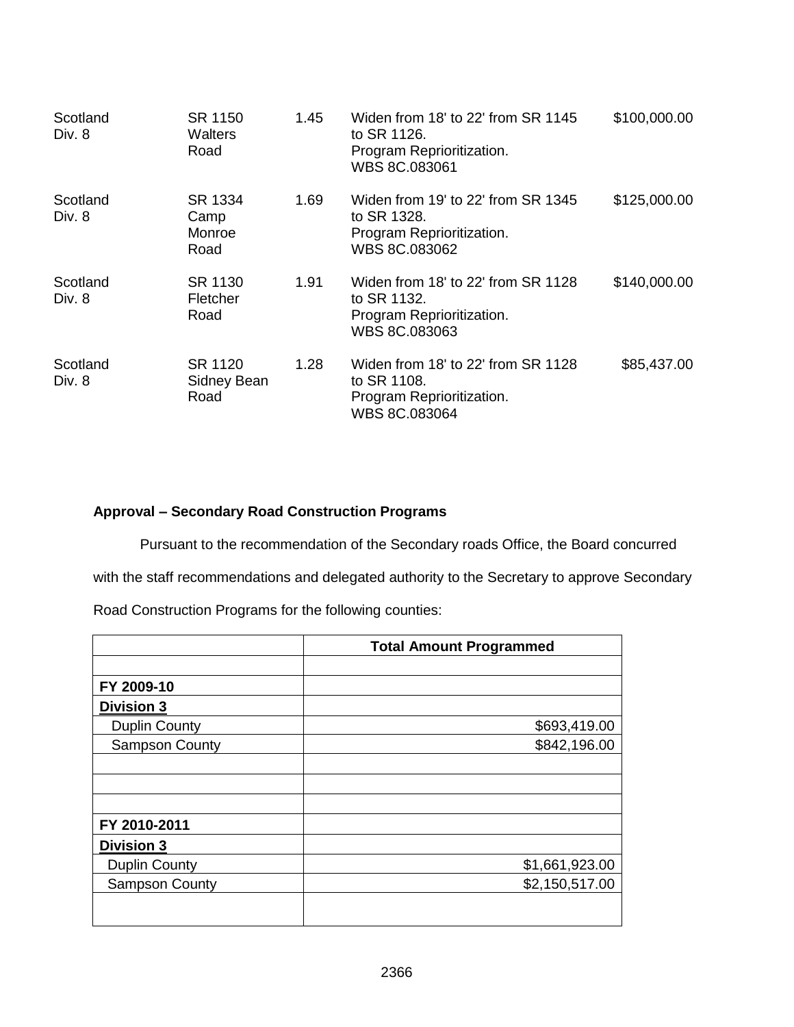| | | | | |
|---|---|---|---|---|
| Scotland Div. 8 | SR 1150 Walters Road | 1.45 | Widen from 18' to 22' from SR 1145 to SR 1126. Program Reprioritization. WBS 8C.083061 | $100,000.00 |
| Scotland Div. 8 | SR 1334 Camp Monroe Road | 1.69 | Widen from 19' to 22' from SR 1345 to SR 1328. Program Reprioritization. WBS 8C.083062 | $125,000.00 |
| Scotland Div. 8 | SR 1130 Fletcher Road | 1.91 | Widen from 18' to 22' from SR 1128 to SR 1132. Program Reprioritization. WBS 8C.083063 | $140,000.00 |
| Scotland Div. 8 | SR 1120 Sidney Bean Road | 1.28 | Widen from 18' to 22' from SR 1128 to SR 1108. Program Reprioritization. WBS 8C.083064 | $85,437.00 |

**Approval – Secondary Road Construction Programs**

Pursuant to the recommendation of the Secondary roads Office, the Board concurred with the staff recommendations and delegated authority to the Secretary to approve Secondary Road Construction Programs for the following counties:

| | **Total Amount Programmed** |
|---|---|
| | |
| **FY 2009-10** | |
| **Division 3** | |
| Duplin County | $693,419.00 |
| Sampson County | $842,196.00 |
| | |
| | |
| | |
| **FY 2010-2011** | |
| **Division 3** | |
| Duplin County | $1,661,923.00 |
| Sampson County | $2,150,517.00 |
| | |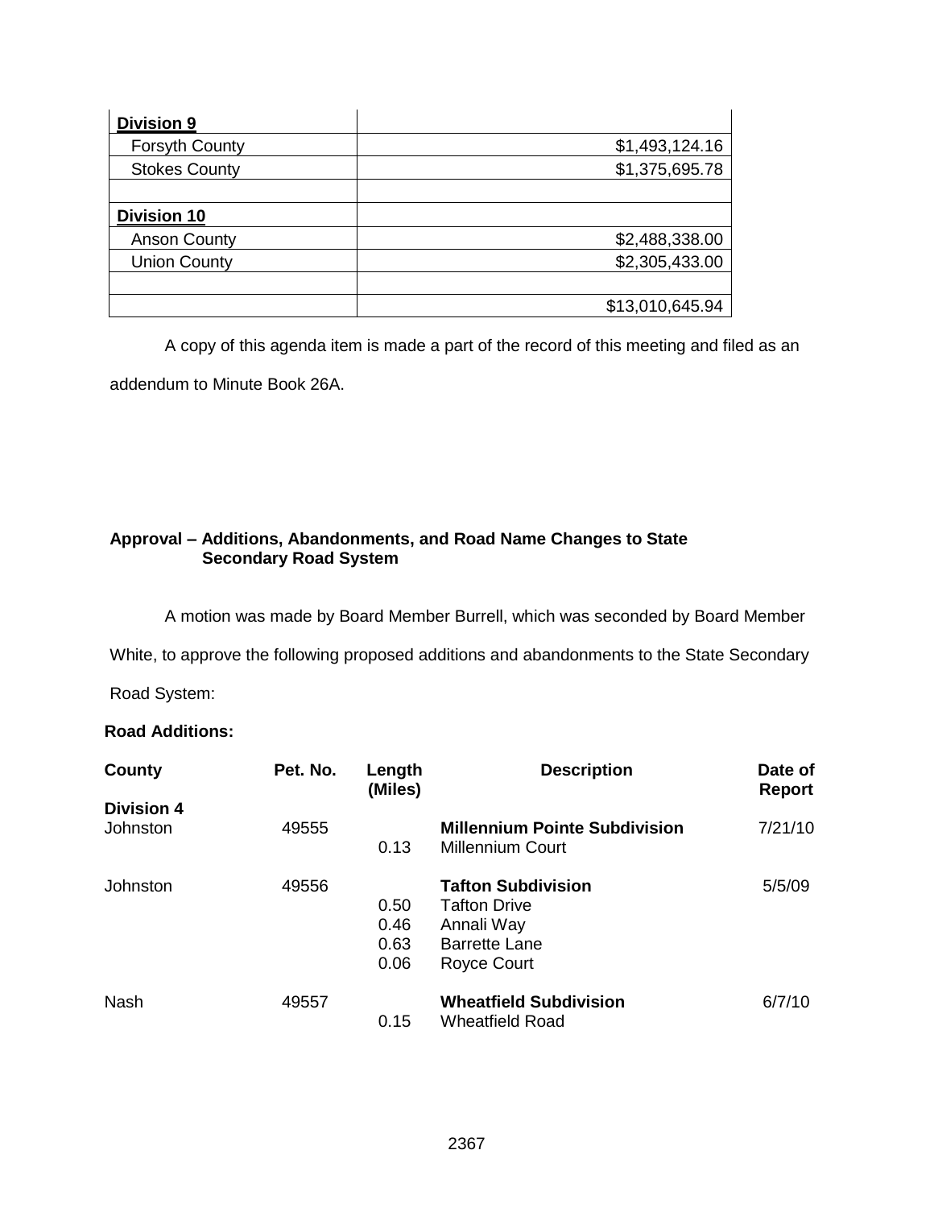| **Division 9** | |
|---|---|
| Forsyth County | $1,493,124.16 |
| Stokes County | $1,375,695.78 |
| | |
| **Division 10** | |
| Anson County | $2,488,338.00 |
| Union County | $2,305,433.00 |
| | |
| | $13,010,645.94 |

A copy of this agenda item is made a part of the record of this meeting and filed as an addendum to Minute Book 26A.

**Approval – Additions, Abandonments, and Road Name Changes to State Secondary Road System**

A motion was made by Board Member Burrell, which was seconded by Board Member White, to approve the following proposed additions and abandonments to the State Secondary Road System:

**Road Additions:**

| County | Pet. No. | Length (Miles) | Description | Date of Report |
|---|---|---|---|---|
| **Division 4** | | | | |
| Johnston | 49555 | | **Millennium Pointe Subdivision** | 7/21/10 |
| | | 0.13 | Millennium Court | |
| Johnston | 49556 | | **Tafton Subdivision** | 5/5/09 |
| | | 0.50 | Tafton Drive | |
| | | 0.46 | Annali Way | |
| | | 0.63 | Barrette Lane | |
| | | 0.06 | Royce Court | |
| Nash | 49557 | | **Wheatfield Subdivision** | 6/7/10 |
| | | 0.15 | Wheatfield Road | |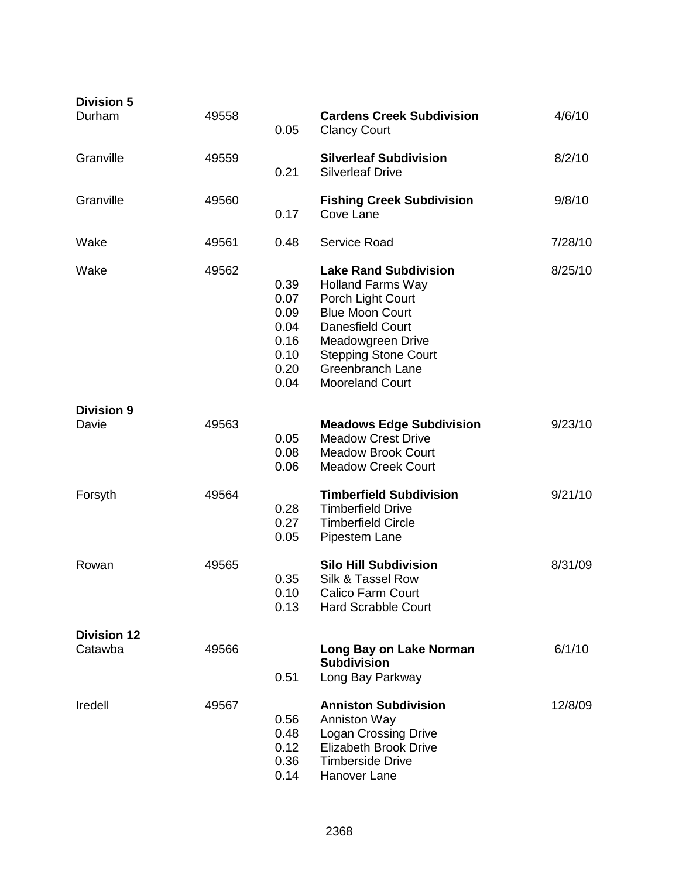**Division 5**

| County | Number | Miles | Description | Date |
|---|---|---|---|---|
| Durham | 49558 | | **Cardens Creek Subdivision** | 4/6/10 |
| | | 0.05 | Clancy Court | |
| Granville | 49559 | | **Silverleaf Subdivision** | 8/2/10 |
| | | 0.21 | Silverleaf Drive | |
| Granville | 49560 | | **Fishing Creek Subdivision** | 9/8/10 |
| | | 0.17 | Cove Lane | |
| Wake | 49561 | 0.48 | Service Road | 7/28/10 |
| Wake | 49562 | | **Lake Rand Subdivision** | 8/25/10 |
| | | 0.39 | Holland Farms Way | |
| | | 0.07 | Porch Light Court | |
| | | 0.09 | Blue Moon Court | |
| | | 0.04 | Danesfield Court | |
| | | 0.16 | Meadowgreen Drive | |
| | | 0.10 | Stepping Stone Court | |
| | | 0.20 | Greenbranch Lane | |
| | | 0.04 | Mooreland Court | |

**Division 9**

| County | Number | Miles | Description | Date |
|---|---|---|---|---|
| Davie | 49563 | | **Meadows Edge Subdivision** | 9/23/10 |
| | | 0.05 | Meadow Crest Drive | |
| | | 0.08 | Meadow Brook Court | |
| | | 0.06 | Meadow Creek Court | |
| Forsyth | 49564 | | **Timberfield Subdivision** | 9/21/10 |
| | | 0.28 | Timberfield Drive | |
| | | 0.27 | Timberfield Circle | |
| | | 0.05 | Pipestem Lane | |
| Rowan | 49565 | | **Silo Hill Subdivision** | 8/31/09 |
| | | 0.35 | Silk & Tassel Row | |
| | | 0.10 | Calico Farm Court | |
| | | 0.13 | Hard Scrabble Court | |

**Division 12**

| County | Number | Miles | Description | Date |
|---|---|---|---|---|
| Catawba | 49566 | | **Long Bay on Lake Norman Subdivision** | 6/1/10 |
| | | 0.51 | Long Bay Parkway | |
| Iredell | 49567 | | **Anniston Subdivision** | 12/8/09 |
| | | 0.56 | Anniston Way | |
| | | 0.48 | Logan Crossing Drive | |
| | | 0.12 | Elizabeth Brook Drive | |
| | | 0.36 | Timberside Drive | |
| | | 0.14 | Hanover Lane | |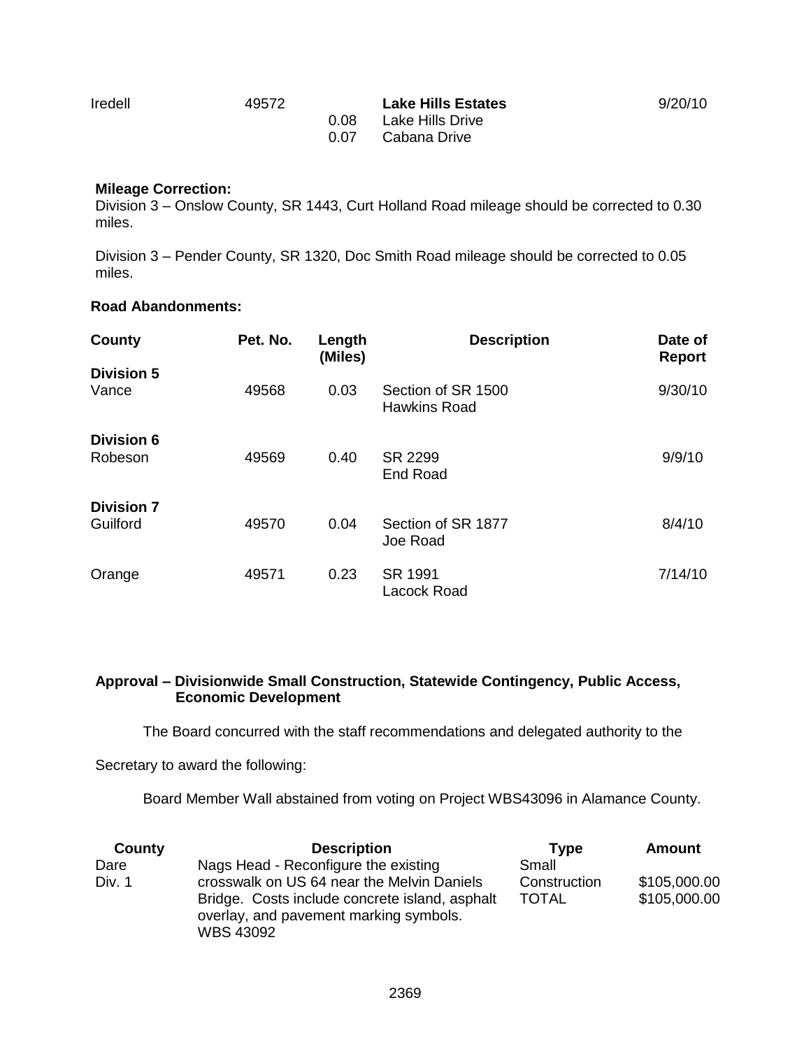| Iredell | 49572 | | **Lake Hills Estates** | 9/20/10 |
|---|---|---|---|---|
| | | 0.08 | Lake Hills Drive | |
| | | 0.07 | Cabana Drive | |

**Mileage Correction:**

Division 3 – Onslow County, SR 1443, Curt Holland Road mileage should be corrected to 0.30 miles.

Division 3 – Pender County, SR 1320, Doc Smith Road mileage should be corrected to 0.05 miles.

**Road Abandonments:**

| County | Pet. No. | Length (Miles) | Description | Date of Report |
|---|---|---|---|---|
| **Division 5** | | | | |
| Vance | 49568 | 0.03 | Section of SR 1500 Hawkins Road | 9/30/10 |
| **Division 6** | | | | |
| Robeson | 49569 | 0.40 | SR 2299 End Road | 9/9/10 |
| **Division 7** | | | | |
| Guilford | 49570 | 0.04 | Section of SR 1877 Joe Road | 8/4/10 |
| Orange | 49571 | 0.23 | SR 1991 Lacock Road | 7/14/10 |

**Approval – Divisionwide Small Construction, Statewide Contingency, Public Access, Economic Development**

The Board concurred with the staff recommendations and delegated authority to the Secretary to award the following:

Board Member Wall abstained from voting on Project WBS43096 in Alamance County.

| County | Description | Type | Amount |
|---|---|---|---|
| Dare Div. 1 | Nags Head - Reconfigure the existing crosswalk on US 64 near the Melvin Daniels Bridge. Costs include concrete island, asphalt overlay, and pavement marking symbols. WBS 43092 | Small Construction | $105,000.00 |
| | | TOTAL | $105,000.00 |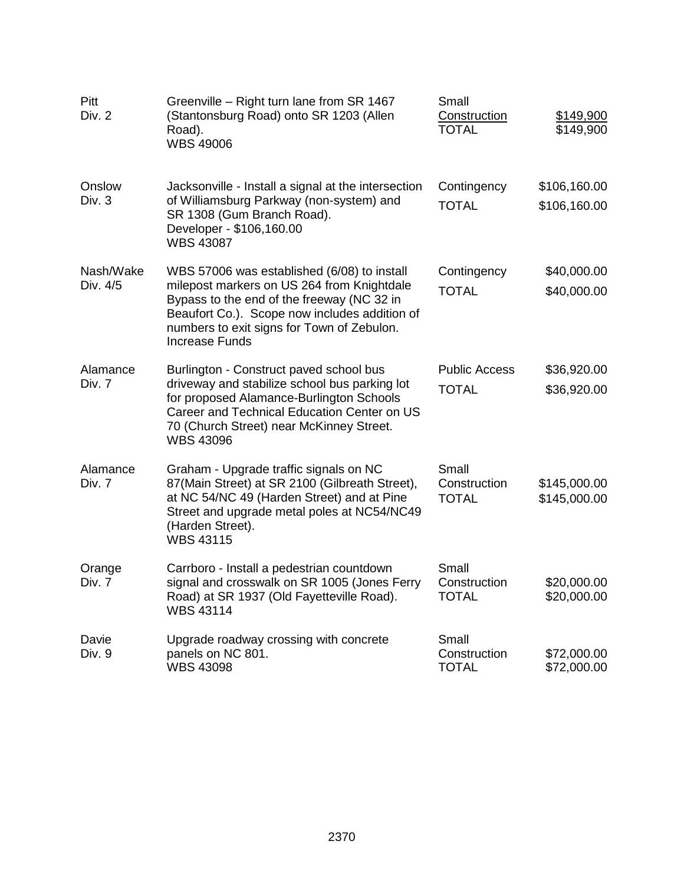| | | | |
|---|---|---|---|
| Pitt<br>Div. 2 | Greenville – Right turn lane from SR 1467 (Stantonsburg Road) onto SR 1203 (Allen Road).<br>WBS 49006 | Small Construction<br>TOTAL | $149,900<br>$149,900 |
| Onslow<br>Div. 3 | Jacksonville - Install a signal at the intersection of Williamsburg Parkway (non-system) and SR 1308 (Gum Branch Road).<br>Developer - $106,160.00<br>WBS 43087 | Contingency<br>TOTAL | $106,160.00<br>$106,160.00 |
| Nash/Wake<br>Div. 4/5 | WBS 57006 was established (6/08) to install milepost markers on US 264 from Knightdale Bypass to the end of the freeway (NC 32 in Beaufort Co.). Scope now includes addition of numbers to exit signs for Town of Zebulon.<br>Increase Funds | Contingency<br>TOTAL | $40,000.00<br>$40,000.00 |
| Alamance<br>Div. 7 | Burlington - Construct paved school bus driveway and stabilize school bus parking lot for proposed Alamance-Burlington Schools Career and Technical Education Center on US 70 (Church Street) near McKinney Street.<br>WBS 43096 | Public Access<br>TOTAL | $36,920.00<br>$36,920.00 |
| Alamance<br>Div. 7 | Graham - Upgrade traffic signals on NC 87(Main Street) at SR 2100 (Gilbreath Street), at NC 54/NC 49 (Harden Street) and at Pine Street and upgrade metal poles at NC54/NC49 (Harden Street).<br>WBS 43115 | Small Construction<br>TOTAL | $145,000.00<br>$145,000.00 |
| Orange<br>Div. 7 | Carrboro - Install a pedestrian countdown signal and crosswalk on SR 1005 (Jones Ferry Road) at SR 1937 (Old Fayetteville Road).<br>WBS 43114 | Small Construction<br>TOTAL | $20,000.00<br>$20,000.00 |
| Davie<br>Div. 9 | Upgrade roadway crossing with concrete panels on NC 801.<br>WBS 43098 | Small Construction<br>TOTAL | $72,000.00<br>$72,000.00 |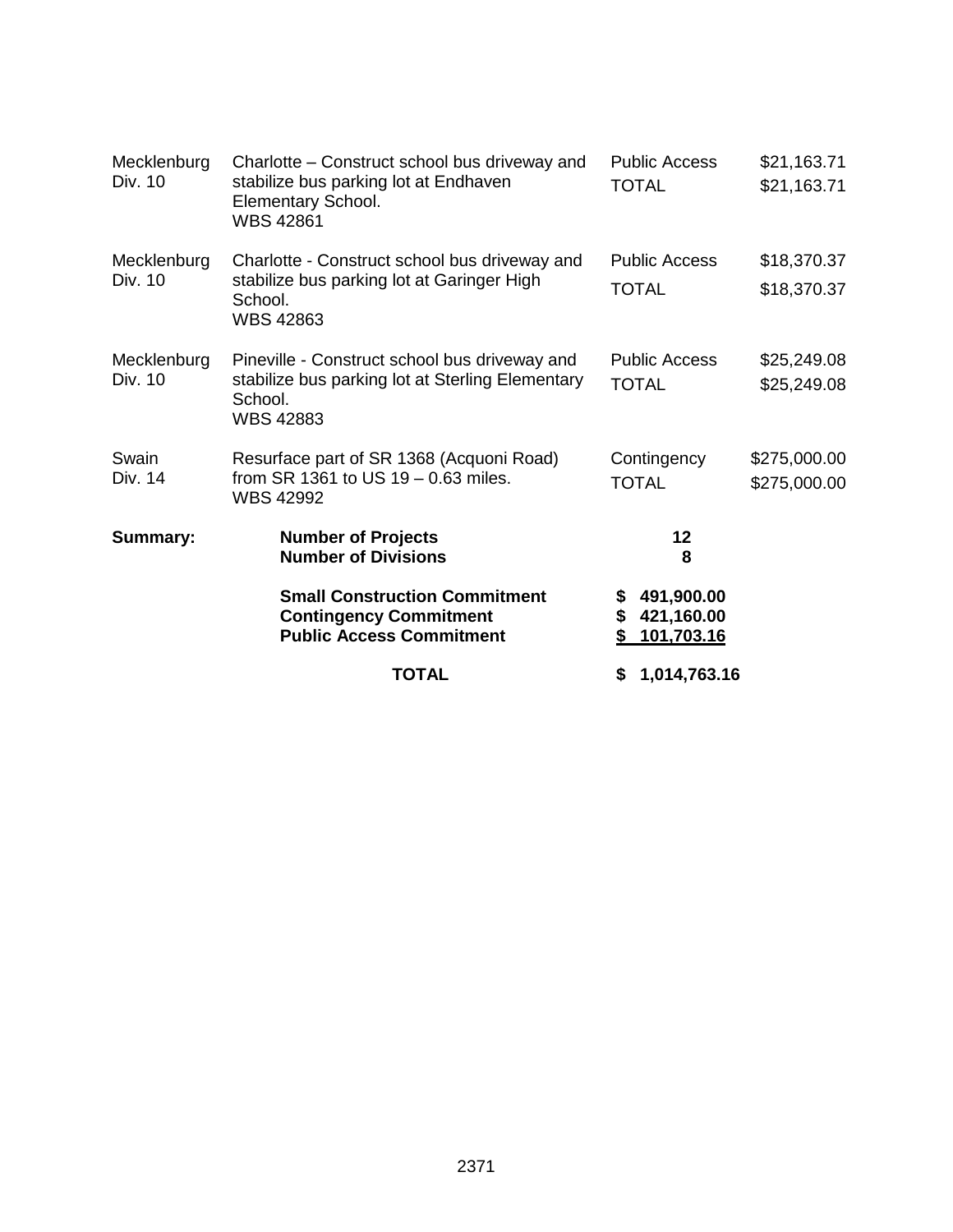| | | | |
|---|---|---|---|
| Mecklenburg<br>Div. 10 | Charlotte – Construct school bus driveway and stabilize bus parking lot at Endhaven Elementary School.<br>WBS 42861 | Public Access<br>TOTAL | \$21,163.71<br>\$21,163.71 |
| Mecklenburg<br>Div. 10 | Charlotte - Construct school bus driveway and stabilize bus parking lot at Garinger High School.<br>WBS 42863 | Public Access<br>TOTAL | \$18,370.37<br>\$18,370.37 |
| Mecklenburg<br>Div. 10 | Pineville - Construct school bus driveway and stabilize bus parking lot at Sterling Elementary School.<br>WBS 42883 | Public Access<br>TOTAL | \$25,249.08<br>\$25,249.08 |
| Swain<br>Div. 14 | Resurface part of SR 1368 (Acquoni Road) from SR 1361 to US 19 – 0.63 miles.<br>WBS 42992 | Contingency<br>TOTAL | \$275,000.00<br>\$275,000.00 |

| | | |
|---|---|---|
| **Summary:** | **Number of Projects** | **12** |
| | **Number of Divisions** | **8** |
| | **Small Construction Commitment** | **\$ 491,900.00** |
| | **Contingency Commitment** | **\$ 421,160.00** |
| | **Public Access Commitment** | **\$ 101,703.16** |
| | **TOTAL** | **\$ 1,014,763.16** |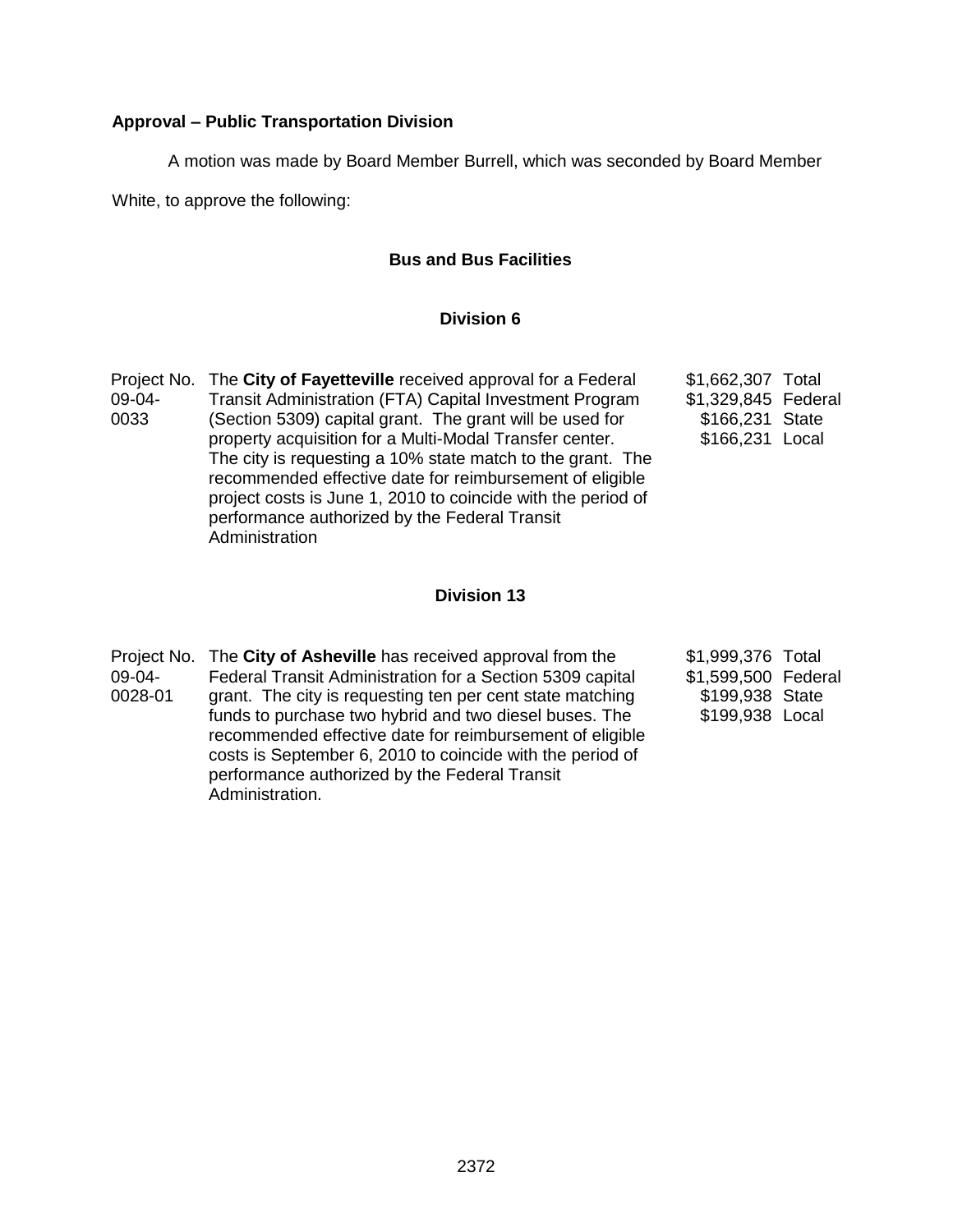**Approval – Public Transportation Division**

A motion was made by Board Member Burrell, which was seconded by Board Member White, to approve the following:

**Bus and Bus Facilities**

**Division 6**

| Project No. | Description | Amount | |
|---|---|---|---|
| Project No. 09-04-0033 | The **City of Fayetteville** received approval for a Federal Transit Administration (FTA) Capital Investment Program (Section 5309) capital grant. The grant will be used for property acquisition for a Multi-Modal Transfer center. The city is requesting a 10% state match to the grant. The recommended effective date for reimbursement of eligible project costs is June 1, 2010 to coincide with the period of performance authorized by the Federal Transit Administration | $1,662,307 | Total |
| | | $1,329,845 | Federal |
| | | $166,231 | State |
| | | $166,231 | Local |

**Division 13**

| Project No. | Description | Amount | |
|---|---|---|---|
| Project No. 09-04-0028-01 | The **City of Asheville** has received approval from the Federal Transit Administration for a Section 5309 capital grant. The city is requesting ten per cent state matching funds to purchase two hybrid and two diesel buses. The recommended effective date for reimbursement of eligible costs is September 6, 2010 to coincide with the period of performance authorized by the Federal Transit Administration. | $1,999,376 | Total |
| | | $1,599,500 | Federal |
| | | $199,938 | State |
| | | $199,938 | Local |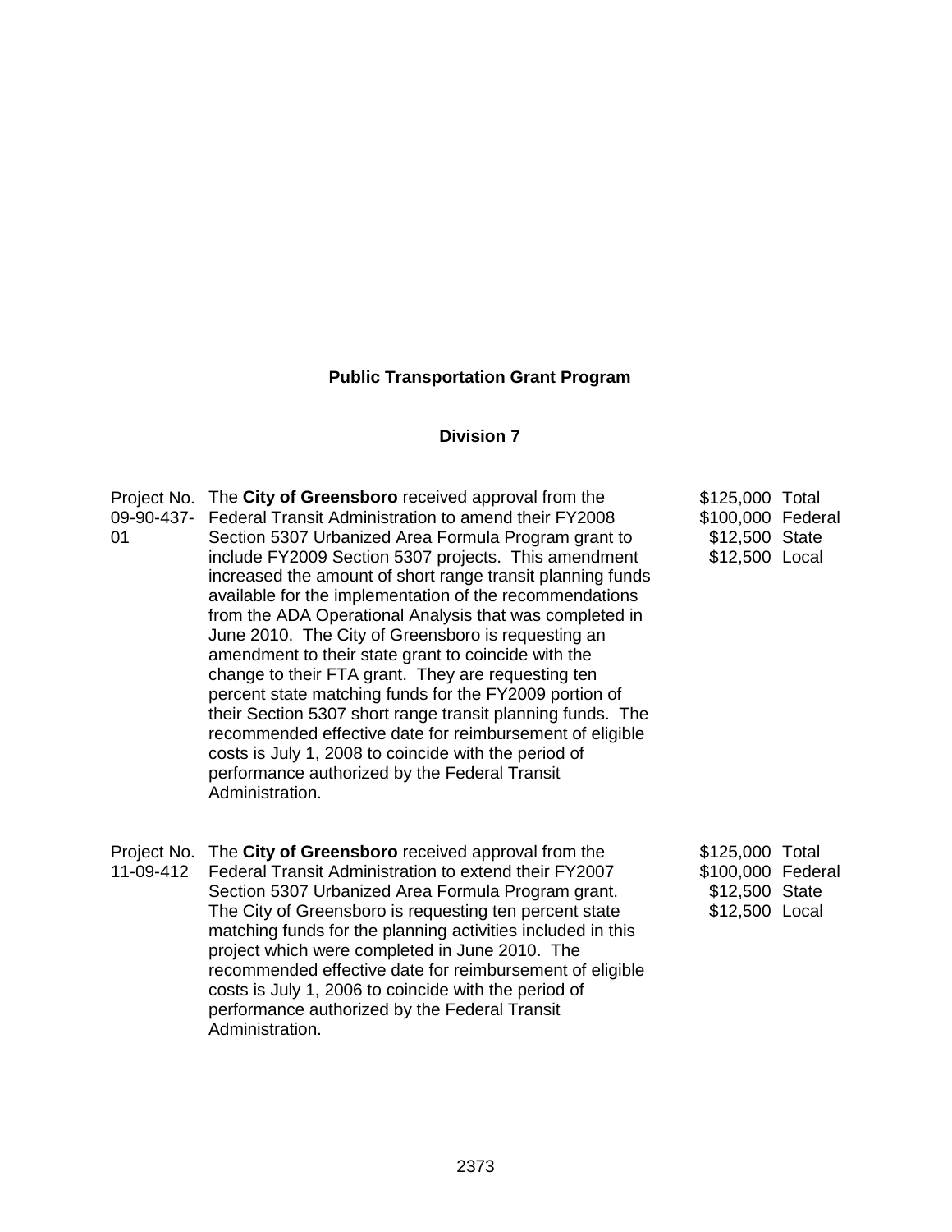## Public Transportation Grant Program

### Division 7

| | | |
|---|---|---|
| Project No. 09-90-437-01 | The **City of Greensboro** received approval from the Federal Transit Administration to amend their FY2008 Section 5307 Urbanized Area Formula Program grant to include FY2009 Section 5307 projects. This amendment increased the amount of short range transit planning funds available for the implementation of the recommendations from the ADA Operational Analysis that was completed in June 2010. The City of Greensboro is requesting an amendment to their state grant to coincide with the change to their FTA grant. They are requesting ten percent state matching funds for the FY2009 portion of their Section 5307 short range transit planning funds. The recommended effective date for reimbursement of eligible costs is July 1, 2008 to coincide with the period of performance authorized by the Federal Transit Administration. | \$125,000 Total<br>\$100,000 Federal<br>\$12,500 State<br>\$12,500 Local |
| Project No. 11-09-412 | The **City of Greensboro** received approval from the Federal Transit Administration to extend their FY2007 Section 5307 Urbanized Area Formula Program grant. The City of Greensboro is requesting ten percent state matching funds for the planning activities included in this project which were completed in June 2010. The recommended effective date for reimbursement of eligible costs is July 1, 2006 to coincide with the period of performance authorized by the Federal Transit Administration. | \$125,000 Total<br>\$100,000 Federal<br>\$12,500 State<br>\$12,500 Local |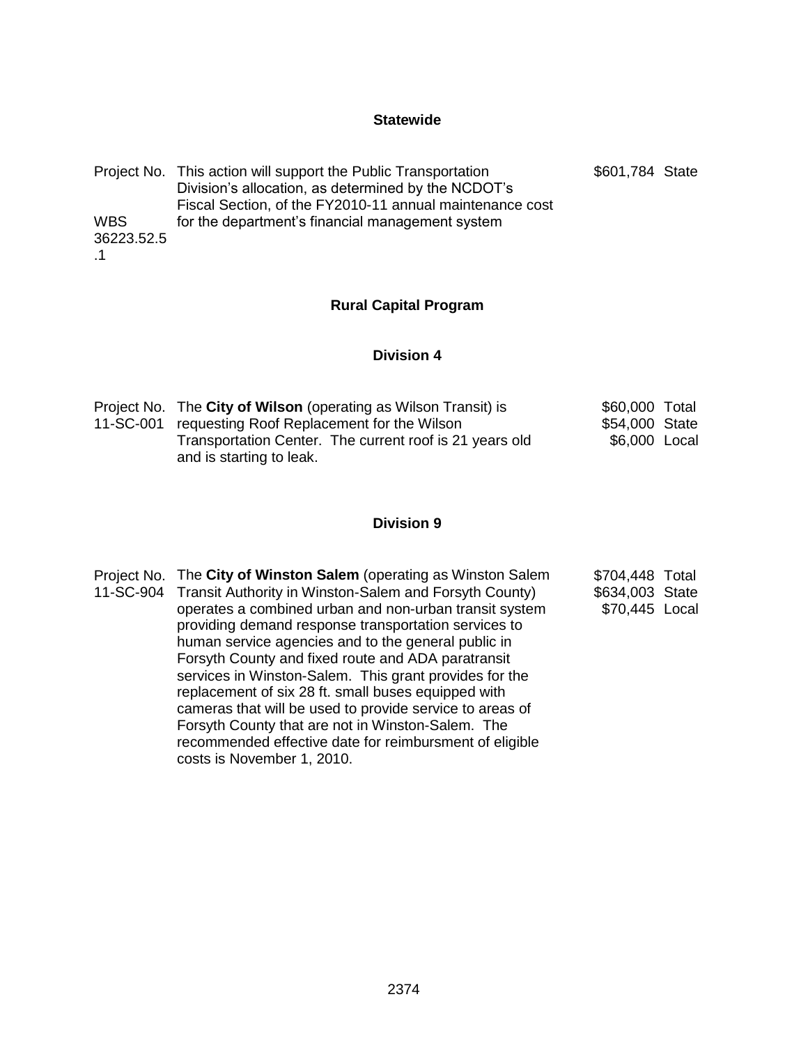## Statewide

| | | | |
|---|---|---|---|
| Project No.<br><br>WBS 36223.52.5.1 | This action will support the Public Transportation Division's allocation, as determined by the NCDOT's Fiscal Section, of the FY2010-11 annual maintenance cost for the department's financial management system | $601,784 | State |

## Rural Capital Program

### Division 4

| | | | |
|---|---|---|---|
| Project No.<br>11-SC-001 | The **City of Wilson** (operating as Wilson Transit) is requesting Roof Replacement for the Wilson Transportation Center. The current roof is 21 years old and is starting to leak. | $60,000<br>$54,000<br>$6,000 | Total<br>State<br>Local |

### Division 9

| | | | |
|---|---|---|---|
| Project No.<br>11-SC-904 | The **City of Winston Salem** (operating as Winston Salem Transit Authority in Winston-Salem and Forsyth County) operates a combined urban and non-urban transit system providing demand response transportation services to human service agencies and to the general public in Forsyth County and fixed route and ADA paratransit services in Winston-Salem. This grant provides for the replacement of six 28 ft. small buses equipped with cameras that will be used to provide service to areas of Forsyth County that are not in Winston-Salem. The recommended effective date for reimbursment of eligible costs is November 1, 2010. | $704,448<br>$634,003<br>$70,445 | Total<br>State<br>Local |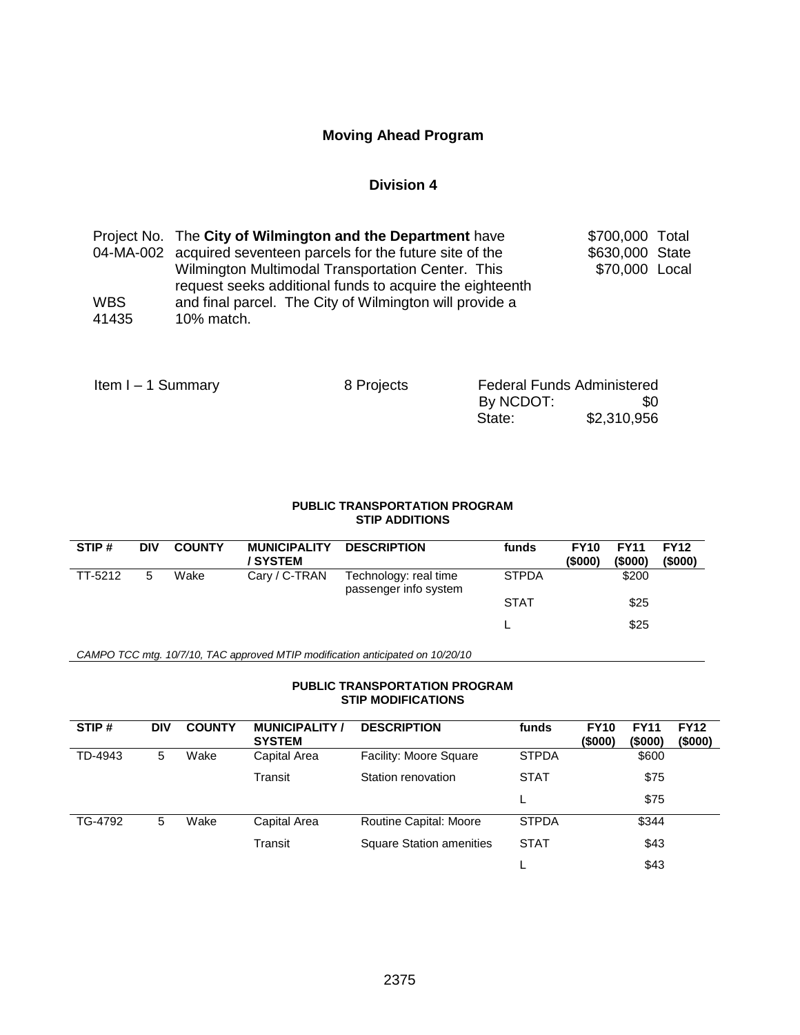## Moving Ahead Program

### Division 4

| | | |
|---|---|---|
| Project No. 04-MA-002 | The **City of Wilmington and the Department** have acquired seventeen parcels for the future site of the Wilmington Multimodal Transportation Center. This request seeks additional funds to acquire the eighteenth and final parcel. The City of Wilmington will provide a 10% match. | \$700,000 Total<br>\$630,000 State<br>\$70,000 Local |
| WBS 41435 | | |

Item I – 1 Summary    8 Projects    Federal Funds Administered By NCDOT: \$0
State: \$2,310,956

**PUBLIC TRANSPORTATION PROGRAM**
**STIP ADDITIONS**

| STIP # | DIV | COUNTY | MUNICIPALITY / SYSTEM | DESCRIPTION | funds | FY10 (\$000) | FY11 (\$000) | FY12 (\$000) |
|---|---|---|---|---|---|---|---|---|
| TT-5212 | 5 | Wake | Cary / C-TRAN | Technology: real time passenger info system | STPDA | | \$200 | |
| | | | | | STAT | | \$25 | |
| | | | | | L | | \$25 | |

*CAMPO TCC mtg. 10/7/10, TAC approved MTIP modification anticipated on 10/20/10*

**PUBLIC TRANSPORTATION PROGRAM**
**STIP MODIFICATIONS**

| STIP # | DIV | COUNTY | MUNICIPALITY / SYSTEM | DESCRIPTION | funds | FY10 (\$000) | FY11 (\$000) | FY12 (\$000) |
|---|---|---|---|---|---|---|---|---|
| TD-4943 | 5 | Wake | Capital Area | Facility: Moore Square | STPDA | | \$600 | |
| | | | Transit | Station renovation | STAT | | \$75 | |
| | | | | | L | | \$75 | |
| TG-4792 | 5 | Wake | Capital Area | Routine Capital: Moore | STPDA | | \$344 | |
| | | | Transit | Square Station amenities | STAT | | \$43 | |
| | | | | | L | | \$43 | |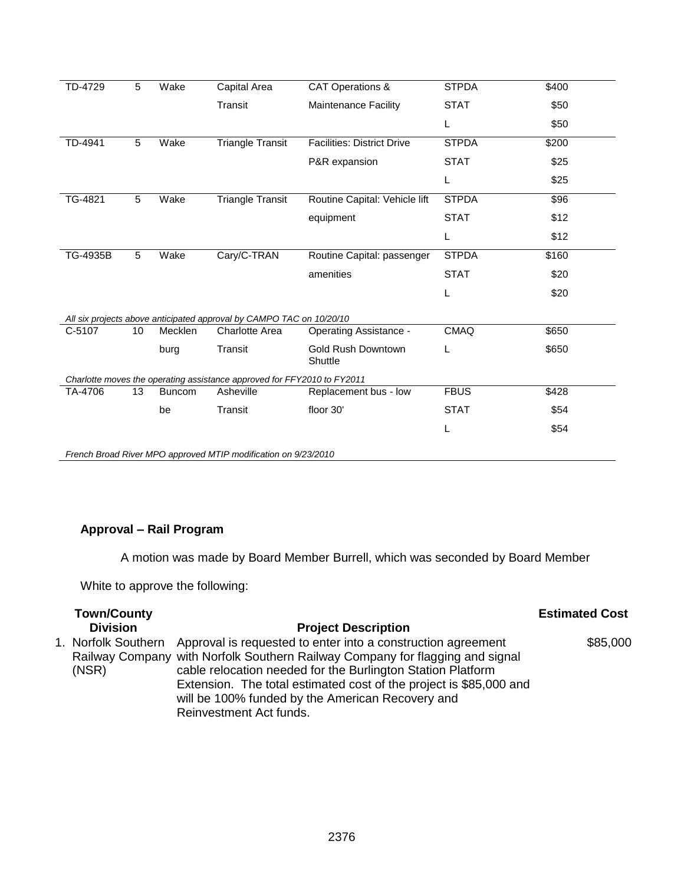| | | | | | | |
|---|---|---|---|---|---|---|
| TD-4729 | 5 | Wake | Capital Area Transit | CAT Operations & Maintenance Facility | STPDA | $400 |
| | | | | | STAT | $50 |
| | | | | | L | $50 |
| TD-4941 | 5 | Wake | Triangle Transit | Facilities: District Drive P&R expansion | STPDA | $200 |
| | | | | | STAT | $25 |
| | | | | | L | $25 |
| TG-4821 | 5 | Wake | Triangle Transit | Routine Capital: Vehicle lift equipment | STPDA | $96 |
| | | | | | STAT | $12 |
| | | | | | L | $12 |
| TG-4935B | 5 | Wake | Cary/C-TRAN | Routine Capital: passenger amenities | STPDA | $160 |
| | | | | | STAT | $20 |
| | | | | | L | $20 |
| *All six projects above anticipated approval by CAMPO TAC on 10/20/10* | | | | | | |
| C-5107 | 10 | Mecklenburg | Charlotte Area Transit | Operating Assistance - Gold Rush Downtown Shuttle | CMAQ | $650 |
| | | | | | L | $650 |
| *Charlotte moves the operating assistance approved for FFY2010 to FY2011* | | | | | | |
| TA-4706 | 13 | Buncombe | Asheville Transit | Replacement bus - low floor 30' | FBUS | $428 |
| | | | | | STAT | $54 |
| | | | | | L | $54 |
| *French Broad River MPO approved MTIP modification on 9/23/2010* | | | | | | |

**Approval – Rail Program**

A motion was made by Board Member Burrell, which was seconded by Board Member White to approve the following:

| Town/County Division | Project Description | Estimated Cost |
|---|---|---|
| 1. Norfolk Southern Railway Company (NSR) | Approval is requested to enter into a construction agreement with Norfolk Southern Railway Company for flagging and signal cable relocation needed for the Burlington Station Platform Extension. The total estimated cost of the project is $85,000 and will be 100% funded by the American Recovery and Reinvestment Act funds. | $85,000 |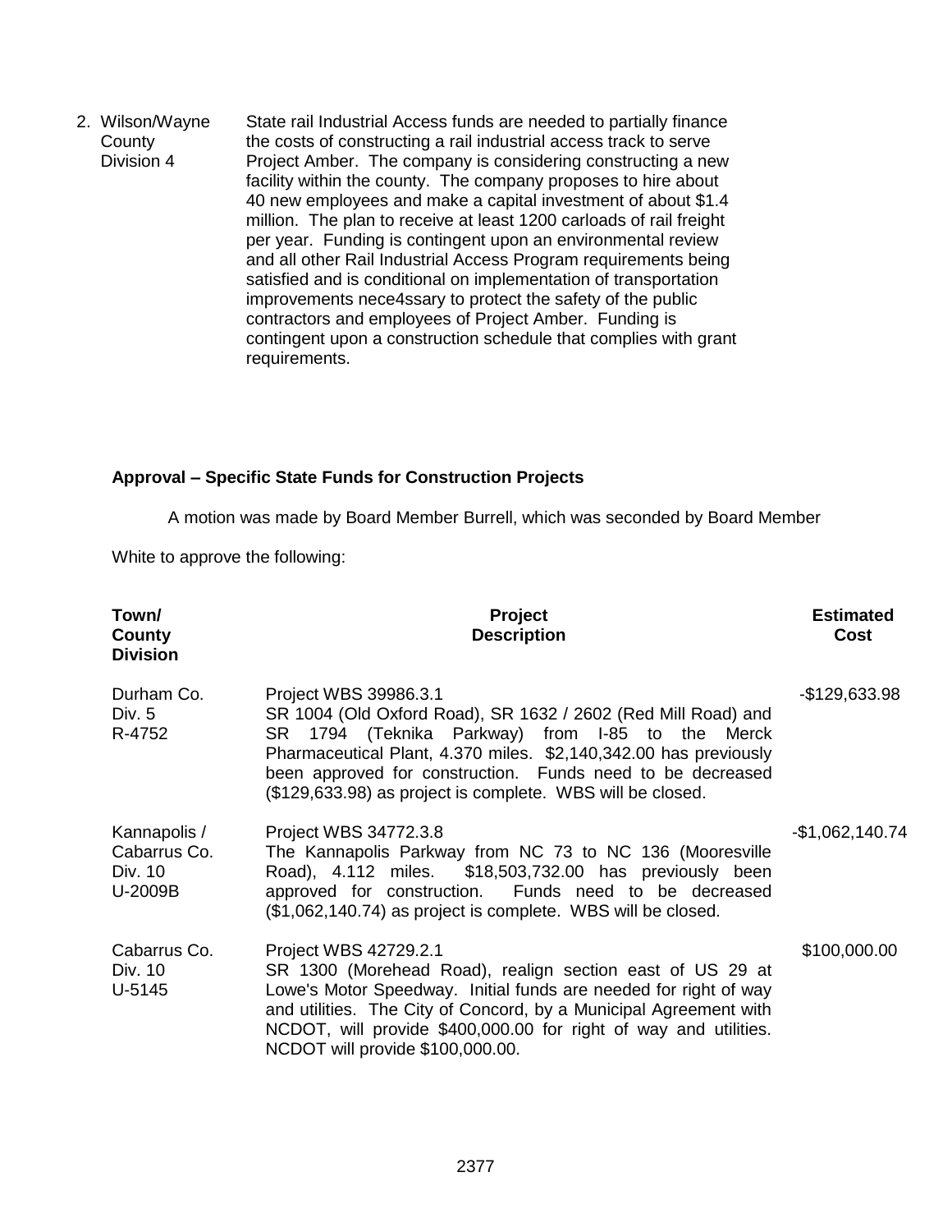2. Wilson/Wayne County Division 4 — State rail Industrial Access funds are needed to partially finance the costs of constructing a rail industrial access track to serve Project Amber. The company is considering constructing a new facility within the county. The company proposes to hire about 40 new employees and make a capital investment of about $1.4 million. The plan to receive at least 1200 carloads of rail freight per year. Funding is contingent upon an environmental review and all other Rail Industrial Access Program requirements being satisfied and is conditional on implementation of transportation improvements nece4ssary to protect the safety of the public contractors and employees of Project Amber. Funding is contingent upon a construction schedule that complies with grant requirements.

**Approval – Specific State Funds for Construction Projects**

A motion was made by Board Member Burrell, which was seconded by Board Member White to approve the following:

| Town/ County Division | Project Description | Estimated Cost |
|---|---|---|
| Durham Co. Div. 5 R-4752 | Project WBS 39986.3.1 SR 1004 (Old Oxford Road), SR 1632 / 2602 (Red Mill Road) and SR 1794 (Teknika Parkway) from I-85 to the Merck Pharmaceutical Plant, 4.370 miles. $2,140,342.00 has previously been approved for construction. Funds need to be decreased ($129,633.98) as project is complete. WBS will be closed. | -$129,633.98 |
| Kannapolis / Cabarrus Co. Div. 10 U-2009B | Project WBS 34772.3.8 The Kannapolis Parkway from NC 73 to NC 136 (Mooresville Road), 4.112 miles. $18,503,732.00 has previously been approved for construction. Funds need to be decreased ($1,062,140.74) as project is complete. WBS will be closed. | -$1,062,140.74 |
| Cabarrus Co. Div. 10 U-5145 | Project WBS 42729.2.1 SR 1300 (Morehead Road), realign section east of US 29 at Lowe's Motor Speedway. Initial funds are needed for right of way and utilities. The City of Concord, by a Municipal Agreement with NCDOT, will provide $400,000.00 for right of way and utilities. NCDOT will provide $100,000.00. | $100,000.00 |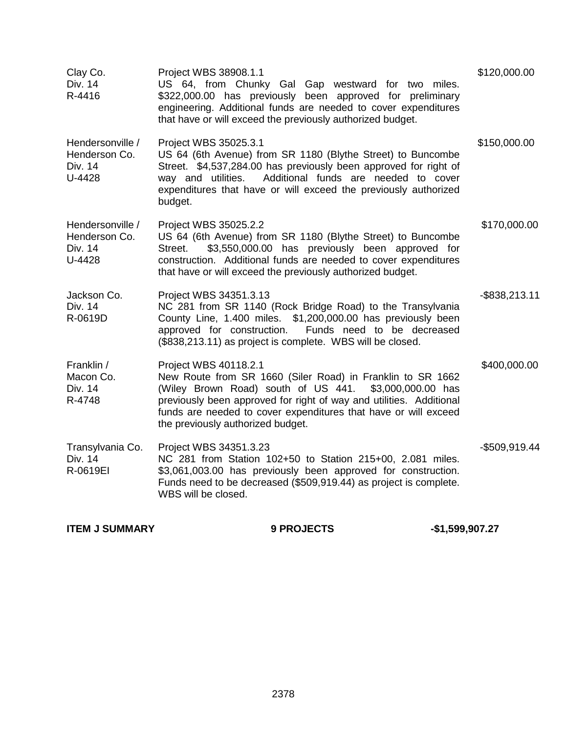| | | |
|---|---|---|
| Clay Co.<br>Div. 14<br>R-4416 | Project WBS 38908.1.1<br>US 64, from Chunky Gal Gap westward for two miles. $322,000.00 has previously been approved for preliminary engineering. Additional funds are needed to cover expenditures that have or will exceed the previously authorized budget. | $120,000.00 |
| Hendersonville /<br>Henderson Co.<br>Div. 14<br>U-4428 | Project WBS 35025.3.1<br>US 64 (6th Avenue) from SR 1180 (Blythe Street) to Buncombe Street. $4,537,284.00 has previously been approved for right of way and utilities. Additional funds are needed to cover expenditures that have or will exceed the previously authorized budget. | $150,000.00 |
| Hendersonville /<br>Henderson Co.<br>Div. 14<br>U-4428 | Project WBS 35025.2.2<br>US 64 (6th Avenue) from SR 1180 (Blythe Street) to Buncombe Street. $3,550,000.00 has previously been approved for construction. Additional funds are needed to cover expenditures that have or will exceed the previously authorized budget. | $170,000.00 |
| Jackson Co.<br>Div. 14<br>R-0619D | Project WBS 34351.3.13<br>NC 281 from SR 1140 (Rock Bridge Road) to the Transylvania County Line, 1.400 miles. $1,200,000.00 has previously been approved for construction. Funds need to be decreased ($838,213.11) as project is complete. WBS will be closed. | -$838,213.11 |
| Franklin /<br>Macon Co.<br>Div. 14<br>R-4748 | Project WBS 40118.2.1<br>New Route from SR 1660 (Siler Road) in Franklin to SR 1662 (Wiley Brown Road) south of US 441. $3,000,000.00 has previously been approved for right of way and utilities. Additional funds are needed to cover expenditures that have or will exceed the previously authorized budget. | $400,000.00 |
| Transylvania Co.<br>Div. 14<br>R-0619EI | Project WBS 34351.3.23<br>NC 281 from Station 102+50 to Station 215+00, 2.081 miles. $3,061,003.00 has previously been approved for construction. Funds need to be decreased ($509,919.44) as project is complete. WBS will be closed. | -$509,919.44 |

**ITEM J SUMMARY** **9 PROJECTS** **-$1,599,907.27**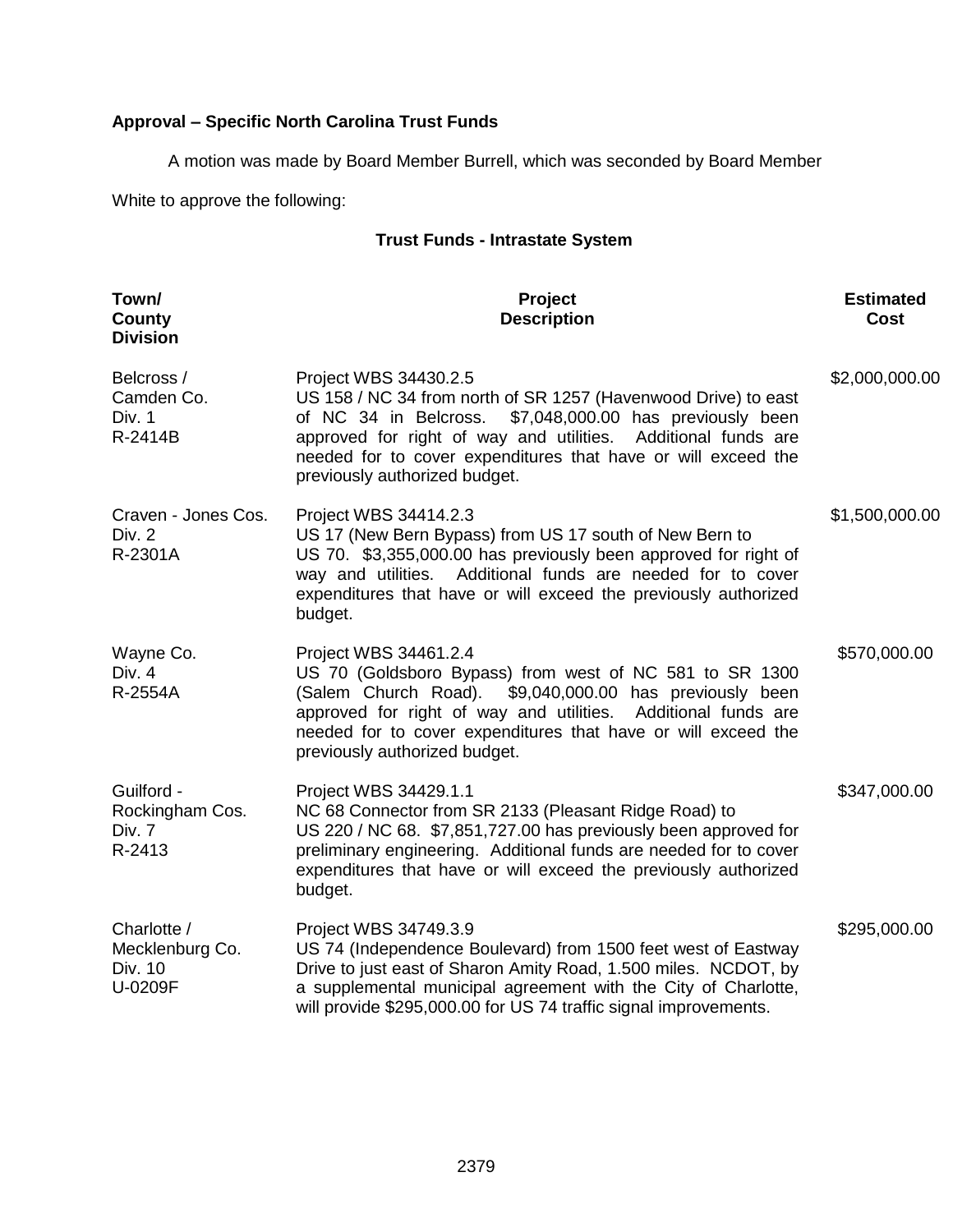**Approval – Specific North Carolina Trust Funds**

A motion was made by Board Member Burrell, which was seconded by Board Member White to approve the following:

**Trust Funds - Intrastate System**

| Town/ County Division | Project Description | Estimated Cost |
|---|---|---|
| Belcross / Camden Co. Div. 1 R-2414B | Project WBS 34430.2.5 US 158 / NC 34 from north of SR 1257 (Havenwood Drive) to east of NC 34 in Belcross. $7,048,000.00 has previously been approved for right of way and utilities. Additional funds are needed for to cover expenditures that have or will exceed the previously authorized budget. | $2,000,000.00 |
| Craven - Jones Cos. Div. 2 R-2301A | Project WBS 34414.2.3 US 17 (New Bern Bypass) from US 17 south of New Bern to US 70. $3,355,000.00 has previously been approved for right of way and utilities. Additional funds are needed for to cover expenditures that have or will exceed the previously authorized budget. | $1,500,000.00 |
| Wayne Co. Div. 4 R-2554A | Project WBS 34461.2.4 US 70 (Goldsboro Bypass) from west of NC 581 to SR 1300 (Salem Church Road). $9,040,000.00 has previously been approved for right of way and utilities. Additional funds are needed for to cover expenditures that have or will exceed the previously authorized budget. | $570,000.00 |
| Guilford - Rockingham Cos. Div. 7 R-2413 | Project WBS 34429.1.1 NC 68 Connector from SR 2133 (Pleasant Ridge Road) to US 220 / NC 68. $7,851,727.00 has previously been approved for preliminary engineering. Additional funds are needed for to cover expenditures that have or will exceed the previously authorized budget. | $347,000.00 |
| Charlotte / Mecklenburg Co. Div. 10 U-0209F | Project WBS 34749.3.9 US 74 (Independence Boulevard) from 1500 feet west of Eastway Drive to just east of Sharon Amity Road, 1.500 miles. NCDOT, by a supplemental municipal agreement with the City of Charlotte, will provide $295,000.00 for US 74 traffic signal improvements. | $295,000.00 |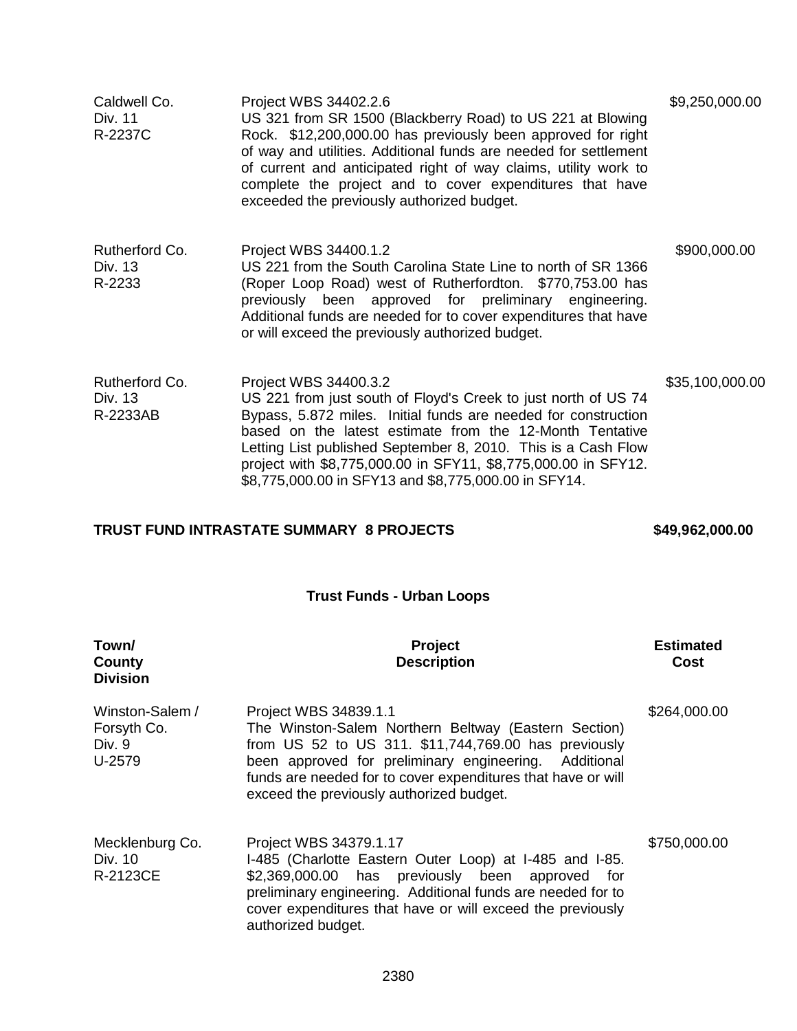| | | |
|---|---|---|
| Caldwell Co.<br>Div. 11<br>R-2237C | Project WBS 34402.2.6<br>US 321 from SR 1500 (Blackberry Road) to US 221 at Blowing Rock. $12,200,000.00 has previously been approved for right of way and utilities. Additional funds are needed for settlement of current and anticipated right of way claims, utility work to complete the project and to cover expenditures that have exceeded the previously authorized budget. | $9,250,000.00 |
| Rutherford Co.<br>Div. 13<br>R-2233 | Project WBS 34400.1.2<br>US 221 from the South Carolina State Line to north of SR 1366 (Roper Loop Road) west of Rutherfordton. $770,753.00 has previously been approved for preliminary engineering. Additional funds are needed for to cover expenditures that have or will exceed the previously authorized budget. | $900,000.00 |
| Rutherford Co.<br>Div. 13<br>R-2233AB | Project WBS 34400.3.2<br>US 221 from just south of Floyd's Creek to just north of US 74 Bypass, 5.872 miles. Initial funds are needed for construction based on the latest estimate from the 12-Month Tentative Letting List published September 8, 2010. This is a Cash Flow project with $8,775,000.00 in SFY11, $8,775,000.00 in SFY12. $8,775,000.00 in SFY13 and $8,775,000.00 in SFY14. | $35,100,000.00 |

**TRUST FUND INTRASTATE SUMMARY 8 PROJECTS** **$49,962,000.00**

### Trust Funds - Urban Loops

| Town/ County Division | Project Description | Estimated Cost |
|---|---|---|
| Winston-Salem /<br>Forsyth Co.<br>Div. 9<br>U-2579 | Project WBS 34839.1.1<br>The Winston-Salem Northern Beltway (Eastern Section) from US 52 to US 311. $11,744,769.00 has previously been approved for preliminary engineering. Additional funds are needed for to cover expenditures that have or will exceed the previously authorized budget. | $264,000.00 |
| Mecklenburg Co.<br>Div. 10<br>R-2123CE | Project WBS 34379.1.17<br>I-485 (Charlotte Eastern Outer Loop) at I-485 and I-85. $2,369,000.00 has previously been approved for preliminary engineering. Additional funds are needed for to cover expenditures that have or will exceed the previously authorized budget. | $750,000.00 |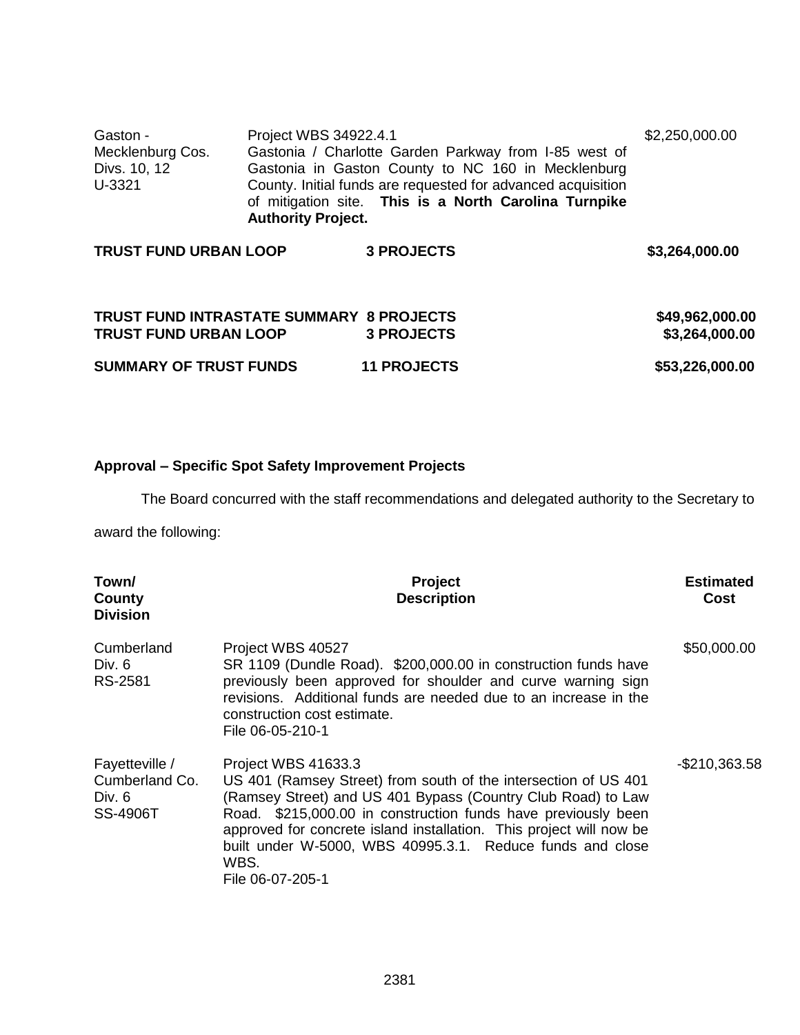| | | |
|---|---|---|
| Gaston - Mecklenburg Cos. Divs. 10, 12 U-3321 | Project WBS 34922.4.1 Gastonia / Charlotte Garden Parkway from I-85 west of Gastonia in Gaston County to NC 160 in Mecklenburg County. Initial funds are requested for advanced acquisition of mitigation site. **This is a North Carolina Turnpike Authority Project.** | $2,250,000.00 |

| | | |
|---|---|---|
| **TRUST FUND URBAN LOOP** | **3 PROJECTS** | **$3,264,000.00** |
| | | |
| **TRUST FUND INTRASTATE SUMMARY** | **8 PROJECTS** | **$49,962,000.00** |
| **TRUST FUND URBAN LOOP** | **3 PROJECTS** | **$3,264,000.00** |
| **SUMMARY OF TRUST FUNDS** | **11 PROJECTS** | **$53,226,000.00** |

**Approval – Specific Spot Safety Improvement Projects**

The Board concurred with the staff recommendations and delegated authority to the Secretary to award the following:

| Town/ County Division | Project Description | Estimated Cost |
|---|---|---|
| Cumberland Div. 6 RS-2581 | Project WBS 40527 SR 1109 (Dundle Road). $200,000.00 in construction funds have previously been approved for shoulder and curve warning sign revisions. Additional funds are needed due to an increase in the construction cost estimate. File 06-05-210-1 | $50,000.00 |
| Fayetteville / Cumberland Co. Div. 6 SS-4906T | Project WBS 41633.3 US 401 (Ramsey Street) from south of the intersection of US 401 (Ramsey Street) and US 401 Bypass (Country Club Road) to Law Road. $215,000.00 in construction funds have previously been approved for concrete island installation. This project will now be built under W-5000, WBS 40995.3.1. Reduce funds and close WBS. File 06-07-205-1 | -$210,363.58 |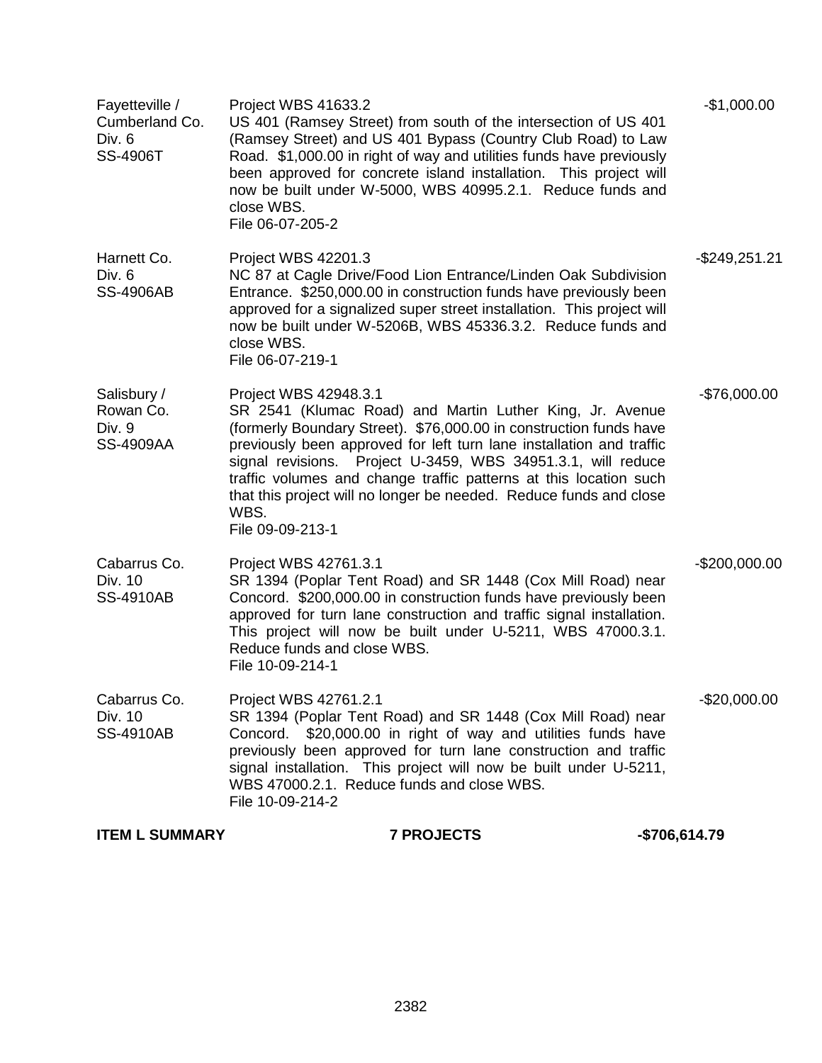| | | |
|---|---|---|
| Fayetteville / Cumberland Co. Div. 6 SS-4906T | Project WBS 41633.2<br>US 401 (Ramsey Street) from south of the intersection of US 401 (Ramsey Street) and US 401 Bypass (Country Club Road) to Law Road. $1,000.00 in right of way and utilities funds have previously been approved for concrete island installation. This project will now be built under W-5000, WBS 40995.2.1. Reduce funds and close WBS.<br>File 06-07-205-2 | -$1,000.00 |
| Harnett Co. Div. 6 SS-4906AB | Project WBS 42201.3<br>NC 87 at Cagle Drive/Food Lion Entrance/Linden Oak Subdivision Entrance. $250,000.00 in construction funds have previously been approved for a signalized super street installation. This project will now be built under W-5206B, WBS 45336.3.2. Reduce funds and close WBS.<br>File 06-07-219-1 | -$249,251.21 |
| Salisbury / Rowan Co. Div. 9 SS-4909AA | Project WBS 42948.3.1<br>SR 2541 (Klumac Road) and Martin Luther King, Jr. Avenue (formerly Boundary Street). $76,000.00 in construction funds have previously been approved for left turn lane installation and traffic signal revisions. Project U-3459, WBS 34951.3.1, will reduce traffic volumes and change traffic patterns at this location such that this project will no longer be needed. Reduce funds and close WBS.<br>File 09-09-213-1 | -$76,000.00 |
| Cabarrus Co. Div. 10 SS-4910AB | Project WBS 42761.3.1<br>SR 1394 (Poplar Tent Road) and SR 1448 (Cox Mill Road) near Concord. $200,000.00 in construction funds have previously been approved for turn lane construction and traffic signal installation. This project will now be built under U-5211, WBS 47000.3.1. Reduce funds and close WBS.<br>File 10-09-214-1 | -$200,000.00 |
| Cabarrus Co. Div. 10 SS-4910AB | Project WBS 42761.2.1<br>SR 1394 (Poplar Tent Road) and SR 1448 (Cox Mill Road) near Concord. $20,000.00 in right of way and utilities funds have previously been approved for turn lane construction and traffic signal installation. This project will now be built under U-5211, WBS 47000.2.1. Reduce funds and close WBS.<br>File 10-09-214-2 | -$20,000.00 |
| **ITEM L SUMMARY** | **7 PROJECTS** | **-$706,614.79** |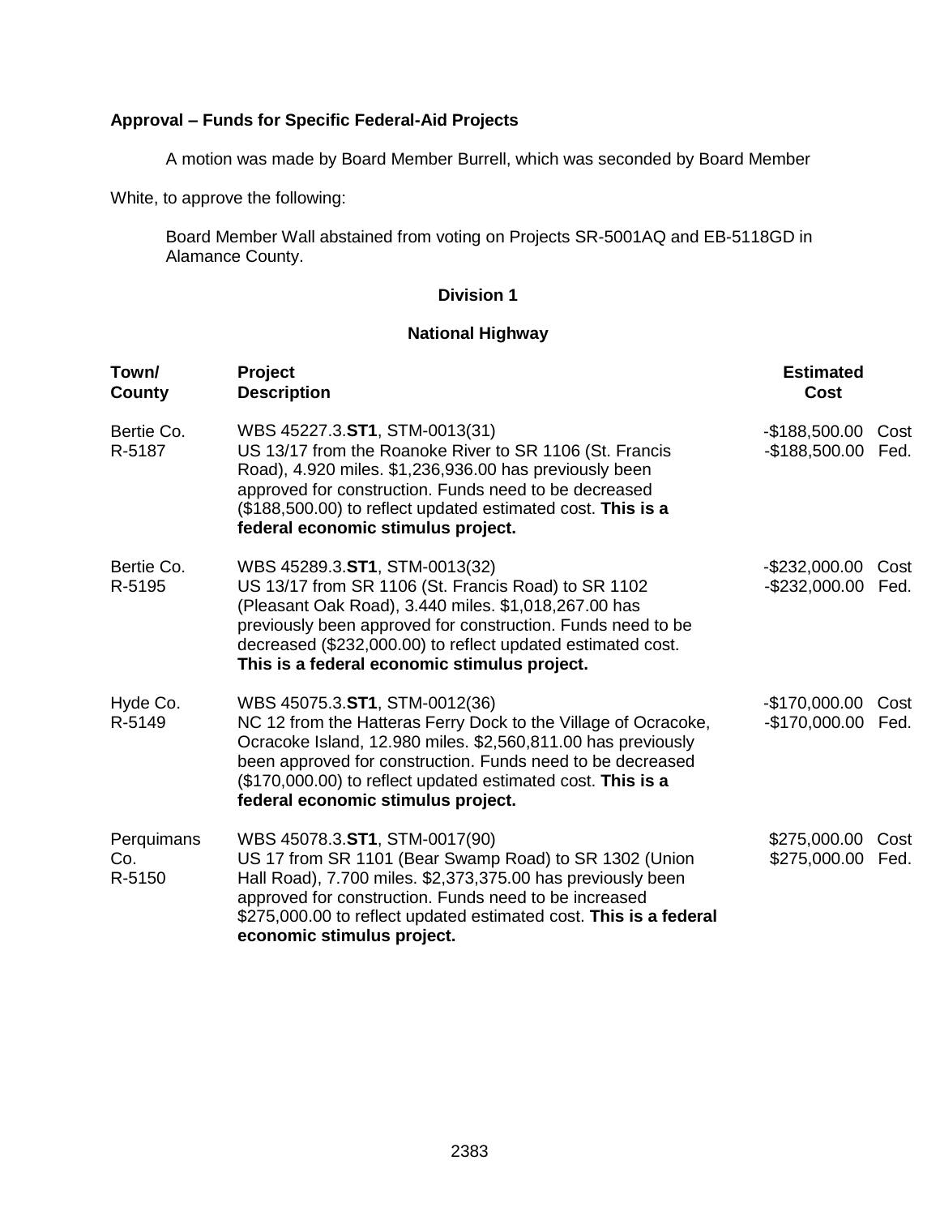**Approval – Funds for Specific Federal-Aid Projects**

A motion was made by Board Member Burrell, which was seconded by Board Member White, to approve the following:

Board Member Wall abstained from voting on Projects SR-5001AQ and EB-5118GD in Alamance County.

**Division 1**

**National Highway**

| Town/ County | Project Description | Estimated Cost | |
|---|---|---|---|
| Bertie Co. R-5187 | WBS 45227.3.**ST1**, STM-0013(31) US 13/17 from the Roanoke River to SR 1106 (St. Francis Road), 4.920 miles. $1,236,936.00 has previously been approved for construction. Funds need to be decreased ($188,500.00) to reflect updated estimated cost. **This is a federal economic stimulus project.** | -$188,500.00<br>-$188,500.00 | Cost<br>Fed. |
| Bertie Co. R-5195 | WBS 45289.3.**ST1**, STM-0013(32) US 13/17 from SR 1106 (St. Francis Road) to SR 1102 (Pleasant Oak Road), 3.440 miles. $1,018,267.00 has previously been approved for construction. Funds need to be decreased ($232,000.00) to reflect updated estimated cost. **This is a federal economic stimulus project.** | -$232,000.00<br>-$232,000.00 | Cost<br>Fed. |
| Hyde Co. R-5149 | WBS 45075.3.**ST1**, STM-0012(36) NC 12 from the Hatteras Ferry Dock to the Village of Ocracoke, Ocracoke Island, 12.980 miles. $2,560,811.00 has previously been approved for construction. Funds need to be decreased ($170,000.00) to reflect updated estimated cost. **This is a federal economic stimulus project.** | -$170,000.00<br>-$170,000.00 | Cost<br>Fed. |
| Perquimans Co. R-5150 | WBS 45078.3.**ST1**, STM-0017(90) US 17 from SR 1101 (Bear Swamp Road) to SR 1302 (Union Hall Road), 7.700 miles. $2,373,375.00 has previously been approved for construction. Funds need to be increased $275,000.00 to reflect updated estimated cost. **This is a federal economic stimulus project.** | $275,000.00<br>$275,000.00 | Cost<br>Fed. |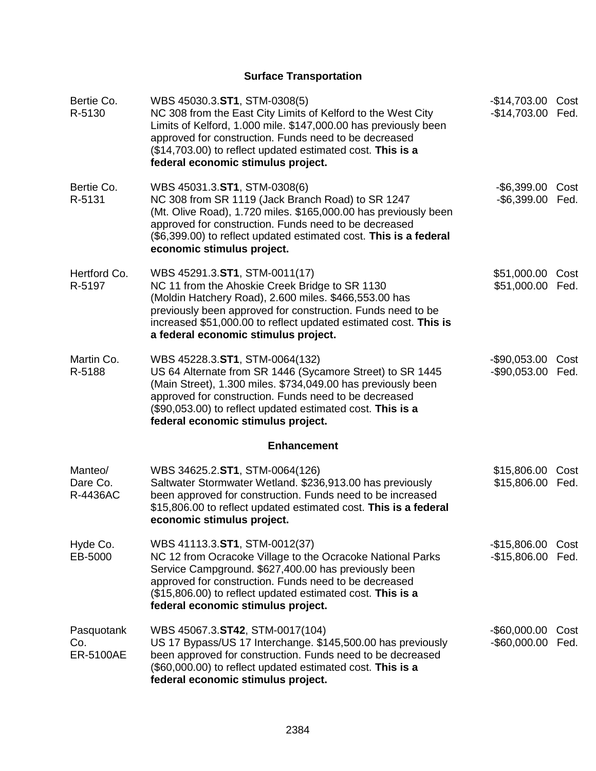## Surface Transportation

| | | | |
|---|---|---|---|
| Bertie Co.<br>R-5130 | WBS 45030.3.**ST1**, STM-0308(5)<br>NC 308 from the East City Limits of Kelford to the West City Limits of Kelford, 1.000 mile. $147,000.00 has previously been approved for construction. Funds need to be decreased ($14,703.00) to reflect updated estimated cost. **This is a federal economic stimulus project.** | -$14,703.00<br>-$14,703.00 | Cost<br>Fed. |
| Bertie Co.<br>R-5131 | WBS 45031.3.**ST1**, STM-0308(6)<br>NC 308 from SR 1119 (Jack Branch Road) to SR 1247 (Mt. Olive Road), 1.720 miles. $165,000.00 has previously been approved for construction. Funds need to be decreased ($6,399.00) to reflect updated estimated cost. **This is a federal economic stimulus project.** | -$6,399.00<br>-$6,399.00 | Cost<br>Fed. |
| Hertford Co.<br>R-5197 | WBS 45291.3.**ST1**, STM-0011(17)<br>NC 11 from the Ahoskie Creek Bridge to SR 1130 (Moldin Hatchery Road), 2.600 miles. $466,553.00 has previously been approved for construction. Funds need to be increased $51,000.00 to reflect updated estimated cost. **This is a federal economic stimulus project.** | $51,000.00<br>$51,000.00 | Cost<br>Fed. |
| Martin Co.<br>R-5188 | WBS 45228.3.**ST1**, STM-0064(132)<br>US 64 Alternate from SR 1446 (Sycamore Street) to SR 1445 (Main Street), 1.300 miles. $734,049.00 has previously been approved for construction. Funds need to be decreased ($90,053.00) to reflect updated estimated cost. **This is a federal economic stimulus project.** | -$90,053.00<br>-$90,053.00 | Cost<br>Fed. |

## Enhancement

| | | | |
|---|---|---|---|
| Manteo/<br>Dare Co.<br>R-4436AC | WBS 34625.2.**ST1**, STM-0064(126)<br>Saltwater Stormwater Wetland. $236,913.00 has previously been approved for construction. Funds need to be increased $15,806.00 to reflect updated estimated cost. **This is a federal economic stimulus project.** | $15,806.00<br>$15,806.00 | Cost<br>Fed. |
| Hyde Co.<br>EB-5000 | WBS 41113.3.**ST1**, STM-0012(37)<br>NC 12 from Ocracoke Village to the Ocracoke National Parks Service Campground. $627,400.00 has previously been approved for construction. Funds need to be decreased ($15,806.00) to reflect updated estimated cost. **This is a federal economic stimulus project.** | -$15,806.00<br>-$15,806.00 | Cost<br>Fed. |
| Pasquotank Co.<br>ER-5100AE | WBS 45067.3.**ST42**, STM-0017(104)<br>US 17 Bypass/US 17 Interchange. $145,500.00 has previously been approved for construction. Funds need to be decreased ($60,000.00) to reflect updated estimated cost. **This is a federal economic stimulus project.** | -$60,000.00<br>-$60,000.00 | Cost<br>Fed. |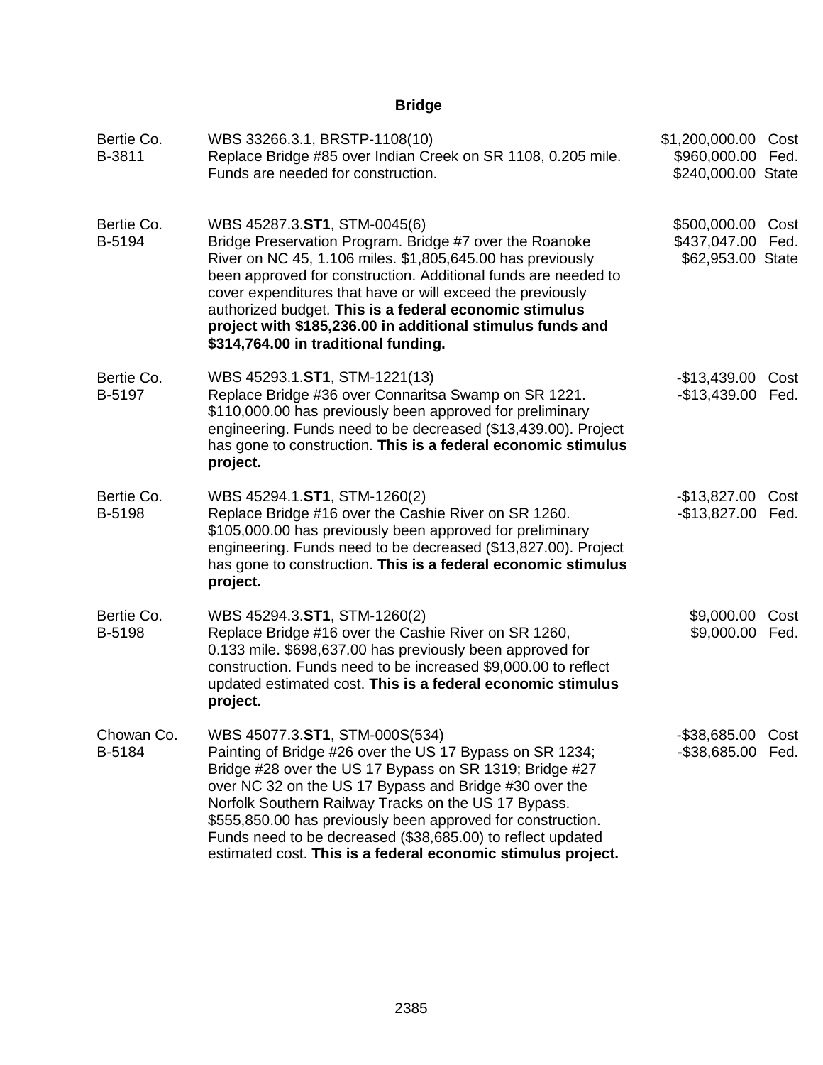## Bridge

| | | |
|---|---|---|
| Bertie Co.<br>B-3811 | WBS 33266.3.1, BRSTP-1108(10)<br>Replace Bridge #85 over Indian Creek on SR 1108, 0.205 mile. Funds are needed for construction. | $1,200,000.00 Cost<br>$960,000.00 Fed.<br>$240,000.00 State |
| Bertie Co.<br>B-5194 | WBS 45287.3.**ST1**, STM-0045(6)<br>Bridge Preservation Program. Bridge #7 over the Roanoke River on NC 45, 1.106 miles. $1,805,645.00 has previously been approved for construction. Additional funds are needed to cover expenditures that have or will exceed the previously authorized budget. **This is a federal economic stimulus project with $185,236.00 in additional stimulus funds and $314,764.00 in traditional funding.** | $500,000.00 Cost<br>$437,047.00 Fed.<br>$62,953.00 State |
| Bertie Co.<br>B-5197 | WBS 45293.1.**ST1**, STM-1221(13)<br>Replace Bridge #36 over Connaritsa Swamp on SR 1221. $110,000.00 has previously been approved for preliminary engineering. Funds need to be decreased ($13,439.00). Project has gone to construction. **This is a federal economic stimulus project.** | -$13,439.00 Cost<br>-$13,439.00 Fed. |
| Bertie Co.<br>B-5198 | WBS 45294.1.**ST1**, STM-1260(2)<br>Replace Bridge #16 over the Cashie River on SR 1260. $105,000.00 has previously been approved for preliminary engineering. Funds need to be decreased ($13,827.00). Project has gone to construction. **This is a federal economic stimulus project.** | -$13,827.00 Cost<br>-$13,827.00 Fed. |
| Bertie Co.<br>B-5198 | WBS 45294.3.**ST1**, STM-1260(2)<br>Replace Bridge #16 over the Cashie River on SR 1260, 0.133 mile. $698,637.00 has previously been approved for construction. Funds need to be increased $9,000.00 to reflect updated estimated cost. **This is a federal economic stimulus project.** | $9,000.00 Cost<br>$9,000.00 Fed. |
| Chowan Co.<br>B-5184 | WBS 45077.3.**ST1**, STM-000S(534)<br>Painting of Bridge #26 over the US 17 Bypass on SR 1234; Bridge #28 over the US 17 Bypass on SR 1319; Bridge #27 over NC 32 on the US 17 Bypass and Bridge #30 over the Norfolk Southern Railway Tracks on the US 17 Bypass. $555,850.00 has previously been approved for construction. Funds need to be decreased ($38,685.00) to reflect updated estimated cost. **This is a federal economic stimulus project.** | -$38,685.00 Cost<br>-$38,685.00 Fed. |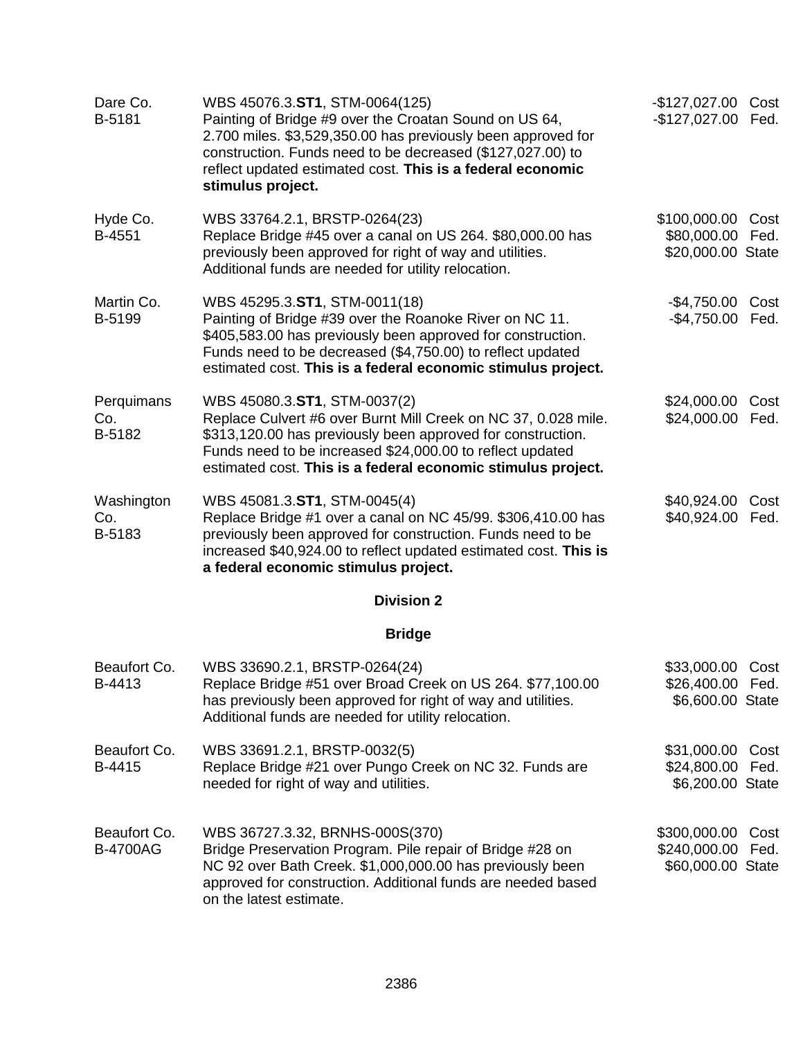| | | |
|---|---|---|
| Dare Co.<br>B-5181 | WBS 45076.3.**ST1**, STM-0064(125)<br>Painting of Bridge #9 over the Croatan Sound on US 64, 2.700 miles. $3,529,350.00 has previously been approved for construction. Funds need to be decreased ($127,027.00) to reflect updated estimated cost. **This is a federal economic stimulus project.** | -$127,027.00 Cost<br>-$127,027.00 Fed. |
| Hyde Co.<br>B-4551 | WBS 33764.2.1, BRSTP-0264(23)<br>Replace Bridge #45 over a canal on US 264. $80,000.00 has previously been approved for right of way and utilities. Additional funds are needed for utility relocation. | $100,000.00 Cost<br>$80,000.00 Fed.<br>$20,000.00 State |
| Martin Co.<br>B-5199 | WBS 45295.3.**ST1**, STM-0011(18)<br>Painting of Bridge #39 over the Roanoke River on NC 11. $405,583.00 has previously been approved for construction. Funds need to be decreased ($4,750.00) to reflect updated estimated cost. **This is a federal economic stimulus project.** | -$4,750.00 Cost<br>-$4,750.00 Fed. |
| Perquimans Co.<br>B-5182 | WBS 45080.3.**ST1**, STM-0037(2)<br>Replace Culvert #6 over Burnt Mill Creek on NC 37, 0.028 mile. $313,120.00 has previously been approved for construction. Funds need to be increased $24,000.00 to reflect updated estimated cost. **This is a federal economic stimulus project.** | $24,000.00 Cost<br>$24,000.00 Fed. |
| Washington Co.<br>B-5183 | WBS 45081.3.**ST1**, STM-0045(4)<br>Replace Bridge #1 over a canal on NC 45/99. $306,410.00 has previously been approved for construction. Funds need to be increased $40,924.00 to reflect updated estimated cost. **This is a federal economic stimulus project.** | $40,924.00 Cost<br>$40,924.00 Fed. |

## Division 2

### Bridge

| | | |
|---|---|---|
| Beaufort Co.<br>B-4413 | WBS 33690.2.1, BRSTP-0264(24)<br>Replace Bridge #51 over Broad Creek on US 264. $77,100.00 has previously been approved for right of way and utilities. Additional funds are needed for utility relocation. | $33,000.00 Cost<br>$26,400.00 Fed.<br>$6,600.00 State |
| Beaufort Co.<br>B-4415 | WBS 33691.2.1, BRSTP-0032(5)<br>Replace Bridge #21 over Pungo Creek on NC 32. Funds are needed for right of way and utilities. | $31,000.00 Cost<br>$24,800.00 Fed.<br>$6,200.00 State |
| Beaufort Co.<br>B-4700AG | WBS 36727.3.32, BRNHS-000S(370)<br>Bridge Preservation Program. Pile repair of Bridge #28 on NC 92 over Bath Creek. $1,000,000.00 has previously been approved for construction. Additional funds are needed based on the latest estimate. | $300,000.00 Cost<br>$240,000.00 Fed.<br>$60,000.00 State |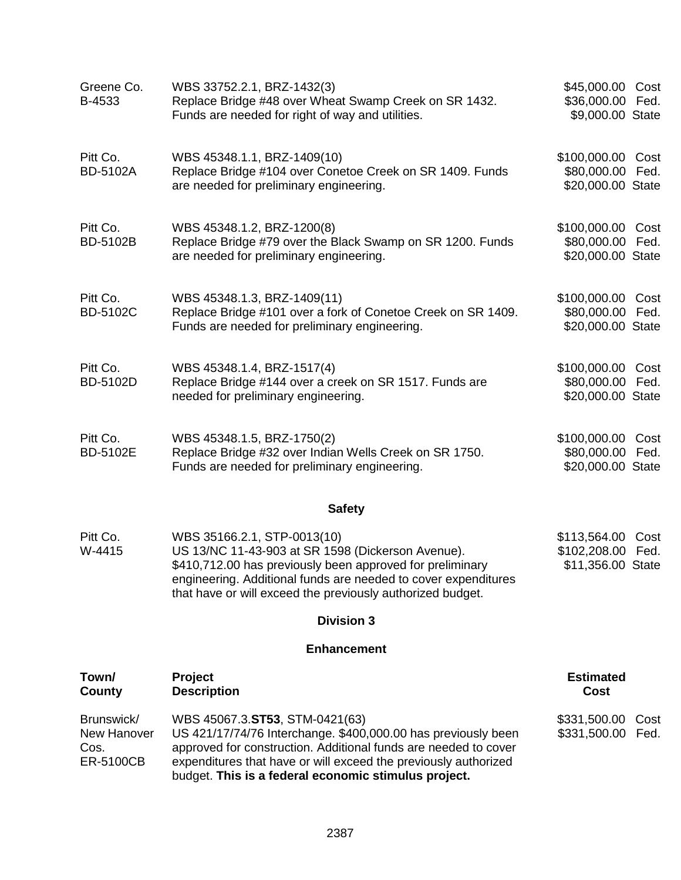| | | |
|---|---|---|
| Greene Co.<br>B-4533 | WBS 33752.2.1, BRZ-1432(3)<br>Replace Bridge #48 over Wheat Swamp Creek on SR 1432. Funds are needed for right of way and utilities. | $45,000.00 Cost<br>$36,000.00 Fed.<br>$9,000.00 State |
| Pitt Co.<br>BD-5102A | WBS 45348.1.1, BRZ-1409(10)<br>Replace Bridge #104 over Conetoe Creek on SR 1409. Funds are needed for preliminary engineering. | $100,000.00 Cost<br>$80,000.00 Fed.<br>$20,000.00 State |
| Pitt Co.<br>BD-5102B | WBS 45348.1.2, BRZ-1200(8)<br>Replace Bridge #79 over the Black Swamp on SR 1200. Funds are needed for preliminary engineering. | $100,000.00 Cost<br>$80,000.00 Fed.<br>$20,000.00 State |
| Pitt Co.<br>BD-5102C | WBS 45348.1.3, BRZ-1409(11)<br>Replace Bridge #101 over a fork of Conetoe Creek on SR 1409. Funds are needed for preliminary engineering. | $100,000.00 Cost<br>$80,000.00 Fed.<br>$20,000.00 State |
| Pitt Co.<br>BD-5102D | WBS 45348.1.4, BRZ-1517(4)<br>Replace Bridge #144 over a creek on SR 1517. Funds are needed for preliminary engineering. | $100,000.00 Cost<br>$80,000.00 Fed.<br>$20,000.00 State |
| Pitt Co.<br>BD-5102E | WBS 45348.1.5, BRZ-1750(2)<br>Replace Bridge #32 over Indian Wells Creek on SR 1750. Funds are needed for preliminary engineering. | $100,000.00 Cost<br>$80,000.00 Fed.<br>$20,000.00 State |

### Safety

| | | |
|---|---|---|
| Pitt Co.<br>W-4415 | WBS 35166.2.1, STP-0013(10)<br>US 13/NC 11-43-903 at SR 1598 (Dickerson Avenue). $410,712.00 has previously been approved for preliminary engineering. Additional funds are needed to cover expenditures that have or will exceed the previously authorized budget. | $113,564.00 Cost<br>$102,208.00 Fed.<br>$11,356.00 State |

### Division 3

### Enhancement

| Town/ County | Project Description | Estimated Cost |
|---|---|---|
| Brunswick/ New Hanover Cos.<br>ER-5100CB | WBS 45067.3.**ST53**, STM-0421(63)<br>US 421/17/74/76 Interchange. $400,000.00 has previously been approved for construction. Additional funds are needed to cover expenditures that have or will exceed the previously authorized budget. **This is a federal economic stimulus project.** | $331,500.00 Cost<br>$331,500.00 Fed. |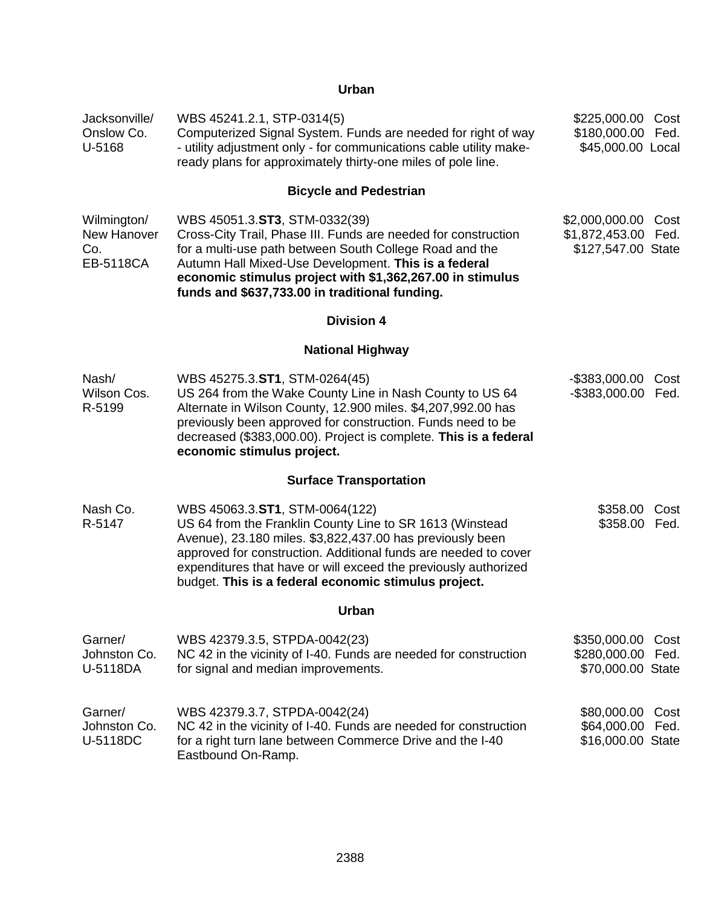### Urban

| | | |
|---|---|---|
| Jacksonville/ Onslow Co. U-5168 | WBS 45241.2.1, STP-0314(5) Computerized Signal System. Funds are needed for right of way - utility adjustment only - for communications cable utility make-ready plans for approximately thirty-one miles of pole line. | $225,000.00 Cost $180,000.00 Fed. $45,000.00 Local |

### Bicycle and Pedestrian

| | | |
|---|---|---|
| Wilmington/ New Hanover Co. EB-5118CA | WBS 45051.3.**ST3**, STM-0332(39) Cross-City Trail, Phase III. Funds are needed for construction for a multi-use path between South College Road and the Autumn Hall Mixed-Use Development. **This is a federal economic stimulus project with $1,362,267.00 in stimulus funds and $637,733.00 in traditional funding.** | $2,000,000.00 Cost $1,872,453.00 Fed. $127,547.00 State |

## Division 4

### National Highway

| | | |
|---|---|---|
| Nash/ Wilson Cos. R-5199 | WBS 45275.3.**ST1**, STM-0264(45) US 264 from the Wake County Line in Nash County to US 64 Alternate in Wilson County, 12.900 miles. $4,207,992.00 has previously been approved for construction. Funds need to be decreased ($383,000.00). Project is complete. **This is a federal economic stimulus project.** | -$383,000.00 Cost -$383,000.00 Fed. |

### Surface Transportation

| | | |
|---|---|---|
| Nash Co. R-5147 | WBS 45063.3.**ST1**, STM-0064(122) US 64 from the Franklin County Line to SR 1613 (Winstead Avenue), 23.180 miles. $3,822,437.00 has previously been approved for construction. Additional funds are needed to cover expenditures that have or will exceed the previously authorized budget. **This is a federal economic stimulus project.** | $358.00 Cost $358.00 Fed. |

### Urban

| | | |
|---|---|---|
| Garner/ Johnston Co. U-5118DA | WBS 42379.3.5, STPDA-0042(23) NC 42 in the vicinity of I-40. Funds are needed for construction for signal and median improvements. | $350,000.00 Cost $280,000.00 Fed. $70,000.00 State |
| Garner/ Johnston Co. U-5118DC | WBS 42379.3.7, STPDA-0042(24) NC 42 in the vicinity of I-40. Funds are needed for construction for a right turn lane between Commerce Drive and the I-40 Eastbound On-Ramp. | $80,000.00 Cost $64,000.00 Fed. $16,000.00 State |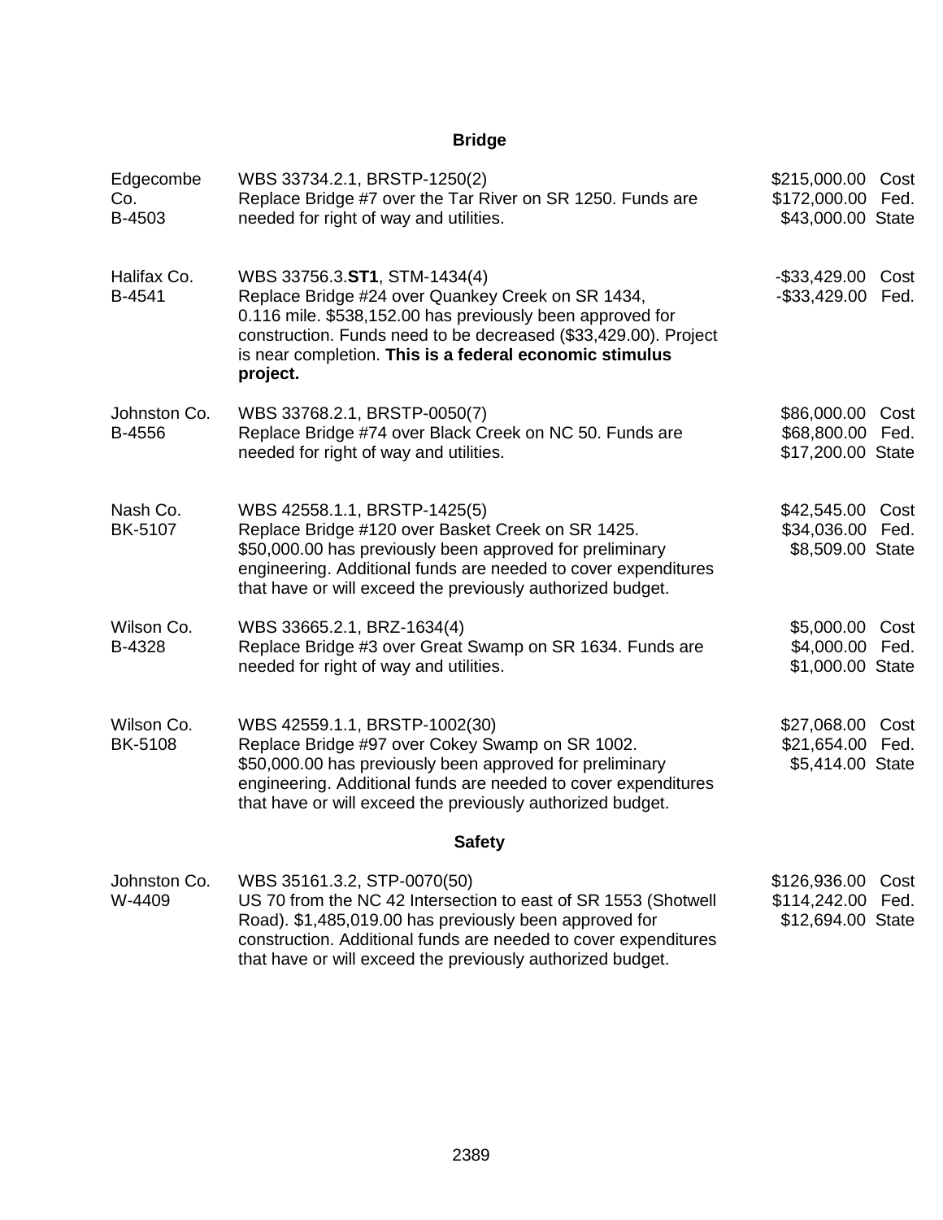## Bridge

| | | |
|---|---|---|
| Edgecombe Co.<br>B-4503 | WBS 33734.2.1, BRSTP-1250(2)<br>Replace Bridge #7 over the Tar River on SR 1250. Funds are needed for right of way and utilities. | $215,000.00 Cost<br>$172,000.00 Fed.<br>$43,000.00 State |
| Halifax Co.<br>B-4541 | WBS 33756.3.**ST1**, STM-1434(4)<br>Replace Bridge #24 over Quankey Creek on SR 1434, 0.116 mile. $538,152.00 has previously been approved for construction. Funds need to be decreased ($33,429.00). Project is near completion. **This is a federal economic stimulus project.** | -$33,429.00 Cost<br>-$33,429.00 Fed. |
| Johnston Co.<br>B-4556 | WBS 33768.2.1, BRSTP-0050(7)<br>Replace Bridge #74 over Black Creek on NC 50. Funds are needed for right of way and utilities. | $86,000.00 Cost<br>$68,800.00 Fed.<br>$17,200.00 State |
| Nash Co.<br>BK-5107 | WBS 42558.1.1, BRSTP-1425(5)<br>Replace Bridge #120 over Basket Creek on SR 1425. $50,000.00 has previously been approved for preliminary engineering. Additional funds are needed to cover expenditures that have or will exceed the previously authorized budget. | $42,545.00 Cost<br>$34,036.00 Fed.<br>$8,509.00 State |
| Wilson Co.<br>B-4328 | WBS 33665.2.1, BRZ-1634(4)<br>Replace Bridge #3 over Great Swamp on SR 1634. Funds are needed for right of way and utilities. | $5,000.00 Cost<br>$4,000.00 Fed.<br>$1,000.00 State |
| Wilson Co.<br>BK-5108 | WBS 42559.1.1, BRSTP-1002(30)<br>Replace Bridge #97 over Cokey Swamp on SR 1002. $50,000.00 has previously been approved for preliminary engineering. Additional funds are needed to cover expenditures that have or will exceed the previously authorized budget. | $27,068.00 Cost<br>$21,654.00 Fed.<br>$5,414.00 State |

## Safety

| | | |
|---|---|---|
| Johnston Co.<br>W-4409 | WBS 35161.3.2, STP-0070(50)<br>US 70 from the NC 42 Intersection to east of SR 1553 (Shotwell Road). $1,485,019.00 has previously been approved for construction. Additional funds are needed to cover expenditures that have or will exceed the previously authorized budget. | $126,936.00 Cost<br>$114,242.00 Fed.<br>$12,694.00 State |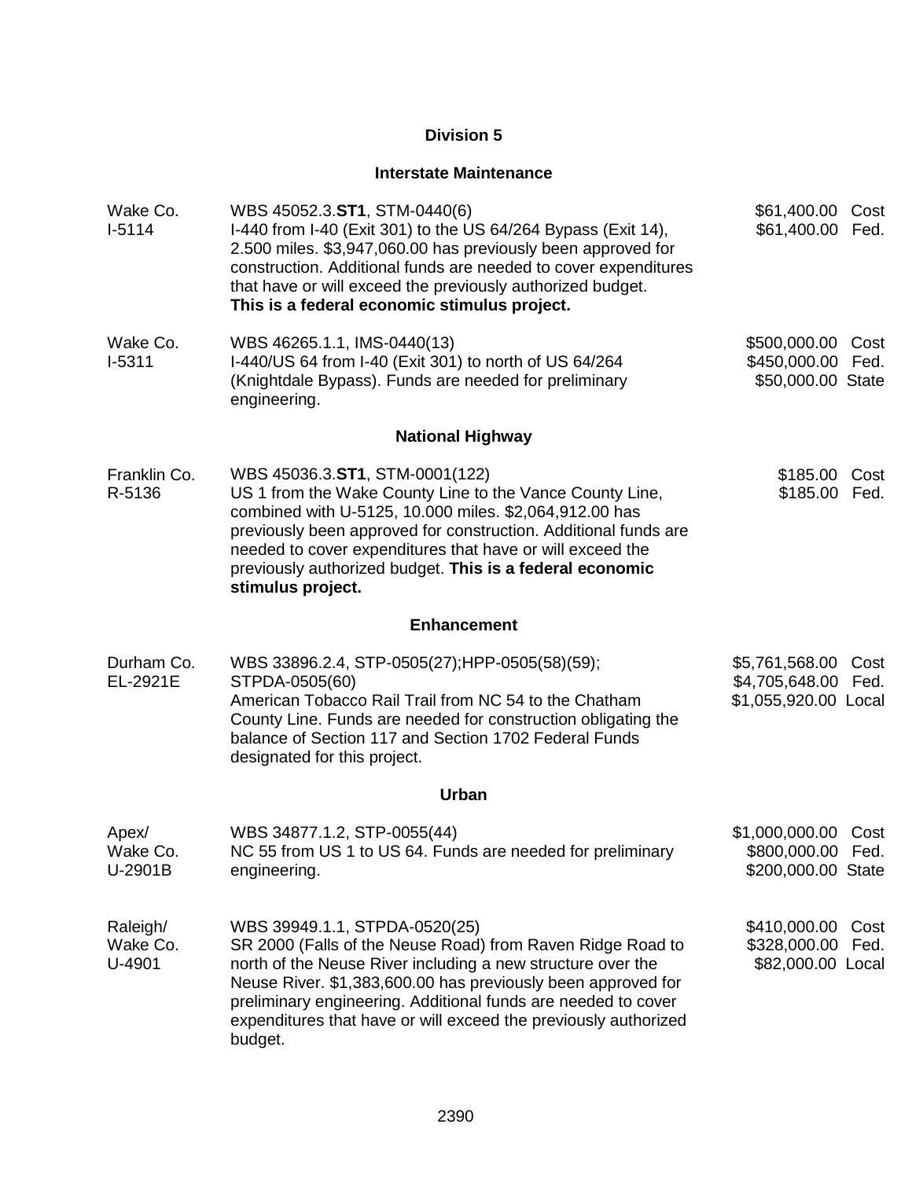## Division 5

### Interstate Maintenance

| | | | |
|---|---|---|---|
| Wake Co.<br>I-5114 | WBS 45052.3.**ST1**, STM-0440(6)<br>I-440 from I-40 (Exit 301) to the US 64/264 Bypass (Exit 14), 2.500 miles. $3,947,060.00 has previously been approved for construction. Additional funds are needed to cover expenditures that have or will exceed the previously authorized budget.<br>**This is a federal economic stimulus project.** | $61,400.00<br>$61,400.00 | Cost<br>Fed. |
| Wake Co.<br>I-5311 | WBS 46265.1.1, IMS-0440(13)<br>I-440/US 64 from I-40 (Exit 301) to north of US 64/264 (Knightdale Bypass). Funds are needed for preliminary engineering. | $500,000.00<br>$450,000.00<br>$50,000.00 | Cost<br>Fed.<br>State |

### National Highway

| | | | |
|---|---|---|---|
| Franklin Co.<br>R-5136 | WBS 45036.3.**ST1**, STM-0001(122)<br>US 1 from the Wake County Line to the Vance County Line, combined with U-5125, 10.000 miles. $2,064,912.00 has previously been approved for construction. Additional funds are needed to cover expenditures that have or will exceed the previously authorized budget. **This is a federal economic stimulus project.** | $185.00<br>$185.00 | Cost<br>Fed. |

### Enhancement

| | | | |
|---|---|---|---|
| Durham Co.<br>EL-2921E | WBS 33896.2.4, STP-0505(27);HPP-0505(58)(59); STPDA-0505(60)<br>American Tobacco Rail Trail from NC 54 to the Chatham County Line. Funds are needed for construction obligating the balance of Section 117 and Section 1702 Federal Funds designated for this project. | $5,761,568.00<br>$4,705,648.00<br>$1,055,920.00 | Cost<br>Fed.<br>Local |

### Urban

| | | | |
|---|---|---|---|
| Apex/<br>Wake Co.<br>U-2901B | WBS 34877.1.2, STP-0055(44)<br>NC 55 from US 1 to US 64. Funds are needed for preliminary engineering. | $1,000,000.00<br>$800,000.00<br>$200,000.00 | Cost<br>Fed.<br>State |
| Raleigh/<br>Wake Co.<br>U-4901 | WBS 39949.1.1, STPDA-0520(25)<br>SR 2000 (Falls of the Neuse Road) from Raven Ridge Road to north of the Neuse River including a new structure over the Neuse River. $1,383,600.00 has previously been approved for preliminary engineering. Additional funds are needed to cover expenditures that have or will exceed the previously authorized budget. | $410,000.00<br>$328,000.00<br>$82,000.00 | Cost<br>Fed.<br>Local |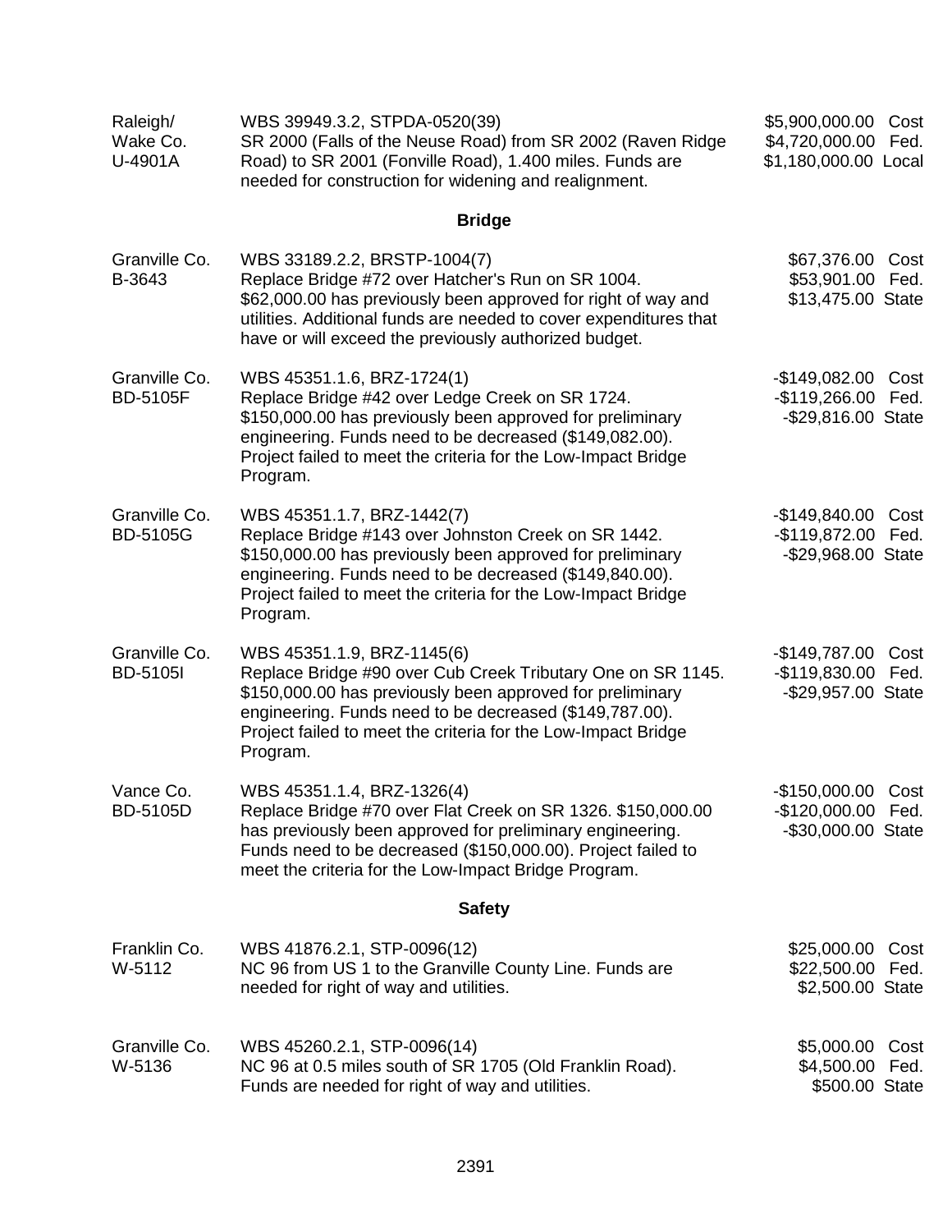| | | |
|---|---|---|
| Raleigh/ Wake Co. U-4901A | WBS 39949.3.2, STPDA-0520(39) SR 2000 (Falls of the Neuse Road) from SR 2002 (Raven Ridge Road) to SR 2001 (Fonville Road), 1.400 miles. Funds are needed for construction for widening and realignment. | $5,900,000.00 Cost<br>$4,720,000.00 Fed.<br>$1,180,000.00 Local |

**Bridge**

| | | |
|---|---|---|
| Granville Co. B-3643 | WBS 33189.2.2, BRSTP-1004(7) Replace Bridge #72 over Hatcher's Run on SR 1004. $62,000.00 has previously been approved for right of way and utilities. Additional funds are needed to cover expenditures that have or will exceed the previously authorized budget. | $67,376.00 Cost<br>$53,901.00 Fed.<br>$13,475.00 State |
| Granville Co. BD-5105F | WBS 45351.1.6, BRZ-1724(1) Replace Bridge #42 over Ledge Creek on SR 1724. $150,000.00 has previously been approved for preliminary engineering. Funds need to be decreased ($149,082.00). Project failed to meet the criteria for the Low-Impact Bridge Program. | -$149,082.00 Cost<br>-$119,266.00 Fed.<br>-$29,816.00 State |
| Granville Co. BD-5105G | WBS 45351.1.7, BRZ-1442(7) Replace Bridge #143 over Johnston Creek on SR 1442. $150,000.00 has previously been approved for preliminary engineering. Funds need to be decreased ($149,840.00). Project failed to meet the criteria for the Low-Impact Bridge Program. | -$149,840.00 Cost<br>-$119,872.00 Fed.<br>-$29,968.00 State |
| Granville Co. BD-5105I | WBS 45351.1.9, BRZ-1145(6) Replace Bridge #90 over Cub Creek Tributary One on SR 1145. $150,000.00 has previously been approved for preliminary engineering. Funds need to be decreased ($149,787.00). Project failed to meet the criteria for the Low-Impact Bridge Program. | -$149,787.00 Cost<br>-$119,830.00 Fed.<br>-$29,957.00 State |
| Vance Co. BD-5105D | WBS 45351.1.4, BRZ-1326(4) Replace Bridge #70 over Flat Creek on SR 1326. $150,000.00 has previously been approved for preliminary engineering. Funds need to be decreased ($150,000.00). Project failed to meet the criteria for the Low-Impact Bridge Program. | -$150,000.00 Cost<br>-$120,000.00 Fed.<br>-$30,000.00 State |

**Safety**

| | | |
|---|---|---|
| Franklin Co. W-5112 | WBS 41876.2.1, STP-0096(12) NC 96 from US 1 to the Granville County Line. Funds are needed for right of way and utilities. | $25,000.00 Cost<br>$22,500.00 Fed.<br>$2,500.00 State |
| Granville Co. W-5136 | WBS 45260.2.1, STP-0096(14) NC 96 at 0.5 miles south of SR 1705 (Old Franklin Road). Funds are needed for right of way and utilities. | $5,000.00 Cost<br>$4,500.00 Fed.<br>$500.00 State |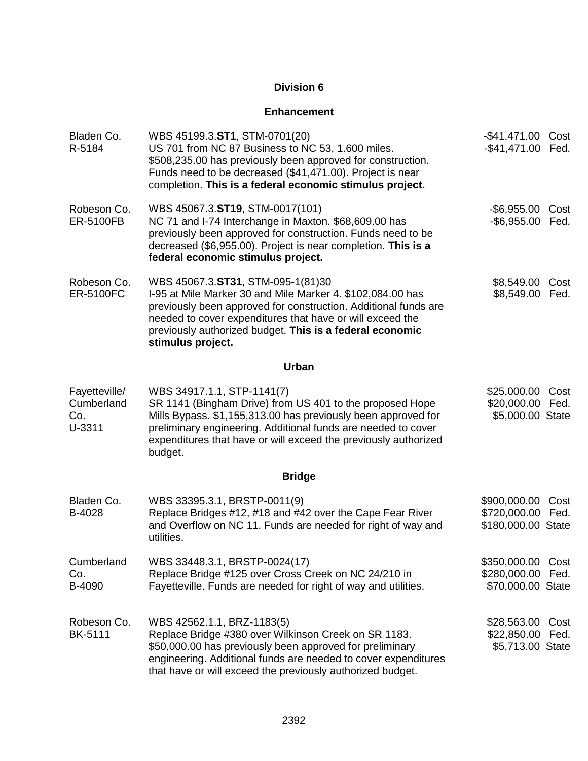## Division 6

### Enhancement

| | | | |
|---|---|---|---|
| Bladen Co.<br>R-5184 | WBS 45199.3.**ST1**, STM-0701(20)<br>US 701 from NC 87 Business to NC 53, 1.600 miles. $508,235.00 has previously been approved for construction. Funds need to be decreased ($41,471.00). Project is near completion. **This is a federal economic stimulus project.** | -$41,471.00<br>-$41,471.00 | Cost<br>Fed. |
| Robeson Co.<br>ER-5100FB | WBS 45067.3.**ST19**, STM-0017(101)<br>NC 71 and I-74 Interchange in Maxton. $68,609.00 has previously been approved for construction. Funds need to be decreased ($6,955.00). Project is near completion. **This is a federal economic stimulus project.** | -$6,955.00<br>-$6,955.00 | Cost<br>Fed. |
| Robeson Co.<br>ER-5100FC | WBS 45067.3.**ST31**, STM-095-1(81)30<br>I-95 at Mile Marker 30 and Mile Marker 4. $102,084.00 has previously been approved for construction. Additional funds are needed to cover expenditures that have or will exceed the previously authorized budget. **This is a federal economic stimulus project.** | $8,549.00<br>$8,549.00 | Cost<br>Fed. |

### Urban

| | | | |
|---|---|---|---|
| Fayetteville/<br>Cumberland Co.<br>U-3311 | WBS 34917.1.1, STP-1141(7)<br>SR 1141 (Bingham Drive) from US 401 to the proposed Hope Mills Bypass. $1,155,313.00 has previously been approved for preliminary engineering. Additional funds are needed to cover expenditures that have or will exceed the previously authorized budget. | $25,000.00<br>$20,000.00<br>$5,000.00 | Cost<br>Fed.<br>State |

### Bridge

| | | | |
|---|---|---|---|
| Bladen Co.<br>B-4028 | WBS 33395.3.1, BRSTP-0011(9)<br>Replace Bridges #12, #18 and #42 over the Cape Fear River and Overflow on NC 11. Funds are needed for right of way and utilities. | $900,000.00<br>$720,000.00<br>$180,000.00 | Cost<br>Fed.<br>State |
| Cumberland Co.<br>B-4090 | WBS 33448.3.1, BRSTP-0024(17)<br>Replace Bridge #125 over Cross Creek on NC 24/210 in Fayetteville. Funds are needed for right of way and utilities. | $350,000.00<br>$280,000.00<br>$70,000.00 | Cost<br>Fed.<br>State |
| Robeson Co.<br>BK-5111 | WBS 42562.1.1, BRZ-1183(5)<br>Replace Bridge #380 over Wilkinson Creek on SR 1183. $50,000.00 has previously been approved for preliminary engineering. Additional funds are needed to cover expenditures that have or will exceed the previously authorized budget. | $28,563.00<br>$22,850.00<br>$5,713.00 | Cost<br>Fed.<br>State |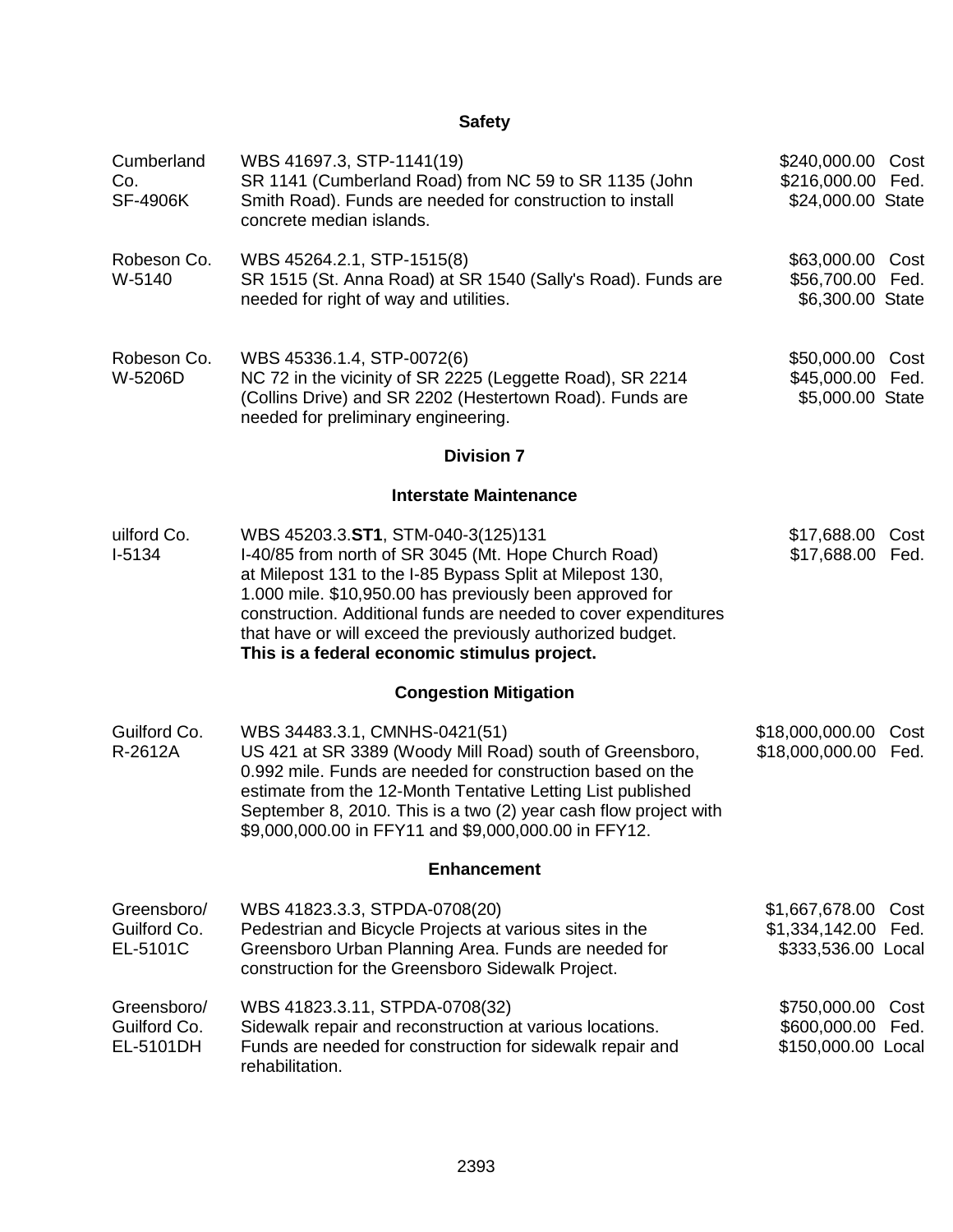### Safety

| | | |
|---|---|---|
| Cumberland Co.<br>SF-4906K | WBS 41697.3, STP-1141(19)<br>SR 1141 (Cumberland Road) from NC 59 to SR 1135 (John Smith Road). Funds are needed for construction to install concrete median islands. | $240,000.00 Cost<br>$216,000.00 Fed.<br>$24,000.00 State |
| Robeson Co.<br>W-5140 | WBS 45264.2.1, STP-1515(8)<br>SR 1515 (St. Anna Road) at SR 1540 (Sally's Road). Funds are needed for right of way and utilities. | $63,000.00 Cost<br>$56,700.00 Fed.<br>$6,300.00 State |
| Robeson Co.<br>W-5206D | WBS 45336.1.4, STP-0072(6)<br>NC 72 in the vicinity of SR 2225 (Leggette Road), SR 2214 (Collins Drive) and SR 2202 (Hestertown Road). Funds are needed for preliminary engineering. | $50,000.00 Cost<br>$45,000.00 Fed.<br>$5,000.00 State |

## Division 7

### Interstate Maintenance

| | | |
|---|---|---|
| uilford Co.<br>I-5134 | WBS 45203.3.**ST1**, STM-040-3(125)131<br>I-40/85 from north of SR 3045 (Mt. Hope Church Road) at Milepost 131 to the I-85 Bypass Split at Milepost 130, 1.000 mile. $10,950.00 has previously been approved for construction. Additional funds are needed to cover expenditures that have or will exceed the previously authorized budget.<br>**This is a federal economic stimulus project.** | $17,688.00 Cost<br>$17,688.00 Fed. |

### Congestion Mitigation

| | | |
|---|---|---|
| Guilford Co.<br>R-2612A | WBS 34483.3.1, CMNHS-0421(51)<br>US 421 at SR 3389 (Woody Mill Road) south of Greensboro, 0.992 mile. Funds are needed for construction based on the estimate from the 12-Month Tentative Letting List published September 8, 2010. This is a two (2) year cash flow project with $9,000,000.00 in FFY11 and $9,000,000.00 in FFY12. | $18,000,000.00 Cost<br>$18,000,000.00 Fed. |

### Enhancement

| | | |
|---|---|---|
| Greensboro/ Guilford Co.<br>EL-5101C | WBS 41823.3.3, STPDA-0708(20)<br>Pedestrian and Bicycle Projects at various sites in the Greensboro Urban Planning Area. Funds are needed for construction for the Greensboro Sidewalk Project. | $1,667,678.00 Cost<br>$1,334,142.00 Fed.<br>$333,536.00 Local |
| Greensboro/ Guilford Co.<br>EL-5101DH | WBS 41823.3.11, STPDA-0708(32)<br>Sidewalk repair and reconstruction at various locations. Funds are needed for construction for sidewalk repair and rehabilitation. | $750,000.00 Cost<br>$600,000.00 Fed.<br>$150,000.00 Local |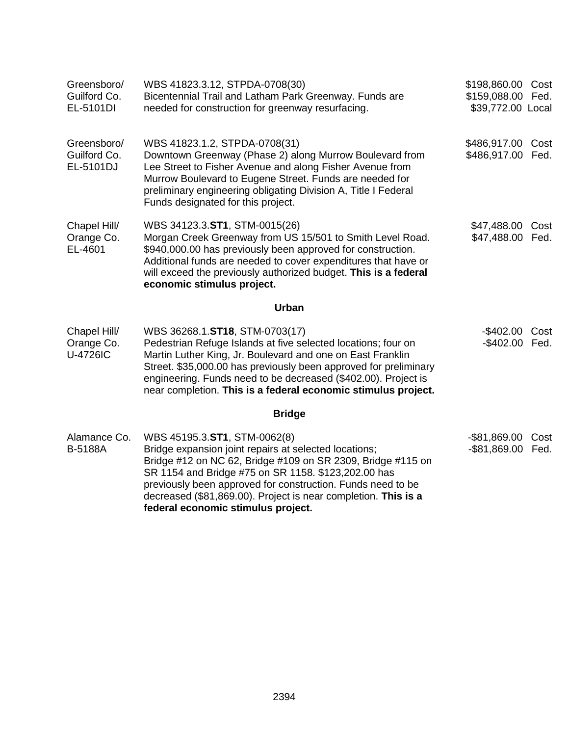| | | |
|---|---|---|
| Greensboro/<br>Guilford Co.<br>EL-5101DI | WBS 41823.3.12, STPDA-0708(30)<br>Bicentennial Trail and Latham Park Greenway. Funds are needed for construction for greenway resurfacing. | $198,860.00 Cost<br>$159,088.00 Fed.<br>$39,772.00 Local |
| Greensboro/<br>Guilford Co.<br>EL-5101DJ | WBS 41823.1.2, STPDA-0708(31)<br>Downtown Greenway (Phase 2) along Murrow Boulevard from Lee Street to Fisher Avenue and along Fisher Avenue from Murrow Boulevard to Eugene Street. Funds are needed for preliminary engineering obligating Division A, Title I Federal Funds designated for this project. | $486,917.00 Cost<br>$486,917.00 Fed. |
| Chapel Hill/<br>Orange Co.<br>EL-4601 | WBS 34123.3.**ST1**, STM-0015(26)<br>Morgan Creek Greenway from US 15/501 to Smith Level Road. $940,000.00 has previously been approved for construction. Additional funds are needed to cover expenditures that have or will exceed the previously authorized budget. **This is a federal economic stimulus project.** | $47,488.00 Cost<br>$47,488.00 Fed. |

**Urban**

| | | |
|---|---|---|
| Chapel Hill/<br>Orange Co.<br>U-4726IC | WBS 36268.1.**ST18**, STM-0703(17)<br>Pedestrian Refuge Islands at five selected locations; four on Martin Luther King, Jr. Boulevard and one on East Franklin Street. $35,000.00 has previously been approved for preliminary engineering. Funds need to be decreased ($402.00). Project is near completion. **This is a federal economic stimulus project.** | -$402.00 Cost<br>-$402.00 Fed. |

**Bridge**

| | | |
|---|---|---|
| Alamance Co.<br>B-5188A | WBS 45195.3.**ST1**, STM-0062(8)<br>Bridge expansion joint repairs at selected locations; Bridge #12 on NC 62, Bridge #109 on SR 2309, Bridge #115 on SR 1154 and Bridge #75 on SR 1158. $123,202.00 has previously been approved for construction. Funds need to be decreased ($81,869.00). Project is near completion. **This is a federal economic stimulus project.** | -$81,869.00 Cost<br>-$81,869.00 Fed. |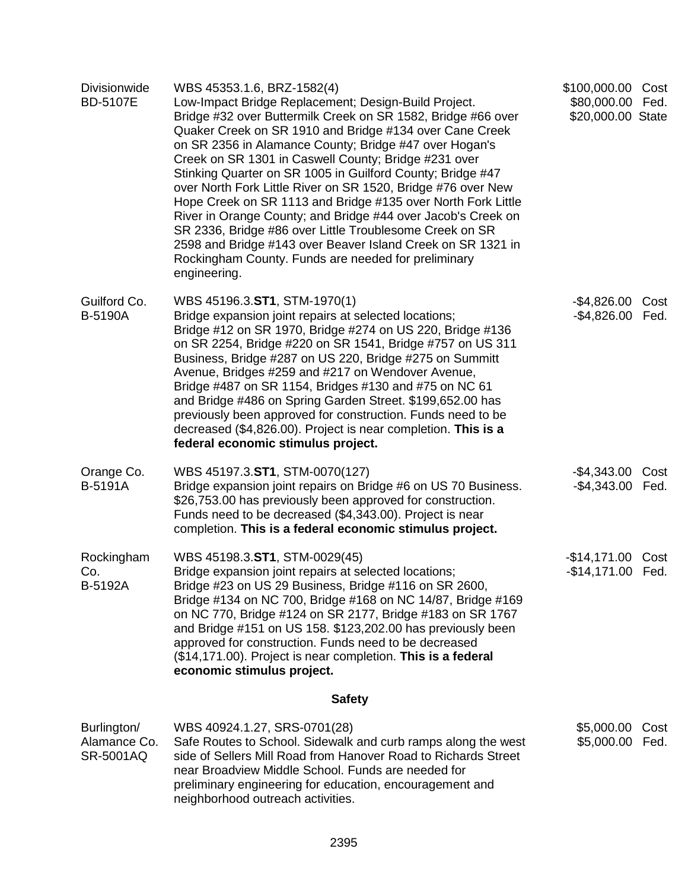| | | |
|---|---|---|
| Divisionwide<br>BD-5107E | WBS 45353.1.6, BRZ-1582(4)<br>Low-Impact Bridge Replacement; Design-Build Project. Bridge #32 over Buttermilk Creek on SR 1582, Bridge #66 over Quaker Creek on SR 1910 and Bridge #134 over Cane Creek on SR 2356 in Alamance County; Bridge #47 over Hogan's Creek on SR 1301 in Caswell County; Bridge #231 over Stinking Quarter on SR 1005 in Guilford County; Bridge #47 over North Fork Little River on SR 1520, Bridge #76 over New Hope Creek on SR 1113 and Bridge #135 over North Fork Little River in Orange County; and Bridge #44 over Jacob's Creek on SR 2336, Bridge #86 over Little Troublesome Creek on SR 2598 and Bridge #143 over Beaver Island Creek on SR 1321 in Rockingham County. Funds are needed for preliminary engineering. | $100,000.00 Cost<br>$80,000.00 Fed.<br>$20,000.00 State |
| Guilford Co.<br>B-5190A | WBS 45196.3.**ST1**, STM-1970(1)<br>Bridge expansion joint repairs at selected locations; Bridge #12 on SR 1970, Bridge #274 on US 220, Bridge #136 on SR 2254, Bridge #220 on SR 1541, Bridge #757 on US 311 Business, Bridge #287 on US 220, Bridge #275 on Summitt Avenue, Bridges #259 and #217 on Wendover Avenue, Bridge #487 on SR 1154, Bridges #130 and #75 on NC 61 and Bridge #486 on Spring Garden Street. $199,652.00 has previously been approved for construction. Funds need to be decreased ($4,826.00). Project is near completion. **This is a federal economic stimulus project.** | -$4,826.00 Cost<br>-$4,826.00 Fed. |
| Orange Co.<br>B-5191A | WBS 45197.3.**ST1**, STM-0070(127)<br>Bridge expansion joint repairs on Bridge #6 on US 70 Business. $26,753.00 has previously been approved for construction. Funds need to be decreased ($4,343.00). Project is near completion. **This is a federal economic stimulus project.** | -$4,343.00 Cost<br>-$4,343.00 Fed. |
| Rockingham Co.<br>B-5192A | WBS 45198.3.**ST1**, STM-0029(45)<br>Bridge expansion joint repairs at selected locations; Bridge #23 on US 29 Business, Bridge #116 on SR 2600, Bridge #134 on NC 700, Bridge #168 on NC 14/87, Bridge #169 on NC 770, Bridge #124 on SR 2177, Bridge #183 on SR 1767 and Bridge #151 on US 158. $123,202.00 has previously been approved for construction. Funds need to be decreased ($14,171.00). Project is near completion. **This is a federal economic stimulus project.** | -$14,171.00 Cost<br>-$14,171.00 Fed. |

**Safety**

| | | |
|---|---|---|
| Burlington/<br>Alamance Co.<br>SR-5001AQ | WBS 40924.1.27, SRS-0701(28)<br>Safe Routes to School. Sidewalk and curb ramps along the west side of Sellers Mill Road from Hanover Road to Richards Street near Broadview Middle School. Funds are needed for preliminary engineering for education, encouragement and neighborhood outreach activities. | $5,000.00 Cost<br>$5,000.00 Fed. |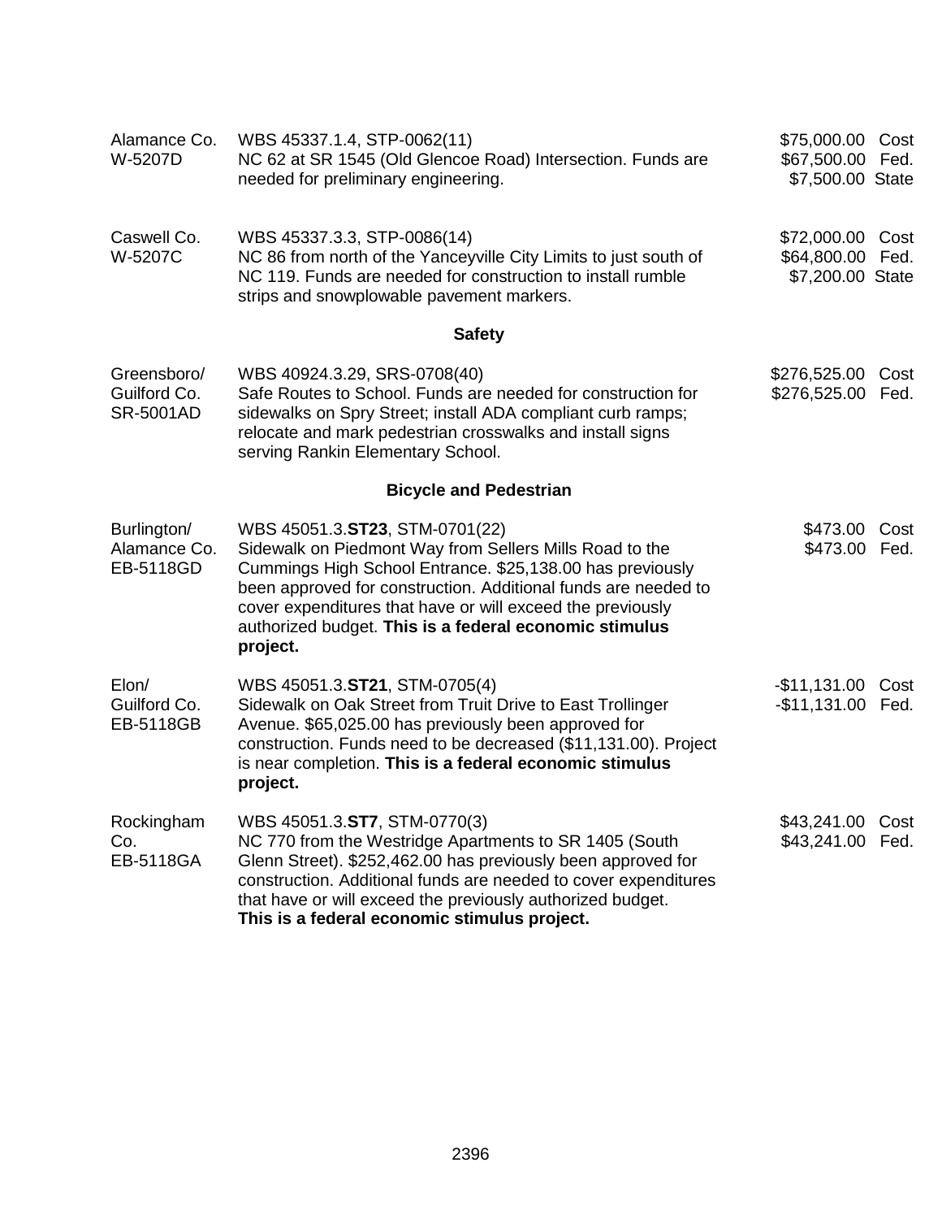| | | |
|---|---|---|
| Alamance Co.<br>W-5207D | WBS 45337.1.4, STP-0062(11)<br>NC 62 at SR 1545 (Old Glencoe Road) Intersection. Funds are needed for preliminary engineering. | $75,000.00 Cost<br>$67,500.00 Fed.<br>$7,500.00 State |
| Caswell Co.<br>W-5207C | WBS 45337.3.3, STP-0086(14)<br>NC 86 from north of the Yanceyville City Limits to just south of NC 119. Funds are needed for construction to install rumble strips and snowplowable pavement markers. | $72,000.00 Cost<br>$64,800.00 Fed.<br>$7,200.00 State |

**Safety**

| | | |
|---|---|---|
| Greensboro/<br>Guilford Co.<br>SR-5001AD | WBS 40924.3.29, SRS-0708(40)<br>Safe Routes to School. Funds are needed for construction for sidewalks on Spry Street; install ADA compliant curb ramps; relocate and mark pedestrian crosswalks and install signs serving Rankin Elementary School. | $276,525.00 Cost<br>$276,525.00 Fed. |

**Bicycle and Pedestrian**

| | | |
|---|---|---|
| Burlington/<br>Alamance Co.<br>EB-5118GD | WBS 45051.3.**ST23**, STM-0701(22)<br>Sidewalk on Piedmont Way from Sellers Mills Road to the Cummings High School Entrance. $25,138.00 has previously been approved for construction. Additional funds are needed to cover expenditures that have or will exceed the previously authorized budget. **This is a federal economic stimulus project.** | $473.00 Cost<br>$473.00 Fed. |
| Elon/<br>Guilford Co.<br>EB-5118GB | WBS 45051.3.**ST21**, STM-0705(4)<br>Sidewalk on Oak Street from Truit Drive to East Trollinger Avenue. $65,025.00 has previously been approved for construction. Funds need to be decreased ($11,131.00). Project is near completion. **This is a federal economic stimulus project.** | -$11,131.00 Cost<br>-$11,131.00 Fed. |
| Rockingham<br>Co.<br>EB-5118GA | WBS 45051.3.**ST7**, STM-0770(3)<br>NC 770 from the Westridge Apartments to SR 1405 (South Glenn Street). $252,462.00 has previously been approved for construction. Additional funds are needed to cover expenditures that have or will exceed the previously authorized budget. **This is a federal economic stimulus project.** | $43,241.00 Cost<br>$43,241.00 Fed. |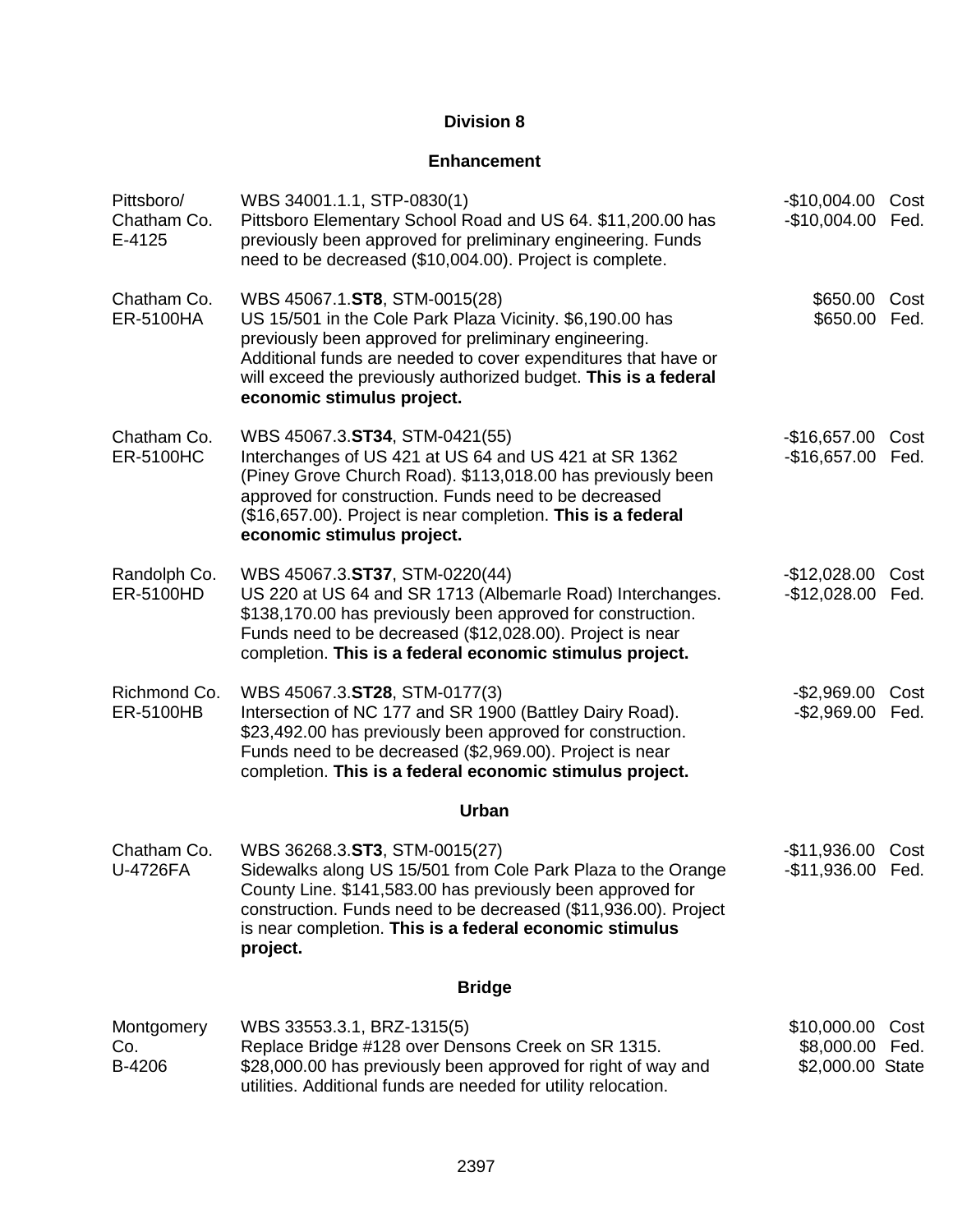## Division 8

### Enhancement

| | | | |
|---|---|---|---|
| Pittsboro/ Chatham Co. E-4125 | WBS 34001.1.1, STP-0830(1) Pittsboro Elementary School Road and US 64. $11,200.00 has previously been approved for preliminary engineering. Funds need to be decreased ($10,004.00). Project is complete. | -$10,004.00<br>-$10,004.00 | Cost<br>Fed. |
| Chatham Co. ER-5100HA | WBS 45067.1.**ST8**, STM-0015(28) US 15/501 in the Cole Park Plaza Vicinity. $6,190.00 has previously been approved for preliminary engineering. Additional funds are needed to cover expenditures that have or will exceed the previously authorized budget. **This is a federal economic stimulus project.** | $650.00<br>$650.00 | Cost<br>Fed. |
| Chatham Co. ER-5100HC | WBS 45067.3.**ST34**, STM-0421(55) Interchanges of US 421 at US 64 and US 421 at SR 1362 (Piney Grove Church Road). $113,018.00 has previously been approved for construction. Funds need to be decreased ($16,657.00). Project is near completion. **This is a federal economic stimulus project.** | -$16,657.00<br>-$16,657.00 | Cost<br>Fed. |
| Randolph Co. ER-5100HD | WBS 45067.3.**ST37**, STM-0220(44) US 220 at US 64 and SR 1713 (Albemarle Road) Interchanges. $138,170.00 has previously been approved for construction. Funds need to be decreased ($12,028.00). Project is near completion. **This is a federal economic stimulus project.** | -$12,028.00<br>-$12,028.00 | Cost<br>Fed. |
| Richmond Co. ER-5100HB | WBS 45067.3.**ST28**, STM-0177(3) Intersection of NC 177 and SR 1900 (Battley Dairy Road). $23,492.00 has previously been approved for construction. Funds need to be decreased ($2,969.00). Project is near completion. **This is a federal economic stimulus project.** | -$2,969.00<br>-$2,969.00 | Cost<br>Fed. |

### Urban

| | | | |
|---|---|---|---|
| Chatham Co. U-4726FA | WBS 36268.3.**ST3**, STM-0015(27) Sidewalks along US 15/501 from Cole Park Plaza to the Orange County Line. $141,583.00 has previously been approved for construction. Funds need to be decreased ($11,936.00). Project is near completion. **This is a federal economic stimulus project.** | -$11,936.00<br>-$11,936.00 | Cost<br>Fed. |

### Bridge

| | | | |
|---|---|---|---|
| Montgomery Co. B-4206 | WBS 33553.3.1, BRZ-1315(5) Replace Bridge #128 over Densons Creek on SR 1315. $28,000.00 has previously been approved for right of way and utilities. Additional funds are needed for utility relocation. | $10,000.00<br>$8,000.00<br>$2,000.00 | Cost<br>Fed.<br>State |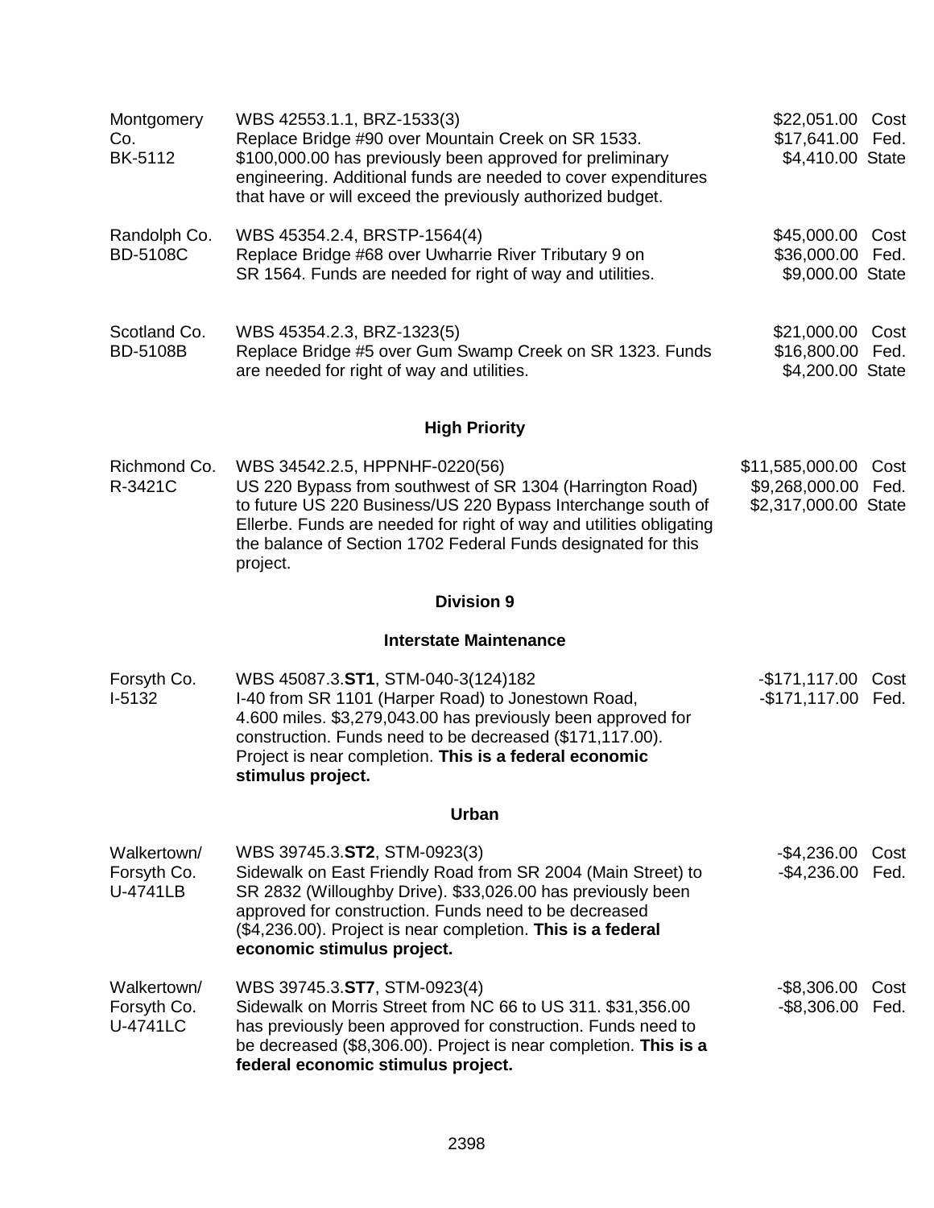| | | |
|---|---|---|
| Montgomery Co.<br>BK-5112 | WBS 42553.1.1, BRZ-1533(3)<br>Replace Bridge #90 over Mountain Creek on SR 1533. $100,000.00 has previously been approved for preliminary engineering. Additional funds are needed to cover expenditures that have or will exceed the previously authorized budget. | $22,051.00 Cost<br>$17,641.00 Fed.<br>$4,410.00 State |
| Randolph Co.<br>BD-5108C | WBS 45354.2.4, BRSTP-1564(4)<br>Replace Bridge #68 over Uwharrie River Tributary 9 on SR 1564. Funds are needed for right of way and utilities. | $45,000.00 Cost<br>$36,000.00 Fed.<br>$9,000.00 State |
| Scotland Co.<br>BD-5108B | WBS 45354.2.3, BRZ-1323(5)<br>Replace Bridge #5 over Gum Swamp Creek on SR 1323. Funds are needed for right of way and utilities. | $21,000.00 Cost<br>$16,800.00 Fed.<br>$4,200.00 State |

### High Priority

| | | |
|---|---|---|
| Richmond Co.<br>R-3421C | WBS 34542.2.5, HPPNHF-0220(56)<br>US 220 Bypass from southwest of SR 1304 (Harrington Road) to future US 220 Business/US 220 Bypass Interchange south of Ellerbe. Funds are needed for right of way and utilities obligating the balance of Section 1702 Federal Funds designated for this project. | $11,585,000.00 Cost<br>$9,268,000.00 Fed.<br>$2,317,000.00 State |

## Division 9

### Interstate Maintenance

| | | |
|---|---|---|
| Forsyth Co.<br>I-5132 | WBS 45087.3.**ST1**, STM-040-3(124)182<br>I-40 from SR 1101 (Harper Road) to Jonestown Road, 4.600 miles. $3,279,043.00 has previously been approved for construction. Funds need to be decreased ($171,117.00). Project is near completion. **This is a federal economic stimulus project.** | -$171,117.00 Cost<br>-$171,117.00 Fed. |

### Urban

| | | |
|---|---|---|
| Walkertown/<br>Forsyth Co.<br>U-4741LB | WBS 39745.3.**ST2**, STM-0923(3)<br>Sidewalk on East Friendly Road from SR 2004 (Main Street) to SR 2832 (Willoughby Drive). $33,026.00 has previously been approved for construction. Funds need to be decreased ($4,236.00). Project is near completion. **This is a federal economic stimulus project.** | -$4,236.00 Cost<br>-$4,236.00 Fed. |
| Walkertown/<br>Forsyth Co.<br>U-4741LC | WBS 39745.3.**ST7**, STM-0923(4)<br>Sidewalk on Morris Street from NC 66 to US 311. $31,356.00 has previously been approved for construction. Funds need to be decreased ($8,306.00). Project is near completion. **This is a federal economic stimulus project.** | -$8,306.00 Cost<br>-$8,306.00 Fed. |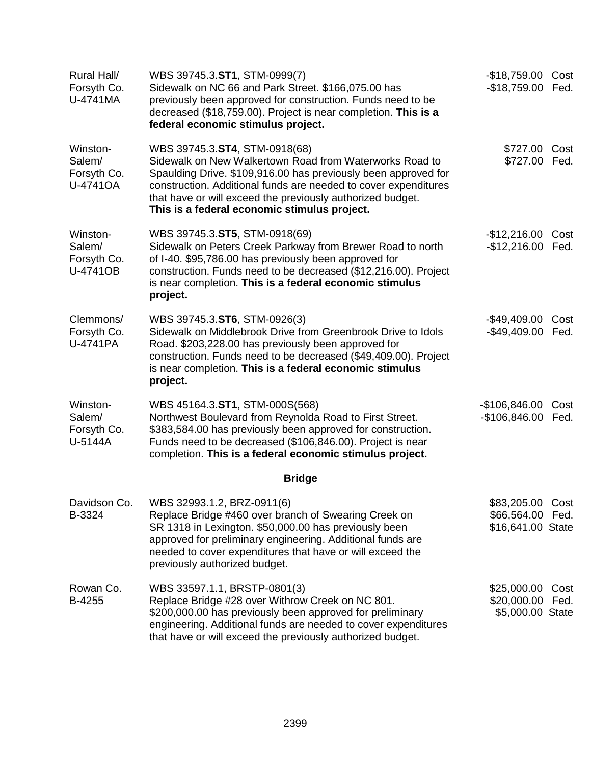| | | |
|---|---|---|
| Rural Hall/ Forsyth Co. U-4741MA | WBS 39745.3.**ST1**, STM-0999(7) Sidewalk on NC 66 and Park Street. $166,075.00 has previously been approved for construction. Funds need to be decreased ($18,759.00). Project is near completion. **This is a federal economic stimulus project.** | -$18,759.00 Cost<br>-$18,759.00 Fed. |
| Winston-Salem/ Forsyth Co. U-4741OA | WBS 39745.3.**ST4**, STM-0918(68) Sidewalk on New Walkertown Road from Waterworks Road to Spaulding Drive. $109,916.00 has previously been approved for construction. Additional funds are needed to cover expenditures that have or will exceed the previously authorized budget. **This is a federal economic stimulus project.** | $727.00 Cost<br>$727.00 Fed. |
| Winston-Salem/ Forsyth Co. U-4741OB | WBS 39745.3.**ST5**, STM-0918(69) Sidewalk on Peters Creek Parkway from Brewer Road to north of I-40. $95,786.00 has previously been approved for construction. Funds need to be decreased ($12,216.00). Project is near completion. **This is a federal economic stimulus project.** | -$12,216.00 Cost<br>-$12,216.00 Fed. |
| Clemmons/ Forsyth Co. U-4741PA | WBS 39745.3.**ST6**, STM-0926(3) Sidewalk on Middlebrook Drive from Greenbrook Drive to Idols Road. $203,228.00 has previously been approved for construction. Funds need to be decreased ($49,409.00). Project is near completion. **This is a federal economic stimulus project.** | -$49,409.00 Cost<br>-$49,409.00 Fed. |
| Winston-Salem/ Forsyth Co. U-5144A | WBS 45164.3.**ST1**, STM-000S(568) Northwest Boulevard from Reynolda Road to First Street. $383,584.00 has previously been approved for construction. Funds need to be decreased ($106,846.00). Project is near completion. **This is a federal economic stimulus project.** | -$106,846.00 Cost<br>-$106,846.00 Fed. |

**Bridge**

| | | |
|---|---|---|
| Davidson Co. B-3324 | WBS 32993.1.2, BRZ-0911(6) Replace Bridge #460 over branch of Swearing Creek on SR 1318 in Lexington. $50,000.00 has previously been approved for preliminary engineering. Additional funds are needed to cover expenditures that have or will exceed the previously authorized budget. | $83,205.00 Cost<br>$66,564.00 Fed.<br>$16,641.00 State |
| Rowan Co. B-4255 | WBS 33597.1.1, BRSTP-0801(3) Replace Bridge #28 over Withrow Creek on NC 801. $200,000.00 has previously been approved for preliminary engineering. Additional funds are needed to cover expenditures that have or will exceed the previously authorized budget. | $25,000.00 Cost<br>$20,000.00 Fed.<br>$5,000.00 State |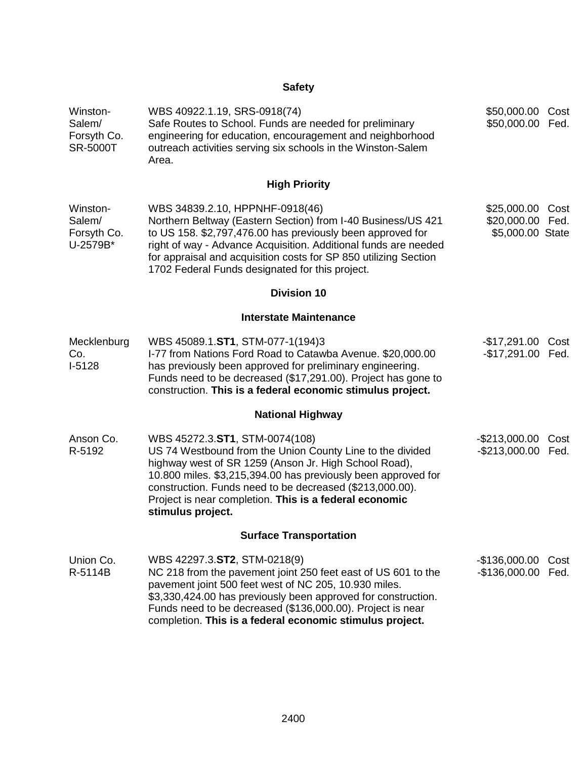### Safety

| | | |
|---|---|---|
| Winston-Salem/ Forsyth Co. SR-5000T | WBS 40922.1.19, SRS-0918(74)<br>Safe Routes to School. Funds are needed for preliminary engineering for education, encouragement and neighborhood outreach activities serving six schools in the Winston-Salem Area. | \$50,000.00 Cost<br>\$50,000.00 Fed. |

### High Priority

| | | |
|---|---|---|
| Winston-Salem/ Forsyth Co. U-2579B* | WBS 34839.2.10, HPPNHF-0918(46)<br>Northern Beltway (Eastern Section) from I-40 Business/US 421 to US 158. \$2,797,476.00 has previously been approved for right of way - Advance Acquisition. Additional funds are needed for appraisal and acquisition costs for SP 850 utilizing Section 1702 Federal Funds designated for this project. | \$25,000.00 Cost<br>\$20,000.00 Fed.<br>\$5,000.00 State |

## Division 10

### Interstate Maintenance

| | | |
|---|---|---|
| Mecklenburg Co. I-5128 | WBS 45089.1.**ST1**, STM-077-1(194)3<br>I-77 from Nations Ford Road to Catawba Avenue. \$20,000.00 has previously been approved for preliminary engineering. Funds need to be decreased (\$17,291.00). Project has gone to construction. **This is a federal economic stimulus project.** | -\$17,291.00 Cost<br>-\$17,291.00 Fed. |

### National Highway

| | | |
|---|---|---|
| Anson Co. R-5192 | WBS 45272.3.**ST1**, STM-0074(108)<br>US 74 Westbound from the Union County Line to the divided highway west of SR 1259 (Anson Jr. High School Road), 10.800 miles. \$3,215,394.00 has previously been approved for construction. Funds need to be decreased (\$213,000.00). Project is near completion. **This is a federal economic stimulus project.** | -\$213,000.00 Cost<br>-\$213,000.00 Fed. |

### Surface Transportation

| | | |
|---|---|---|
| Union Co. R-5114B | WBS 42297.3.**ST2**, STM-0218(9)<br>NC 218 from the pavement joint 250 feet east of US 601 to the pavement joint 500 feet west of NC 205, 10.930 miles. \$3,330,424.00 has previously been approved for construction. Funds need to be decreased (\$136,000.00). Project is near completion. **This is a federal economic stimulus project.** | -\$136,000.00 Cost<br>-\$136,000.00 Fed. |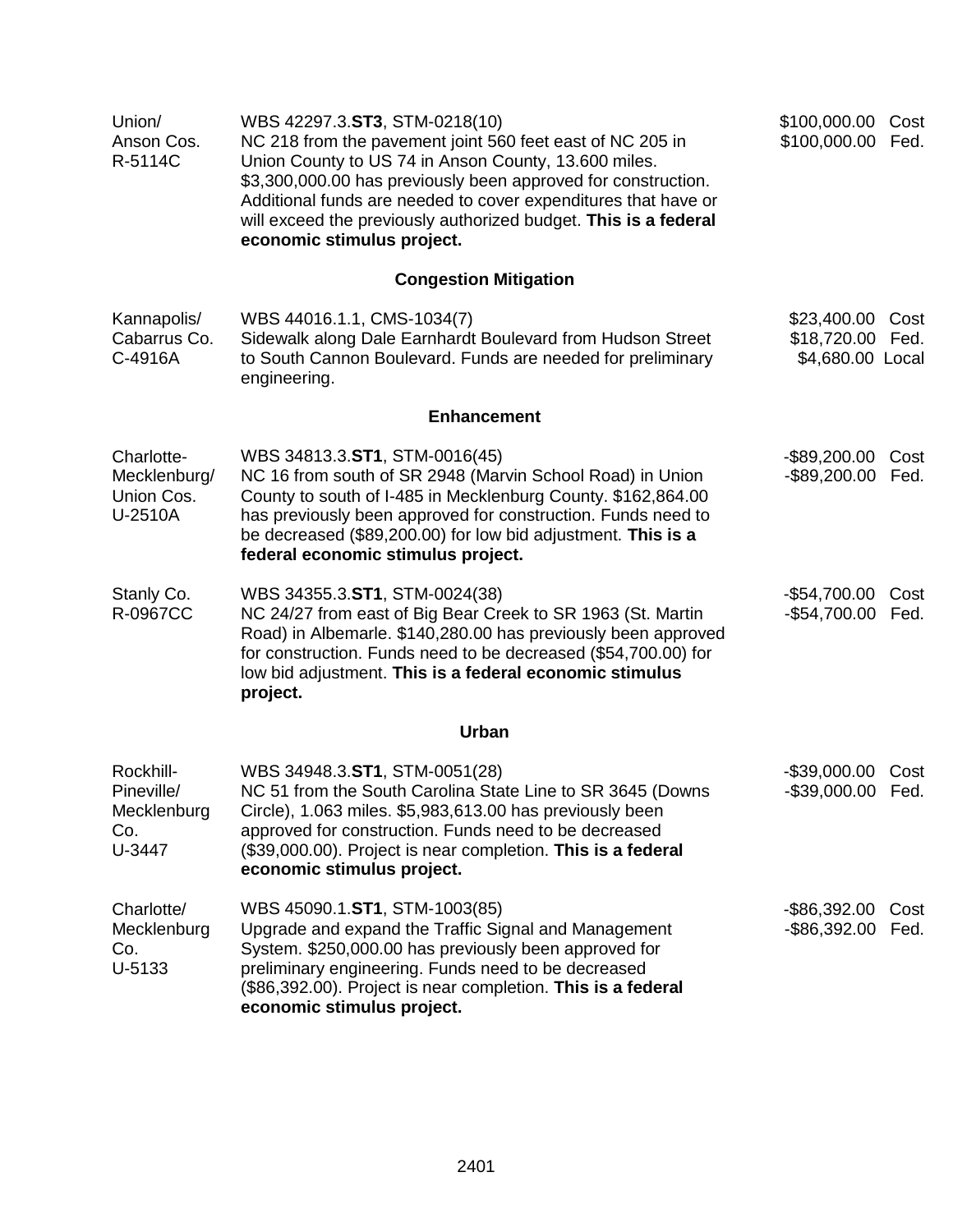| | | |
|---|---|---|
| Union/<br>Anson Cos.<br>R-5114C | WBS 42297.3.**ST3**, STM-0218(10)<br>NC 218 from the pavement joint 560 feet east of NC 205 in Union County to US 74 in Anson County, 13.600 miles. $3,300,000.00 has previously been approved for construction. Additional funds are needed to cover expenditures that have or will exceed the previously authorized budget. **This is a federal economic stimulus project.** | $100,000.00 Cost<br>$100,000.00 Fed. |

**Congestion Mitigation**

| | | |
|---|---|---|
| Kannapolis/<br>Cabarrus Co.<br>C-4916A | WBS 44016.1.1, CMS-1034(7)<br>Sidewalk along Dale Earnhardt Boulevard from Hudson Street to South Cannon Boulevard. Funds are needed for preliminary engineering. | $23,400.00 Cost<br>$18,720.00 Fed.<br>$4,680.00 Local |

**Enhancement**

| | | |
|---|---|---|
| Charlotte-<br>Mecklenburg/<br>Union Cos.<br>U-2510A | WBS 34813.3.**ST1**, STM-0016(45)<br>NC 16 from south of SR 2948 (Marvin School Road) in Union County to south of I-485 in Mecklenburg County. $162,864.00 has previously been approved for construction. Funds need to be decreased ($89,200.00) for low bid adjustment. **This is a federal economic stimulus project.** | -$89,200.00 Cost<br>-$89,200.00 Fed. |
| Stanly Co.<br>R-0967CC | WBS 34355.3.**ST1**, STM-0024(38)<br>NC 24/27 from east of Big Bear Creek to SR 1963 (St. Martin Road) in Albemarle. $140,280.00 has previously been approved for construction. Funds need to be decreased ($54,700.00) for low bid adjustment. **This is a federal economic stimulus project.** | -$54,700.00 Cost<br>-$54,700.00 Fed. |

**Urban**

| | | |
|---|---|---|
| Rockhill-<br>Pineville/<br>Mecklenburg<br>Co.<br>U-3447 | WBS 34948.3.**ST1**, STM-0051(28)<br>NC 51 from the South Carolina State Line to SR 3645 (Downs Circle), 1.063 miles. $5,983,613.00 has previously been approved for construction. Funds need to be decreased ($39,000.00). Project is near completion. **This is a federal economic stimulus project.** | -$39,000.00 Cost<br>-$39,000.00 Fed. |
| Charlotte/<br>Mecklenburg<br>Co.<br>U-5133 | WBS 45090.1.**ST1**, STM-1003(85)<br>Upgrade and expand the Traffic Signal and Management System. $250,000.00 has previously been approved for preliminary engineering. Funds need to be decreased ($86,392.00). Project is near completion. **This is a federal economic stimulus project.** | -$86,392.00 Cost<br>-$86,392.00 Fed. |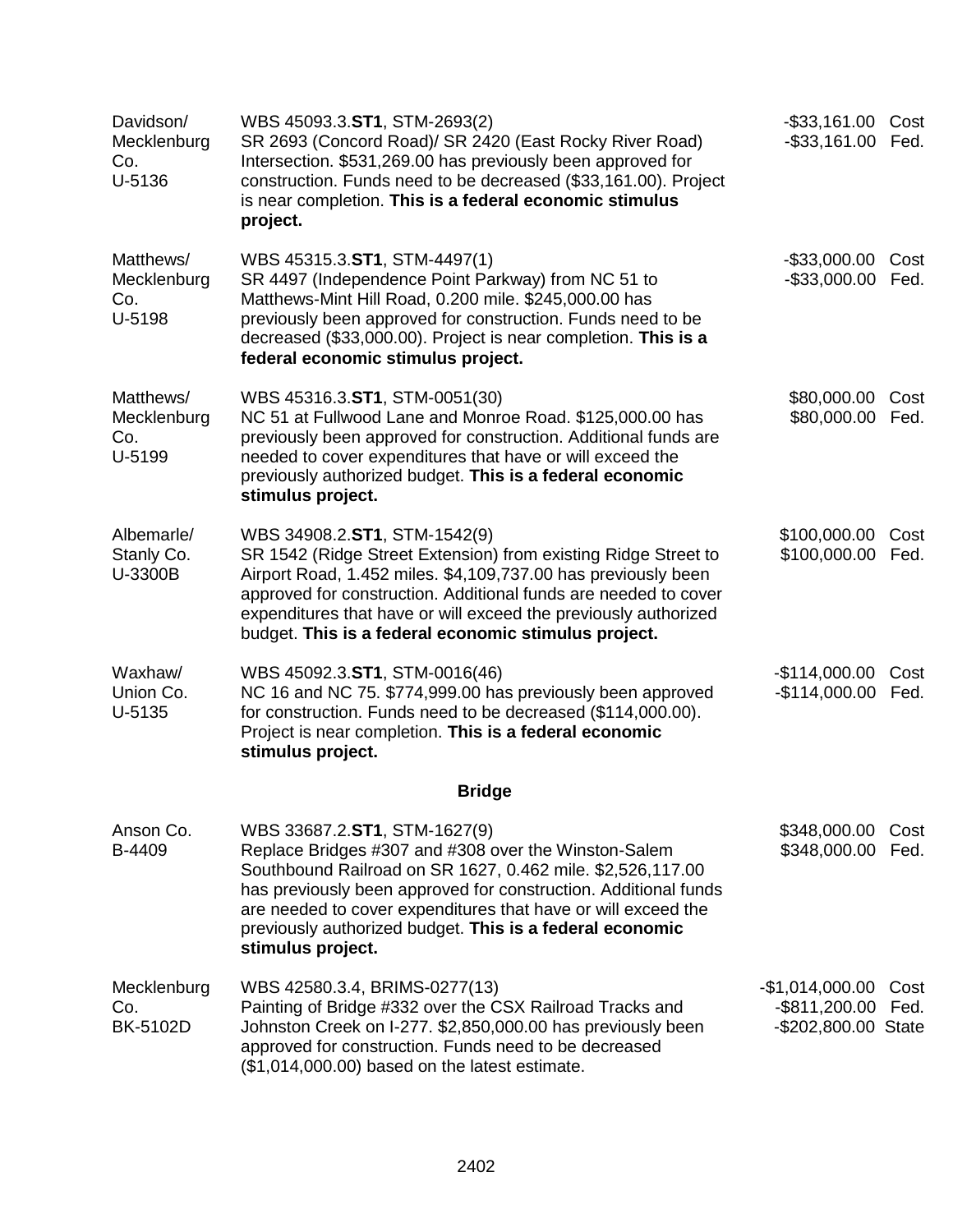| | | |
|---|---|---|
| Davidson/ Mecklenburg Co. U-5136 | WBS 45093.3.**ST1**, STM-2693(2) SR 2693 (Concord Road)/ SR 2420 (East Rocky River Road) Intersection. $531,269.00 has previously been approved for construction. Funds need to be decreased ($33,161.00). Project is near completion. **This is a federal economic stimulus project.** | -$33,161.00 Cost<br>-$33,161.00 Fed. |
| Matthews/ Mecklenburg Co. U-5198 | WBS 45315.3.**ST1**, STM-4497(1) SR 4497 (Independence Point Parkway) from NC 51 to Matthews-Mint Hill Road, 0.200 mile. $245,000.00 has previously been approved for construction. Funds need to be decreased ($33,000.00). Project is near completion. **This is a federal economic stimulus project.** | -$33,000.00 Cost<br>-$33,000.00 Fed. |
| Matthews/ Mecklenburg Co. U-5199 | WBS 45316.3.**ST1**, STM-0051(30) NC 51 at Fullwood Lane and Monroe Road. $125,000.00 has previously been approved for construction. Additional funds are needed to cover expenditures that have or will exceed the previously authorized budget. **This is a federal economic stimulus project.** | $80,000.00 Cost<br>$80,000.00 Fed. |
| Albemarle/ Stanly Co. U-3300B | WBS 34908.2.**ST1**, STM-1542(9) SR 1542 (Ridge Street Extension) from existing Ridge Street to Airport Road, 1.452 miles. $4,109,737.00 has previously been approved for construction. Additional funds are needed to cover expenditures that have or will exceed the previously authorized budget. **This is a federal economic stimulus project.** | $100,000.00 Cost<br>$100,000.00 Fed. |
| Waxhaw/ Union Co. U-5135 | WBS 45092.3.**ST1**, STM-0016(46) NC 16 and NC 75. $774,999.00 has previously been approved for construction. Funds need to be decreased ($114,000.00). Project is near completion. **This is a federal economic stimulus project.** | -$114,000.00 Cost<br>-$114,000.00 Fed. |

**Bridge**

| | | |
|---|---|---|
| Anson Co. B-4409 | WBS 33687.2.**ST1**, STM-1627(9) Replace Bridges #307 and #308 over the Winston-Salem Southbound Railroad on SR 1627, 0.462 mile. $2,526,117.00 has previously been approved for construction. Additional funds are needed to cover expenditures that have or will exceed the previously authorized budget. **This is a federal economic stimulus project.** | $348,000.00 Cost<br>$348,000.00 Fed. |
| Mecklenburg Co. BK-5102D | WBS 42580.3.4, BRIMS-0277(13) Painting of Bridge #332 over the CSX Railroad Tracks and Johnston Creek on I-277. $2,850,000.00 has previously been approved for construction. Funds need to be decreased ($1,014,000.00) based on the latest estimate. | -$1,014,000.00 Cost<br>-$811,200.00 Fed.<br>-$202,800.00 State |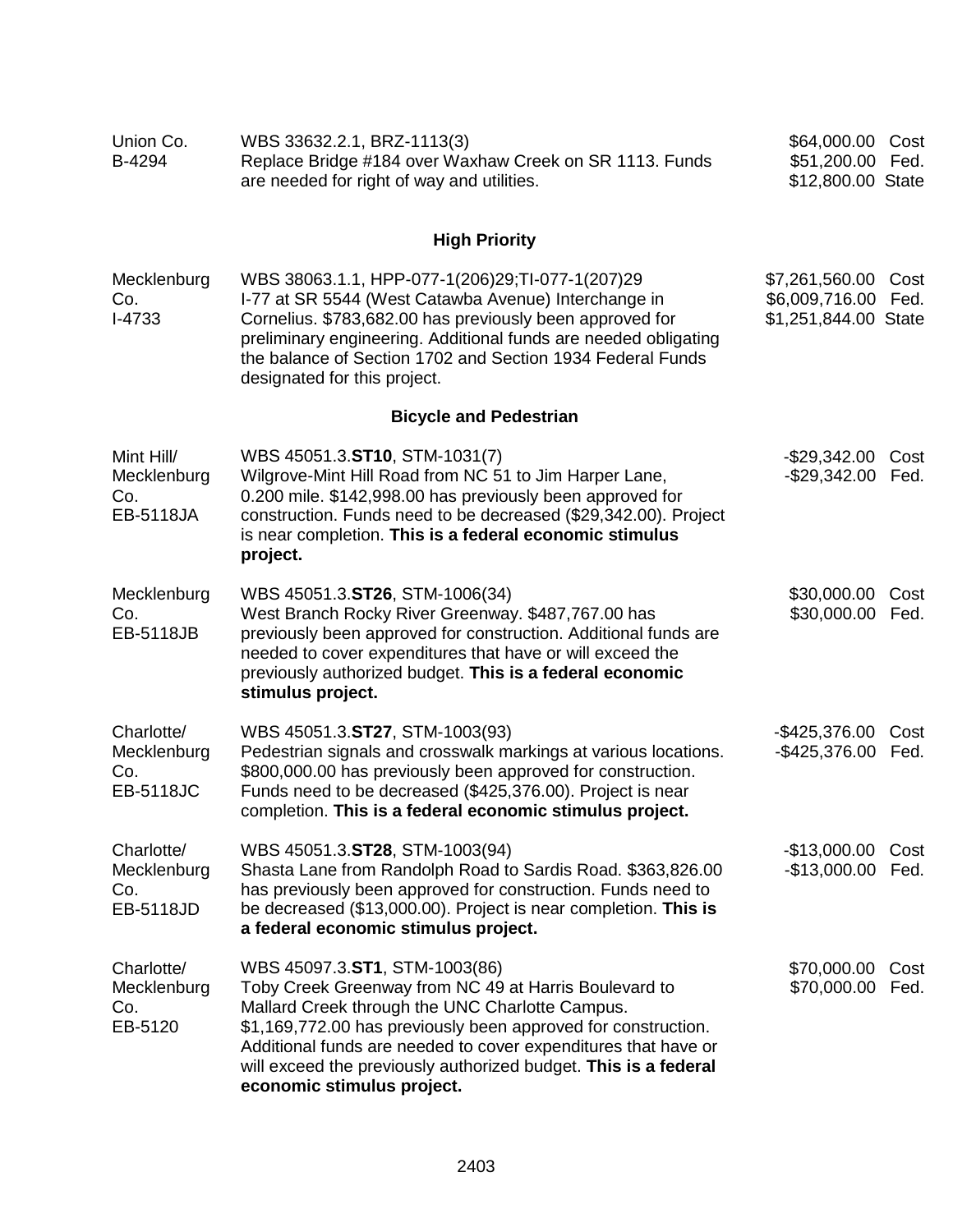Union Co.
B-4294

WBS 33632.2.1, BRZ-1113(3)
Replace Bridge #184 over Waxhaw Creek on SR 1113. Funds are needed for right of way and utilities.

$64,000.00 Cost
$51,200.00 Fed.
$12,800.00 State

## High Priority

Mecklenburg Co.
I-4733

WBS 38063.1.1, HPP-077-1(206)29;TI-077-1(207)29
I-77 at SR 5544 (West Catawba Avenue) Interchange in Cornelius. $783,682.00 has previously been approved for preliminary engineering. Additional funds are needed obligating the balance of Section 1702 and Section 1934 Federal Funds designated for this project.

$7,261,560.00 Cost
$6,009,716.00 Fed.
$1,251,844.00 State

## Bicycle and Pedestrian

Mint Hill/ Mecklenburg Co.
EB-5118JA

WBS 45051.3.**ST10**, STM-1031(7)
Wilgrove-Mint Hill Road from NC 51 to Jim Harper Lane, 0.200 mile. $142,998.00 has previously been approved for construction. Funds need to be decreased ($29,342.00). Project is near completion. **This is a federal economic stimulus project.**

-$29,342.00 Cost
-$29,342.00 Fed.

Mecklenburg Co.
EB-5118JB

WBS 45051.3.**ST26**, STM-1006(34)
West Branch Rocky River Greenway. $487,767.00 has previously been approved for construction. Additional funds are needed to cover expenditures that have or will exceed the previously authorized budget. **This is a federal economic stimulus project.**

$30,000.00 Cost
$30,000.00 Fed.

Charlotte/ Mecklenburg Co.
EB-5118JC

WBS 45051.3.**ST27**, STM-1003(93)
Pedestrian signals and crosswalk markings at various locations. $800,000.00 has previously been approved for construction. Funds need to be decreased ($425,376.00). Project is near completion. **This is a federal economic stimulus project.**

-$425,376.00 Cost
-$425,376.00 Fed.

Charlotte/ Mecklenburg Co.
EB-5118JD

WBS 45051.3.**ST28**, STM-1003(94)
Shasta Lane from Randolph Road to Sardis Road. $363,826.00 has previously been approved for construction. Funds need to be decreased ($13,000.00). Project is near completion. **This is a federal economic stimulus project.**

-$13,000.00 Cost
-$13,000.00 Fed.

Charlotte/ Mecklenburg Co.
EB-5120

WBS 45097.3.**ST1**, STM-1003(86)
Toby Creek Greenway from NC 49 at Harris Boulevard to Mallard Creek through the UNC Charlotte Campus. $1,169,772.00 has previously been approved for construction. Additional funds are needed to cover expenditures that have or will exceed the previously authorized budget. **This is a federal economic stimulus project.**

$70,000.00 Cost
$70,000.00 Fed.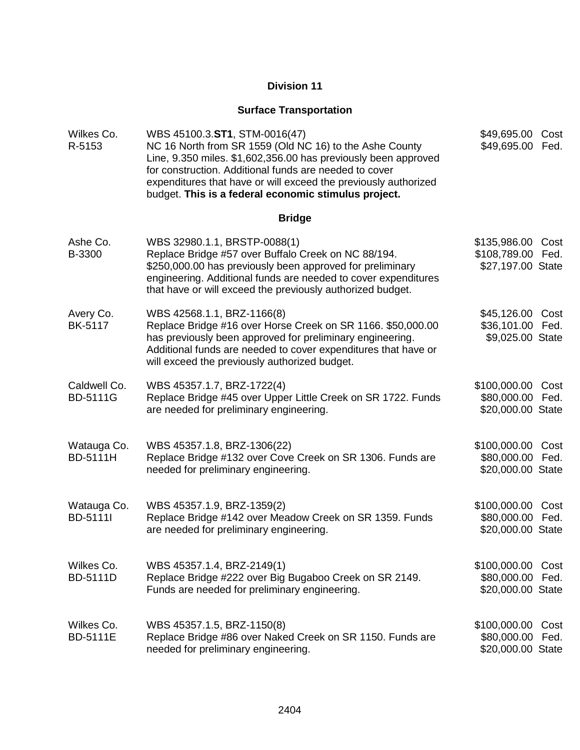## Division 11

### Surface Transportation

| | | |
|---|---|---|
| Wilkes Co.<br>R-5153 | WBS 45100.3.**ST1**, STM-0016(47)<br>NC 16 North from SR 1559 (Old NC 16) to the Ashe County Line, 9.350 miles. $1,602,356.00 has previously been approved for construction. Additional funds are needed to cover expenditures that have or will exceed the previously authorized budget. **This is a federal economic stimulus project.** | $49,695.00 Cost<br>$49,695.00 Fed. |

### Bridge

| | | |
|---|---|---|
| Ashe Co.<br>B-3300 | WBS 32980.1.1, BRSTP-0088(1)<br>Replace Bridge #57 over Buffalo Creek on NC 88/194. $250,000.00 has previously been approved for preliminary engineering. Additional funds are needed to cover expenditures that have or will exceed the previously authorized budget. | $135,986.00 Cost<br>$108,789.00 Fed.<br>$27,197.00 State |
| Avery Co.<br>BK-5117 | WBS 42568.1.1, BRZ-1166(8)<br>Replace Bridge #16 over Horse Creek on SR 1166. $50,000.00 has previously been approved for preliminary engineering. Additional funds are needed to cover expenditures that have or will exceed the previously authorized budget. | $45,126.00 Cost<br>$36,101.00 Fed.<br>$9,025.00 State |
| Caldwell Co.<br>BD-5111G | WBS 45357.1.7, BRZ-1722(4)<br>Replace Bridge #45 over Upper Little Creek on SR 1722. Funds are needed for preliminary engineering. | $100,000.00 Cost<br>$80,000.00 Fed.<br>$20,000.00 State |
| Watauga Co.<br>BD-5111H | WBS 45357.1.8, BRZ-1306(22)<br>Replace Bridge #132 over Cove Creek on SR 1306. Funds are needed for preliminary engineering. | $100,000.00 Cost<br>$80,000.00 Fed.<br>$20,000.00 State |
| Watauga Co.<br>BD-5111I | WBS 45357.1.9, BRZ-1359(2)<br>Replace Bridge #142 over Meadow Creek on SR 1359. Funds are needed for preliminary engineering. | $100,000.00 Cost<br>$80,000.00 Fed.<br>$20,000.00 State |
| Wilkes Co.<br>BD-5111D | WBS 45357.1.4, BRZ-2149(1)<br>Replace Bridge #222 over Big Bugaboo Creek on SR 2149. Funds are needed for preliminary engineering. | $100,000.00 Cost<br>$80,000.00 Fed.<br>$20,000.00 State |
| Wilkes Co.<br>BD-5111E | WBS 45357.1.5, BRZ-1150(8)<br>Replace Bridge #86 over Naked Creek on SR 1150. Funds are needed for preliminary engineering. | $100,000.00 Cost<br>$80,000.00 Fed.<br>$20,000.00 State |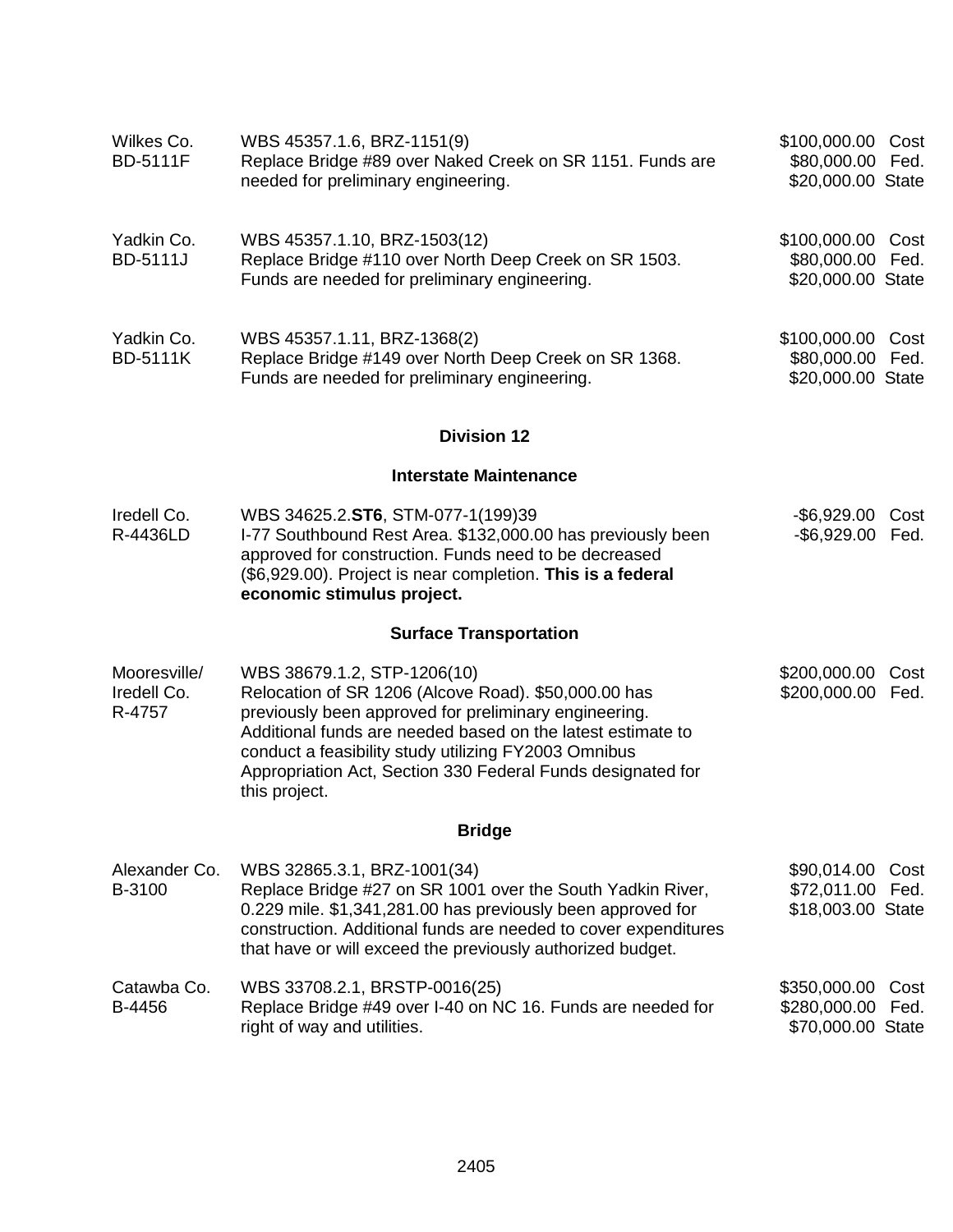| | | |
|---|---|---|
| Wilkes Co.<br>BD-5111F | WBS 45357.1.6, BRZ-1151(9)<br>Replace Bridge #89 over Naked Creek on SR 1151. Funds are needed for preliminary engineering. | $100,000.00 Cost<br>$80,000.00 Fed.<br>$20,000.00 State |
| Yadkin Co.<br>BD-5111J | WBS 45357.1.10, BRZ-1503(12)<br>Replace Bridge #110 over North Deep Creek on SR 1503. Funds are needed for preliminary engineering. | $100,000.00 Cost<br>$80,000.00 Fed.<br>$20,000.00 State |
| Yadkin Co.<br>BD-5111K | WBS 45357.1.11, BRZ-1368(2)<br>Replace Bridge #149 over North Deep Creek on SR 1368. Funds are needed for preliminary engineering. | $100,000.00 Cost<br>$80,000.00 Fed.<br>$20,000.00 State |

## Division 12

### Interstate Maintenance

| | | |
|---|---|---|
| Iredell Co.<br>R-4436LD | WBS 34625.2.**ST6**, STM-077-1(199)39<br>I-77 Southbound Rest Area. $132,000.00 has previously been approved for construction. Funds need to be decreased ($6,929.00). Project is near completion. **This is a federal economic stimulus project.** | -$6,929.00 Cost<br>-$6,929.00 Fed. |

### Surface Transportation

| | | |
|---|---|---|
| Mooresville/<br>Iredell Co.<br>R-4757 | WBS 38679.1.2, STP-1206(10)<br>Relocation of SR 1206 (Alcove Road). $50,000.00 has previously been approved for preliminary engineering. Additional funds are needed based on the latest estimate to conduct a feasibility study utilizing FY2003 Omnibus Appropriation Act, Section 330 Federal Funds designated for this project. | $200,000.00 Cost<br>$200,000.00 Fed. |

### Bridge

| | | |
|---|---|---|
| Alexander Co.<br>B-3100 | WBS 32865.3.1, BRZ-1001(34)<br>Replace Bridge #27 on SR 1001 over the South Yadkin River, 0.229 mile. $1,341,281.00 has previously been approved for construction. Additional funds are needed to cover expenditures that have or will exceed the previously authorized budget. | $90,014.00 Cost<br>$72,011.00 Fed.<br>$18,003.00 State |
| Catawba Co.<br>B-4456 | WBS 33708.2.1, BRSTP-0016(25)<br>Replace Bridge #49 over I-40 on NC 16. Funds are needed for right of way and utilities. | $350,000.00 Cost<br>$280,000.00 Fed.<br>$70,000.00 State |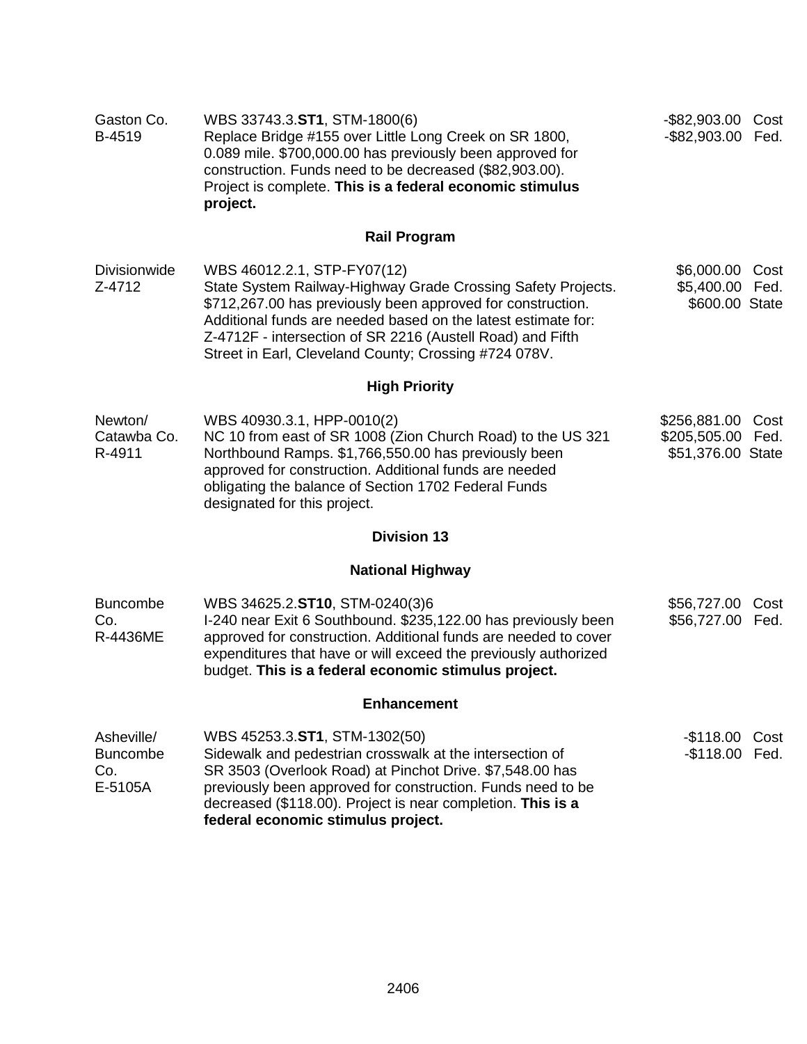| | | |
|---|---|---|
| Gaston Co.<br>B-4519 | WBS 33743.3.**ST1**, STM-1800(6)<br>Replace Bridge #155 over Little Long Creek on SR 1800, 0.089 mile. $700,000.00 has previously been approved for construction. Funds need to be decreased ($82,903.00). Project is complete. **This is a federal economic stimulus project.** | -$82,903.00 Cost<br>-$82,903.00 Fed. |

**Rail Program**

| | | |
|---|---|---|
| Divisionwide<br>Z-4712 | WBS 46012.2.1, STP-FY07(12)<br>State System Railway-Highway Grade Crossing Safety Projects. $712,267.00 has previously been approved for construction. Additional funds are needed based on the latest estimate for: Z-4712F - intersection of SR 2216 (Austell Road) and Fifth Street in Earl, Cleveland County; Crossing #724 078V. | $6,000.00 Cost<br>$5,400.00 Fed.<br>$600.00 State |

**High Priority**

| | | |
|---|---|---|
| Newton/<br>Catawba Co.<br>R-4911 | WBS 40930.3.1, HPP-0010(2)<br>NC 10 from east of SR 1008 (Zion Church Road) to the US 321 Northbound Ramps. $1,766,550.00 has previously been approved for construction. Additional funds are needed obligating the balance of Section 1702 Federal Funds designated for this project. | $256,881.00 Cost<br>$205,505.00 Fed.<br>$51,376.00 State |

**Division 13**

**National Highway**

| | | |
|---|---|---|
| Buncombe<br>Co.<br>R-4436ME | WBS 34625.2.**ST10**, STM-0240(3)6<br>I-240 near Exit 6 Southbound. $235,122.00 has previously been approved for construction. Additional funds are needed to cover expenditures that have or will exceed the previously authorized budget. **This is a federal economic stimulus project.** | $56,727.00 Cost<br>$56,727.00 Fed. |

**Enhancement**

| | | |
|---|---|---|
| Asheville/<br>Buncombe<br>Co.<br>E-5105A | WBS 45253.3.**ST1**, STM-1302(50)<br>Sidewalk and pedestrian crosswalk at the intersection of SR 3503 (Overlook Road) at Pinchot Drive. $7,548.00 has previously been approved for construction. Funds need to be decreased ($118.00). Project is near completion. **This is a federal economic stimulus project.** | -$118.00 Cost<br>-$118.00 Fed. |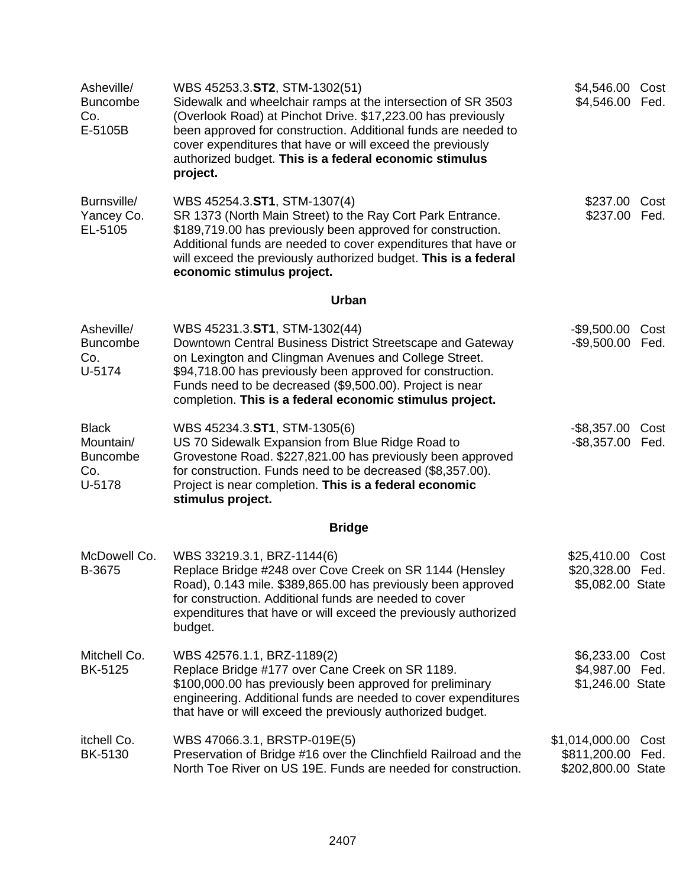| | | |
|---|---|---|
| Asheville/ Buncombe Co. E-5105B | WBS 45253.3.**ST2**, STM-1302(51) Sidewalk and wheelchair ramps at the intersection of SR 3503 (Overlook Road) at Pinchot Drive. $17,223.00 has previously been approved for construction. Additional funds are needed to cover expenditures that have or will exceed the previously authorized budget. **This is a federal economic stimulus project.** | $4,546.00 Cost<br>$4,546.00 Fed. |
| Burnsville/ Yancey Co. EL-5105 | WBS 45254.3.**ST1**, STM-1307(4) SR 1373 (North Main Street) to the Ray Cort Park Entrance. $189,719.00 has previously been approved for construction. Additional funds are needed to cover expenditures that have or will exceed the previously authorized budget. **This is a federal economic stimulus project.** | $237.00 Cost<br>$237.00 Fed. |

**Urban**

| | | |
|---|---|---|
| Asheville/ Buncombe Co. U-5174 | WBS 45231.3.**ST1**, STM-1302(44) Downtown Central Business District Streetscape and Gateway on Lexington and Clingman Avenues and College Street. $94,718.00 has previously been approved for construction. Funds need to be decreased ($9,500.00). Project is near completion. **This is a federal economic stimulus project.** | -$9,500.00 Cost<br>-$9,500.00 Fed. |
| Black Mountain/ Buncombe Co. U-5178 | WBS 45234.3.**ST1**, STM-1305(6) US 70 Sidewalk Expansion from Blue Ridge Road to Grovestone Road. $227,821.00 has previously been approved for construction. Funds need to be decreased ($8,357.00). Project is near completion. **This is a federal economic stimulus project.** | -$8,357.00 Cost<br>-$8,357.00 Fed. |

**Bridge**

| | | |
|---|---|---|
| McDowell Co. B-3675 | WBS 33219.3.1, BRZ-1144(6) Replace Bridge #248 over Cove Creek on SR 1144 (Hensley Road), 0.143 mile. $389,865.00 has previously been approved for construction. Additional funds are needed to cover expenditures that have or will exceed the previously authorized budget. | $25,410.00 Cost<br>$20,328.00 Fed.<br>$5,082.00 State |
| Mitchell Co. BK-5125 | WBS 42576.1.1, BRZ-1189(2) Replace Bridge #177 over Cane Creek on SR 1189. $100,000.00 has previously been approved for preliminary engineering. Additional funds are needed to cover expenditures that have or will exceed the previously authorized budget. | $6,233.00 Cost<br>$4,987.00 Fed.<br>$1,246.00 State |
| itchell Co. BK-5130 | WBS 47066.3.1, BRSTP-019E(5) Preservation of Bridge #16 over the Clinchfield Railroad and the North Toe River on US 19E. Funds are needed for construction. | $1,014,000.00 Cost<br>$811,200.00 Fed.<br>$202,800.00 State |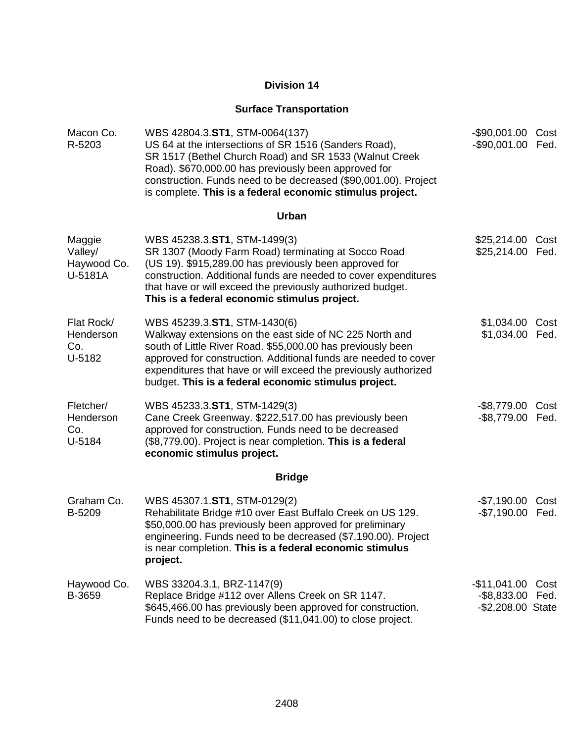## Division 14

### Surface Transportation

| | | | |
|---|---|---|---|
| Macon Co.<br>R-5203 | WBS 42804.3.**ST1**, STM-0064(137)<br>US 64 at the intersections of SR 1516 (Sanders Road), SR 1517 (Bethel Church Road) and SR 1533 (Walnut Creek Road). $670,000.00 has previously been approved for construction. Funds need to be decreased ($90,001.00). Project is complete. **This is a federal economic stimulus project.** | -$90,001.00<br>-$90,001.00 | Cost<br>Fed. |

### Urban

| | | | |
|---|---|---|---|
| Maggie Valley/<br>Haywood Co.<br>U-5181A | WBS 45238.3.**ST1**, STM-1499(3)<br>SR 1307 (Moody Farm Road) terminating at Socco Road (US 19). $915,289.00 has previously been approved for construction. Additional funds are needed to cover expenditures that have or will exceed the previously authorized budget. **This is a federal economic stimulus project.** | $25,214.00<br>$25,214.00 | Cost<br>Fed. |
| Flat Rock/<br>Henderson Co.<br>U-5182 | WBS 45239.3.**ST1**, STM-1430(6)<br>Walkway extensions on the east side of NC 225 North and south of Little River Road. $55,000.00 has previously been approved for construction. Additional funds are needed to cover expenditures that have or will exceed the previously authorized budget. **This is a federal economic stimulus project.** | $1,034.00<br>$1,034.00 | Cost<br>Fed. |
| Fletcher/<br>Henderson Co.<br>U-5184 | WBS 45233.3.**ST1**, STM-1429(3)<br>Cane Creek Greenway. $222,517.00 has previously been approved for construction. Funds need to be decreased ($8,779.00). Project is near completion. **This is a federal economic stimulus project.** | -$8,779.00<br>-$8,779.00 | Cost<br>Fed. |

### Bridge

| | | | |
|---|---|---|---|
| Graham Co.<br>B-5209 | WBS 45307.1.**ST1**, STM-0129(2)<br>Rehabilitate Bridge #10 over East Buffalo Creek on US 129. $50,000.00 has previously been approved for preliminary engineering. Funds need to be decreased ($7,190.00). Project is near completion. **This is a federal economic stimulus project.** | -$7,190.00<br>-$7,190.00 | Cost<br>Fed. |
| Haywood Co.<br>B-3659 | WBS 33204.3.1, BRZ-1147(9)<br>Replace Bridge #112 over Allens Creek on SR 1147. $645,466.00 has previously been approved for construction. Funds need to be decreased ($11,041.00) to close project. | -$11,041.00<br>-$8,833.00<br>-$2,208.00 | Cost<br>Fed.<br>State |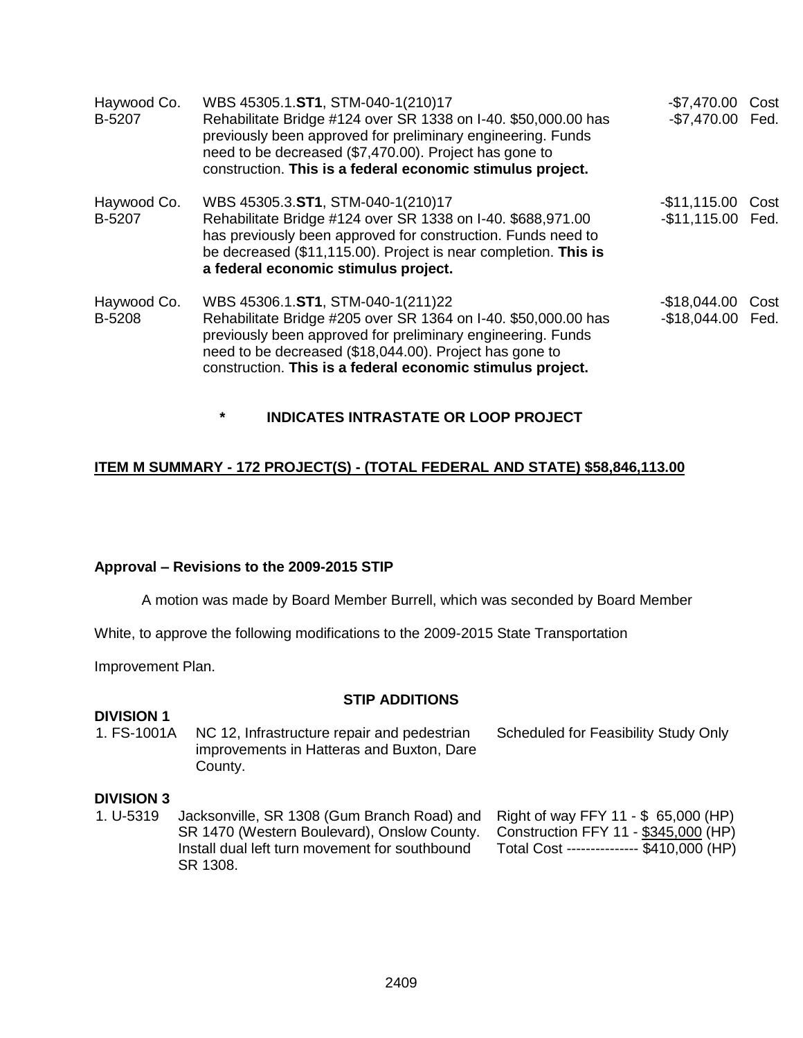Haywood Co.
B-5207

WBS 45305.1.**ST1**, STM-040-1(210)17
Rehabilitate Bridge #124 over SR 1338 on I-40. $50,000.00 has previously been approved for preliminary engineering. Funds need to be decreased ($7,470.00). Project has gone to construction. **This is a federal economic stimulus project.**

-$7,470.00 Cost
-$7,470.00 Fed.

Haywood Co.
B-5207

WBS 45305.3.**ST1**, STM-040-1(210)17
Rehabilitate Bridge #124 over SR 1338 on I-40. $688,971.00 has previously been approved for construction. Funds need to be decreased ($11,115.00). Project is near completion. **This is a federal economic stimulus project.**

-$11,115.00 Cost
-$11,115.00 Fed.

Haywood Co.
B-5208

WBS 45306.1.**ST1**, STM-040-1(211)22
Rehabilitate Bridge #205 over SR 1364 on I-40. $50,000.00 has previously been approved for preliminary engineering. Funds need to be decreased ($18,044.00). Project has gone to construction. **This is a federal economic stimulus project.**

-$18,044.00 Cost
-$18,044.00 Fed.

**\* INDICATES INTRASTATE OR LOOP PROJECT**

**ITEM M SUMMARY - 172 PROJECT(S) - (TOTAL FEDERAL AND STATE) $58,846,113.00**

**Approval – Revisions to the 2009-2015 STIP**

A motion was made by Board Member Burrell, which was seconded by Board Member White, to approve the following modifications to the 2009-2015 State Transportation Improvement Plan.

**STIP ADDITIONS**

**DIVISION 1**

1. FS-1001A NC 12, Infrastructure repair and pedestrian improvements in Hatteras and Buxton, Dare County. Scheduled for Feasibility Study Only

**DIVISION 3**

1. U-5319 Jacksonville, SR 1308 (Gum Branch Road) and SR 1470 (Western Boulevard), Onslow County. Install dual left turn movement for southbound SR 1308.

Right of way FFY 11 - $ 65,000 (HP)
Construction FFY 11 - $345,000 (HP)
Total Cost --------------- $410,000 (HP)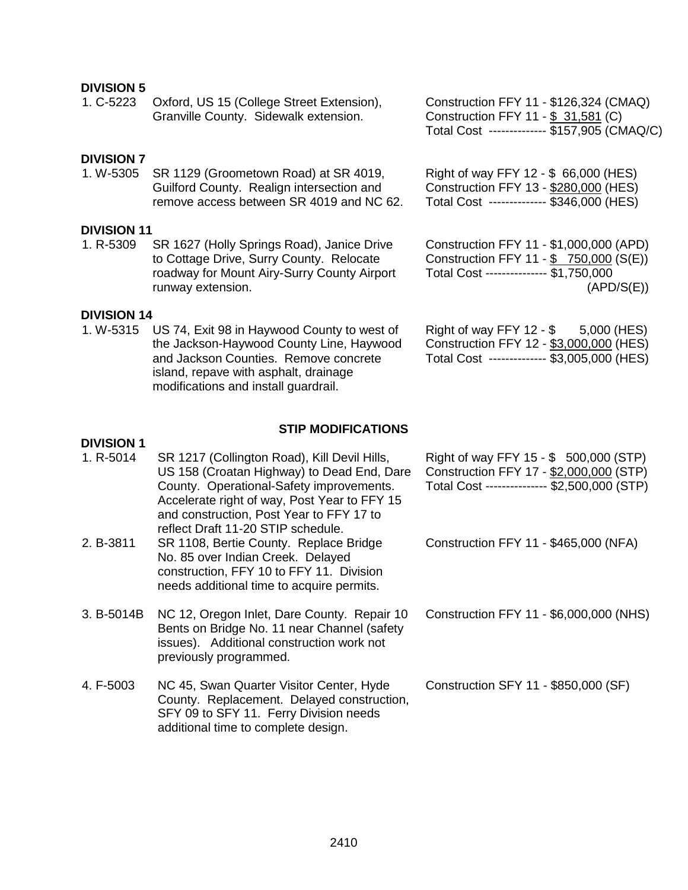**DIVISION 5**

| | | |
|---|---|---|
| 1. C-5223 | Oxford, US 15 (College Street Extension), Granville County. Sidewalk extension. | Construction FFY 11 - $126,324 (CMAQ)<br>Construction FFY 11 - $ 31,581 (C)<br>Total Cost ------------- $157,905 (CMAQ/C) |

**DIVISION 7**

| | | |
|---|---|---|
| 1. W-5305 | SR 1129 (Groometown Road) at SR 4019, Guilford County. Realign intersection and remove access between SR 4019 and NC 62. | Right of way FFY 12 - $ 66,000 (HES)<br>Construction FFY 13 - $280,000 (HES)<br>Total Cost ------------- $346,000 (HES) |

**DIVISION 11**

| | | |
|---|---|---|
| 1. R-5309 | SR 1627 (Holly Springs Road), Janice Drive to Cottage Drive, Surry County. Relocate roadway for Mount Airy-Surry County Airport runway extension. | Construction FFY 11 - $1,000,000 (APD)<br>Construction FFY 11 - $ 750,000 (S(E))<br>Total Cost -------------- $1,750,000 (APD/S(E)) |

**DIVISION 14**

| | | |
|---|---|---|
| 1. W-5315 | US 74, Exit 98 in Haywood County to west of the Jackson-Haywood County Line, Haywood and Jackson Counties. Remove concrete island, repave with asphalt, drainage modifications and install guardrail. | Right of way FFY 12 - $ 5,000 (HES)<br>Construction FFY 12 - $3,000,000 (HES)<br>Total Cost ------------- $3,005,000 (HES) |

## STIP MODIFICATIONS

**DIVISION 1**

| | | |
|---|---|---|
| 1. R-5014 | SR 1217 (Collington Road), Kill Devil Hills, US 158 (Croatan Highway) to Dead End, Dare County. Operational-Safety improvements. Accelerate right of way, Post Year to FFY 15 and construction, Post Year to FFY 17 to reflect Draft 11-20 STIP schedule. | Right of way FFY 15 - $ 500,000 (STP)<br>Construction FFY 17 - $2,000,000 (STP)<br>Total Cost -------------- $2,500,000 (STP) |
| 2. B-3811 | SR 1108, Bertie County. Replace Bridge No. 85 over Indian Creek. Delayed construction, FFY 10 to FFY 11. Division needs additional time to acquire permits. | Construction FFY 11 - $465,000 (NFA) |
| 3. B-5014B | NC 12, Oregon Inlet, Dare County. Repair 10 Bents on Bridge No. 11 near Channel (safety issues). Additional construction work not previously programmed. | Construction FFY 11 - $6,000,000 (NHS) |
| 4. F-5003 | NC 45, Swan Quarter Visitor Center, Hyde County. Replacement. Delayed construction, SFY 09 to SFY 11. Ferry Division needs additional time to complete design. | Construction SFY 11 - $850,000 (SF) |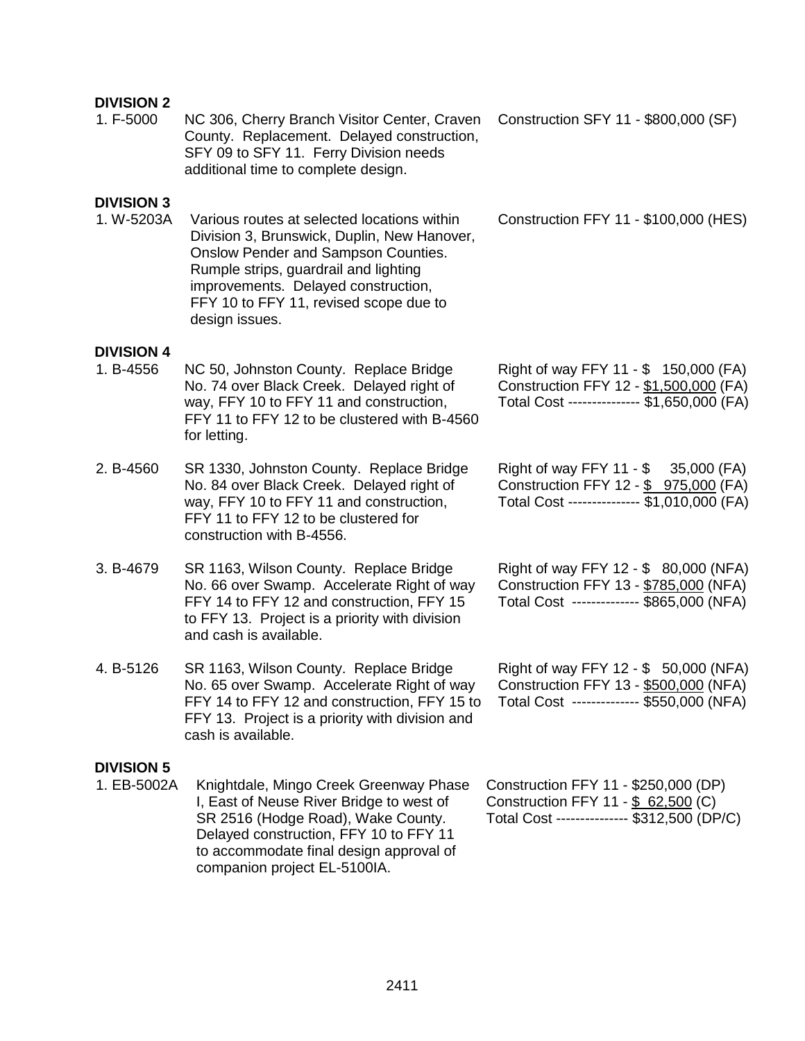**DIVISION 2**

| | | |
|---|---|---|
| 1. F-5000 | NC 306, Cherry Branch Visitor Center, Craven County. Replacement. Delayed construction, SFY 09 to SFY 11. Ferry Division needs additional time to complete design. | Construction SFY 11 - $800,000 (SF) |

**DIVISION 3**

| | | |
|---|---|---|
| 1. W-5203A | Various routes at selected locations within Division 3, Brunswick, Duplin, New Hanover, Onslow Pender and Sampson Counties. Rumple strips, guardrail and lighting improvements. Delayed construction, FFY 10 to FFY 11, revised scope due to design issues. | Construction FFY 11 - $100,000 (HES) |

**DIVISION 4**

| | | |
|---|---|---|
| 1. B-4556 | NC 50, Johnston County. Replace Bridge No. 74 over Black Creek. Delayed right of way, FFY 10 to FFY 11 and construction, FFY 11 to FFY 12 to be clustered with B-4560 for letting. | Right of way FFY 11 - $ 150,000 (FA)<br>Construction FFY 12 - $1,500,000 (FA)<br>Total Cost -------------- $1,650,000 (FA) |
| 2. B-4560 | SR 1330, Johnston County. Replace Bridge No. 84 over Black Creek. Delayed right of way, FFY 10 to FFY 11 and construction, FFY 11 to FFY 12 to be clustered for construction with B-4556. | Right of way FFY 11 - $ 35,000 (FA)<br>Construction FFY 12 - $ 975,000 (FA)<br>Total Cost -------------- $1,010,000 (FA) |
| 3. B-4679 | SR 1163, Wilson County. Replace Bridge No. 66 over Swamp. Accelerate Right of way FFY 14 to FFY 12 and construction, FFY 15 to FFY 13. Project is a priority with division and cash is available. | Right of way FFY 12 - $ 80,000 (NFA)<br>Construction FFY 13 - $785,000 (NFA)<br>Total Cost ------------- $865,000 (NFA) |
| 4. B-5126 | SR 1163, Wilson County. Replace Bridge No. 65 over Swamp. Accelerate Right of way FFY 14 to FFY 12 and construction, FFY 15 to FFY 13. Project is a priority with division and cash is available. | Right of way FFY 12 - $ 50,000 (NFA)<br>Construction FFY 13 - $500,000 (NFA)<br>Total Cost ------------- $550,000 (NFA) |

**DIVISION 5**

| | | |
|---|---|---|
| 1. EB-5002A | Knightdale, Mingo Creek Greenway Phase I, East of Neuse River Bridge to west of SR 2516 (Hodge Road), Wake County. Delayed construction, FFY 10 to FFY 11 to accommodate final design approval of companion project EL-5100IA. | Construction FFY 11 - $250,000 (DP)<br>Construction FFY 11 - $ 62,500 (C)<br>Total Cost -------------- $312,500 (DP/C) |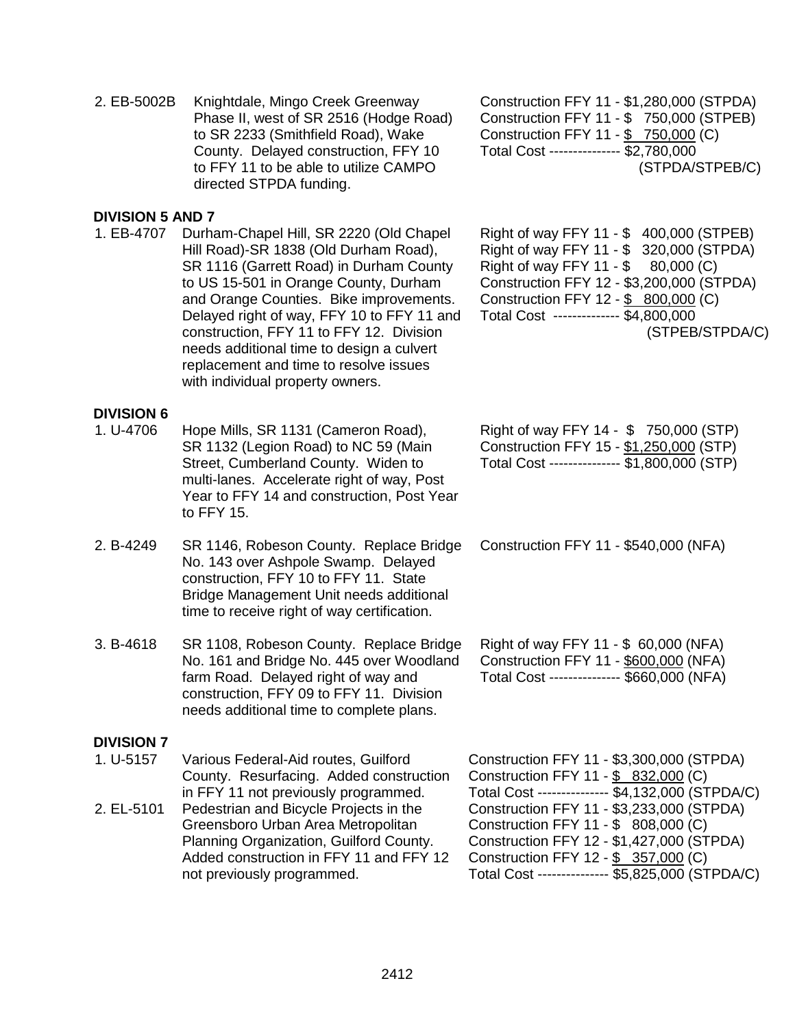2\. EB-5002B Knightdale, Mingo Creek Greenway Phase II, west of SR 2516 (Hodge Road) to SR 2233 (Smithfield Road), Wake County. Delayed construction, FFY 10 to FFY 11 to be able to utilize CAMPO directed STPDA funding.

Construction FFY 11 - $1,280,000 (STPDA)
Construction FFY 11 - $ 750,000 (STPEB)
Construction FFY 11 - $ 750,000 (C)
Total Cost --------------- $2,780,000 (STPDA/STPEB/C)

**DIVISION 5 AND 7**

1\. EB-4707 Durham-Chapel Hill, SR 2220 (Old Chapel Hill Road)-SR 1838 (Old Durham Road), SR 1116 (Garrett Road) in Durham County to US 15-501 in Orange County, Durham and Orange Counties. Bike improvements. Delayed right of way, FFY 10 to FFY 11 and construction, FFY 11 to FFY 12. Division needs additional time to design a culvert replacement and time to resolve issues with individual property owners.

Right of way FFY 11 - $ 400,000 (STPEB)
Right of way FFY 11 - $ 320,000 (STPDA)
Right of way FFY 11 - $ 80,000 (C)
Construction FFY 12 - $3,200,000 (STPDA)
Construction FFY 12 - $ 800,000 (C)
Total Cost -------------- $4,800,000 (STPEB/STPDA/C)

**DIVISION 6**

1\. U-4706 Hope Mills, SR 1131 (Cameron Road), SR 1132 (Legion Road) to NC 59 (Main Street, Cumberland County. Widen to multi-lanes. Accelerate right of way, Post Year to FFY 14 and construction, Post Year to FFY 15.

Right of way FFY 14 - $ 750,000 (STP)
Construction FFY 15 - $1,250,000 (STP)
Total Cost --------------- $1,800,000 (STP)

2\. B-4249 SR 1146, Robeson County. Replace Bridge No. 143 over Ashpole Swamp. Delayed construction, FFY 10 to FFY 11. State Bridge Management Unit needs additional time to receive right of way certification.

Construction FFY 11 - $540,000 (NFA)

3\. B-4618 SR 1108, Robeson County. Replace Bridge No. 161 and Bridge No. 445 over Woodland farm Road. Delayed right of way and construction, FFY 09 to FFY 11. Division needs additional time to complete plans.

Right of way FFY 11 - $ 60,000 (NFA)
Construction FFY 11 - $600,000 (NFA)
Total Cost --------------- $660,000 (NFA)

**DIVISION 7**

1\. U-5157 Various Federal-Aid routes, Guilford County. Resurfacing. Added construction in FFY 11 not previously programmed.

Construction FFY 11 - $3,300,000 (STPDA)
Construction FFY 11 - $ 832,000 (C)
Total Cost --------------- $4,132,000 (STPDA/C)

2\. EL-5101 Pedestrian and Bicycle Projects in the Greensboro Urban Area Metropolitan Planning Organization, Guilford County. Added construction in FFY 11 and FFY 12 not previously programmed.

Construction FFY 11 - $3,233,000 (STPDA)
Construction FFY 11 - $ 808,000 (C)
Construction FFY 12 - $1,427,000 (STPDA)
Construction FFY 12 - $ 357,000 (C)
Total Cost --------------- $5,825,000 (STPDA/C)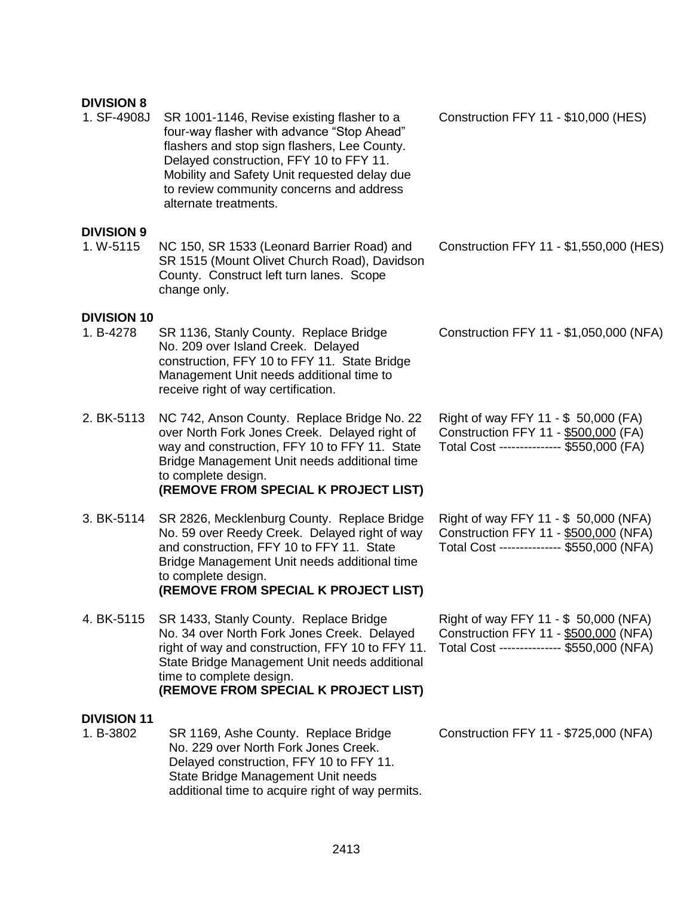**DIVISION 8**

| | | |
|---|---|---|
| 1. SF-4908J | SR 1001-1146, Revise existing flasher to a four-way flasher with advance “Stop Ahead” flashers and stop sign flashers, Lee County. Delayed construction, FFY 10 to FFY 11. Mobility and Safety Unit requested delay due to review community concerns and address alternate treatments. | Construction FFY 11 - $10,000 (HES) |

**DIVISION 9**

| | | |
|---|---|---|
| 1. W-5115 | NC 150, SR 1533 (Leonard Barrier Road) and SR 1515 (Mount Olivet Church Road), Davidson County. Construct left turn lanes. Scope change only. | Construction FFY 11 - $1,550,000 (HES) |

**DIVISION 10**

| | | |
|---|---|---|
| 1. B-4278 | SR 1136, Stanly County. Replace Bridge No. 209 over Island Creek. Delayed construction, FFY 10 to FFY 11. State Bridge Management Unit needs additional time to receive right of way certification. | Construction FFY 11 - $1,050,000 (NFA) |
| 2. BK-5113 | NC 742, Anson County. Replace Bridge No. 22 over North Fork Jones Creek. Delayed right of way and construction, FFY 10 to FFY 11. State Bridge Management Unit needs additional time to complete design. **(REMOVE FROM SPECIAL K PROJECT LIST)** | Right of way FFY 11 - $ 50,000 (FA)<br>Construction FFY 11 - $500,000 (FA)<br>Total Cost -------------- $550,000 (FA) |
| 3. BK-5114 | SR 2826, Mecklenburg County. Replace Bridge No. 59 over Reedy Creek. Delayed right of way and construction, FFY 10 to FFY 11. State Bridge Management Unit needs additional time to complete design. **(REMOVE FROM SPECIAL K PROJECT LIST)** | Right of way FFY 11 - $ 50,000 (NFA)<br>Construction FFY 11 - $500,000 (NFA)<br>Total Cost -------------- $550,000 (NFA) |
| 4. BK-5115 | SR 1433, Stanly County. Replace Bridge No. 34 over North Fork Jones Creek. Delayed right of way and construction, FFY 10 to FFY 11. State Bridge Management Unit needs additional time to complete design. **(REMOVE FROM SPECIAL K PROJECT LIST)** | Right of way FFY 11 - $ 50,000 (NFA)<br>Construction FFY 11 - $500,000 (NFA)<br>Total Cost -------------- $550,000 (NFA) |

**DIVISION 11**

| | | |
|---|---|---|
| 1. B-3802 | SR 1169, Ashe County. Replace Bridge No. 229 over North Fork Jones Creek. Delayed construction, FFY 10 to FFY 11. State Bridge Management Unit needs additional time to acquire right of way permits. | Construction FFY 11 - $725,000 (NFA) |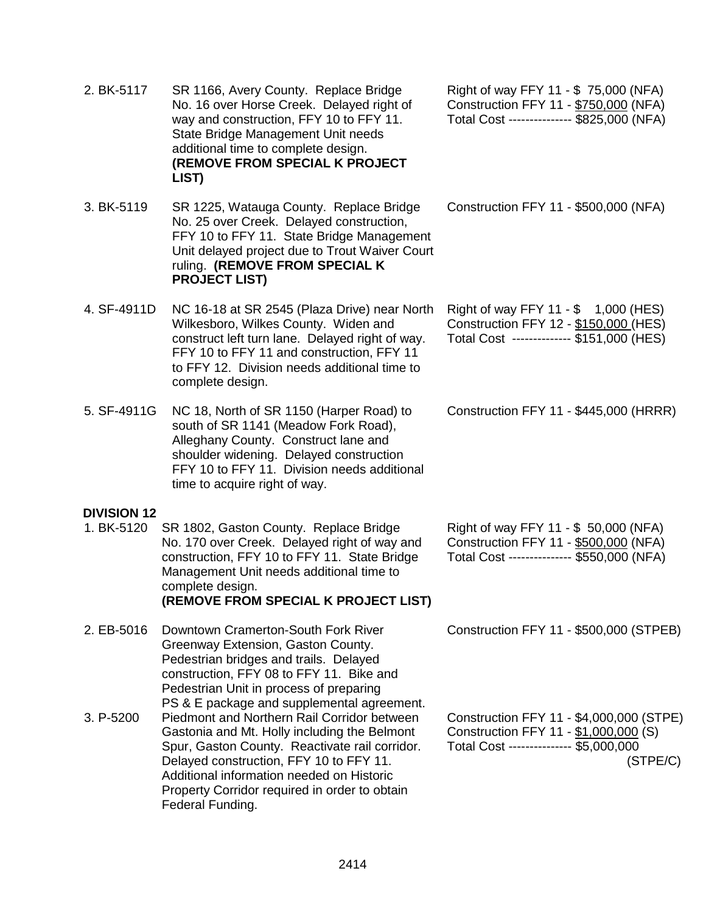2. BK-5117 SR 1166, Avery County. Replace Bridge No. 16 over Horse Creek. Delayed right of way and construction, FFY 10 to FFY 11. State Bridge Management Unit needs additional time to complete design. **(REMOVE FROM SPECIAL K PROJECT LIST)**

Right of way FFY 11 - $ 75,000 (NFA)
Construction FFY 11 - $750,000 (NFA)
Total Cost --------------- $825,000 (NFA)

3. BK-5119 SR 1225, Watauga County. Replace Bridge No. 25 over Creek. Delayed construction, FFY 10 to FFY 11. State Bridge Management Unit delayed project due to Trout Waiver Court ruling. **(REMOVE FROM SPECIAL K PROJECT LIST)**

Construction FFY 11 - $500,000 (NFA)

4. SF-4911D NC 16-18 at SR 2545 (Plaza Drive) near North Wilkesboro, Wilkes County. Widen and construct left turn lane. Delayed right of way. FFY 10 to FFY 11 and construction, FFY 11 to FFY 12. Division needs additional time to complete design.

Right of way FFY 11 - $ 1,000 (HES)
Construction FFY 12 - $150,000 (HES)
Total Cost -------------- $151,000 (HES)

5. SF-4911G NC 18, North of SR 1150 (Harper Road) to south of SR 1141 (Meadow Fork Road), Alleghany County. Construct lane and shoulder widening. Delayed construction FFY 10 to FFY 11. Division needs additional time to acquire right of way.

Construction FFY 11 - $445,000 (HRRR)

**DIVISION 12**

1. BK-5120 SR 1802, Gaston County. Replace Bridge No. 170 over Creek. Delayed right of way and construction, FFY 10 to FFY 11. State Bridge Management Unit needs additional time to complete design. **(REMOVE FROM SPECIAL K PROJECT LIST)**

Right of way FFY 11 - $ 50,000 (NFA)
Construction FFY 11 - $500,000 (NFA)
Total Cost --------------- $550,000 (NFA)

2. EB-5016 Downtown Cramerton-South Fork River Greenway Extension, Gaston County. Pedestrian bridges and trails. Delayed construction, FFY 08 to FFY 11. Bike and Pedestrian Unit in process of preparing PS & E package and supplemental agreement.

Construction FFY 11 - $500,000 (STPEB)

3. P-5200 Piedmont and Northern Rail Corridor between Gastonia and Mt. Holly including the Belmont Spur, Gaston County. Reactivate rail corridor. Delayed construction, FFY 10 to FFY 11. Additional information needed on Historic Property Corridor required in order to obtain Federal Funding.

Construction FFY 11 - $4,000,000 (STPE)
Construction FFY 11 - $1,000,000 (S)
Total Cost --------------- $5,000,000 (STPE/C)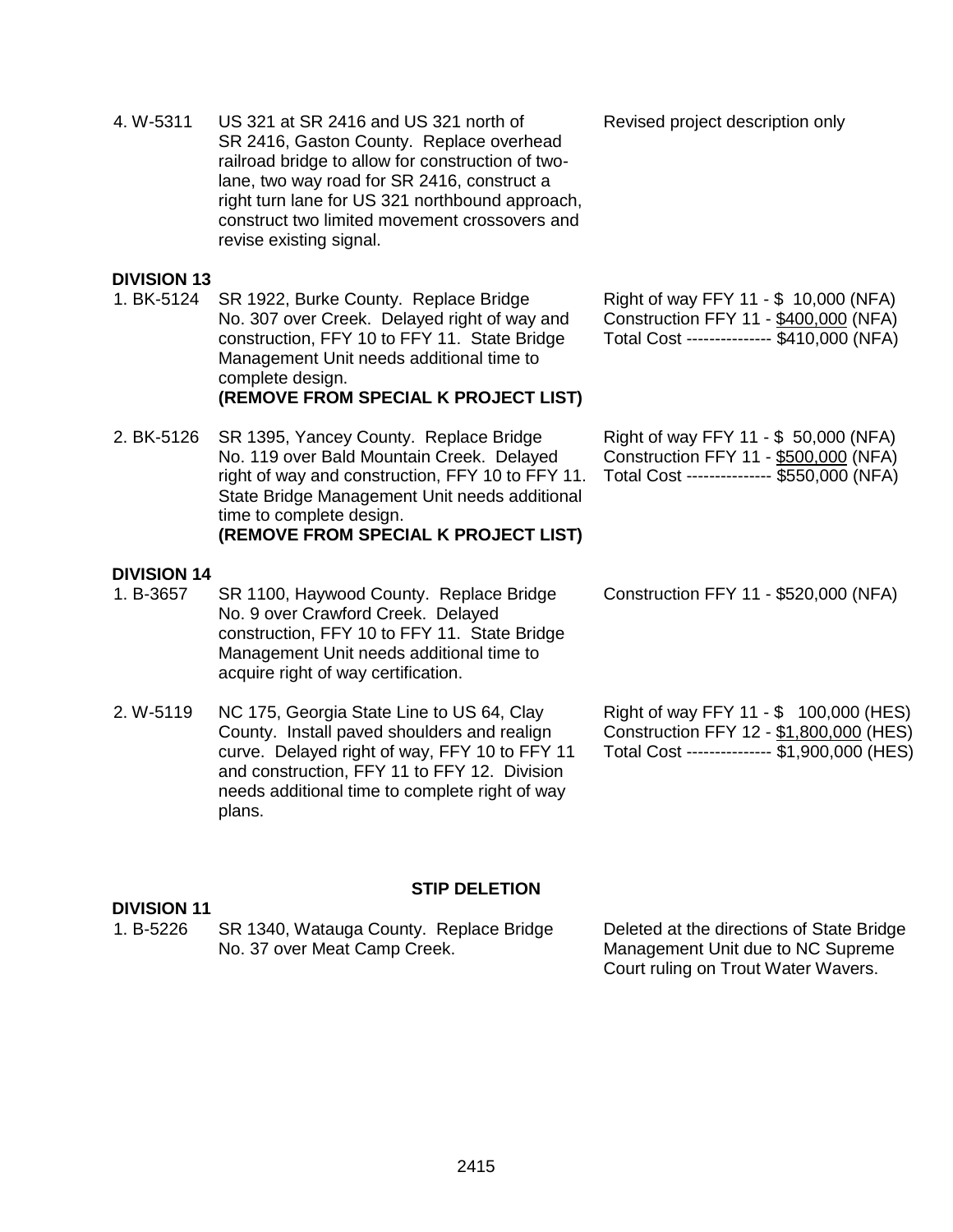4. W-5311 US 321 at SR 2416 and US 321 north of SR 2416, Gaston County. Replace overhead railroad bridge to allow for construction of two-lane, two way road for SR 2416, construct a right turn lane for US 321 northbound approach, construct two limited movement crossovers and revise existing signal.

Revised project description only

**DIVISION 13**

1. BK-5124 SR 1922, Burke County. Replace Bridge No. 307 over Creek. Delayed right of way and construction, FFY 10 to FFY 11. State Bridge Management Unit needs additional time to complete design.
**(REMOVE FROM SPECIAL K PROJECT LIST)**

Right of way FFY 11 - $ 10,000 (NFA)
Construction FFY 11 - $400,000 (NFA)
Total Cost -------------- $410,000 (NFA)

2. BK-5126 SR 1395, Yancey County. Replace Bridge No. 119 over Bald Mountain Creek. Delayed right of way and construction, FFY 10 to FFY 11. State Bridge Management Unit needs additional time to complete design.
**(REMOVE FROM SPECIAL K PROJECT LIST)**

Right of way FFY 11 - $ 50,000 (NFA)
Construction FFY 11 - $500,000 (NFA)
Total Cost -------------- $550,000 (NFA)

**DIVISION 14**

1. B-3657 SR 1100, Haywood County. Replace Bridge No. 9 over Crawford Creek. Delayed construction, FFY 10 to FFY 11. State Bridge Management Unit needs additional time to acquire right of way certification.

Construction FFY 11 - $520,000 (NFA)

2. W-5119 NC 175, Georgia State Line to US 64, Clay County. Install paved shoulders and realign curve. Delayed right of way, FFY 10 to FFY 11 and construction, FFY 11 to FFY 12. Division needs additional time to complete right of way plans.

Right of way FFY 11 - $ 100,000 (HES)
Construction FFY 12 - $1,800,000 (HES)
Total Cost -------------- $1,900,000 (HES)

**STIP DELETION**

**DIVISION 11**

1. B-5226 SR 1340, Watauga County. Replace Bridge No. 37 over Meat Camp Creek.

Deleted at the directions of State Bridge Management Unit due to NC Supreme Court ruling on Trout Water Wavers.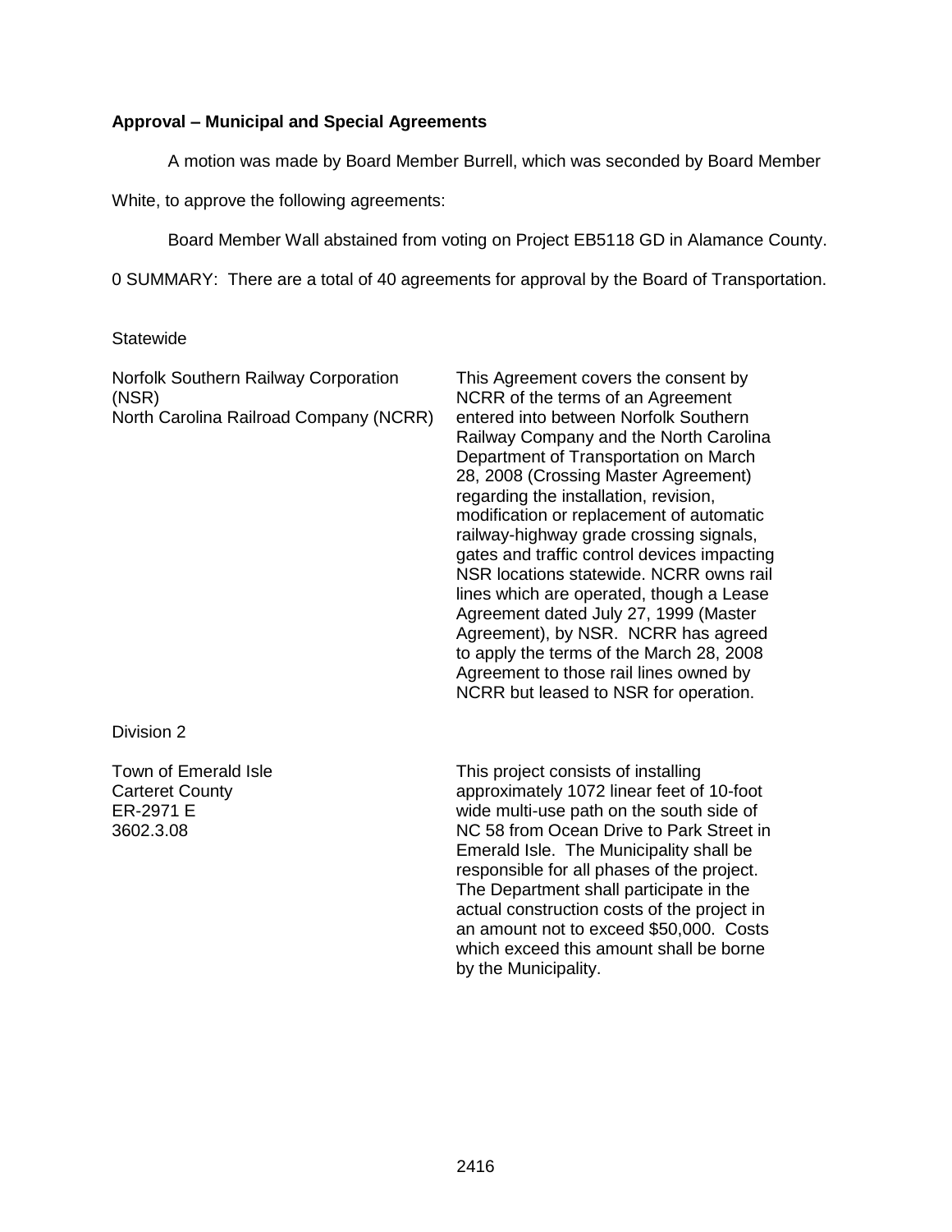**Approval – Municipal and Special Agreements**

A motion was made by Board Member Burrell, which was seconded by Board Member White, to approve the following agreements:

Board Member Wall abstained from voting on Project EB5118 GD in Alamance County.

0 SUMMARY: There are a total of 40 agreements for approval by the Board of Transportation.

Statewide

| | |
|---|---|
| Norfolk Southern Railway Corporation (NSR)<br>North Carolina Railroad Company (NCRR) | This Agreement covers the consent by NCRR of the terms of an Agreement entered into between Norfolk Southern Railway Company and the North Carolina Department of Transportation on March 28, 2008 (Crossing Master Agreement) regarding the installation, revision, modification or replacement of automatic railway-highway grade crossing signals, gates and traffic control devices impacting NSR locations statewide. NCRR owns rail lines which are operated, though a Lease Agreement dated July 27, 1999 (Master Agreement), by NSR. NCRR has agreed to apply the terms of the March 28, 2008 Agreement to those rail lines owned by NCRR but leased to NSR for operation. |

Division 2

| | |
|---|---|
| Town of Emerald Isle<br>Carteret County<br>ER-2971 E<br>3602.3.08 | This project consists of installing approximately 1072 linear feet of 10-foot wide multi-use path on the south side of NC 58 from Ocean Drive to Park Street in Emerald Isle. The Municipality shall be responsible for all phases of the project. The Department shall participate in the actual construction costs of the project in an amount not to exceed $50,000. Costs which exceed this amount shall be borne by the Municipality. |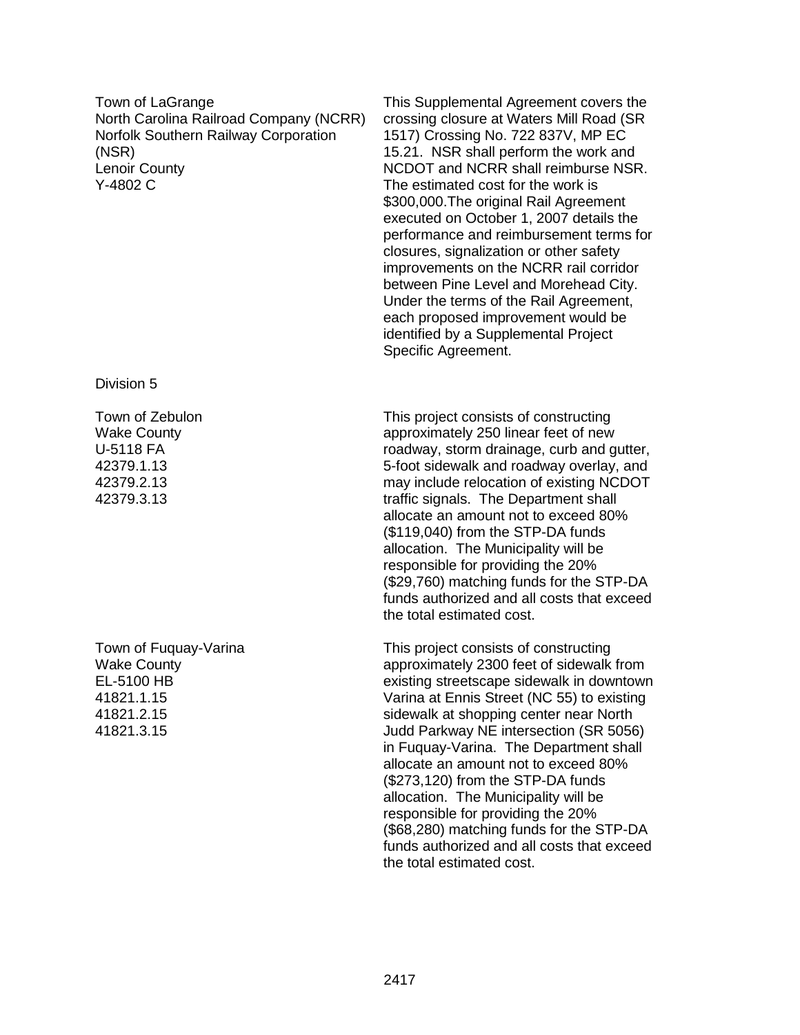| | |
|---|---|
| Town of LaGrange<br>North Carolina Railroad Company (NCRR)<br>Norfolk Southern Railway Corporation (NSR)<br>Lenoir County<br>Y-4802 C | This Supplemental Agreement covers the crossing closure at Waters Mill Road (SR 1517) Crossing No. 722 837V, MP EC 15.21. NSR shall perform the work and NCDOT and NCRR shall reimburse NSR. The estimated cost for the work is $300,000.The original Rail Agreement executed on October 1, 2007 details the performance and reimbursement terms for closures, signalization or other safety improvements on the NCRR rail corridor between Pine Level and Morehead City. Under the terms of the Rail Agreement, each proposed improvement would be identified by a Supplemental Project Specific Agreement. |

Division 5

| | |
|---|---|
| Town of Zebulon<br>Wake County<br>U-5118 FA<br>42379.1.13<br>42379.2.13<br>42379.3.13 | This project consists of constructing approximately 250 linear feet of new roadway, storm drainage, curb and gutter, 5-foot sidewalk and roadway overlay, and may include relocation of existing NCDOT traffic signals. The Department shall allocate an amount not to exceed 80% ($119,040) from the STP-DA funds allocation. The Municipality will be responsible for providing the 20% ($29,760) matching funds for the STP-DA funds authorized and all costs that exceed the total estimated cost. |
| Town of Fuquay-Varina<br>Wake County<br>EL-5100 HB<br>41821.1.15<br>41821.2.15<br>41821.3.15 | This project consists of constructing approximately 2300 feet of sidewalk from existing streetscape sidewalk in downtown Varina at Ennis Street (NC 55) to existing sidewalk at shopping center near North Judd Parkway NE intersection (SR 5056) in Fuquay-Varina. The Department shall allocate an amount not to exceed 80% ($273,120) from the STP-DA funds allocation. The Municipality will be responsible for providing the 20% ($68,280) matching funds for the STP-DA funds authorized and all costs that exceed the total estimated cost. |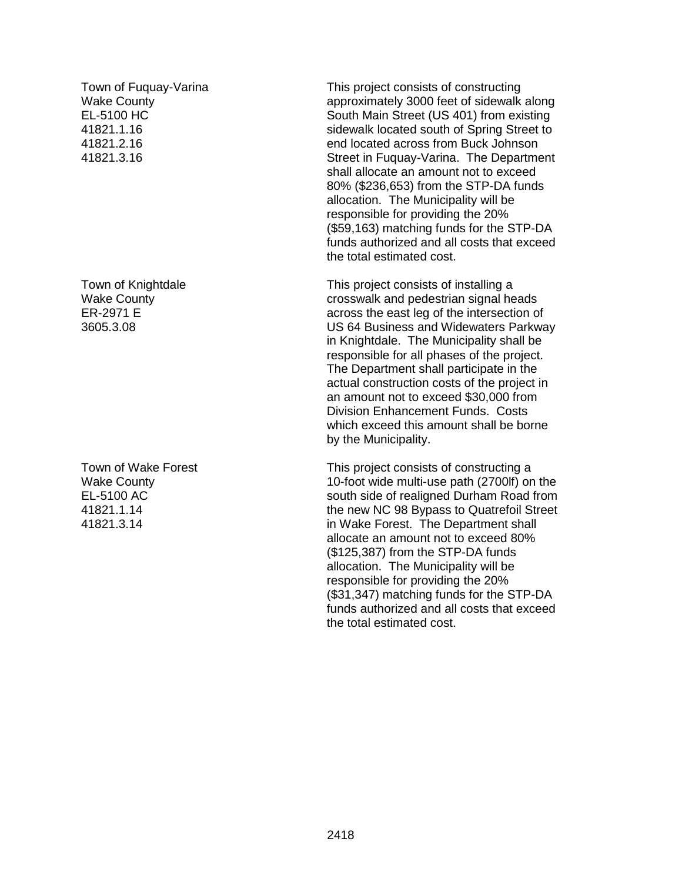Town of Fuquay-Varina
Wake County
EL-5100 HC
41821.1.16
41821.2.16
41821.3.16

This project consists of constructing approximately 3000 feet of sidewalk along South Main Street (US 401) from existing sidewalk located south of Spring Street to end located across from Buck Johnson Street in Fuquay-Varina. The Department shall allocate an amount not to exceed 80% ($236,653) from the STP-DA funds allocation. The Municipality will be responsible for providing the 20% ($59,163) matching funds for the STP-DA funds authorized and all costs that exceed the total estimated cost.

Town of Knightdale
Wake County
ER-2971 E
3605.3.08

This project consists of installing a crosswalk and pedestrian signal heads across the east leg of the intersection of US 64 Business and Widewaters Parkway in Knightdale. The Municipality shall be responsible for all phases of the project. The Department shall participate in the actual construction costs of the project in an amount not to exceed $30,000 from Division Enhancement Funds. Costs which exceed this amount shall be borne by the Municipality.

Town of Wake Forest
Wake County
EL-5100 AC
41821.1.14
41821.3.14

This project consists of constructing a 10-foot wide multi-use path (2700lf) on the south side of realigned Durham Road from the new NC 98 Bypass to Quatrefoil Street in Wake Forest. The Department shall allocate an amount not to exceed 80% ($125,387) from the STP-DA funds allocation. The Municipality will be responsible for providing the 20% ($31,347) matching funds for the STP-DA funds authorized and all costs that exceed the total estimated cost.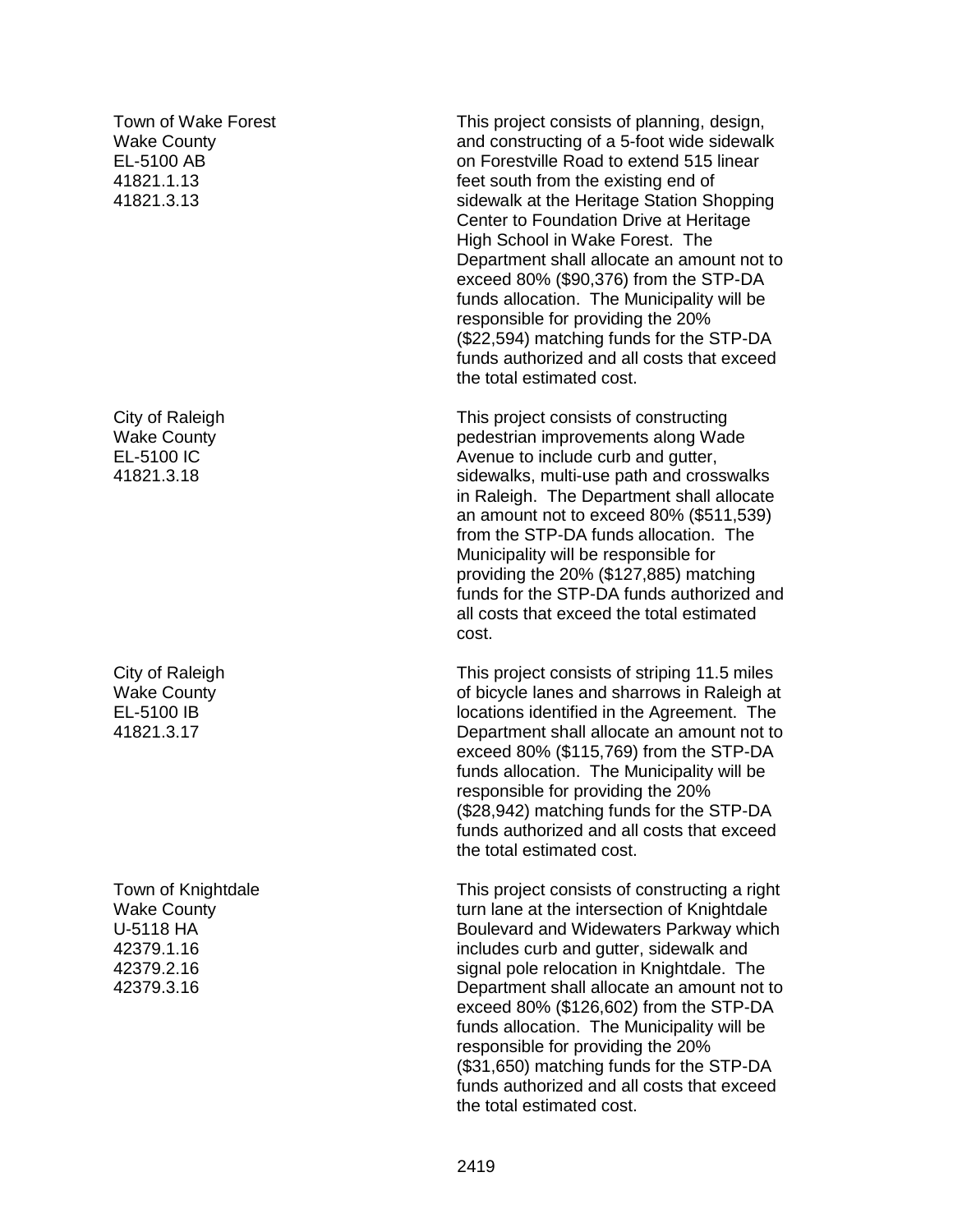Town of Wake Forest
Wake County
EL-5100 AB
41821.1.13
41821.3.13

This project consists of planning, design, and constructing of a 5-foot wide sidewalk on Forestville Road to extend 515 linear feet south from the existing end of sidewalk at the Heritage Station Shopping Center to Foundation Drive at Heritage High School in Wake Forest. The Department shall allocate an amount not to exceed 80% ($90,376) from the STP-DA funds allocation. The Municipality will be responsible for providing the 20% ($22,594) matching funds for the STP-DA funds authorized and all costs that exceed the total estimated cost.

City of Raleigh
Wake County
EL-5100 IC
41821.3.18

This project consists of constructing pedestrian improvements along Wade Avenue to include curb and gutter, sidewalks, multi-use path and crosswalks in Raleigh. The Department shall allocate an amount not to exceed 80% ($511,539) from the STP-DA funds allocation. The Municipality will be responsible for providing the 20% ($127,885) matching funds for the STP-DA funds authorized and all costs that exceed the total estimated cost.

City of Raleigh
Wake County
EL-5100 IB
41821.3.17

This project consists of striping 11.5 miles of bicycle lanes and sharrows in Raleigh at locations identified in the Agreement. The Department shall allocate an amount not to exceed 80% ($115,769) from the STP-DA funds allocation. The Municipality will be responsible for providing the 20% ($28,942) matching funds for the STP-DA funds authorized and all costs that exceed the total estimated cost.

Town of Knightdale
Wake County
U-5118 HA
42379.1.16
42379.2.16
42379.3.16

This project consists of constructing a right turn lane at the intersection of Knightdale Boulevard and Widewaters Parkway which includes curb and gutter, sidewalk and signal pole relocation in Knightdale. The Department shall allocate an amount not to exceed 80% ($126,602) from the STP-DA funds allocation. The Municipality will be responsible for providing the 20% ($31,650) matching funds for the STP-DA funds authorized and all costs that exceed the total estimated cost.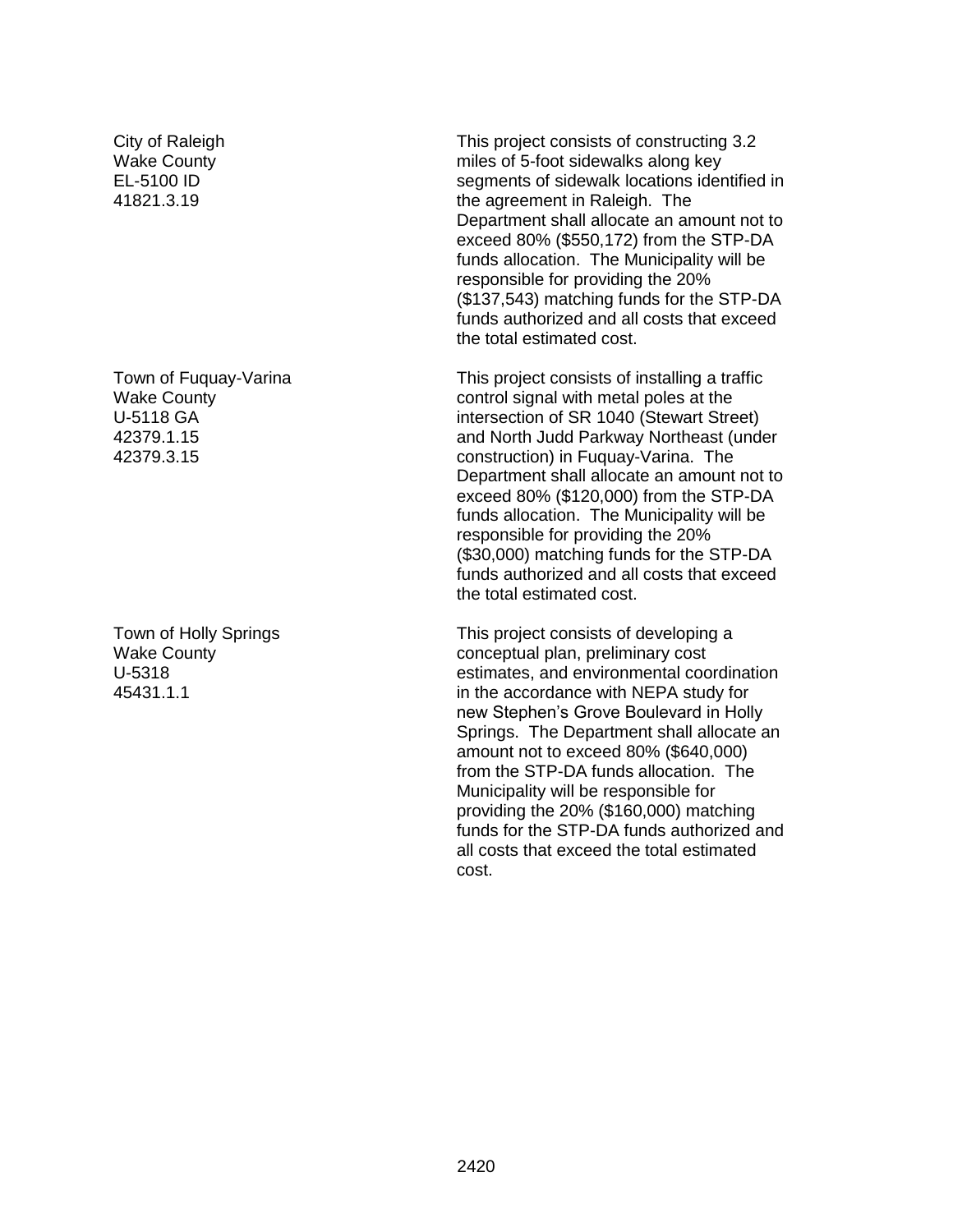City of Raleigh
Wake County
EL-5100 ID
41821.3.19

This project consists of constructing 3.2 miles of 5-foot sidewalks along key segments of sidewalk locations identified in the agreement in Raleigh. The Department shall allocate an amount not to exceed 80% ($550,172) from the STP-DA funds allocation. The Municipality will be responsible for providing the 20% ($137,543) matching funds for the STP-DA funds authorized and all costs that exceed the total estimated cost.

Town of Fuquay-Varina
Wake County
U-5118 GA
42379.1.15
42379.3.15

This project consists of installing a traffic control signal with metal poles at the intersection of SR 1040 (Stewart Street) and North Judd Parkway Northeast (under construction) in Fuquay-Varina. The Department shall allocate an amount not to exceed 80% ($120,000) from the STP-DA funds allocation. The Municipality will be responsible for providing the 20% ($30,000) matching funds for the STP-DA funds authorized and all costs that exceed the total estimated cost.

Town of Holly Springs
Wake County
U-5318
45431.1.1

This project consists of developing a conceptual plan, preliminary cost estimates, and environmental coordination in the accordance with NEPA study for new Stephen's Grove Boulevard in Holly Springs. The Department shall allocate an amount not to exceed 80% ($640,000) from the STP-DA funds allocation. The Municipality will be responsible for providing the 20% ($160,000) matching funds for the STP-DA funds authorized and all costs that exceed the total estimated cost.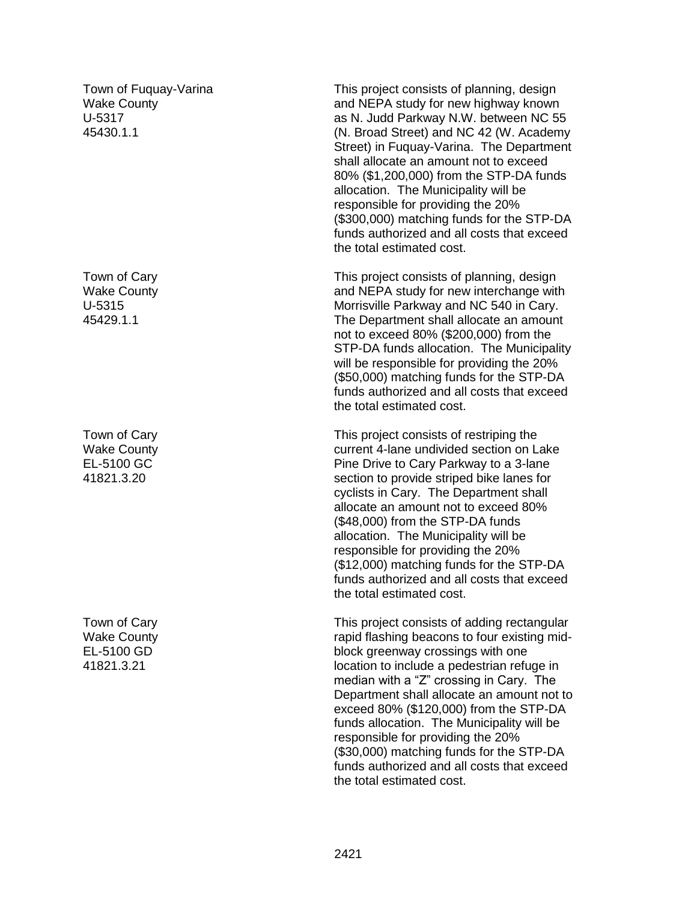| | |
|---|---|
| Town of Fuquay-Varina<br>Wake County<br>U-5317<br>45430.1.1 | This project consists of planning, design and NEPA study for new highway known as N. Judd Parkway N.W. between NC 55 (N. Broad Street) and NC 42 (W. Academy Street) in Fuquay-Varina. The Department shall allocate an amount not to exceed 80% ($1,200,000) from the STP-DA funds allocation. The Municipality will be responsible for providing the 20% ($300,000) matching funds for the STP-DA funds authorized and all costs that exceed the total estimated cost. |
| Town of Cary<br>Wake County<br>U-5315<br>45429.1.1 | This project consists of planning, design and NEPA study for new interchange with Morrisville Parkway and NC 540 in Cary. The Department shall allocate an amount not to exceed 80% ($200,000) from the STP-DA funds allocation. The Municipality will be responsible for providing the 20% ($50,000) matching funds for the STP-DA funds authorized and all costs that exceed the total estimated cost. |
| Town of Cary<br>Wake County<br>EL-5100 GC<br>41821.3.20 | This project consists of restriping the current 4-lane undivided section on Lake Pine Drive to Cary Parkway to a 3-lane section to provide striped bike lanes for cyclists in Cary. The Department shall allocate an amount not to exceed 80% ($48,000) from the STP-DA funds allocation. The Municipality will be responsible for providing the 20% ($12,000) matching funds for the STP-DA funds authorized and all costs that exceed the total estimated cost. |
| Town of Cary<br>Wake County<br>EL-5100 GD<br>41821.3.21 | This project consists of adding rectangular rapid flashing beacons to four existing mid-block greenway crossings with one location to include a pedestrian refuge in median with a "Z" crossing in Cary. The Department shall allocate an amount not to exceed 80% ($120,000) from the STP-DA funds allocation. The Municipality will be responsible for providing the 20% ($30,000) matching funds for the STP-DA funds authorized and all costs that exceed the total estimated cost. |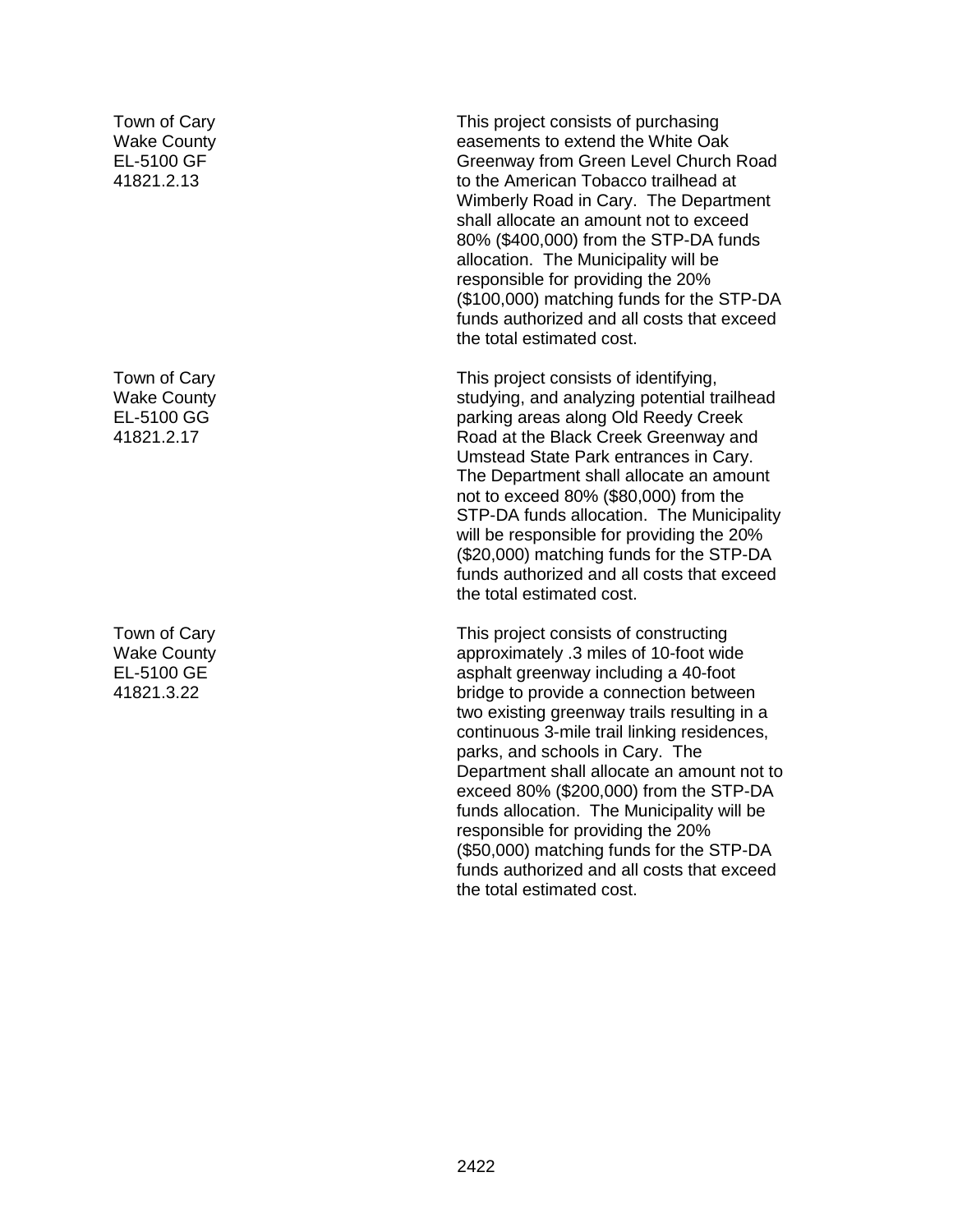| | |
|---|---|
| Town of Cary<br>Wake County<br>EL-5100 GF<br>41821.2.13 | This project consists of purchasing easements to extend the White Oak Greenway from Green Level Church Road to the American Tobacco trailhead at Wimberly Road in Cary. The Department shall allocate an amount not to exceed 80% ($400,000) from the STP-DA funds allocation. The Municipality will be responsible for providing the 20% ($100,000) matching funds for the STP-DA funds authorized and all costs that exceed the total estimated cost. |
| Town of Cary<br>Wake County<br>EL-5100 GG<br>41821.2.17 | This project consists of identifying, studying, and analyzing potential trailhead parking areas along Old Reedy Creek Road at the Black Creek Greenway and Umstead State Park entrances in Cary. The Department shall allocate an amount not to exceed 80% ($80,000) from the STP-DA funds allocation. The Municipality will be responsible for providing the 20% ($20,000) matching funds for the STP-DA funds authorized and all costs that exceed the total estimated cost. |
| Town of Cary<br>Wake County<br>EL-5100 GE<br>41821.3.22 | This project consists of constructing approximately .3 miles of 10-foot wide asphalt greenway including a 40-foot bridge to provide a connection between two existing greenway trails resulting in a continuous 3-mile trail linking residences, parks, and schools in Cary. The Department shall allocate an amount not to exceed 80% ($200,000) from the STP-DA funds allocation. The Municipality will be responsible for providing the 20% ($50,000) matching funds for the STP-DA funds authorized and all costs that exceed the total estimated cost. |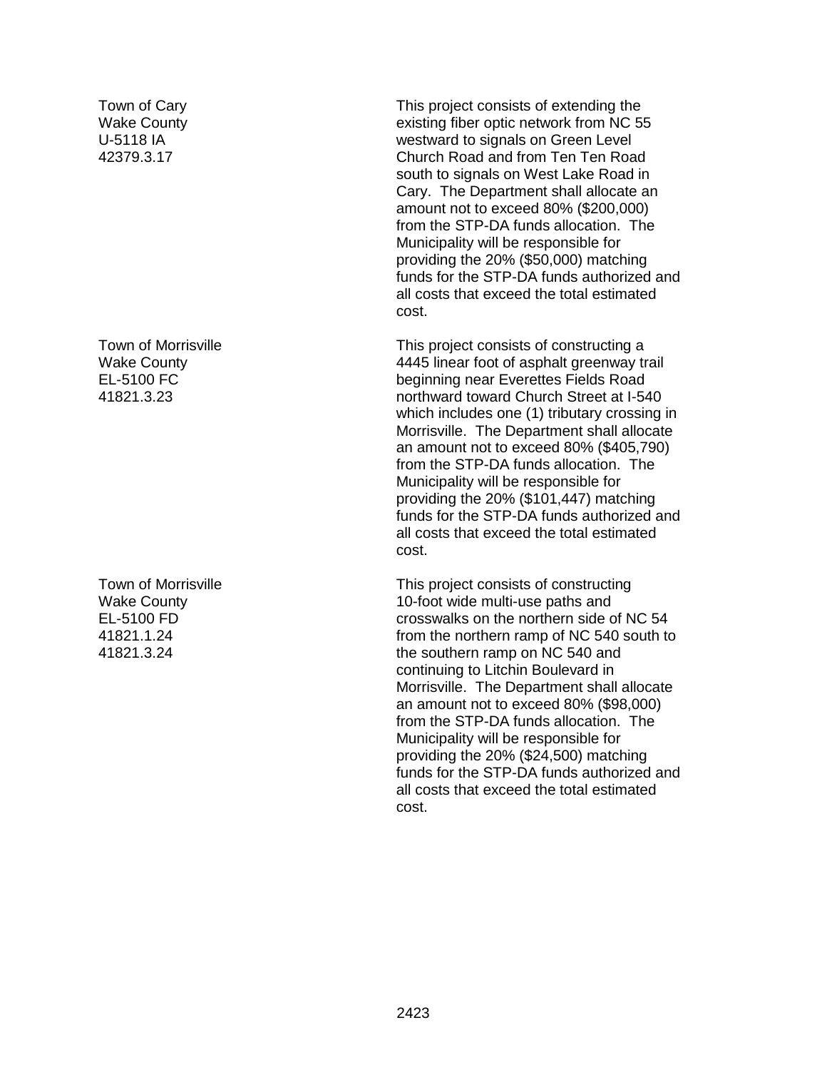| | |
|---|---|
| Town of Cary<br>Wake County<br>U-5118 IA<br>42379.3.17 | This project consists of extending the existing fiber optic network from NC 55 westward to signals on Green Level Church Road and from Ten Ten Road south to signals on West Lake Road in Cary. The Department shall allocate an amount not to exceed 80% ($200,000) from the STP-DA funds allocation. The Municipality will be responsible for providing the 20% ($50,000) matching funds for the STP-DA funds authorized and all costs that exceed the total estimated cost. |
| Town of Morrisville<br>Wake County<br>EL-5100 FC<br>41821.3.23 | This project consists of constructing a 4445 linear foot of asphalt greenway trail beginning near Everettes Fields Road northward toward Church Street at I-540 which includes one (1) tributary crossing in Morrisville. The Department shall allocate an amount not to exceed 80% ($405,790) from the STP-DA funds allocation. The Municipality will be responsible for providing the 20% ($101,447) matching funds for the STP-DA funds authorized and all costs that exceed the total estimated cost. |
| Town of Morrisville<br>Wake County<br>EL-5100 FD<br>41821.1.24<br>41821.3.24 | This project consists of constructing 10-foot wide multi-use paths and crosswalks on the northern side of NC 54 from the northern ramp of NC 540 south to the southern ramp on NC 540 and continuing to Litchin Boulevard in Morrisville. The Department shall allocate an amount not to exceed 80% ($98,000) from the STP-DA funds allocation. The Municipality will be responsible for providing the 20% ($24,500) matching funds for the STP-DA funds authorized and all costs that exceed the total estimated cost. |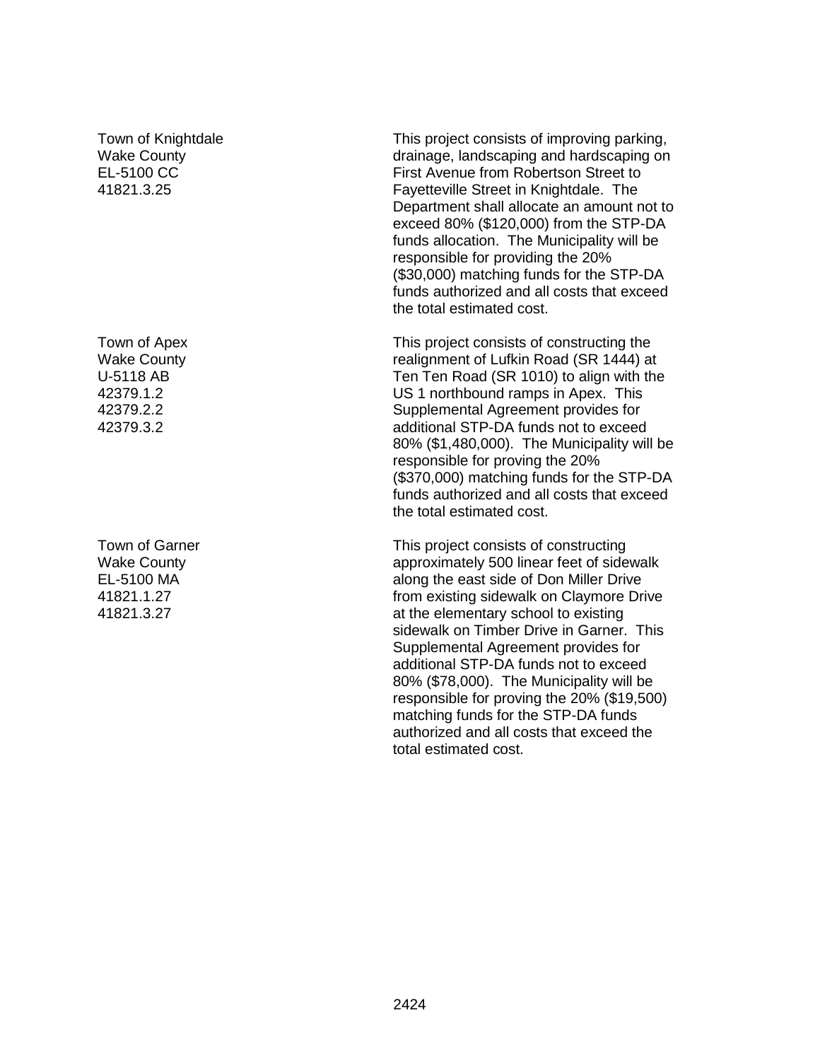| | |
|---|---|
| Town of Knightdale<br>Wake County<br>EL-5100 CC<br>41821.3.25 | This project consists of improving parking, drainage, landscaping and hardscaping on First Avenue from Robertson Street to Fayetteville Street in Knightdale. The Department shall allocate an amount not to exceed 80% ($120,000) from the STP-DA funds allocation. The Municipality will be responsible for providing the 20% ($30,000) matching funds for the STP-DA funds authorized and all costs that exceed the total estimated cost. |
| Town of Apex<br>Wake County<br>U-5118 AB<br>42379.1.2<br>42379.2.2<br>42379.3.2 | This project consists of constructing the realignment of Lufkin Road (SR 1444) at Ten Ten Road (SR 1010) to align with the US 1 northbound ramps in Apex. This Supplemental Agreement provides for additional STP-DA funds not to exceed 80% ($1,480,000). The Municipality will be responsible for proving the 20% ($370,000) matching funds for the STP-DA funds authorized and all costs that exceed the total estimated cost. |
| Town of Garner<br>Wake County<br>EL-5100 MA<br>41821.1.27<br>41821.3.27 | This project consists of constructing approximately 500 linear feet of sidewalk along the east side of Don Miller Drive from existing sidewalk on Claymore Drive at the elementary school to existing sidewalk on Timber Drive in Garner. This Supplemental Agreement provides for additional STP-DA funds not to exceed 80% ($78,000). The Municipality will be responsible for proving the 20% ($19,500) matching funds for the STP-DA funds authorized and all costs that exceed the total estimated cost. |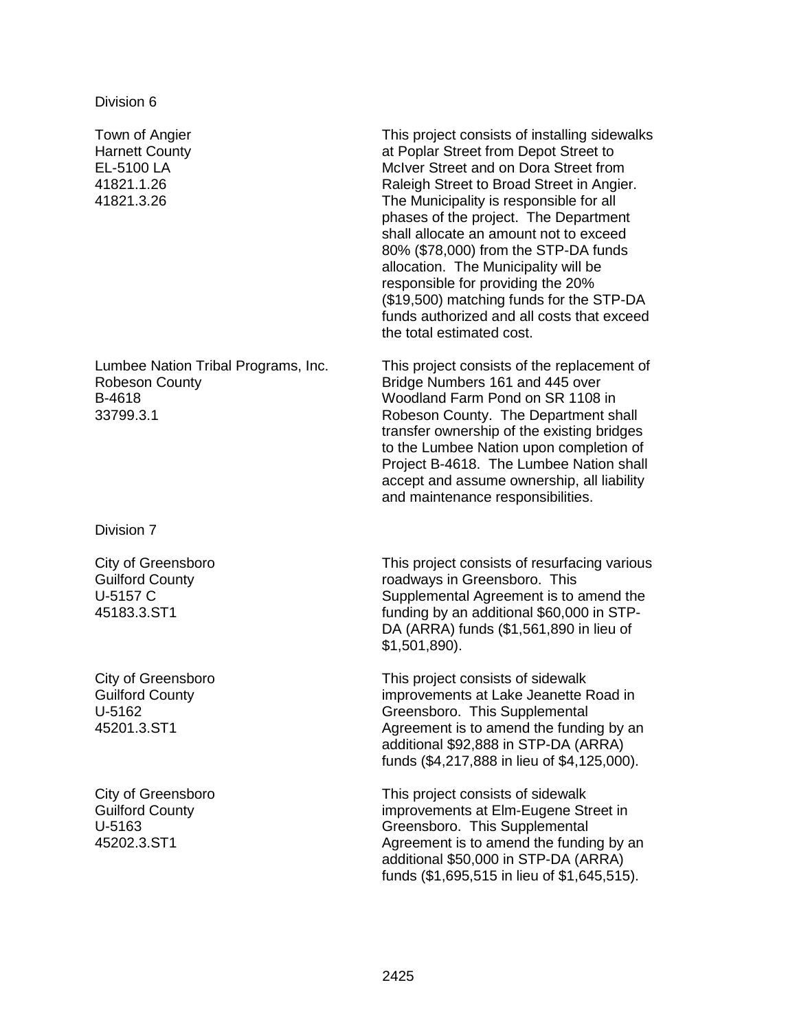Division 6

Town of Angier
Harnett County
EL-5100 LA
41821.1.26
41821.3.26

This project consists of installing sidewalks at Poplar Street from Depot Street to McIver Street and on Dora Street from Raleigh Street to Broad Street in Angier. The Municipality is responsible for all phases of the project. The Department shall allocate an amount not to exceed 80% ($78,000) from the STP-DA funds allocation. The Municipality will be responsible for providing the 20% ($19,500) matching funds for the STP-DA funds authorized and all costs that exceed the total estimated cost.

Lumbee Nation Tribal Programs, Inc.
Robeson County
B-4618
33799.3.1

This project consists of the replacement of Bridge Numbers 161 and 445 over Woodland Farm Pond on SR 1108 in Robeson County. The Department shall transfer ownership of the existing bridges to the Lumbee Nation upon completion of Project B-4618. The Lumbee Nation shall accept and assume ownership, all liability and maintenance responsibilities.

Division 7

City of Greensboro
Guilford County
U-5157 C
45183.3.ST1

This project consists of resurfacing various roadways in Greensboro. This Supplemental Agreement is to amend the funding by an additional $60,000 in STP-DA (ARRA) funds ($1,561,890 in lieu of $1,501,890).

City of Greensboro
Guilford County
U-5162
45201.3.ST1

This project consists of sidewalk improvements at Lake Jeanette Road in Greensboro. This Supplemental Agreement is to amend the funding by an additional $92,888 in STP-DA (ARRA) funds ($4,217,888 in lieu of $4,125,000).

City of Greensboro
Guilford County
U-5163
45202.3.ST1

This project consists of sidewalk improvements at Elm-Eugene Street in Greensboro. This Supplemental Agreement is to amend the funding by an additional $50,000 in STP-DA (ARRA) funds ($1,695,515 in lieu of $1,645,515).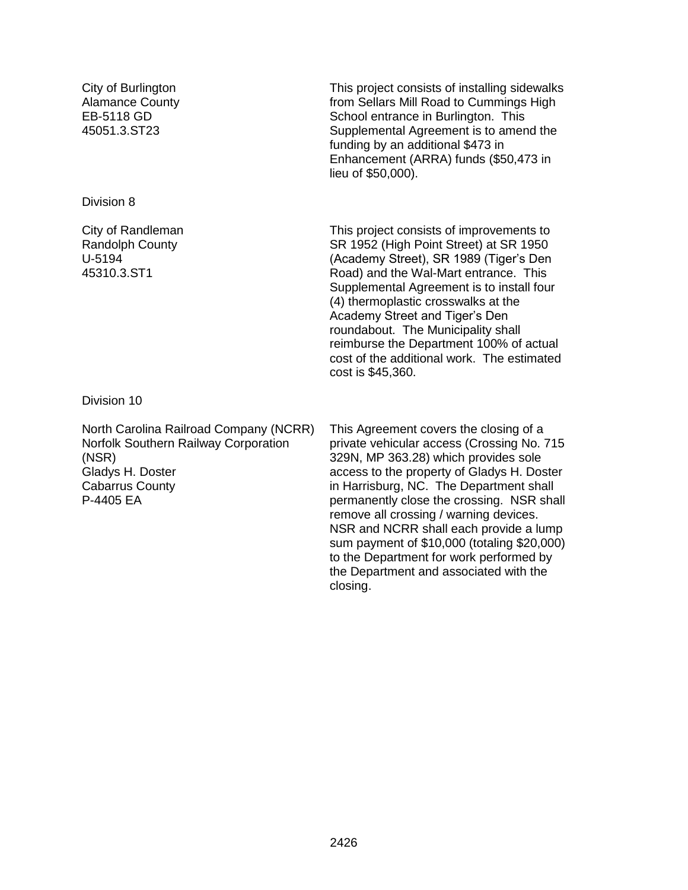| | |
|---|---|
| City of Burlington<br>Alamance County<br>EB-5118 GD<br>45051.3.ST23 | This project consists of installing sidewalks from Sellars Mill Road to Cummings High School entrance in Burlington. This Supplemental Agreement is to amend the funding by an additional $473 in Enhancement (ARRA) funds ($50,473 in lieu of $50,000). |

Division 8

| | |
|---|---|
| City of Randleman<br>Randolph County<br>U-5194<br>45310.3.ST1 | This project consists of improvements to SR 1952 (High Point Street) at SR 1950 (Academy Street), SR 1989 (Tiger's Den Road) and the Wal-Mart entrance. This Supplemental Agreement is to install four (4) thermoplastic crosswalks at the Academy Street and Tiger's Den roundabout. The Municipality shall reimburse the Department 100% of actual cost of the additional work. The estimated cost is $45,360. |

Division 10

| | |
|---|---|
| North Carolina Railroad Company (NCRR)<br>Norfolk Southern Railway Corporation (NSR)<br>Gladys H. Doster<br>Cabarrus County<br>P-4405 EA | This Agreement covers the closing of a private vehicular access (Crossing No. 715 329N, MP 363.28) which provides sole access to the property of Gladys H. Doster in Harrisburg, NC. The Department shall permanently close the crossing. NSR shall remove all crossing / warning devices. NSR and NCRR shall each provide a lump sum payment of $10,000 (totaling $20,000) to the Department for work performed by the Department and associated with the closing. |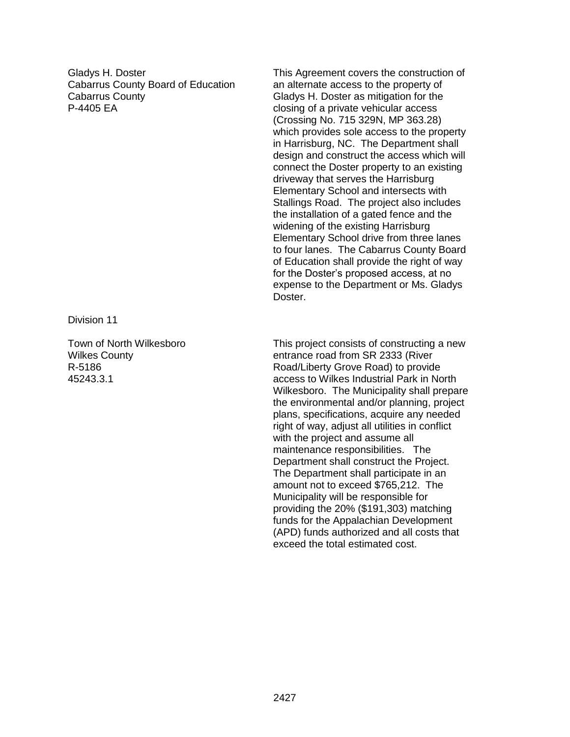Gladys H. Doster
Cabarrus County Board of Education
Cabarrus County
P-4405 EA

This Agreement covers the construction of an alternate access to the property of Gladys H. Doster as mitigation for the closing of a private vehicular access (Crossing No. 715 329N, MP 363.28) which provides sole access to the property in Harrisburg, NC. The Department shall design and construct the access which will connect the Doster property to an existing driveway that serves the Harrisburg Elementary School and intersects with Stallings Road. The project also includes the installation of a gated fence and the widening of the existing Harrisburg Elementary School drive from three lanes to four lanes. The Cabarrus County Board of Education shall provide the right of way for the Doster's proposed access, at no expense to the Department or Ms. Gladys Doster.

Division 11

Town of North Wilkesboro
Wilkes County
R-5186
45243.3.1

This project consists of constructing a new entrance road from SR 2333 (River Road/Liberty Grove Road) to provide access to Wilkes Industrial Park in North Wilkesboro. The Municipality shall prepare the environmental and/or planning, project plans, specifications, acquire any needed right of way, adjust all utilities in conflict with the project and assume all maintenance responsibilities. The Department shall construct the Project. The Department shall participate in an amount not to exceed $765,212. The Municipality will be responsible for providing the 20% ($191,303) matching funds for the Appalachian Development (APD) funds authorized and all costs that exceed the total estimated cost.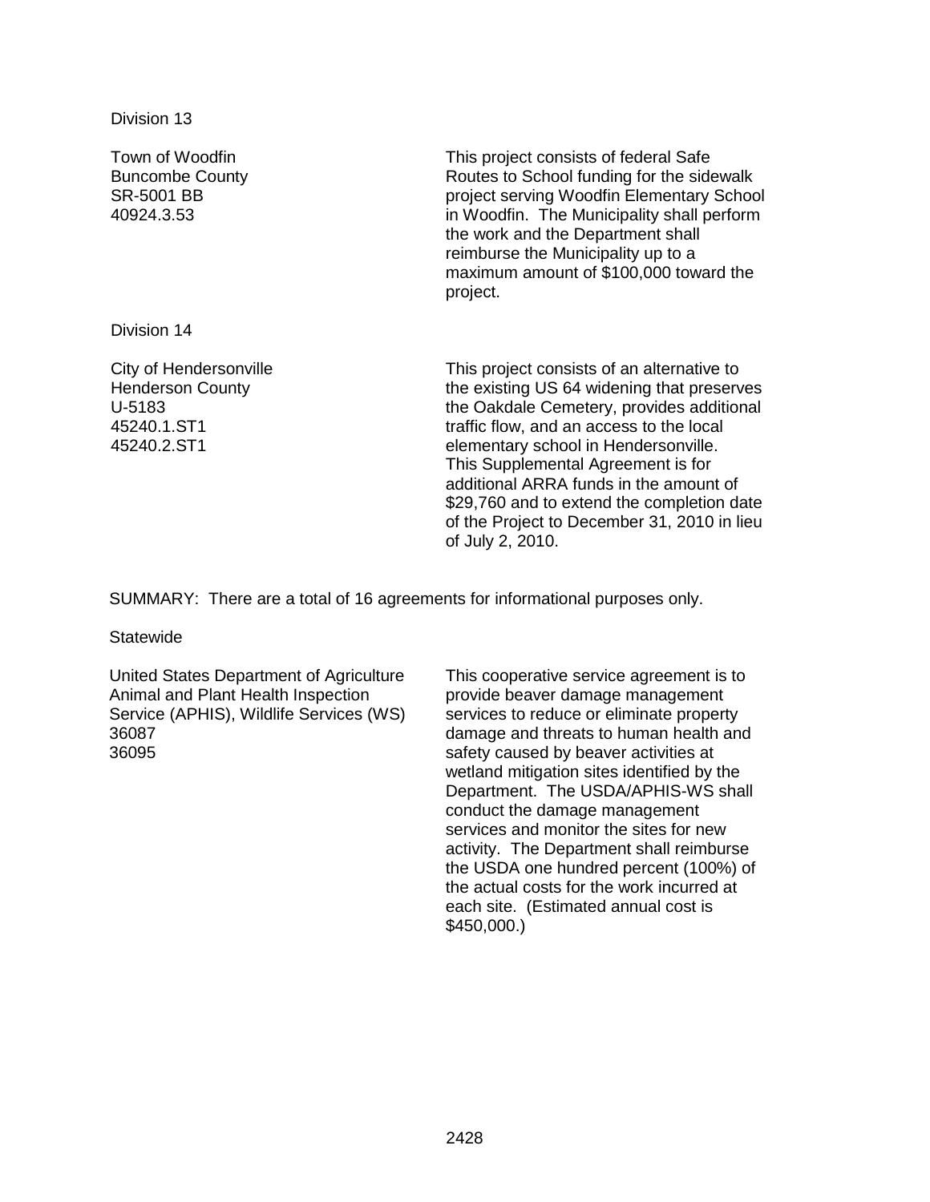Division 13

| | |
|---|---|
| Town of Woodfin<br>Buncombe County<br>SR-5001 BB<br>40924.3.53 | This project consists of federal Safe Routes to School funding for the sidewalk project serving Woodfin Elementary School in Woodfin. The Municipality shall perform the work and the Department shall reimburse the Municipality up to a maximum amount of $100,000 toward the project. |

Division 14

| | |
|---|---|
| City of Hendersonville<br>Henderson County<br>U-5183<br>45240.1.ST1<br>45240.2.ST1 | This project consists of an alternative to the existing US 64 widening that preserves the Oakdale Cemetery, provides additional traffic flow, and an access to the local elementary school in Hendersonville. This Supplemental Agreement is for additional ARRA funds in the amount of $29,760 and to extend the completion date of the Project to December 31, 2010 in lieu of July 2, 2010. |

SUMMARY: There are a total of 16 agreements for informational purposes only.

Statewide

| | |
|---|---|
| United States Department of Agriculture<br>Animal and Plant Health Inspection Service (APHIS), Wildlife Services (WS)<br>36087<br>36095 | This cooperative service agreement is to provide beaver damage management services to reduce or eliminate property damage and threats to human health and safety caused by beaver activities at wetland mitigation sites identified by the Department. The USDA/APHIS-WS shall conduct the damage management services and monitor the sites for new activity. The Department shall reimburse the USDA one hundred percent (100%) of the actual costs for the work incurred at each site. (Estimated annual cost is $450,000.) |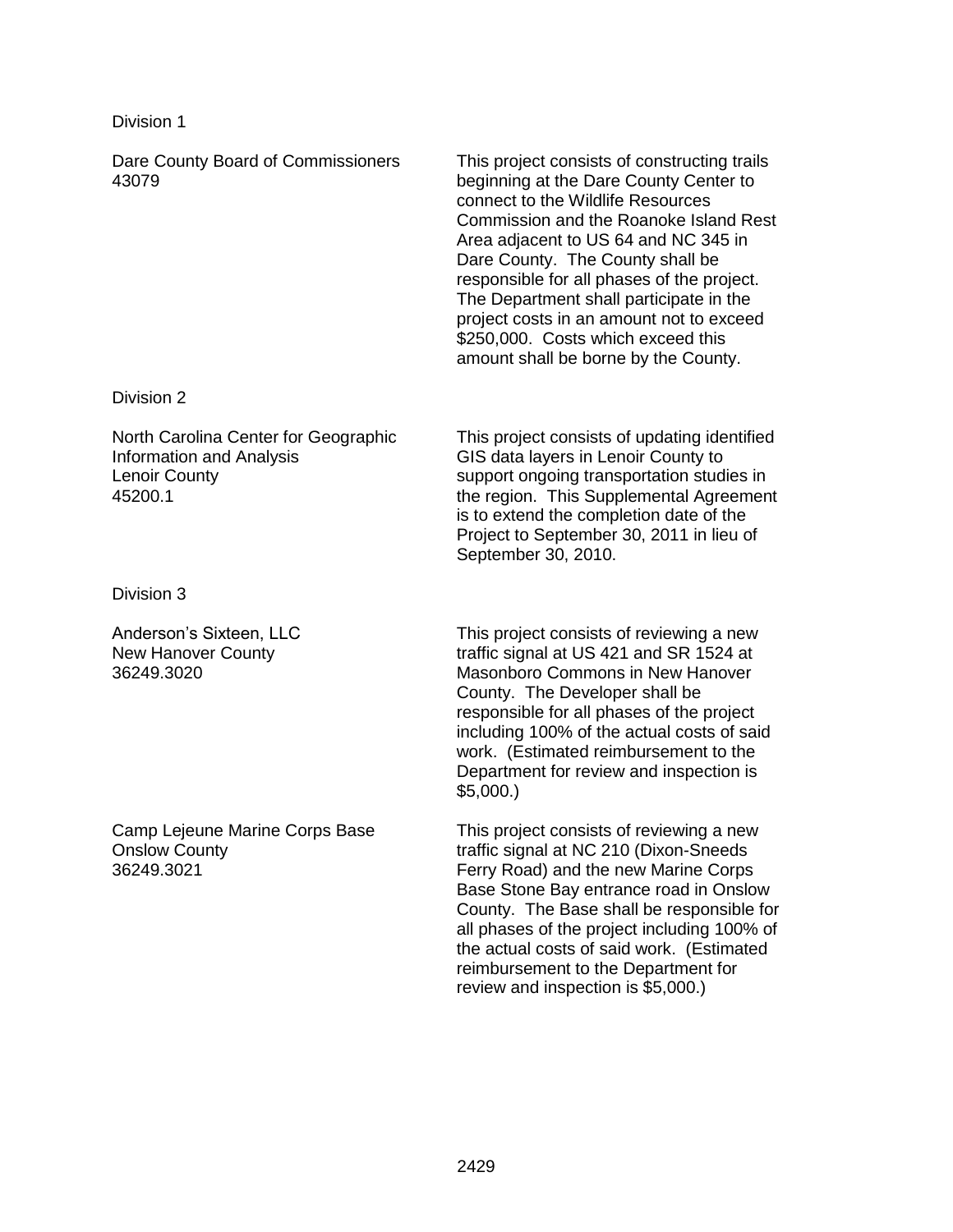Division 1

Dare County Board of Commissioners
43079

This project consists of constructing trails beginning at the Dare County Center to connect to the Wildlife Resources Commission and the Roanoke Island Rest Area adjacent to US 64 and NC 345 in Dare County. The County shall be responsible for all phases of the project. The Department shall participate in the project costs in an amount not to exceed $250,000. Costs which exceed this amount shall be borne by the County.

Division 2

North Carolina Center for Geographic Information and Analysis
Lenoir County
45200.1

This project consists of updating identified GIS data layers in Lenoir County to support ongoing transportation studies in the region. This Supplemental Agreement is to extend the completion date of the Project to September 30, 2011 in lieu of September 30, 2010.

Division 3

Anderson's Sixteen, LLC
New Hanover County
36249.3020

This project consists of reviewing a new traffic signal at US 421 and SR 1524 at Masonboro Commons in New Hanover County. The Developer shall be responsible for all phases of the project including 100% of the actual costs of said work. (Estimated reimbursement to the Department for review and inspection is $5,000.)

Camp Lejeune Marine Corps Base
Onslow County
36249.3021

This project consists of reviewing a new traffic signal at NC 210 (Dixon-Sneeds Ferry Road) and the new Marine Corps Base Stone Bay entrance road in Onslow County. The Base shall be responsible for all phases of the project including 100% of the actual costs of said work. (Estimated reimbursement to the Department for review and inspection is $5,000.)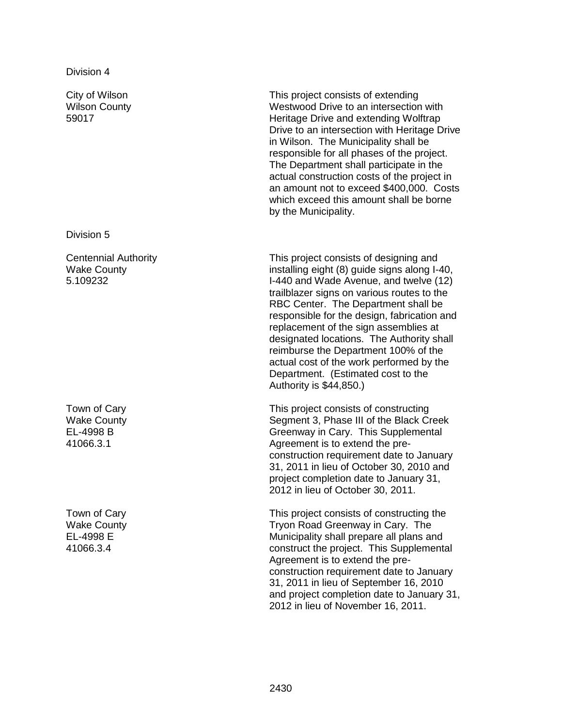Division 4

| | |
|---|---|
| City of Wilson<br>Wilson County<br>59017 | This project consists of extending Westwood Drive to an intersection with Heritage Drive and extending Wolftrap Drive to an intersection with Heritage Drive in Wilson. The Municipality shall be responsible for all phases of the project. The Department shall participate in the actual construction costs of the project in an amount not to exceed $400,000. Costs which exceed this amount shall be borne by the Municipality. |

Division 5

| | |
|---|---|
| Centennial Authority<br>Wake County<br>5.109232 | This project consists of designing and installing eight (8) guide signs along I-40, I-440 and Wade Avenue, and twelve (12) trailblazer signs on various routes to the RBC Center. The Department shall be responsible for the design, fabrication and replacement of the sign assemblies at designated locations. The Authority shall reimburse the Department 100% of the actual cost of the work performed by the Department. (Estimated cost to the Authority is $44,850.) |
| Town of Cary<br>Wake County<br>EL-4998 B<br>41066.3.1 | This project consists of constructing Segment 3, Phase III of the Black Creek Greenway in Cary. This Supplemental Agreement is to extend the pre-construction requirement date to January 31, 2011 in lieu of October 30, 2010 and project completion date to January 31, 2012 in lieu of October 30, 2011. |
| Town of Cary<br>Wake County<br>EL-4998 E<br>41066.3.4 | This project consists of constructing the Tryon Road Greenway in Cary. The Municipality shall prepare all plans and construct the project. This Supplemental Agreement is to extend the pre-construction requirement date to January 31, 2011 in lieu of September 16, 2010 and project completion date to January 31, 2012 in lieu of November 16, 2011. |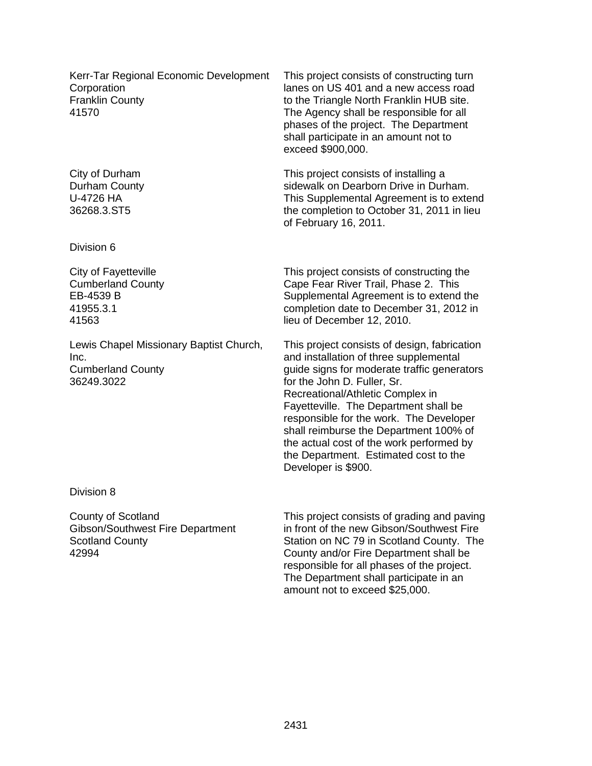| | |
|---|---|
| Kerr-Tar Regional Economic Development Corporation<br>Franklin County<br>41570 | This project consists of constructing turn lanes on US 401 and a new access road to the Triangle North Franklin HUB site. The Agency shall be responsible for all phases of the project. The Department shall participate in an amount not to exceed $900,000. |
| City of Durham<br>Durham County<br>U-4726 HA<br>36268.3.ST5 | This project consists of installing a sidewalk on Dearborn Drive in Durham. This Supplemental Agreement is to extend the completion to October 31, 2011 in lieu of February 16, 2011. |

Division 6

| | |
|---|---|
| City of Fayetteville<br>Cumberland County<br>EB-4539 B<br>41955.3.1<br>41563 | This project consists of constructing the Cape Fear River Trail, Phase 2. This Supplemental Agreement is to extend the completion date to December 31, 2012 in lieu of December 12, 2010. |
| Lewis Chapel Missionary Baptist Church, Inc.<br>Cumberland County<br>36249.3022 | This project consists of design, fabrication and installation of three supplemental guide signs for moderate traffic generators for the John D. Fuller, Sr. Recreational/Athletic Complex in Fayetteville. The Department shall be responsible for the work. The Developer shall reimburse the Department 100% of the actual cost of the work performed by the Department. Estimated cost to the Developer is $900. |

Division 8

| | |
|---|---|
| County of Scotland<br>Gibson/Southwest Fire Department<br>Scotland County<br>42994 | This project consists of grading and paving in front of the new Gibson/Southwest Fire Station on NC 79 in Scotland County. The County and/or Fire Department shall be responsible for all phases of the project. The Department shall participate in an amount not to exceed $25,000. |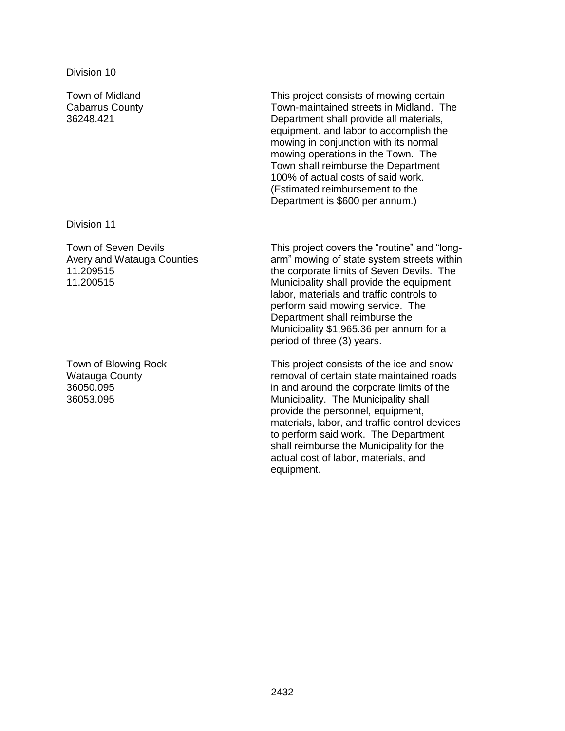Division 10

| | |
|---|---|
| Town of Midland<br>Cabarrus County<br>36248.421 | This project consists of mowing certain Town-maintained streets in Midland. The Department shall provide all materials, equipment, and labor to accomplish the mowing in conjunction with its normal mowing operations in the Town. The Town shall reimburse the Department 100% of actual costs of said work. (Estimated reimbursement to the Department is $600 per annum.) |

Division 11

| | |
|---|---|
| Town of Seven Devils<br>Avery and Watauga Counties<br>11.209515<br>11.200515 | This project covers the “routine” and “long-arm” mowing of state system streets within the corporate limits of Seven Devils. The Municipality shall provide the equipment, labor, materials and traffic controls to perform said mowing service. The Department shall reimburse the Municipality $1,965.36 per annum for a period of three (3) years. |
| Town of Blowing Rock<br>Watauga County<br>36050.095<br>36053.095 | This project consists of the ice and snow removal of certain state maintained roads in and around the corporate limits of the Municipality. The Municipality shall provide the personnel, equipment, materials, labor, and traffic control devices to perform said work. The Department shall reimburse the Municipality for the actual cost of labor, materials, and equipment. |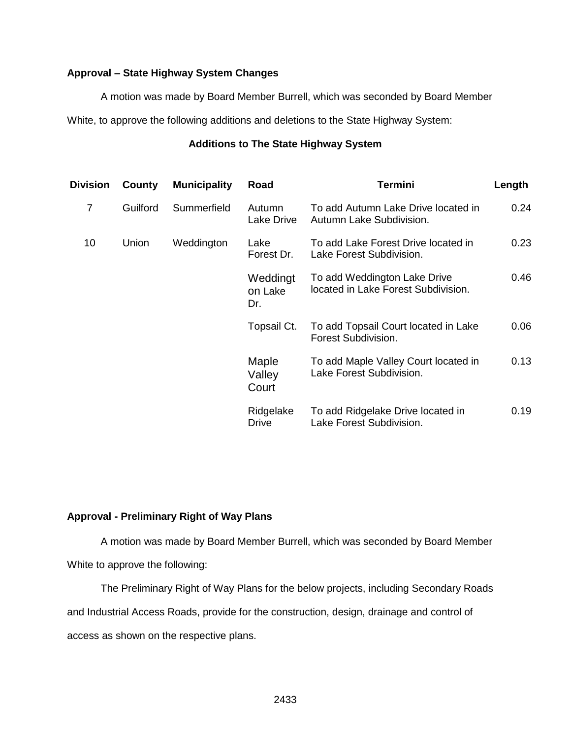**Approval – State Highway System Changes**

A motion was made by Board Member Burrell, which was seconded by Board Member White, to approve the following additions and deletions to the State Highway System:

**Additions to The State Highway System**

| Division | County | Municipality | Road | Termini | Length |
|---|---|---|---|---|---|
| 7 | Guilford | Summerfield | Autumn Lake Drive | To add Autumn Lake Drive located in Autumn Lake Subdivision. | 0.24 |
| 10 | Union | Weddington | Lake Forest Dr. | To add Lake Forest Drive located in Lake Forest Subdivision. | 0.23 |
| | | | Weddington Lake Dr. | To add Weddington Lake Drive located in Lake Forest Subdivision. | 0.46 |
| | | | Topsail Ct. | To add Topsail Court located in Lake Forest Subdivision. | 0.06 |
| | | | Maple Valley Court | To add Maple Valley Court located in Lake Forest Subdivision. | 0.13 |
| | | | Ridgelake Drive | To add Ridgelake Drive located in Lake Forest Subdivision. | 0.19 |

**Approval - Preliminary Right of Way Plans**

A motion was made by Board Member Burrell, which was seconded by Board Member White to approve the following:

The Preliminary Right of Way Plans for the below projects, including Secondary Roads and Industrial Access Roads, provide for the construction, design, drainage and control of access as shown on the respective plans.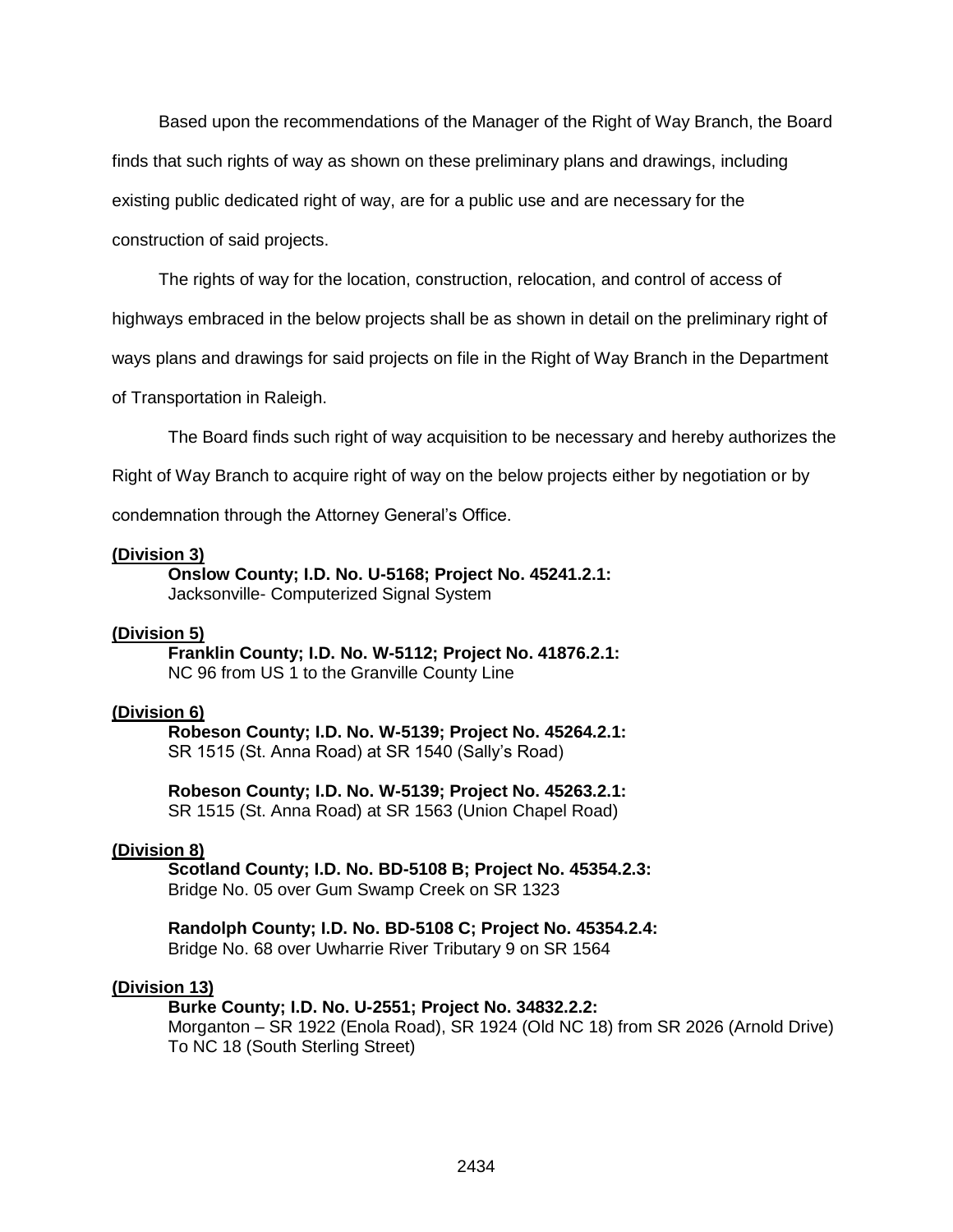Based upon the recommendations of the Manager of the Right of Way Branch, the Board finds that such rights of way as shown on these preliminary plans and drawings, including existing public dedicated right of way, are for a public use and are necessary for the construction of said projects.

The rights of way for the location, construction, relocation, and control of access of highways embraced in the below projects shall be as shown in detail on the preliminary right of ways plans and drawings for said projects on file in the Right of Way Branch in the Department of Transportation in Raleigh.

The Board finds such right of way acquisition to be necessary and hereby authorizes the Right of Way Branch to acquire right of way on the below projects either by negotiation or by condemnation through the Attorney General's Office.

**(Division 3)**

**Onslow County; I.D. No. U-5168; Project No. 45241.2.1:**
Jacksonville- Computerized Signal System

**(Division 5)**

**Franklin County; I.D. No. W-5112; Project No. 41876.2.1:**
NC 96 from US 1 to the Granville County Line

**(Division 6)**

**Robeson County; I.D. No. W-5139; Project No. 45264.2.1:**
SR 1515 (St. Anna Road) at SR 1540 (Sally's Road)

**Robeson County; I.D. No. W-5139; Project No. 45263.2.1:**
SR 1515 (St. Anna Road) at SR 1563 (Union Chapel Road)

**(Division 8)**

**Scotland County; I.D. No. BD-5108 B; Project No. 45354.2.3:**
Bridge No. 05 over Gum Swamp Creek on SR 1323

**Randolph County; I.D. No. BD-5108 C; Project No. 45354.2.4:**
Bridge No. 68 over Uwharrie River Tributary 9 on SR 1564

**(Division 13)**

**Burke County; I.D. No. U-2551; Project No. 34832.2.2:**
Morganton – SR 1922 (Enola Road), SR 1924 (Old NC 18) from SR 2026 (Arnold Drive) To NC 18 (South Sterling Street)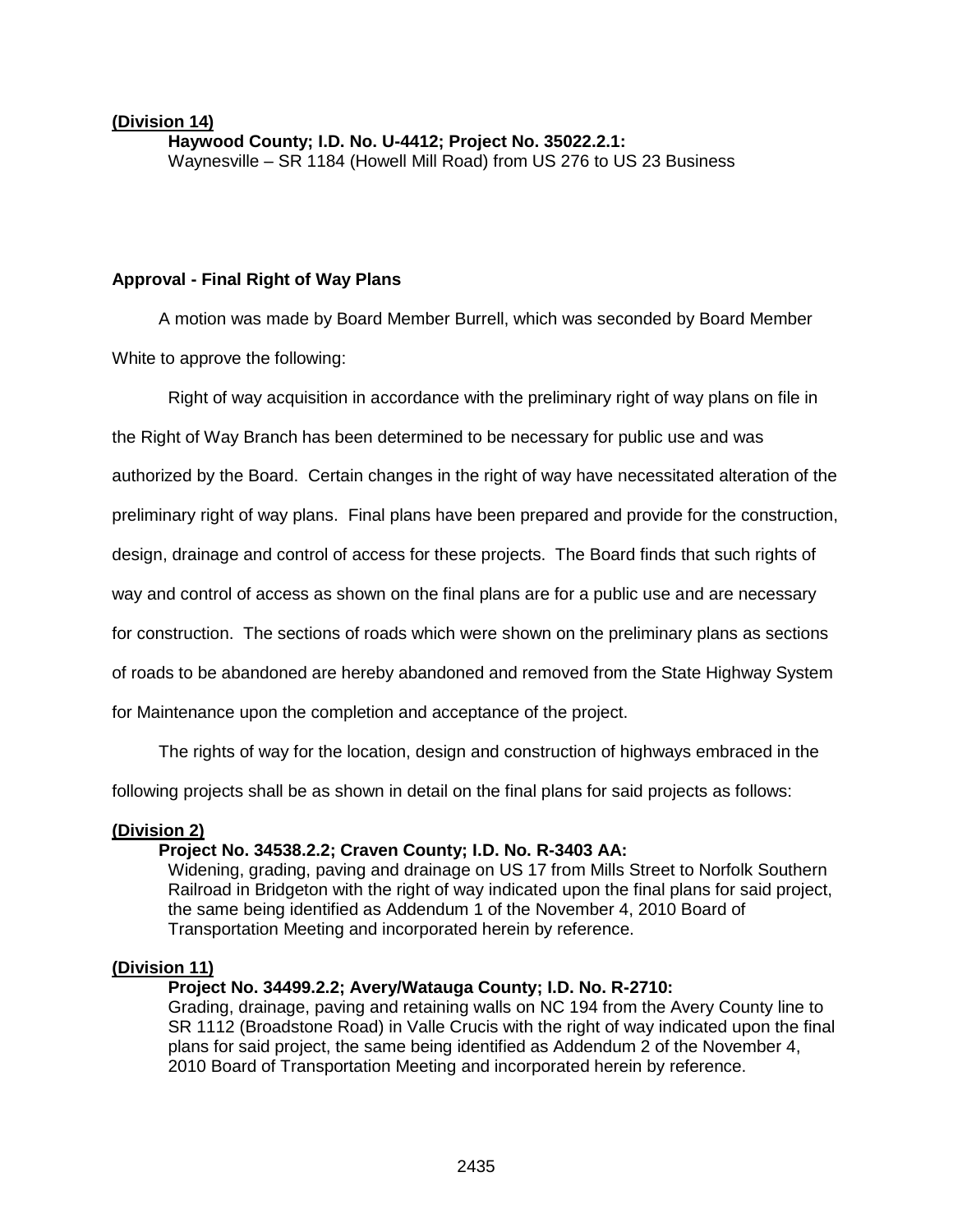**(Division 14)**

**Haywood County; I.D. No. U-4412; Project No. 35022.2.1:**
Waynesville – SR 1184 (Howell Mill Road) from US 276 to US 23 Business

**Approval - Final Right of Way Plans**

A motion was made by Board Member Burrell, which was seconded by Board Member White to approve the following:

Right of way acquisition in accordance with the preliminary right of way plans on file in the Right of Way Branch has been determined to be necessary for public use and was authorized by the Board. Certain changes in the right of way have necessitated alteration of the preliminary right of way plans. Final plans have been prepared and provide for the construction, design, drainage and control of access for these projects. The Board finds that such rights of way and control of access as shown on the final plans are for a public use and are necessary for construction. The sections of roads which were shown on the preliminary plans as sections of roads to be abandoned are hereby abandoned and removed from the State Highway System for Maintenance upon the completion and acceptance of the project.

The rights of way for the location, design and construction of highways embraced in the following projects shall be as shown in detail on the final plans for said projects as follows:

**(Division 2)**

**Project No. 34538.2.2; Craven County; I.D. No. R-3403 AA:**
Widening, grading, paving and drainage on US 17 from Mills Street to Norfolk Southern Railroad in Bridgeton with the right of way indicated upon the final plans for said project, the same being identified as Addendum 1 of the November 4, 2010 Board of Transportation Meeting and incorporated herein by reference.

**(Division 11)**

**Project No. 34499.2.2; Avery/Watauga County; I.D. No. R-2710:**
Grading, drainage, paving and retaining walls on NC 194 from the Avery County line to SR 1112 (Broadstone Road) in Valle Crucis with the right of way indicated upon the final plans for said project, the same being identified as Addendum 2 of the November 4, 2010 Board of Transportation Meeting and incorporated herein by reference.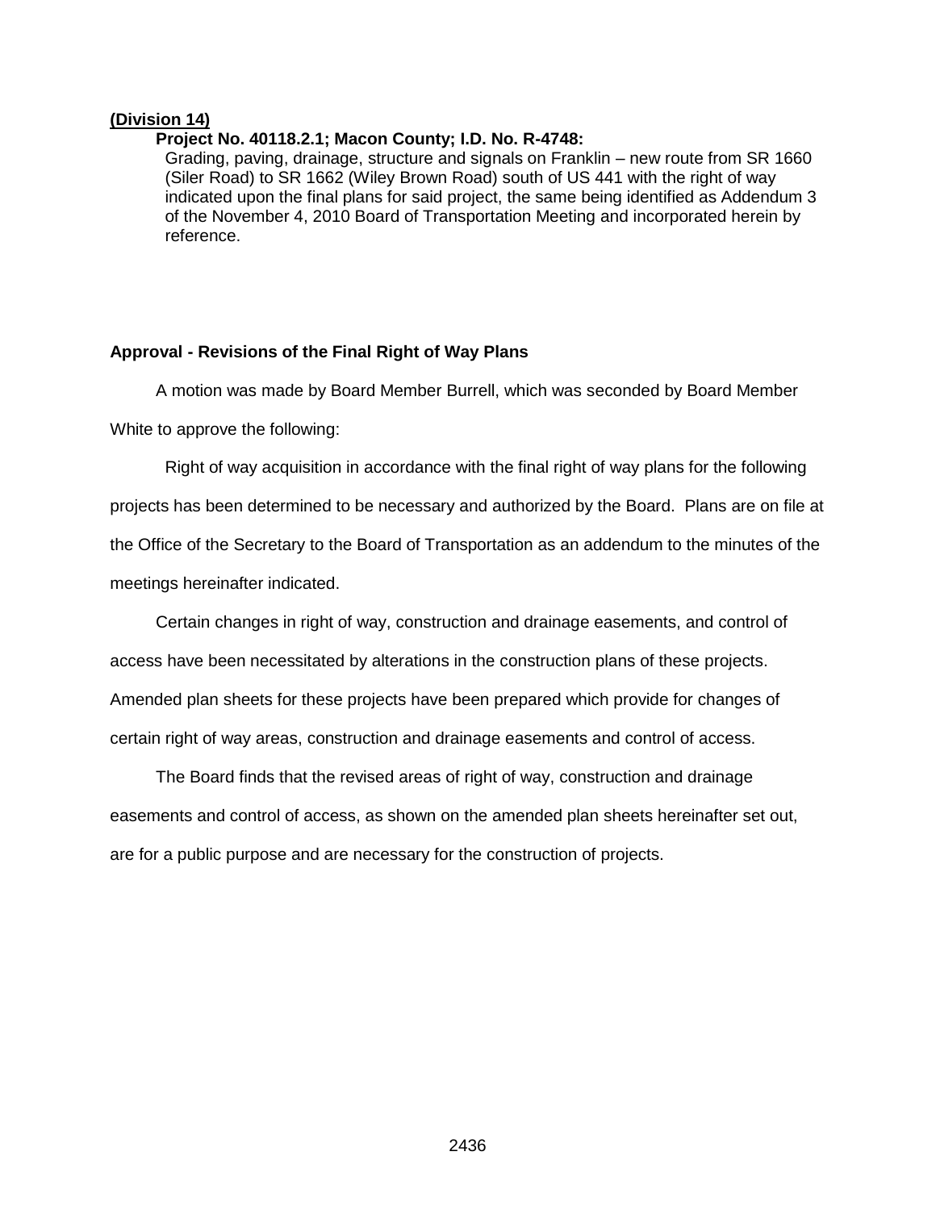**(Division 14)**

**Project No. 40118.2.1; Macon County; I.D. No. R-4748:**

Grading, paving, drainage, structure and signals on Franklin – new route from SR 1660 (Siler Road) to SR 1662 (Wiley Brown Road) south of US 441 with the right of way indicated upon the final plans for said project, the same being identified as Addendum 3 of the November 4, 2010 Board of Transportation Meeting and incorporated herein by reference.

**Approval - Revisions of the Final Right of Way Plans**

A motion was made by Board Member Burrell, which was seconded by Board Member White to approve the following:

Right of way acquisition in accordance with the final right of way plans for the following projects has been determined to be necessary and authorized by the Board. Plans are on file at the Office of the Secretary to the Board of Transportation as an addendum to the minutes of the meetings hereinafter indicated.

Certain changes in right of way, construction and drainage easements, and control of access have been necessitated by alterations in the construction plans of these projects. Amended plan sheets for these projects have been prepared which provide for changes of certain right of way areas, construction and drainage easements and control of access.

The Board finds that the revised areas of right of way, construction and drainage easements and control of access, as shown on the amended plan sheets hereinafter set out, are for a public purpose and are necessary for the construction of projects.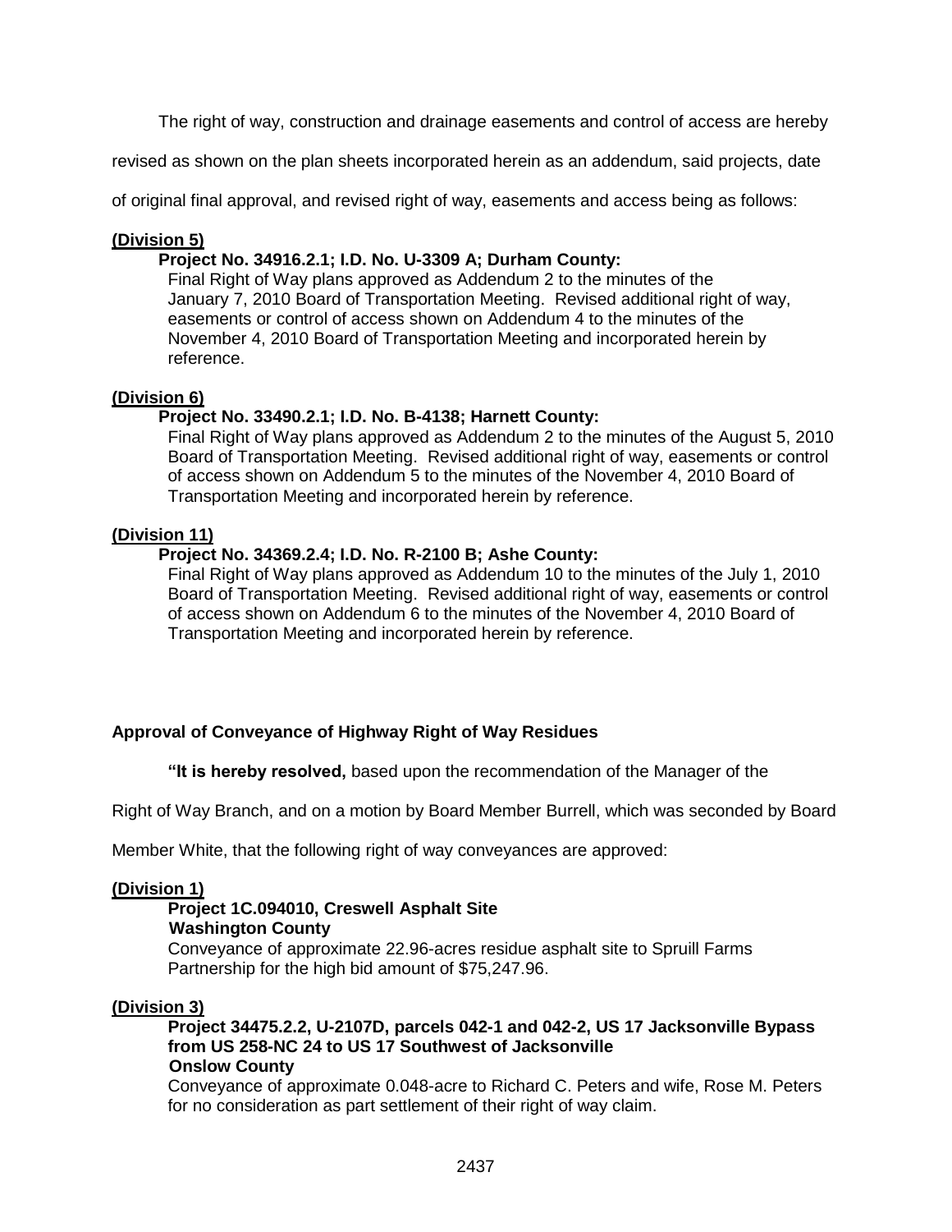The right of way, construction and drainage easements and control of access are hereby revised as shown on the plan sheets incorporated herein as an addendum, said projects, date of original final approval, and revised right of way, easements and access being as follows:

**(Division 5)**

**Project No. 34916.2.1; I.D. No. U-3309 A; Durham County:**
Final Right of Way plans approved as Addendum 2 to the minutes of the January 7, 2010 Board of Transportation Meeting. Revised additional right of way, easements or control of access shown on Addendum 4 to the minutes of the November 4, 2010 Board of Transportation Meeting and incorporated herein by reference.

**(Division 6)**

**Project No. 33490.2.1; I.D. No. B-4138; Harnett County:**
Final Right of Way plans approved as Addendum 2 to the minutes of the August 5, 2010 Board of Transportation Meeting. Revised additional right of way, easements or control of access shown on Addendum 5 to the minutes of the November 4, 2010 Board of Transportation Meeting and incorporated herein by reference.

**(Division 11)**

**Project No. 34369.2.4; I.D. No. R-2100 B; Ashe County:**
Final Right of Way plans approved as Addendum 10 to the minutes of the July 1, 2010 Board of Transportation Meeting. Revised additional right of way, easements or control of access shown on Addendum 6 to the minutes of the November 4, 2010 Board of Transportation Meeting and incorporated herein by reference.

**Approval of Conveyance of Highway Right of Way Residues**

**"It is hereby resolved,** based upon the recommendation of the Manager of the Right of Way Branch, and on a motion by Board Member Burrell, which was seconded by Board Member White, that the following right of way conveyances are approved:

**(Division 1)**

**Project 1C.094010, Creswell Asphalt Site**
**Washington County**
Conveyance of approximate 22.96-acres residue asphalt site to Spruill Farms Partnership for the high bid amount of $75,247.96.

**(Division 3)**

**Project 34475.2.2, U-2107D, parcels 042-1 and 042-2, US 17 Jacksonville Bypass from US 258-NC 24 to US 17 Southwest of Jacksonville**
**Onslow County**
Conveyance of approximate 0.048-acre to Richard C. Peters and wife, Rose M. Peters for no consideration as part settlement of their right of way claim.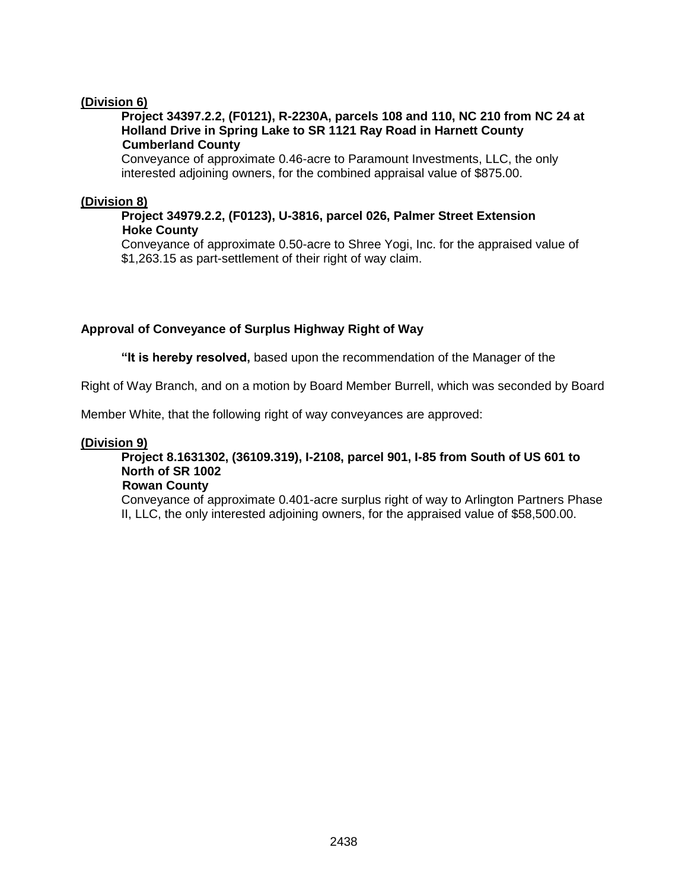**(Division 6)**

**Project 34397.2.2, (F0121), R-2230A, parcels 108 and 110, NC 210 from NC 24 at Holland Drive in Spring Lake to SR 1121 Ray Road in Harnett County**
**Cumberland County**
Conveyance of approximate 0.46-acre to Paramount Investments, LLC, the only interested adjoining owners, for the combined appraisal value of $875.00.

**(Division 8)**

**Project 34979.2.2, (F0123), U-3816, parcel 026, Palmer Street Extension**
**Hoke County**
Conveyance of approximate 0.50-acre to Shree Yogi, Inc. for the appraised value of $1,263.15 as part-settlement of their right of way claim.

**Approval of Conveyance of Surplus Highway Right of Way**

**"It is hereby resolved,** based upon the recommendation of the Manager of the Right of Way Branch, and on a motion by Board Member Burrell, which was seconded by Board Member White, that the following right of way conveyances are approved:

**(Division 9)**

**Project 8.1631302, (36109.319), I-2108, parcel 901, I-85 from South of US 601 to North of SR 1002**
**Rowan County**
Conveyance of approximate 0.401-acre surplus right of way to Arlington Partners Phase II, LLC, the only interested adjoining owners, for the appraised value of $58,500.00.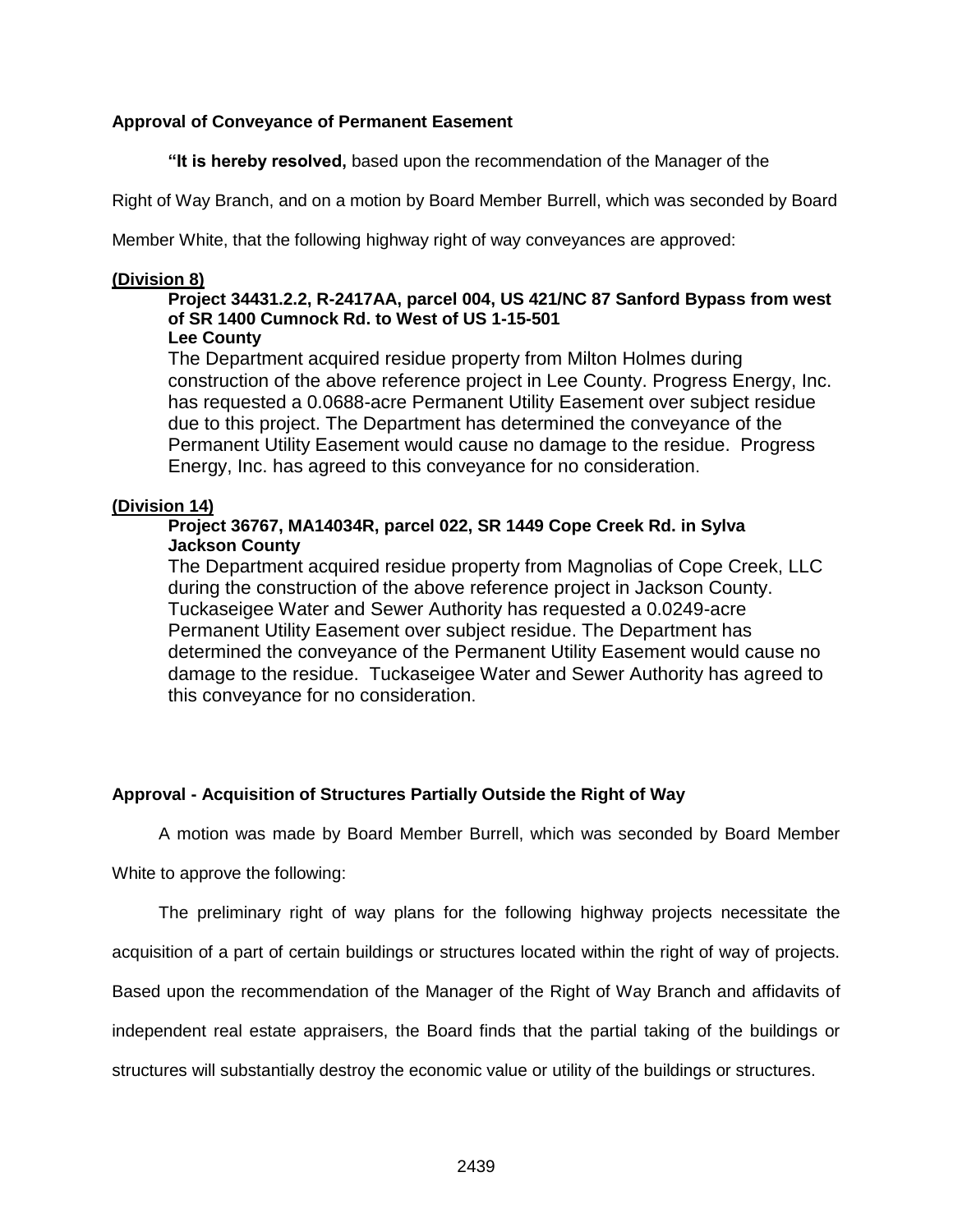**Approval of Conveyance of Permanent Easement**

**"It is hereby resolved,** based upon the recommendation of the Manager of the Right of Way Branch, and on a motion by Board Member Burrell, which was seconded by Board Member White, that the following highway right of way conveyances are approved:

**(Division 8)**

**Project 34431.2.2, R-2417AA, parcel 004, US 421/NC 87 Sanford Bypass from west of SR 1400 Cumnock Rd. to West of US 1-15-501**
**Lee County**

The Department acquired residue property from Milton Holmes during construction of the above reference project in Lee County. Progress Energy, Inc. has requested a 0.0688-acre Permanent Utility Easement over subject residue due to this project. The Department has determined the conveyance of the Permanent Utility Easement would cause no damage to the residue. Progress Energy, Inc. has agreed to this conveyance for no consideration.

**(Division 14)**

**Project 36767, MA14034R, parcel 022, SR 1449 Cope Creek Rd. in Sylva**
**Jackson County**

The Department acquired residue property from Magnolias of Cope Creek, LLC during the construction of the above reference project in Jackson County. Tuckaseigee Water and Sewer Authority has requested a 0.0249-acre Permanent Utility Easement over subject residue. The Department has determined the conveyance of the Permanent Utility Easement would cause no damage to the residue. Tuckaseigee Water and Sewer Authority has agreed to this conveyance for no consideration.

**Approval - Acquisition of Structures Partially Outside the Right of Way**

A motion was made by Board Member Burrell, which was seconded by Board Member White to approve the following:

The preliminary right of way plans for the following highway projects necessitate the acquisition of a part of certain buildings or structures located within the right of way of projects. Based upon the recommendation of the Manager of the Right of Way Branch and affidavits of independent real estate appraisers, the Board finds that the partial taking of the buildings or structures will substantially destroy the economic value or utility of the buildings or structures.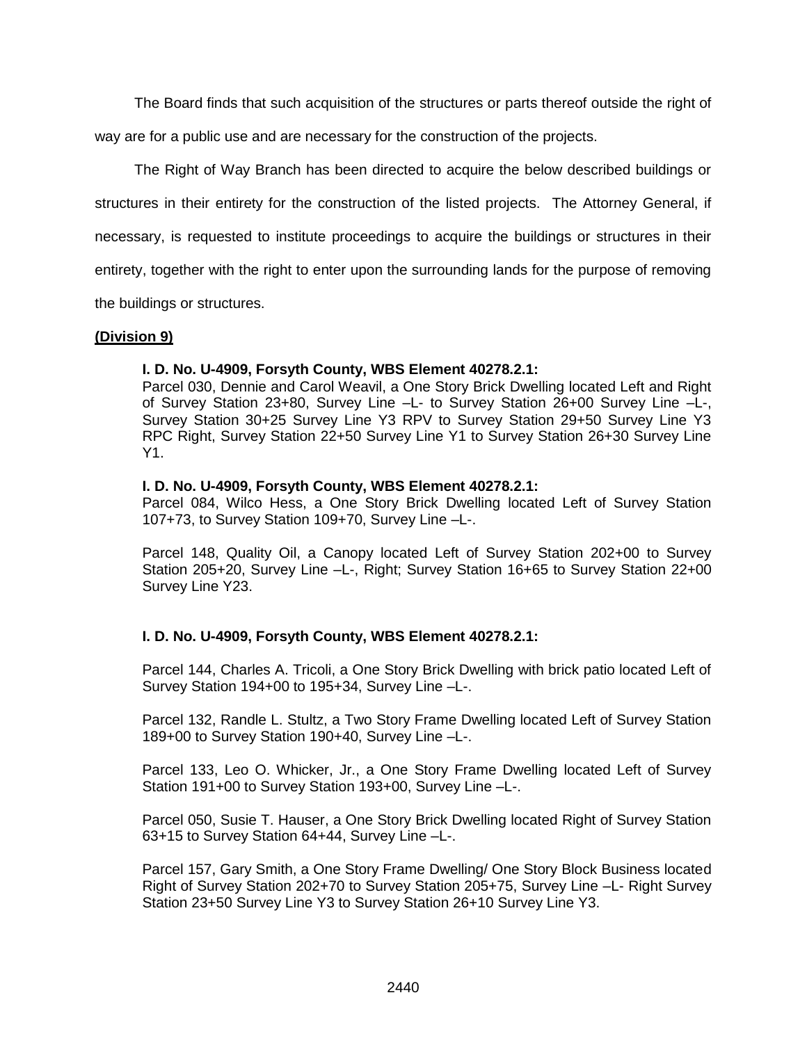The Board finds that such acquisition of the structures or parts thereof outside the right of way are for a public use and are necessary for the construction of the projects.

The Right of Way Branch has been directed to acquire the below described buildings or structures in their entirety for the construction of the listed projects. The Attorney General, if necessary, is requested to institute proceedings to acquire the buildings or structures in their entirety, together with the right to enter upon the surrounding lands for the purpose of removing the buildings or structures.

**(Division 9)**

**I. D. No. U-4909, Forsyth County, WBS Element 40278.2.1:**
Parcel 030, Dennie and Carol Weavil, a One Story Brick Dwelling located Left and Right of Survey Station 23+80, Survey Line –L- to Survey Station 26+00 Survey Line –L-, Survey Station 30+25 Survey Line Y3 RPV to Survey Station 29+50 Survey Line Y3 RPC Right, Survey Station 22+50 Survey Line Y1 to Survey Station 26+30 Survey Line Y1.

**I. D. No. U-4909, Forsyth County, WBS Element 40278.2.1:**
Parcel 084, Wilco Hess, a One Story Brick Dwelling located Left of Survey Station 107+73, to Survey Station 109+70, Survey Line –L-.

Parcel 148, Quality Oil, a Canopy located Left of Survey Station 202+00 to Survey Station 205+20, Survey Line –L-, Right; Survey Station 16+65 to Survey Station 22+00 Survey Line Y23.

**I. D. No. U-4909, Forsyth County, WBS Element 40278.2.1:**

Parcel 144, Charles A. Tricoli, a One Story Brick Dwelling with brick patio located Left of Survey Station 194+00 to 195+34, Survey Line –L-.

Parcel 132, Randle L. Stultz, a Two Story Frame Dwelling located Left of Survey Station 189+00 to Survey Station 190+40, Survey Line –L-.

Parcel 133, Leo O. Whicker, Jr., a One Story Frame Dwelling located Left of Survey Station 191+00 to Survey Station 193+00, Survey Line –L-.

Parcel 050, Susie T. Hauser, a One Story Brick Dwelling located Right of Survey Station 63+15 to Survey Station 64+44, Survey Line –L-.

Parcel 157, Gary Smith, a One Story Frame Dwelling/ One Story Block Business located Right of Survey Station 202+70 to Survey Station 205+75, Survey Line –L- Right Survey Station 23+50 Survey Line Y3 to Survey Station 26+10 Survey Line Y3.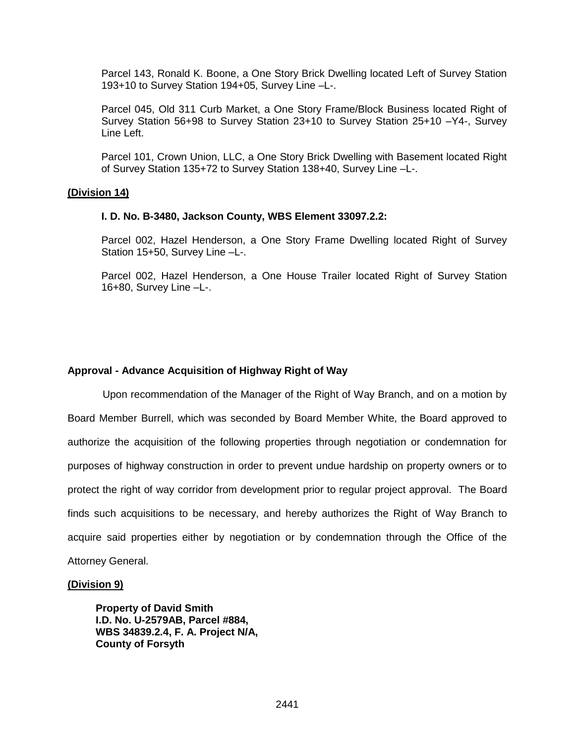Parcel 143, Ronald K. Boone, a One Story Brick Dwelling located Left of Survey Station 193+10 to Survey Station 194+05, Survey Line –L-.

Parcel 045, Old 311 Curb Market, a One Story Frame/Block Business located Right of Survey Station 56+98 to Survey Station 23+10 to Survey Station 25+10 –Y4-, Survey Line Left.

Parcel 101, Crown Union, LLC, a One Story Brick Dwelling with Basement located Right of Survey Station 135+72 to Survey Station 138+40, Survey Line –L-.

**(Division 14)**

**I. D. No. B-3480, Jackson County, WBS Element 33097.2.2:**

Parcel 002, Hazel Henderson, a One Story Frame Dwelling located Right of Survey Station 15+50, Survey Line –L-.

Parcel 002, Hazel Henderson, a One House Trailer located Right of Survey Station 16+80, Survey Line –L-.

**Approval - Advance Acquisition of Highway Right of Way**

Upon recommendation of the Manager of the Right of Way Branch, and on a motion by Board Member Burrell, which was seconded by Board Member White, the Board approved to authorize the acquisition of the following properties through negotiation or condemnation for purposes of highway construction in order to prevent undue hardship on property owners or to protect the right of way corridor from development prior to regular project approval. The Board finds such acquisitions to be necessary, and hereby authorizes the Right of Way Branch to acquire said properties either by negotiation or by condemnation through the Office of the Attorney General.

**(Division 9)**

**Property of David Smith**
**I.D. No. U-2579AB, Parcel #884,**
**WBS 34839.2.4, F. A. Project N/A,**
**County of Forsyth**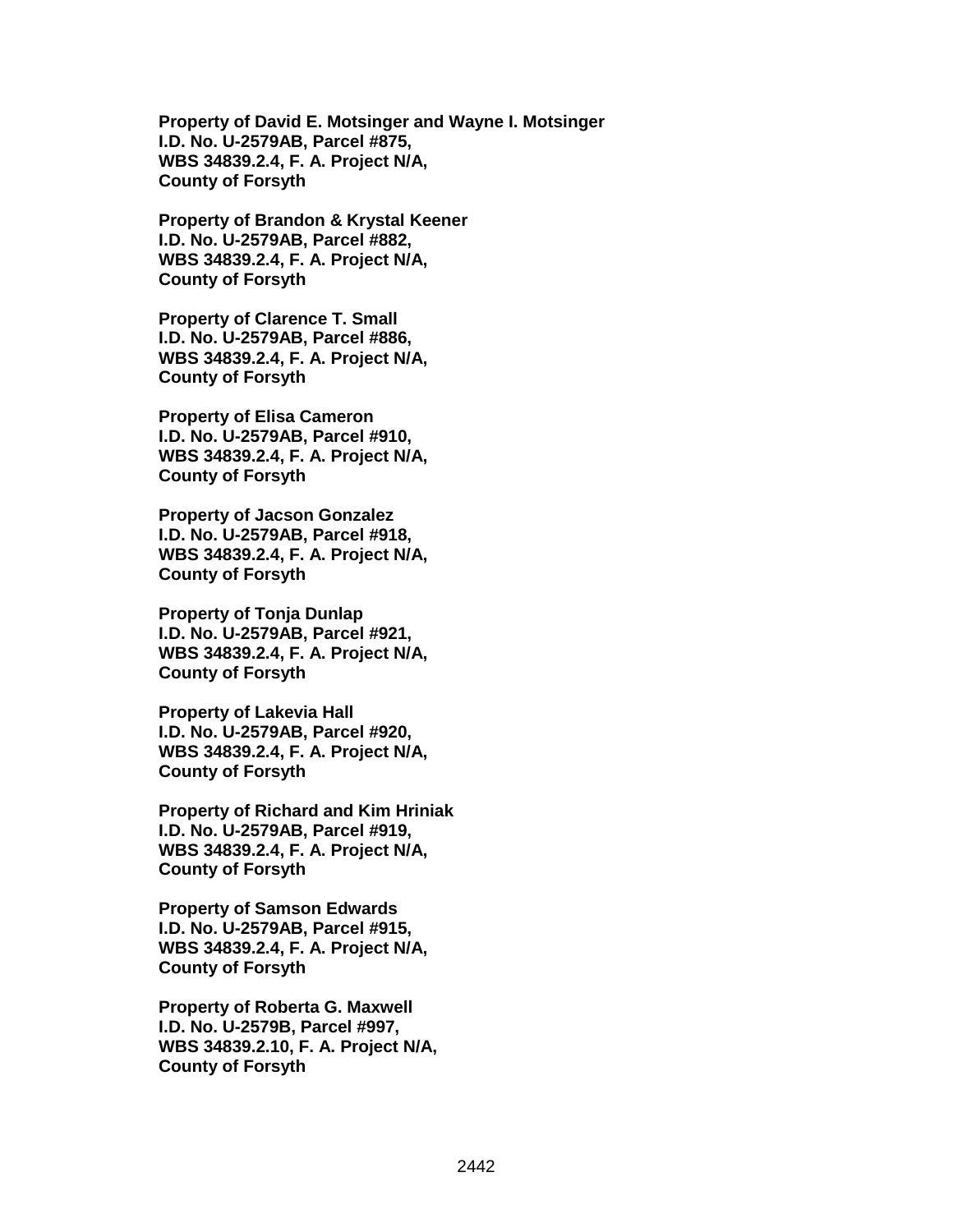**Property of David E. Motsinger and Wayne I. Motsinger**
**I.D. No. U-2579AB, Parcel #875,**
**WBS 34839.2.4, F. A. Project N/A,**
**County of Forsyth**

**Property of Brandon & Krystal Keener**
**I.D. No. U-2579AB, Parcel #882,**
**WBS 34839.2.4, F. A. Project N/A,**
**County of Forsyth**

**Property of Clarence T. Small**
**I.D. No. U-2579AB, Parcel #886,**
**WBS 34839.2.4, F. A. Project N/A,**
**County of Forsyth**

**Property of Elisa Cameron**
**I.D. No. U-2579AB, Parcel #910,**
**WBS 34839.2.4, F. A. Project N/A,**
**County of Forsyth**

**Property of Jacson Gonzalez**
**I.D. No. U-2579AB, Parcel #918,**
**WBS 34839.2.4, F. A. Project N/A,**
**County of Forsyth**

**Property of Tonja Dunlap**
**I.D. No. U-2579AB, Parcel #921,**
**WBS 34839.2.4, F. A. Project N/A,**
**County of Forsyth**

**Property of Lakevia Hall**
**I.D. No. U-2579AB, Parcel #920,**
**WBS 34839.2.4, F. A. Project N/A,**
**County of Forsyth**

**Property of Richard and Kim Hriniak**
**I.D. No. U-2579AB, Parcel #919,**
**WBS 34839.2.4, F. A. Project N/A,**
**County of Forsyth**

**Property of Samson Edwards**
**I.D. No. U-2579AB, Parcel #915,**
**WBS 34839.2.4, F. A. Project N/A,**
**County of Forsyth**

**Property of Roberta G. Maxwell**
**I.D. No. U-2579B, Parcel #997,**
**WBS 34839.2.10, F. A. Project N/A,**
**County of Forsyth**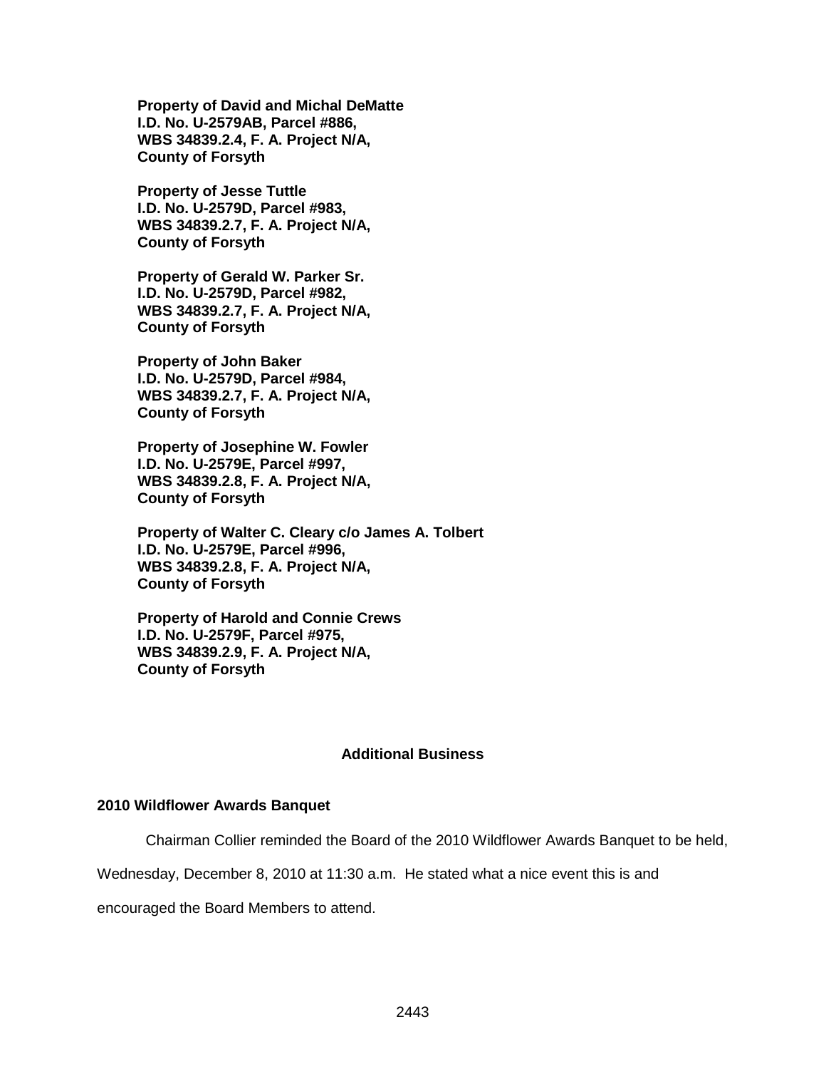**Property of David and Michal DeMatte**
**I.D. No. U-2579AB, Parcel #886,**
**WBS 34839.2.4, F. A. Project N/A,**
**County of Forsyth**

**Property of Jesse Tuttle**
**I.D. No. U-2579D, Parcel #983,**
**WBS 34839.2.7, F. A. Project N/A,**
**County of Forsyth**

**Property of Gerald W. Parker Sr.**
**I.D. No. U-2579D, Parcel #982,**
**WBS 34839.2.7, F. A. Project N/A,**
**County of Forsyth**

**Property of John Baker**
**I.D. No. U-2579D, Parcel #984,**
**WBS 34839.2.7, F. A. Project N/A,**
**County of Forsyth**

**Property of Josephine W. Fowler**
**I.D. No. U-2579E, Parcel #997,**
**WBS 34839.2.8, F. A. Project N/A,**
**County of Forsyth**

**Property of Walter C. Cleary c/o James A. Tolbert**
**I.D. No. U-2579E, Parcel #996,**
**WBS 34839.2.8, F. A. Project N/A,**
**County of Forsyth**

**Property of Harold and Connie Crews**
**I.D. No. U-2579F, Parcel #975,**
**WBS 34839.2.9, F. A. Project N/A,**
**County of Forsyth**

## Additional Business

### 2010 Wildflower Awards Banquet

Chairman Collier reminded the Board of the 2010 Wildflower Awards Banquet to be held, Wednesday, December 8, 2010 at 11:30 a.m. He stated what a nice event this is and encouraged the Board Members to attend.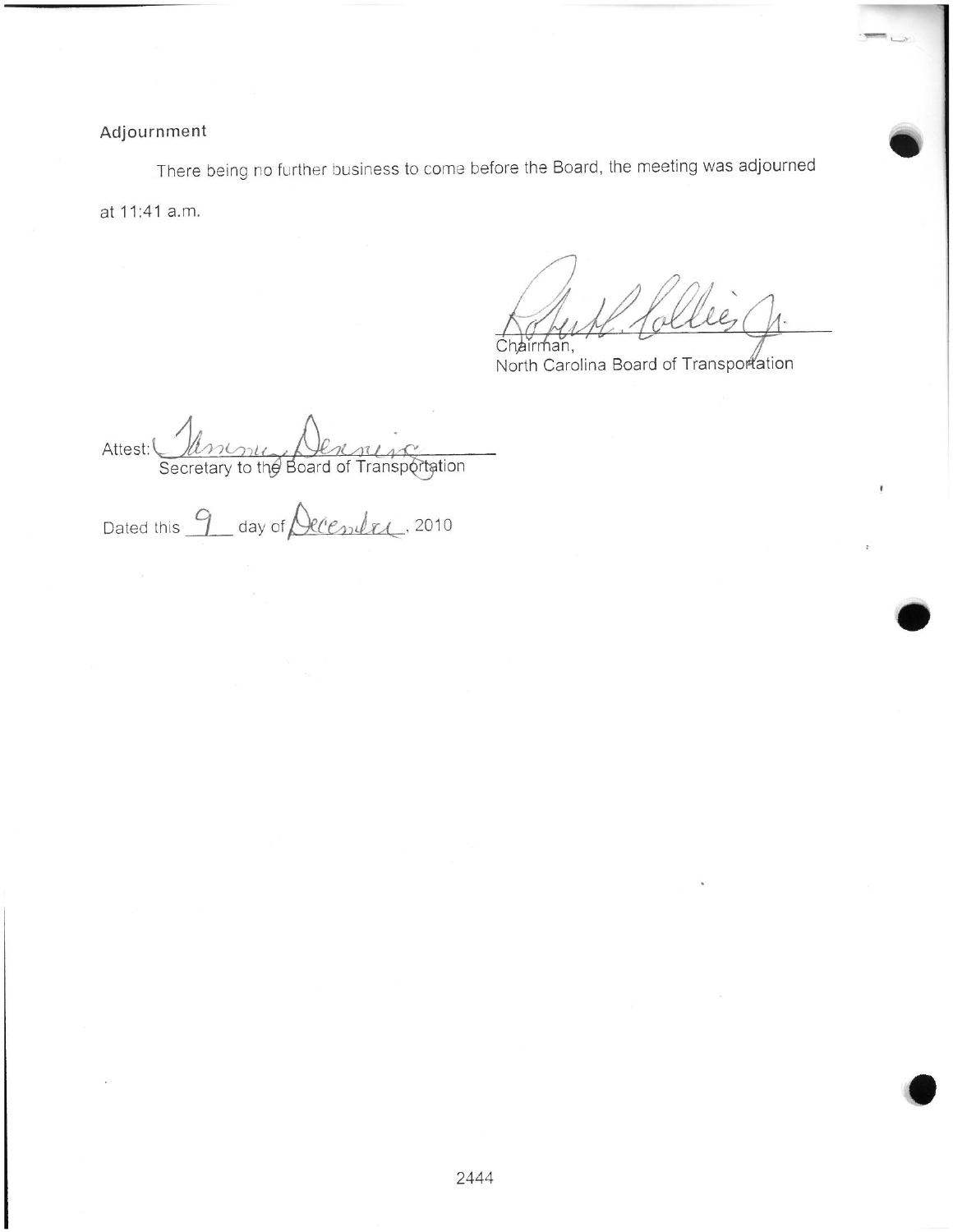## Adjournment

There being no further business to come before the Board, the meeting was adjourned at 11:41 a.m.

Robert N. Collier Jr.
Chairman,
North Carolina Board of Transportation

Attest: Jammie Dennis
Secretary to the Board of Transportation

Dated this 9 day of December, 2010